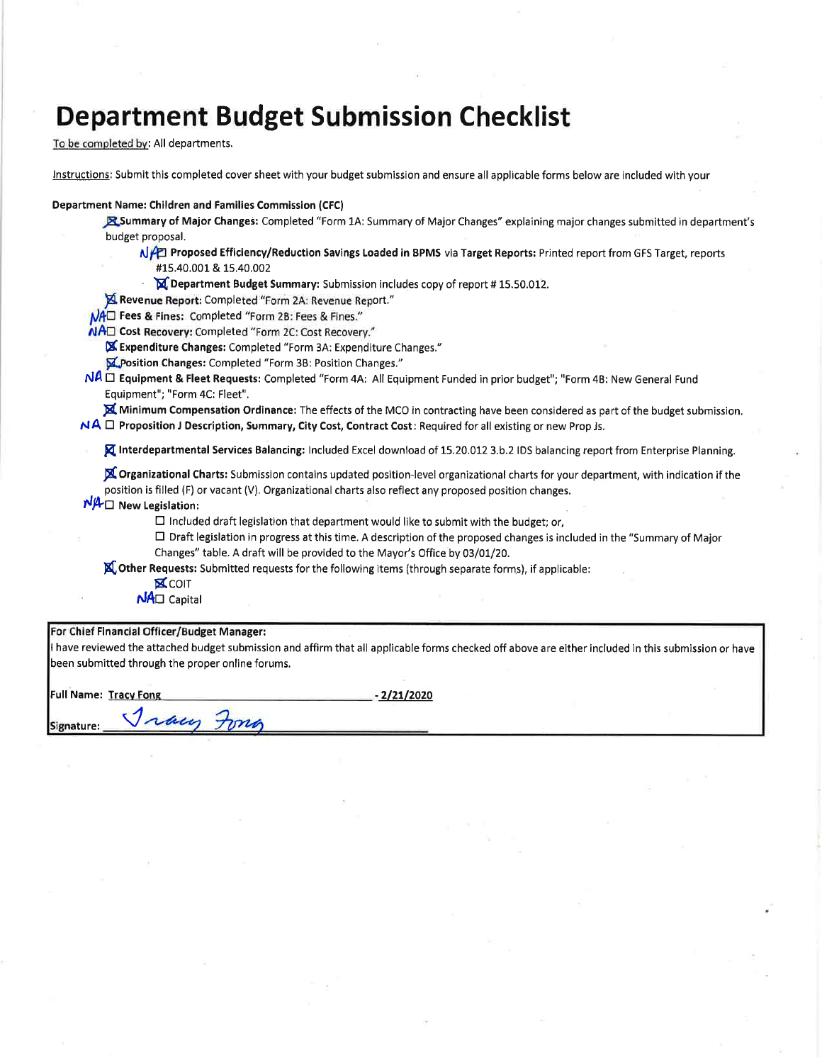# Department Budget Submission Checklist

To be completed by: All departments.

Instructions: Submit this completed cover sheet with your budget submission and ensure all applicable forms below are included with your

**Department Name: Children and Families Commission (CFC)**

- ☒ **Summary of Major Changes:** Completed "Form 1A: Summary of Major Changes" explaining major changes submitted in department's budget proposal.
  - NA ☐ **Proposed Efficiency/Reduction Savings Loaded in BPMS** via **Target Reports:** Printed report from GFS Target, reports #15.40.001 & 15.40.002
  - ☒ **Department Budget Summary:** Submission includes copy of report # 15.50.012.
- ☒ **Revenue Report:** Completed "Form 2A: Revenue Report."
- NA ☐ **Fees & Fines:** Completed "Form 2B: Fees & Fines."
- NA ☐ **Cost Recovery:** Completed "Form 2C: Cost Recovery."
- ☒ **Expenditure Changes:** Completed "Form 3A: Expenditure Changes."
- ☒ **Position Changes:** Completed "Form 3B: Position Changes."
- NA ☐ **Equipment & Fleet Requests:** Completed "Form 4A: All Equipment Funded in prior budget"; "Form 4B: New General Fund Equipment"; "Form 4C: Fleet".
- ☒ **Minimum Compensation Ordinance:** The effects of the MCO in contracting have been considered as part of the budget submission.
- NA ☐ **Proposition J Description, Summary, City Cost, Contract Cost**: Required for all existing or new Prop Js.
- ☒ **Interdepartmental Services Balancing:** Included Excel download of 15.20.012 3.b.2 IDS balancing report from Enterprise Planning.
- ☒ **Organizational Charts:** Submission contains updated position-level organizational charts for your department, with indication if the position is filled (F) or vacant (V). Organizational charts also reflect any proposed position changes.
- NA ☐ **New Legislation:**
  - ☐ Included draft legislation that department would like to submit with the budget; or,
  - ☐ Draft legislation in progress at this time. A description of the proposed changes is included in the "Summary of Major Changes" table. A draft will be provided to the Mayor's Office by 03/01/20.
- ☒ **Other Requests:** Submitted requests for the following items (through separate forms), if applicable:
  - ☒ COIT
  - NA ☐ Capital

**For Chief Financial Officer/Budget Manager:**

I have reviewed the attached budget submission and affirm that all applicable forms checked off above are either included in this submission or have been submitted through the proper online forums.

**Full Name:** Tracy Fong - 2/21/2020

**Signature:** Tracy Fong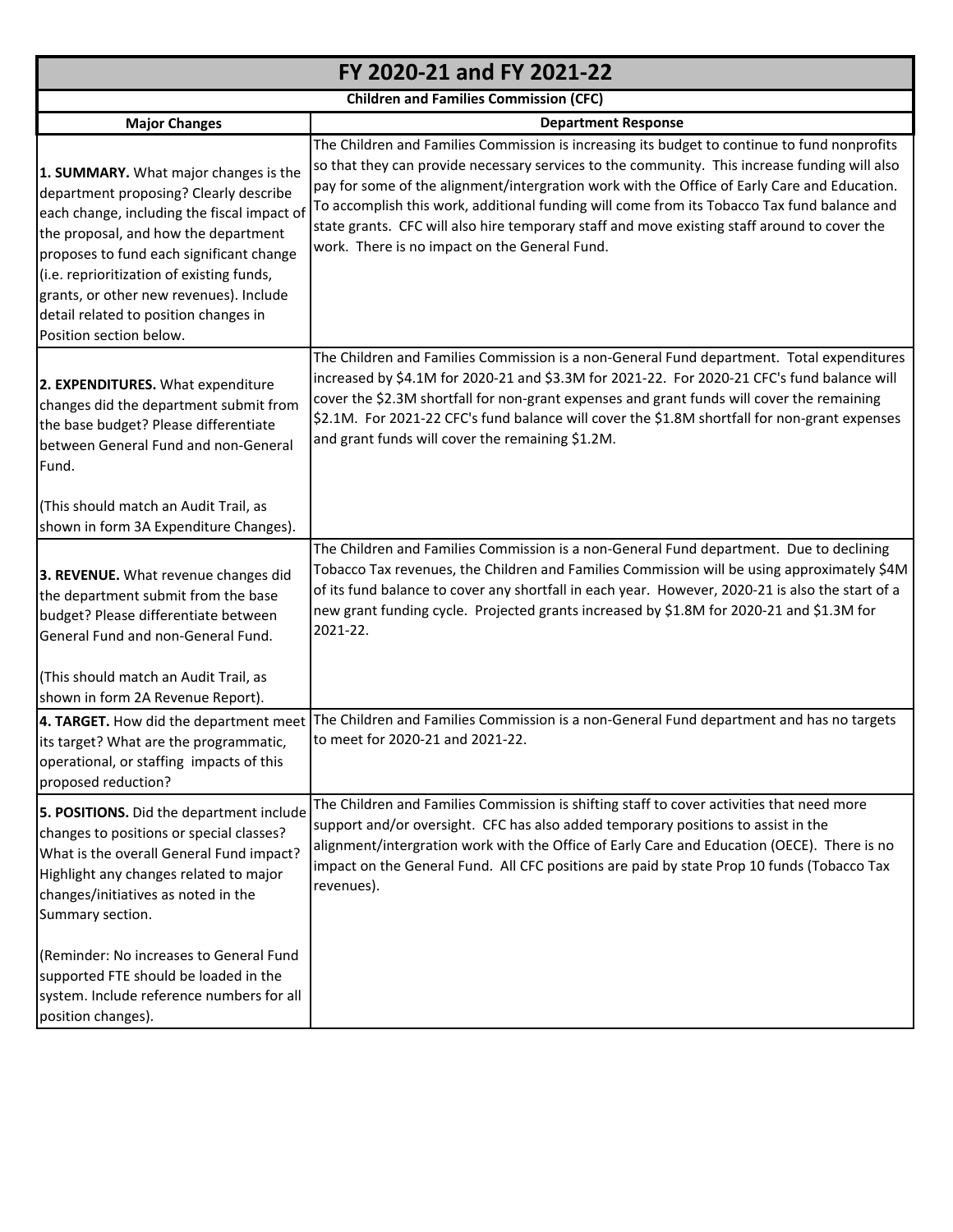# FY 2020-21 and FY 2021-22

**Children and Families Commission (CFC)**

| Major Changes | Department Response |
|---|---|
| **1. SUMMARY.** What major changes is the department proposing? Clearly describe each change, including the fiscal impact of the proposal, and how the department proposes to fund each significant change (i.e. reprioritization of existing funds, grants, or other new revenues). Include detail related to position changes in Position section below. | The Children and Families Commission is increasing its budget to continue to fund nonprofits so that they can provide necessary services to the community. This increase funding will also pay for some of the alignment/intergration work with the Office of Early Care and Education. To accomplish this work, additional funding will come from its Tobacco Tax fund balance and state grants. CFC will also hire temporary staff and move existing staff around to cover the work. There is no impact on the General Fund. |
| **2. EXPENDITURES.** What expenditure changes did the department submit from the base budget? Please differentiate between General Fund and non-General Fund.<br><br>(This should match an Audit Trail, as shown in form 3A Expenditure Changes). | The Children and Families Commission is a non-General Fund department. Total expenditures increased by $4.1M for 2020-21 and $3.3M for 2021-22. For 2020-21 CFC's fund balance will cover the $2.3M shortfall for non-grant expenses and grant funds will cover the remaining $2.1M. For 2021-22 CFC's fund balance will cover the $1.8M shortfall for non-grant expenses and grant funds will cover the remaining $1.2M. |
| **3. REVENUE.** What revenue changes did the department submit from the base budget? Please differentiate between General Fund and non-General Fund.<br><br>(This should match an Audit Trail, as shown in form 2A Revenue Report). | The Children and Families Commission is a non-General Fund department. Due to declining Tobacco Tax revenues, the Children and Families Commission will be using approximately $4M of its fund balance to cover any shortfall in each year. However, 2020-21 is also the start of a new grant funding cycle. Projected grants increased by $1.8M for 2020-21 and $1.3M for 2021-22. |
| **4. TARGET.** How did the department meet its target? What are the programmatic, operational, or staffing impacts of this proposed reduction? | The Children and Families Commission is a non-General Fund department and has no targets to meet for 2020-21 and 2021-22. |
| **5. POSITIONS.** Did the department include changes to positions or special classes? What is the overall General Fund impact? Highlight any changes related to major changes/initiatives as noted in the Summary section.<br><br>(Reminder: No increases to General Fund supported FTE should be loaded in the system. Include reference numbers for all position changes). | The Children and Families Commission is shifting staff to cover activities that need more support and/or oversight. CFC has also added temporary positions to assist in the alignment/intergration work with the Office of Early Care and Education (OECE). There is no impact on the General Fund. All CFC positions are paid by state Prop 10 funds (Tobacco Tax revenues). |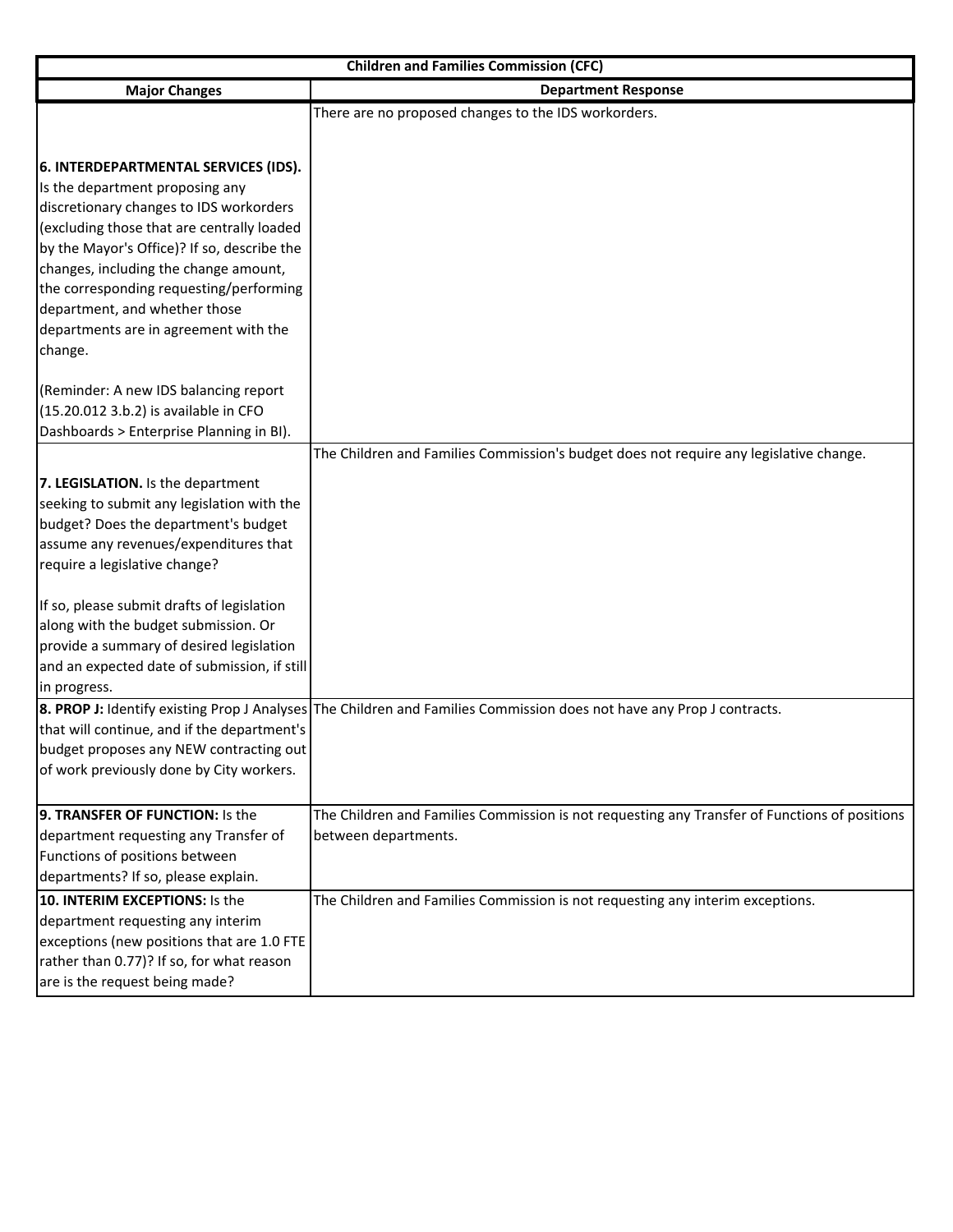| Children and Families Commission (CFC) | |
|---|---|
| **Major Changes** | **Department Response** |
| **6. INTERDEPARTMENTAL SERVICES (IDS).** Is the department proposing any discretionary changes to IDS workorders (excluding those that are centrally loaded by the Mayor's Office)? If so, describe the changes, including the change amount, the corresponding requesting/performing department, and whether those departments are in agreement with the change.<br><br>(Reminder: A new IDS balancing report (15.20.012 3.b.2) is available in CFO Dashboards > Enterprise Planning in BI). | There are no proposed changes to the IDS workorders. |
| **7. LEGISLATION.** Is the department seeking to submit any legislation with the budget? Does the department's budget assume any revenues/expenditures that require a legislative change?<br><br>If so, please submit drafts of legislation along with the budget submission. Or provide a summary of desired legislation and an expected date of submission, if still in progress. | The Children and Families Commission's budget does not require any legislative change. |
| **8. PROP J:** Identify existing Prop J Analyses that will continue, and if the department's budget proposes any NEW contracting out of work previously done by City workers. | The Children and Families Commission does not have any Prop J contracts. |
| **9. TRANSFER OF FUNCTION:** Is the department requesting any Transfer of Functions of positions between departments? If so, please explain. | The Children and Families Commission is not requesting any Transfer of Functions of positions between departments. |
| **10. INTERIM EXCEPTIONS:** Is the department requesting any interim exceptions (new positions that are 1.0 FTE rather than 0.77)? If so, for what reason are is the request being made? | The Children and Families Commission is not requesting any interim exceptions. |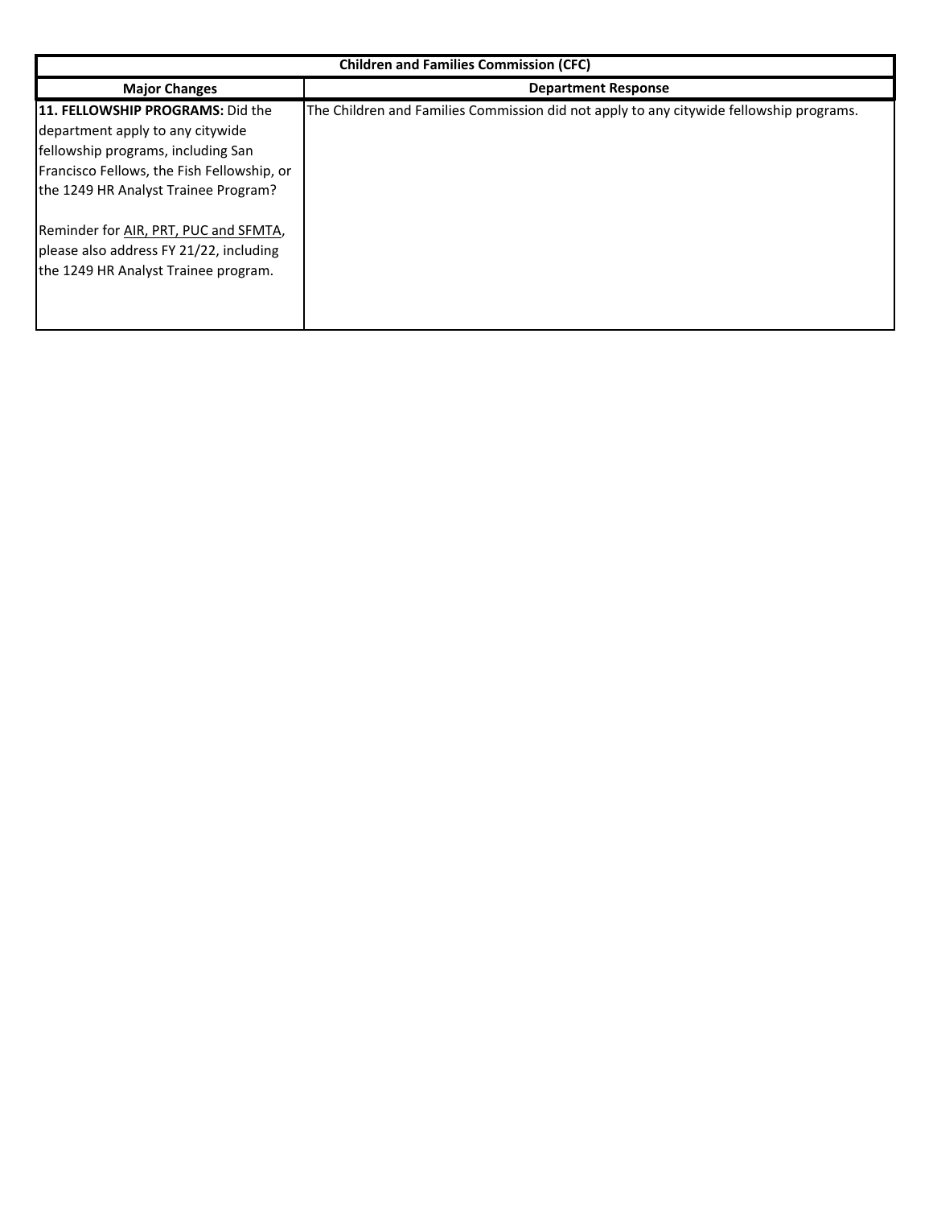| Children and Families Commission (CFC) | |
|---|---|
| **Major Changes** | **Department Response** |
| **11. FELLOWSHIP PROGRAMS:** Did the department apply to any citywide fellowship programs, including San Francisco Fellows, the Fish Fellowship, or the 1249 HR Analyst Trainee Program?<br><br>Reminder for AIR, PRT, PUC and SFMTA, please also address FY 21/22, including the 1249 HR Analyst Trainee program. | The Children and Families Commission did not apply to any citywide fellowship programs. |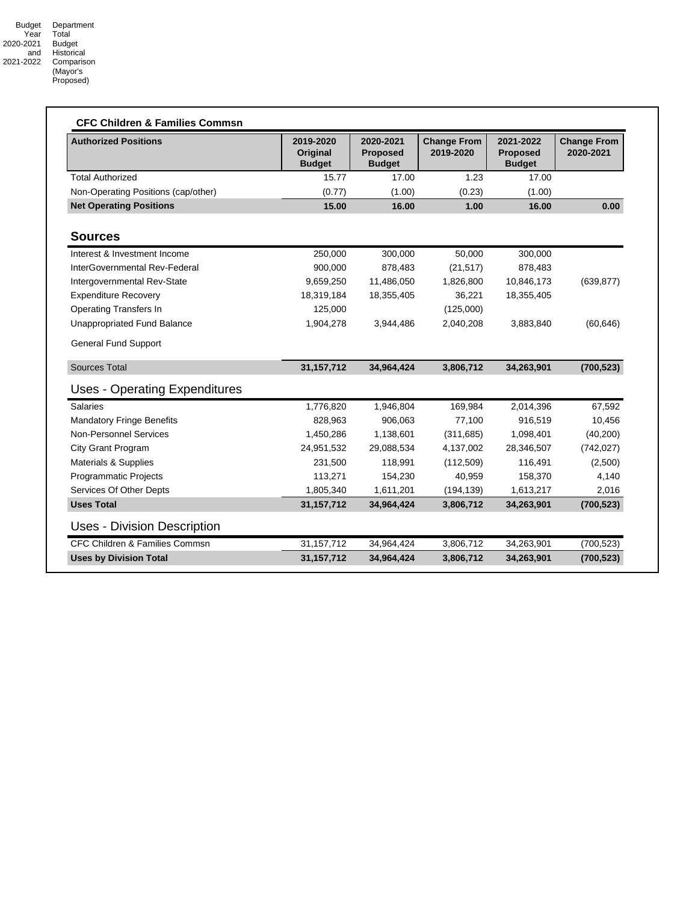Budget Year 2020-2021 and 2021-2022 Department Total Budget Historical Comparison (Mayor's Proposed)

### CFC Children & Families Commsn

| Authorized Positions | 2019-2020 Original Budget | 2020-2021 Proposed Budget | Change From 2019-2020 | 2021-2022 Proposed Budget | Change From 2020-2021 |
|---|---|---|---|---|---|
| Total Authorized | 15.77 | 17.00 | 1.23 | 17.00 | |
| Non-Operating Positions (cap/other) | (0.77) | (1.00) | (0.23) | (1.00) | |
| **Net Operating Positions** | **15.00** | **16.00** | **1.00** | **16.00** | **0.00** |
| **Sources** | | | | | |
| Interest & Investment Income | 250,000 | 300,000 | 50,000 | 300,000 | |
| InterGovernmental Rev-Federal | 900,000 | 878,483 | (21,517) | 878,483 | |
| Intergovernmental Rev-State | 9,659,250 | 11,486,050 | 1,826,800 | 10,846,173 | (639,877) |
| Expenditure Recovery | 18,319,184 | 18,355,405 | 36,221 | 18,355,405 | |
| Operating Transfers In | 125,000 | | (125,000) | | |
| Unappropriated Fund Balance | 1,904,278 | 3,944,486 | 2,040,208 | 3,883,840 | (60,646) |
| General Fund Support | | | | | |
| Sources Total | **31,157,712** | **34,964,424** | **3,806,712** | **34,263,901** | **(700,523)** |
| **Uses - Operating Expenditures** | | | | | |
| Salaries | 1,776,820 | 1,946,804 | 169,984 | 2,014,396 | 67,592 |
| Mandatory Fringe Benefits | 828,963 | 906,063 | 77,100 | 916,519 | 10,456 |
| Non-Personnel Services | 1,450,286 | 1,138,601 | (311,685) | 1,098,401 | (40,200) |
| City Grant Program | 24,951,532 | 29,088,534 | 4,137,002 | 28,346,507 | (742,027) |
| Materials & Supplies | 231,500 | 118,991 | (112,509) | 116,491 | (2,500) |
| Programmatic Projects | 113,271 | 154,230 | 40,959 | 158,370 | 4,140 |
| Services Of Other Depts | 1,805,340 | 1,611,201 | (194,139) | 1,613,217 | 2,016 |
| **Uses Total** | **31,157,712** | **34,964,424** | **3,806,712** | **34,263,901** | **(700,523)** |
| **Uses - Division Description** | | | | | |
| CFC Children & Families Commsn | 31,157,712 | 34,964,424 | 3,806,712 | 34,263,901 | (700,523) |
| **Uses by Division Total** | **31,157,712** | **34,964,424** | **3,806,712** | **34,263,901** | **(700,523)** |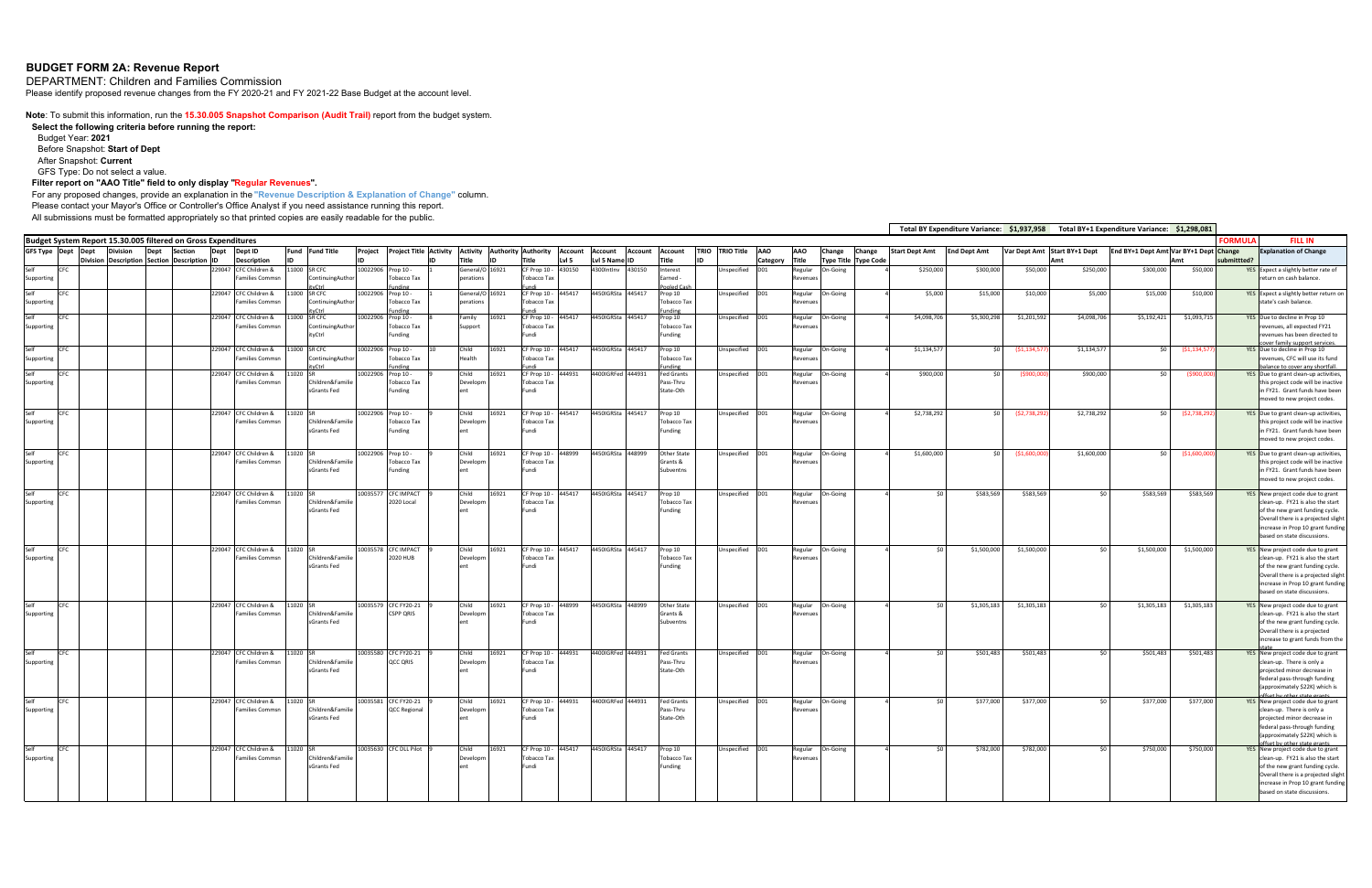# BUDGET FORM 2A: Revenue Report

DEPARTMENT: Children and Families Commission

Please identify proposed revenue changes from the FY 2020-21 and FY 2021-22 Base Budget at the account level.

**Note**: To submit this information, run the **15.30.005 Snapshot Comparison (Audit Trail)** report from the budget system.

**Select the following criteria before running the report:**

Budget Year: **2021**

Before Snapshot: **Start of Dept**

After Snapshot: **Current**

GFS Type: Do not select a value.

**Filter report on "AAO Title" field to only display "Regular Revenues".**

For any proposed changes, provide an explanation in the "Revenue Description & Explanation of Change" column.

Please contact your Mayor's Office or Controller's Office Analyst if you need assistance running this report.

All submissions must be formatted appropriately so that printed copies are easily readable for the public.

**Total BY Expenditure Variance: $1,937,958** | **Total BY+1 Expenditure Variance: $1,298,081**

**Budget System Report 15.30.005 filtered on Gross Expenditures**

| GFS Type | Dept | Dept Division | Division Description | Dept Section | Section Description | Dept ID | Dept ID Description | Fund ID | Fund Title | Project ID | Project Title | Activity ID | Activity Title | Authority ID | Authority Title | Account Lvl 5 | Account Lvl 5 Name | Account ID | Account Title | TRIO ID | TRIO Title | AAO Category | AAO Title | Change Type Title | Change Type Code | Start Dept Amt | End Dept Amt | Var Dept Amt | Start BY+1 Dept Amt | End BY+1 Dept Amt | Var BY+1 Dept Amt | FORMULA Change submittted? | FILL IN Explanation of Change |
|---|---|---|---|---|---|---|---|---|---|---|---|---|---|---|---|---|---|---|---|---|---|---|---|---|---|---|---|---|---|---|---|---|---|
| Self Supporting | CFC | | | | | 229047 | CFC Children & Families Commsn | 11000 | SR CFC ContinuingAuthorityCtrl | 10022906 | Prop 10 - Tobacco Tax Funding | 1 | General/Operations | 16921 | CF Prop 10 - Tobacco Tax Fundi | 430150 | 4300IntInv | 430150 | Interest Earned - Pooled Cash | | Unspecified | D01 | Regular Revenues | On-Going | 4 | $250,000 | $300,000 | $50,000 | $250,000 | $300,000 | $50,000 | YES | Expect a slightly better rate of return on cash balance. |
| Self Supporting | CFC | | | | | 229047 | CFC Children & Families Commsn | 11000 | SR CFC ContinuingAuthorityCtrl | 10022906 | Prop 10 - Tobacco Tax Funding | 1 | General/Operations | 16921 | CF Prop 10 - Tobacco Tax Fundi | 445417 | 4450IGRSta | 445417 | Prop 10 Tobacco Tax Funding | | Unspecified | D01 | Regular Revenues | On-Going | 4 | $5,000 | $15,000 | $10,000 | $5,000 | $15,000 | $10,000 | YES | Expect a slightly better return on state's cash balance. |
| Self Supporting | CFC | | | | | 229047 | CFC Children & Families Commsn | 11000 | SR CFC ContinuingAuthorityCtrl | 10022906 | Prop 10 - Tobacco Tax Funding | 8 | Family Support | 16921 | CF Prop 10 - Tobacco Tax Fundi | 445417 | 4450IGRSta | 445417 | Prop 10 Tobacco Tax Funding | | Unspecified | D01 | Regular Revenues | On-Going | 4 | $4,098,706 | $5,300,298 | $1,201,592 | $4,098,706 | $5,192,421 | $1,093,715 | YES | Due to decline in Prop 10 revenues, all expected FY21 revenues has been directed to cover family support services. |
| Self Supporting | CFC | | | | | 229047 | CFC Children & Families Commsn | 11000 | SR CFC ContinuingAuthorityCtrl | 10022906 | Prop 10 - Tobacco Tax Funding | 10 | Child Health | 16921 | CF Prop 10 - Tobacco Tax Fundi | 445417 | 4450IGRSta | 445417 | Prop 10 Tobacco Tax Funding | | Unspecified | D01 | Regular Revenues | On-Going | 4 | $1,134,577 | $0 | ($1,134,577) | $1,134,577 | $0 | ($1,134,577) | YES | Due to decline in Prop 10 revenues, CFC will use its fund balance to cover any shortfall. |
| Self Supporting | CFC | | | | | 229047 | CFC Children & Families Commsn | 11020 | SR Children&FamiliesGrants Fed | 10022906 | Prop 10 - Tobacco Tax Funding | 9 | Child Development | 16921 | CF Prop 10 - Tobacco Tax Fundi | 444931 | 4400IGRFed | 444931 | Fed Grants Pass-Thru State-Oth | | Unspecified | D01 | Regular Revenues | On-Going | 4 | $900,000 | $0 | ($900,000) | $900,000 | $0 | ($900,000) | YES | Due to grant clean-up activities, this project code will be inactive in FY21. Grant funds have been moved to new project codes. |
| Self Supporting | CFC | | | | | 229047 | CFC Children & Families Commsn | 11020 | SR Children&FamiliesGrants Fed | 10022906 | Prop 10 - Tobacco Tax Funding | 9 | Child Development | 16921 | CF Prop 10 - Tobacco Tax Fundi | 445417 | 4450IGRSta | 445417 | Prop 10 Tobacco Tax Funding | | Unspecified | D01 | Regular Revenues | On-Going | 4 | $2,738,292 | $0 | ($2,738,292) | $2,738,292 | $0 | ($2,738,292) | YES | Due to grant clean-up activities, this project code will be inactive in FY21. Grant funds have been moved to new project codes. |
| Self Supporting | CFC | | | | | 229047 | CFC Children & Families Commsn | 11020 | SR Children&FamiliesGrants Fed | 10022906 | Prop 10 - Tobacco Tax Funding | 9 | Child Development | 16921 | CF Prop 10 - Tobacco Tax Fundi | 448999 | 4450IGRSta | 448999 | Other State Grants & Subventns | | Unspecified | D01 | Regular Revenues | On-Going | 4 | $1,600,000 | $0 | ($1,600,000) | $1,600,000 | $0 | ($1,600,000) | YES | Due to grant clean-up activities, this project code will be inactive in FY21. Grant funds have been moved to new project codes. |
| Self Supporting | CFC | | | | | 229047 | CFC Children & Families Commsn | 11020 | SR Children&FamiliesGrants Fed | 10035577 | CFC IMPACT 2020 Local | 9 | Child Development | 16921 | CF Prop 10 - Tobacco Tax Fundi | 445417 | 4450IGRSta | 445417 | Prop 10 Tobacco Tax Funding | | Unspecified | D01 | Regular Revenues | On-Going | 4 | $0 | $583,569 | $583,569 | $0 | $583,569 | $583,569 | YES | New project code due to grant clean-up. FY21 is also the start of the new grant funding cycle. Overall there is a projected slight increase in Prop 10 grant funding based on state discussions. |
| Self Supporting | CFC | | | | | 229047 | CFC Children & Families Commsn | 11020 | SR Children&FamiliesGrants Fed | 10035578 | CFC IMPACT 2020 HUB | 9 | Child Development | 16921 | CF Prop 10 - Tobacco Tax Fundi | 445417 | 4450IGRSta | 445417 | Prop 10 Tobacco Tax Funding | | Unspecified | D01 | Regular Revenues | On-Going | 4 | $0 | $1,500,000 | $1,500,000 | $0 | $1,500,000 | $1,500,000 | YES | New project code due to grant clean-up. FY21 is also the start of the new grant funding cycle. Overall there is a projected slight increase in Prop 10 grant funding based on state discussions. |
| Self Supporting | CFC | | | | | 229047 | CFC Children & Families Commsn | 11020 | SR Children&FamiliesGrants Fed | 10035579 | CFC FY20-21 CSPP QRIS | 9 | Child Development | 16921 | CF Prop 10 - Tobacco Tax Fundi | 448999 | 4450IGRSta | 448999 | Other State Grants & Subventns | | Unspecified | D01 | Regular Revenues | On-Going | 4 | $0 | $1,305,183 | $1,305,183 | $0 | $1,305,183 | $1,305,183 | YES | New project code due to grant clean-up. FY21 is also the start of the new grant funding cycle. Overall there is a projected increase to grant funds from the state |
| Self Supporting | CFC | | | | | 229047 | CFC Children & Families Commsn | 11020 | SR Children&FamiliesGrants Fed | 10035580 | CFC FY20-21 QCC QRIS | 9 | Child Development | 16921 | CF Prop 10 - Tobacco Tax Fundi | 444931 | 4400IGRFed | 444931 | Fed Grants Pass-Thru State-Oth | | Unspecified | D01 | Regular Revenues | On-Going | 4 | $0 | $501,483 | $501,483 | $0 | $501,483 | $501,483 | YES | New project code due to grant clean-up. There is only a projected minor decrease in federal pass-through funding (approximately $22K) which is offset by other state grants |
| Self Supporting | CFC | | | | | 229047 | CFC Children & Families Commsn | 11020 | SR Children&FamiliesGrants Fed | 10035581 | CFC FY20-21 QCC Regional | 9 | Child Development | 16921 | CF Prop 10 - Tobacco Tax Fundi | 444931 | 4400IGRFed | 444931 | Fed Grants Pass-Thru State-Oth | | Unspecified | D01 | Regular Revenues | On-Going | 4 | $0 | $377,000 | $377,000 | $0 | $377,000 | $377,000 | YES | New project code due to grant clean-up. There is only a projected minor decrease in federal pass-through funding (approximately $22K) which is offset by other state grants |
| Self Supporting | CFC | | | | | 229047 | CFC Children & Families Commsn | 11020 | SR Children&FamiliesGrants Fed | 10035630 | CFC DLL Pilot | 9 | Child Development | 16921 | CF Prop 10 - Tobacco Tax Fundi | 445417 | 4450IGRSta | 445417 | Prop 10 Tobacco Tax Funding | | Unspecified | D01 | Regular Revenues | On-Going | 4 | $0 | $782,000 | $782,000 | $0 | $750,000 | $750,000 | YES | New project code due to grant clean-up. FY21 is also the start of the new grant funding cycle. Overall there is a projected slight increase in Prop 10 grant funding based on state discussions. |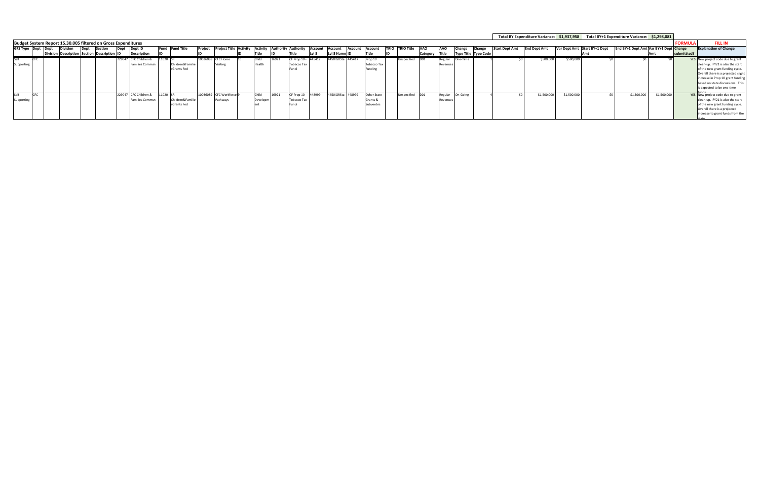Total BY Expenditure Variance: $1,937,958 | Total BY+1 Expenditure Variance: $1,298,081

## Budget System Report 15.30.005 filtered on Gross Expenditures

| GFS Type | Dept | Dept Division | Division Description | Dept Section | Section Description | Dept ID | Dept ID Description | Fund ID | Fund Title | Project ID | Project Title | Activity ID | Activity Title | Authority ID | Authority Title | Account Lvl 5 | Account Lvl 5 Name | Account ID | Account Title | TRIO ID | TRIO Title | AAO Category | AAO Title | Change Type Title | Change Type Code | Start Dept Amt | End Dept Amt | Var Dept Amt | Start BY+1 Dept Amt | End BY+1 Dept Amt | Var BY+1 Dept Amt | FORMULA Change submittted? | FILL IN Explanation of Change |
|---|---|---|---|---|---|---|---|---|---|---|---|---|---|---|---|---|---|---|---|---|---|---|---|---|---|---|---|---|---|---|---|---|---|
| Self Supporting | CFC | | | | | 229047 | CFC Children & Families Commsn | 11020 | SR Children&Familie sGrants Fed | 10036088 | CFC Home Visiting | 10 | Child Health | 16921 | CF Prop 10 - Tobacco Tax Fundi | 445417 | 4450IGRSta | 445417 | Prop 10 Tobacco Tax Funding | | Unspecified | D01 | Regular Revenues | One-Time | 1 | $0 | $500,000 | $500,000 | $0 | $0 | $0 | YES | New project code due to grant clean-up. FY21 is also the start of the new grant funding cycle. Overall there is a projected slight increase in Prop 10 grant funding based on state discussions. This is expected to be one-time funds. |
| Self Supporting | CFC | | | | | 229047 | CFC Children & Families Commsn | 11020 | SR Children&Familie sGrants Fed | 10036089 | CFC Workforce Pathways | 9 | Child Development | 16921 | CF Prop 10 - Tobacco Tax Fundi | 448999 | 4450IGRSta | 448999 | Other State Grants & Subventns | | Unspecified | D01 | Regular Revenues | On-Going | 4 | $0 | $1,500,000 | $1,500,000 | $0 | $1,500,000 | $1,500,000 | YES | New project code due to grant clean-up. FY21 is also the start of the new grant funding cycle. Overall there is a projected increase to grant funds from the state. |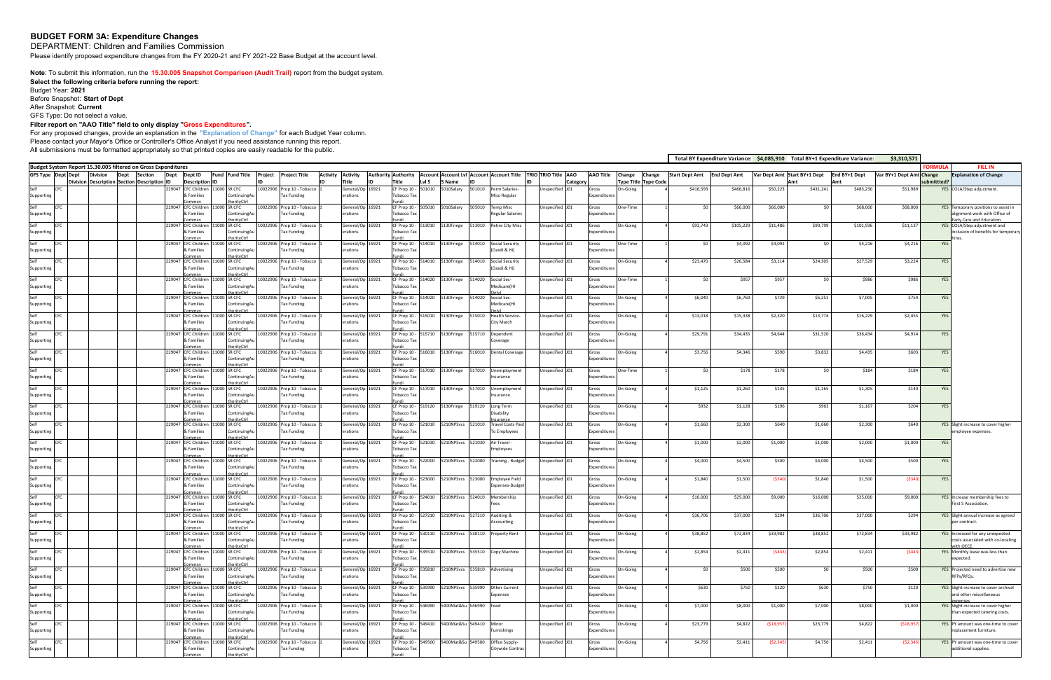# BUDGET FORM 3A: Expenditure Changes

DEPARTMENT: Children and Families Commission

Please identify proposed expenditure changes from the FY 2020-21 and FY 2021-22 Base Budget at the account level.

**Note**: To submit this information, run the **15.30.005 Snapshot Comparison (Audit Trail)** report from the budget system.

**Select the following criteria before running the report:**

Budget Year: **2021**

Before Snapshot: **Start of Dept**

After Snapshot: **Current**

GFS Type: Do not select a value.

**Filter report on "AAO Title" field to only display "Gross Expenditures".**

For any proposed changes, provide an explanation in the **"Explanation of Change"** for each Budget Year column.

Please contact your Mayor's Office or Controller's Office Analyst if you need assistance running this report.

All submissions must be formatted appropriately so that printed copies are easily readable for the public.

**Total BY Expenditure Variance: $4,085,910 Total BY+1 Expenditure Variance: $3,310,571**

Budget System Report 15.30.005 filtered on Gross Expenditures

| GFS Type | Dept | Dept Division | Division Description | Dept Section | Section Description | Dept ID | Dept ID Description | Fund ID | Fund Title | Project ID | Project Title | Activity ID | Activity Title | Authority ID | Authority Title | Account Lvl 5 | Account Lvl 5 Name | Account ID | Account Title | TRIO ID | TRIO Title | AAO Category | AAO Title | Change Type Title | Change Type Code | Start Dept Amt | End Dept Amt | Var Dept Amt | Start BY+1 Dept Amt | End BY+1 Dept Amt | Var BY+1 Dept Amt | FORMULA Change submitted? | FILL IN Explanation of Change |
|---|---|---|---|---|---|---|---|---|---|---|---|---|---|---|---|---|---|---|---|---|---|---|---|---|---|---|---|---|---|---|---|---|---|
| Self Supporting | CFC | | | | | 229047 | CFC Children & Families Commsn | 11000 | SR CFC ContinuingAuthorityCtrl | 10022906 | Prop 10 - Tobacco Tax Funding | 1 | General/Operations | 16921 | CF Prop 10 - Tobacco Tax Fundi | 501010 | 5010Salary | 501010 | Perm Salaries-Misc-Regular | | Unspecified | J01 | Gross Expenditures | On-Going | 4 | $416,593 | $466,816 | $50,223 | $431,241 | $483,230 | $51,989 | YES | COLA/Step adjustment. |
| Self Supporting | CFC | | | | | 229047 | CFC Children & Families Commsn | 11000 | SR CFC ContinuingAuthorityCtrl | 10022906 | Prop 10 - Tobacco Tax Funding | 1 | General/Operations | 16921 | CF Prop 10 - Tobacco Tax Fundi | 505010 | 5010Salary | 505010 | Temp Misc Regular Salaries | | Unspecified | J01 | Gross Expenditures | One-Time | 1 | $0 | $66,000 | $66,000 | $0 | $68,000 | $68,000 | YES | Temporary positions to assist in alignment work with Office of Early Care and Education. |
| Self Supporting | CFC | | | | | 229047 | CFC Children & Families Commsn | 11000 | SR CFC ContinuingAuthorityCtrl | 10022906 | Prop 10 - Tobacco Tax Funding | 1 | General/Operations | 16921 | CF Prop 10 - Tobacco Tax Fundi | 513010 | 5130Fringe | 513010 | Retire City Misc | | Unspecified | J01 | Gross Expenditures | On-Going | 4 | $93,743 | $105,229 | $11,486 | $90,799 | $101,936 | $11,137 | YES | COLA/Step adjustment and inclusion of benefits for temporary hires. |
| Self Supporting | CFC | | | | | 229047 | CFC Children & Families Commsn | 11000 | SR CFC ContinuingAuthorityCtrl | 10022906 | Prop 10 - Tobacco Tax Funding | 1 | General/Operations | 16921 | CF Prop 10 - Tobacco Tax Fundi | 514010 | 5130Fringe | 514010 | Social Security (Oasdi & Hi) | | Unspecified | J01 | Gross Expenditures | One-Time | 1 | $0 | $4,092 | $4,092 | $0 | $4,216 | $4,216 | YES | |
| Self Supporting | CFC | | | | | 229047 | CFC Children & Families Commsn | 11000 | SR CFC ContinuingAuthorityCtrl | 10022906 | Prop 10 - Tobacco Tax Funding | 1 | General/Operations | 16921 | CF Prop 10 - Tobacco Tax Fundi | 514010 | 5130Fringe | 514010 | Social Security (Oasdi & Hi) | | Unspecified | J01 | Gross Expenditures | On-Going | 4 | $23,470 | $26,584 | $3,114 | $24,305 | $27,529 | $3,224 | YES | |
| Self Supporting | CFC | | | | | 229047 | CFC Children & Families Commsn | 11000 | SR CFC ContinuingAuthorityCtrl | 10022906 | Prop 10 - Tobacco Tax Funding | 1 | General/Operations | 16921 | CF Prop 10 - Tobacco Tax Fundi | 514020 | 5130Fringe | 514020 | Social Sec-Medicare(HI Only) | | Unspecified | J01 | Gross Expenditures | One-Time | 1 | $0 | $957 | $957 | $0 | $986 | $986 | YES | |
| Self Supporting | CFC | | | | | 229047 | CFC Children & Families Commsn | 11000 | SR CFC ContinuingAuthorityCtrl | 10022906 | Prop 10 - Tobacco Tax Funding | 1 | General/Operations | 16921 | CF Prop 10 - Tobacco Tax Fundi | 514020 | 5130Fringe | 514020 | Social Sec-Medicare(HI Only) | | Unspecified | J01 | Gross Expenditures | On-Going | 4 | $6,040 | $6,769 | $729 | $6,251 | $7,005 | $754 | YES | |
| Self Supporting | CFC | | | | | 229047 | CFC Children & Families Commsn | 11000 | SR CFC ContinuingAuthorityCtrl | 10022906 | Prop 10 - Tobacco Tax Funding | 1 | General/Operations | 16921 | CF Prop 10 - Tobacco Tax Fundi | 515010 | 5130Fringe | 515010 | Health Service-City Match | | Unspecified | J01 | Gross Expenditures | On-Going | 4 | $13,018 | $15,338 | $2,320 | $13,774 | $16,229 | $2,455 | YES | |
| Self Supporting | CFC | | | | | 229047 | CFC Children & Families Commsn | 11000 | SR CFC ContinuingAuthorityCtrl | 10022906 | Prop 10 - Tobacco Tax Funding | 1 | General/Operations | 16921 | CF Prop 10 - Tobacco Tax Fundi | 515710 | 5130Fringe | 515710 | Dependent Coverage | | Unspecified | J01 | Gross Expenditures | On-Going | 4 | $29,791 | $34,435 | $4,644 | $31,520 | $36,434 | $4,914 | YES | |
| Self Supporting | CFC | | | | | 229047 | CFC Children & Families Commsn | 11000 | SR CFC ContinuingAuthorityCtrl | 10022906 | Prop 10 - Tobacco Tax Funding | 1 | General/Operations | 16921 | CF Prop 10 - Tobacco Tax Fundi | 516010 | 5130Fringe | 516010 | Dental Coverage | | Unspecified | J01 | Gross Expenditures | On-Going | 4 | $3,756 | $4,346 | $590 | $3,832 | $4,435 | $603 | YES | |
| Self Supporting | CFC | | | | | 229047 | CFC Children & Families Commsn | 11000 | SR CFC ContinuingAuthorityCtrl | 10022906 | Prop 10 - Tobacco Tax Funding | 1 | General/Operations | 16921 | CF Prop 10 - Tobacco Tax Fundi | 517010 | 5130Fringe | 517010 | Unemployment Insurance | | Unspecified | J01 | Gross Expenditures | One-Time | 1 | $0 | $178 | $178 | $0 | $184 | $184 | YES | |
| Self Supporting | CFC | | | | | 229047 | CFC Children & Families Commsn | 11000 | SR CFC ContinuingAuthorityCtrl | 10022906 | Prop 10 - Tobacco Tax Funding | 1 | General/Operations | 16921 | CF Prop 10 - Tobacco Tax Fundi | 517010 | 5130Fringe | 517010 | Unemployment Insurance | | Unspecified | J01 | Gross Expenditures | On-Going | 4 | $1,125 | $1,260 | $135 | $1,165 | $1,305 | $140 | YES | |
| Self Supporting | CFC | | | | | 229047 | CFC Children & Families Commsn | 11000 | SR CFC ContinuingAuthorityCtrl | 10022906 | Prop 10 - Tobacco Tax Funding | 1 | General/Operations | 16921 | CF Prop 10 - Tobacco Tax Fundi | 519120 | 5130Fringe | 519120 | Long Term Disability Insurance | | Unspecified | J01 | Gross Expenditures | On-Going | 4 | $932 | $1,128 | $196 | $963 | $1,167 | $204 | YES | |
| Self Supporting | CFC | | | | | 229047 | CFC Children & Families Commsn | 11000 | SR CFC ContinuingAuthorityCtrl | 10022906 | Prop 10 - Tobacco Tax Funding | 1 | General/Operations | 16921 | CF Prop 10 - Tobacco Tax Fundi | 521010 | 5210NPSvcs | 521010 | Travel Costs Paid To Employees | | Unspecified | J01 | Gross Expenditures | On-Going | 4 | $1,660 | $2,300 | $640 | $1,660 | $2,300 | $640 | YES | Slight increase to cover higher employee expenses. |
| Self Supporting | CFC | | | | | 229047 | CFC Children & Families Commsn | 11000 | SR CFC ContinuingAuthorityCtrl | 10022906 | Prop 10 - Tobacco Tax Funding | 1 | General/Operations | 16921 | CF Prop 10 - Tobacco Tax Fundi | 521030 | 5210NPSvcs | 521030 | Air Travel - Employees | | Unspecified | J01 | Gross Expenditures | On-Going | 4 | $1,000 | $2,000 | $1,000 | $1,000 | $2,000 | $1,000 | YES | |
| Self Supporting | CFC | | | | | 229047 | CFC Children & Families Commsn | 11000 | SR CFC ContinuingAuthorityCtrl | 10022906 | Prop 10 - Tobacco Tax Funding | 1 | General/Operations | 16921 | CF Prop 10 - Tobacco Tax Fundi | 522000 | 5210NPSvcs | 522000 | Training - Budget | | Unspecified | J01 | Gross Expenditures | On-Going | 4 | $4,000 | $4,500 | $500 | $4,000 | $4,500 | $500 | YES | |
| Self Supporting | CFC | | | | | 229047 | CFC Children & Families Commsn | 11000 | SR CFC ContinuingAuthorityCtrl | 10022906 | Prop 10 - Tobacco Tax Funding | 1 | General/Operations | 16921 | CF Prop 10 - Tobacco Tax Fundi | 523000 | 5210NPSvcs | 523000 | Employee Field Expenses-Budget | | Unspecified | J01 | Gross Expenditures | On-Going | 4 | $1,840 | $1,500 | ($340) | $1,840 | $1,500 | ($340) | YES | |
| Self Supporting | CFC | | | | | 229047 | CFC Children & Families Commsn | 11000 | SR CFC ContinuingAuthorityCtrl | 10022906 | Prop 10 - Tobacco Tax Funding | 1 | General/Operations | 16921 | CF Prop 10 - Tobacco Tax Fundi | 524010 | 5210NPSvcs | 524010 | Membership Fees | | Unspecified | J01 | Gross Expenditures | On-Going | 4 | $16,000 | $25,000 | $9,000 | $16,000 | $25,000 | $9,000 | YES | Increase membership fees to First 5 Association. |
| Self Supporting | CFC | | | | | 229047 | CFC Children & Families Commsn | 11000 | SR CFC ContinuingAuthorityCtrl | 10022906 | Prop 10 - Tobacco Tax Funding | 1 | General/Operations | 16921 | CF Prop 10 - Tobacco Tax Fundi | 527210 | 5210NPSvcs | 527210 | Auditing & Accounting | | Unspecified | J01 | Gross Expenditures | On-Going | 4 | $36,706 | $37,000 | $294 | $36,706 | $37,000 | $294 | YES | Slight annual increase as agreed per contract. |
| Self Supporting | CFC | | | | | 229047 | CFC Children & Families Commsn | 11000 | SR CFC ContinuingAuthorityCtrl | 10022906 | Prop 10 - Tobacco Tax Funding | 1 | General/Operations | 16921 | CF Prop 10 - Tobacco Tax Fundi | 530110 | 5210NPSvcs | 530110 | Property Rent | | Unspecified | J01 | Gross Expenditures | On-Going | 4 | $38,852 | $72,834 | $33,982 | $38,852 | $72,834 | $33,982 | YES | Increased for any unexpected costs associated with co-locating with OECE. |
| Self Supporting | CFC | | | | | 229047 | CFC Children & Families Commsn | 11000 | SR CFC ContinuingAuthorityCtrl | 10022906 | Prop 10 - Tobacco Tax Funding | 1 | General/Operations | 16921 | CF Prop 10 - Tobacco Tax Fundi | 535510 | 5210NPSvcs | 535510 | Copy Machine | | Unspecified | J01 | Gross Expenditures | On-Going | 4 | $2,854 | $2,411 | ($443) | $2,854 | $2,411 | ($443) | YES | Monthly lease was less than expected. |
| Self Supporting | CFC | | | | | 229047 | CFC Children & Families Commsn | 11000 | SR CFC ContinuingAuthorityCtrl | 10022906 | Prop 10 - Tobacco Tax Funding | 1 | General/Operations | 16921 | CF Prop 10 - Tobacco Tax Fundi | 535810 | 5210NPSvcs | 535810 | Advertising | | Unspecified | J01 | Gross Expenditures | On-Going | 4 | $0 | $500 | $500 | $0 | $500 | $500 | YES | Projected need to advertise new RFPs/RFQs. |
| Self Supporting | CFC | | | | | 229047 | CFC Children & Families Commsn | 11000 | SR CFC ContinuingAuthorityCtrl | 10022906 | Prop 10 - Tobacco Tax Funding | 1 | General/Operations | 16921 | CF Prop 10 - Tobacco Tax Fundi | 535990 | 5210NPSvcs | 535990 | Other Current Expenses | | Unspecified | J01 | Gross Expenditures | On-Going | 4 | $630 | $750 | $120 | $630 | $750 | $120 | YES | Slight increase to cover archival and other miscellaneous expenses. |
| Self Supporting | CFC | | | | | 229047 | CFC Children & Families Commsn | 11000 | SR CFC ContinuingAuthorityCtrl | 10022906 | Prop 10 - Tobacco Tax Funding | 1 | General/Operations | 16921 | CF Prop 10 - Tobacco Tax Fundi | 546990 | 5400Mat&Su | 546990 | Food | | Unspecified | J01 | Gross Expenditures | On-Going | 4 | $7,000 | $8,000 | $1,000 | $7,000 | $8,000 | $1,000 | YES | Slight increase to cover higher catering costs. |
| Self Supporting | CFC | | | | | 229047 | CFC Children & Families Commsn | 11000 | SR CFC ContinuingAuthorityCtrl | 10022906 | Prop 10 - Tobacco Tax Funding | 1 | General/Operations | 16921 | CF Prop 10 - Tobacco Tax Fundi | 549410 | 5400Mat&Su | 549410 | Minor Furnishings | | Unspecified | J01 | Gross Expenditures | On-Going | 4 | $23,779 | $4,822 | ($18,957) | $23,779 | $4,822 | ($18,957) | YES | PY amount was one-time to cover replacement furniture. |
| Self Supporting | CFC | | | | | 229047 | CFC Children & Families Commsn | 11000 | SR CFC ContinuingAuthorityCtrl | 10022906 | Prop 10 - Tobacco Tax Funding | 1 | General/Operations | 16921 | CF Prop 10 - Tobacco Tax Fundi | 549500 | 5400Mat&Su | 549500 | Office Supply-Citywide Contrac | | Unspecified | J01 | Gross Expenditures | On-Going | 4 | $4,756 | $2,411 | ($2,345) | $4,756 | $2,411 | ($2,345) | YES | PY amount was one-time to cover additional supplies. |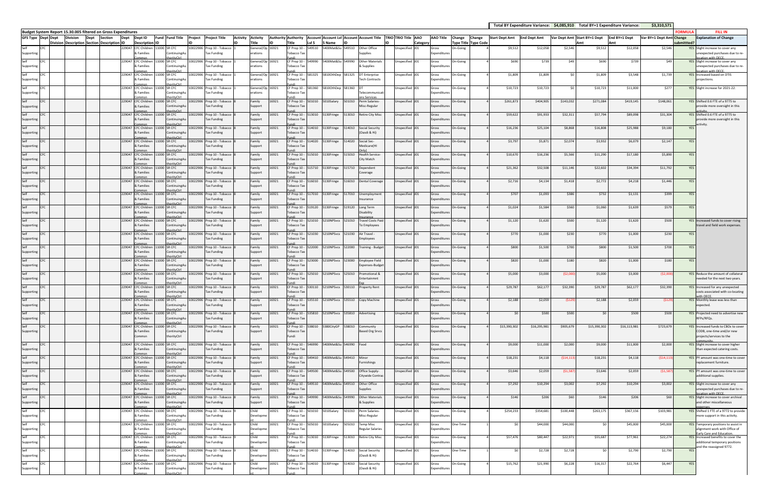| | | | | | | | | | | | | | | | | | | | | | | | | | | | | | | Total BY Expenditure Variance: | $4,085,910 | Total BY+1 Expenditure Variance: | $3,310,571 | | |
|---|---|---|---|---|---|---|---|---|---|---|---|---|---|---|---|---|---|---|---|---|---|---|---|---|---|---|---|---|---|---|---|---|---|---|---|
| Budget System Report 15.30.005 filtered on Gross Expenditures | | | | | | | | | | | | | | | | | | | | | | | | | | | | | | | | | | FORMULA | FILL IN |
| GFS Type | Dept | Dept Division | Division Description | Dept Section | Section Description | Dept ID | Dept ID Description | Fund ID | Fund Title | Project ID | Project Title | Activity ID | Activity Title | Authority ID | Authority Title | Account Lvl 5 | Account Lvl 5 Name | Account ID | Account Title | TRIO ID | TRIO Title | AAO Category | AAO Title | Change Type Title | Change Type Code | Start Dept Amt | End Dept Amt | Var Dept Amt | Start BY+1 Dept Amt | End BY+1 Dept Amt | Var BY+1 Dept Amt | Change submitted? | Explanation of Change |
| Self Supporting | CFC | | | | | 229047 | CFC Children & Families Commsn | 11000 | SR CFC ContinuingAuthorityCtrl | 10022906 | Prop 10 - Tobacco Tax Funding | 1 | General/Operations | 16921 | CF Prop 10 - Tobacco Tax Fundi | 549510 | 5400Mat&Su | 549510 | Other Office Supplies | | Unspecified | J01 | Gross Expenditures | On-Going | 4 | $9,512 | $12,058 | $2,546 | $9,512 | $12,058 | $2,546 | YES | Slight increase to cover any unexpected purchases due to re-location with OECE. |
| Self Supporting | CFC | | | | | 229047 | CFC Children & Families Commsn | 11000 | SR CFC ContinuingAuthorityCtrl | 10022906 | Prop 10 - Tobacco Tax Funding | 1 | General/Operations | 16921 | CF Prop 10 - Tobacco Tax Fundi | 549990 | 5400Mat&Su | 549990 | Other Materials & Supplies | | Unspecified | J01 | Gross Expenditures | On-Going | 4 | $690 | $739 | $49 | $690 | $739 | $49 | YES | Slight increase to cover any unexpected purchases due to re-location with OECE. |
| Self Supporting | CFC | | | | | 229047 | CFC Children & Families Commsn | 11000 | SR CFC ContinuingAuthorityCtrl | 10022906 | Prop 10 - Tobacco Tax Funding | 1 | General/Operations | 16921 | CF Prop 10 - Tobacco Tax Fundi | 581325 | 5810OthDep | 581325 | DT Enterprise Tech Contracts | | Unspecified | J01 | Gross Expenditures | On-Going | 4 | $1,809 | $1,809 | $0 | $1,809 | $3,548 | $1,739 | YES | Increased based on DTIS projections. |
| Self Supporting | CFC | | | | | 229047 | CFC Children & Families Commsn | 11000 | SR CFC ContinuingAuthorityCtrl | 10022906 | Prop 10 - Tobacco Tax Funding | 1 | General/Operations | 16921 | CF Prop 10 - Tobacco Tax Fundi | 581360 | 5810OthDep | 581360 | DT Telecommunications Services | | Unspecified | J01 | Gross Expenditures | On-Going | 4 | $10,723 | $10,723 | $0 | $10,723 | $11,000 | $277 | YES | Slight increase for 2021-22. |
| Self Supporting | CFC | | | | | 229047 | CFC Children & Families Commsn | 11000 | SR CFC ContinuingAuthorityCtrl | 10022906 | Prop 10 - Tobacco Tax Funding | 8 | Family Support | 16921 | CF Prop 10 - Tobacco Tax Fundi | 501010 | 5010Salary | 501010 | Perm Salaries-Misc-Regular | | Unspecified | J01 | Gross Expenditures | On-Going | 4 | $261,873 | $404,905 | $143,032 | $271,084 | $419,145 | $148,061 | YES | Shifted 0.6 FTE of a 9775 to provide more oversight in this activity. |
| Self Supporting | CFC | | | | | 229047 | CFC Children & Families Commsn | 11000 | SR CFC ContinuingAuthorityCtrl | 10022906 | Prop 10 - Tobacco Tax Funding | 8 | Family Support | 16921 | CF Prop 10 - Tobacco Tax Fundi | 513010 | 5130Fringe | 513010 | Retire City Misc | | Unspecified | J01 | Gross Expenditures | On-Going | 4 | $59,622 | $91,933 | $32,311 | $57,794 | $89,098 | $31,304 | YES | Shifted 0.6 FTE of a 9775 to provide more oversight in this activity. |
| Self Supporting | CFC | | | | | 229047 | CFC Children & Families Commsn | 11000 | SR CFC ContinuingAuthorityCtrl | 10022906 | Prop 10 - Tobacco Tax Funding | 8 | Family Support | 16921 | CF Prop 10 - Tobacco Tax Fundi | 514010 | 5130Fringe | 514010 | Social Security (Oasdi & Hi) | | Unspecified | J01 | Gross Expenditures | On-Going | 4 | $16,236 | $25,104 | $8,868 | $16,808 | $25,988 | $9,180 | YES | |
| Self Supporting | CFC | | | | | 229047 | CFC Children & Families Commsn | 11000 | SR CFC ContinuingAuthorityCtrl | 10022906 | Prop 10 - Tobacco Tax Funding | 8 | Family Support | 16921 | CF Prop 10 - Tobacco Tax Fundi | 514020 | 5130Fringe | 514020 | Social Sec-Medicare(HI Only) | | Unspecified | J01 | Gross Expenditures | On-Going | 4 | $3,797 | $5,871 | $2,074 | $3,932 | $6,079 | $2,147 | YES | |
| Self Supporting | CFC | | | | | 229047 | CFC Children & Families Commsn | 11000 | SR CFC ContinuingAuthorityCtrl | 10022906 | Prop 10 - Tobacco Tax Funding | 8 | Family Support | 16921 | CF Prop 10 - Tobacco Tax Fundi | 515010 | 5130Fringe | 515010 | Health Service-City Match | | Unspecified | J01 | Gross Expenditures | On-Going | 4 | $10,670 | $16,236 | $5,566 | $11,290 | $17,180 | $5,890 | YES | |
| Self Supporting | CFC | | | | | 229047 | CFC Children & Families Commsn | 11000 | SR CFC ContinuingAuthorityCtrl | 10022906 | Prop 10 - Tobacco Tax Funding | 8 | Family Support | 16921 | CF Prop 10 - Tobacco Tax Fundi | 515710 | 5130Fringe | 515710 | Dependent Coverage | | Unspecified | J01 | Gross Expenditures | On-Going | 4 | $21,362 | $32,508 | $11,146 | $22,602 | $34,394 | $11,792 | YES | |
| Self Supporting | CFC | | | | | 229047 | CFC Children & Families Commsn | 11000 | SR CFC ContinuingAuthorityCtrl | 10022906 | Prop 10 - Tobacco Tax Funding | 8 | Family Support | 16921 | CF Prop 10 - Tobacco Tax Fundi | 516010 | 5130Fringe | 516010 | Dental Coverage | | Unspecified | J01 | Gross Expenditures | On-Going | 4 | $2,716 | $4,134 | $1,418 | $2,772 | $4,218 | $1,446 | YES | |
| Self Supporting | CFC | | | | | 229047 | CFC Children & Families Commsn | 11000 | SR CFC ContinuingAuthorityCtrl | 10022906 | Prop 10 - Tobacco Tax Funding | 8 | Family Support | 16921 | CF Prop 10 - Tobacco Tax Fundi | 517010 | 5130Fringe | 517010 | Unemployment Insurance | | Unspecified | J01 | Gross Expenditures | On-Going | 4 | $707 | $1,093 | $386 | $732 | $1,131 | $399 | YES | |
| Self Supporting | CFC | | | | | 229047 | CFC Children & Families Commsn | 11000 | SR CFC ContinuingAuthorityCtrl | 10022906 | Prop 10 - Tobacco Tax Funding | 8 | Family Support | 16921 | CF Prop 10 - Tobacco Tax Fundi | 519120 | 5130Fringe | 519120 | Long Term Disability Insurance | | Unspecified | J01 | Gross Expenditures | On-Going | 4 | $1,024 | $1,584 | $560 | $1,060 | $1,639 | $579 | YES | |
| Self Supporting | CFC | | | | | 229047 | CFC Children & Families Commsn | 11000 | SR CFC ContinuingAuthorityCtrl | 10022906 | Prop 10 - Tobacco Tax Funding | 8 | Family Support | 16921 | CF Prop 10 - Tobacco Tax Fundi | 521010 | 5210NPSvcs | 521010 | Travel Costs Paid To Employees | | Unspecified | J01 | Gross Expenditures | On-Going | 4 | $1,120 | $1,620 | $500 | $1,120 | $1,620 | $500 | YES | Increased funds to cover rising travel and field work expenses. |
| Self Supporting | CFC | | | | | 229047 | CFC Children & Families Commsn | 11000 | SR CFC ContinuingAuthorityCtrl | 10022906 | Prop 10 - Tobacco Tax Funding | 8 | Family Support | 16921 | CF Prop 10 - Tobacco Tax Fundi | 521030 | 5210NPSvcs | 521030 | Air Travel - Employees | | Unspecified | J01 | Gross Expenditures | On-Going | 4 | $770 | $1,000 | $230 | $770 | $1,000 | $230 | YES | |
| Self Supporting | CFC | | | | | 229047 | CFC Children & Families Commsn | 11000 | SR CFC ContinuingAuthorityCtrl | 10022906 | Prop 10 - Tobacco Tax Funding | 8 | Family Support | 16921 | CF Prop 10 - Tobacco Tax Fundi | 522000 | 5210NPSvcs | 522000 | Training - Budget | | Unspecified | J01 | Gross Expenditures | On-Going | 4 | $800 | $1,500 | $700 | $800 | $1,500 | $700 | YES | |
| Self Supporting | CFC | | | | | 229047 | CFC Children & Families Commsn | 11000 | SR CFC ContinuingAuthorityCtrl | 10022906 | Prop 10 - Tobacco Tax Funding | 8 | Family Support | 16921 | CF Prop 10 - Tobacco Tax Fundi | 523000 | 5210NPSvcs | 523000 | Employee Field Expenses-Budget | | Unspecified | J01 | Gross Expenditures | On-Going | 4 | $820 | $1,000 | $180 | $820 | $1,000 | $180 | YES | |
| Self Supporting | CFC | | | | | 229047 | CFC Children & Families Commsn | 11000 | SR CFC ContinuingAuthorityCtrl | 10022906 | Prop 10 - Tobacco Tax Funding | 8 | Family Support | 16921 | CF Prop 10 - Tobacco Tax Fundi | 525010 | 5210NPSvcs | 525010 | Promotional & Entertainment Exp | | Unspecified | J01 | Gross Expenditures | On-Going | 4 | $5,000 | $3,000 | ($2,000) | $5,000 | $3,000 | ($2,000) | YES | Reduce the amount of collateral needed for the next two years. |
| Self Supporting | CFC | | | | | 229047 | CFC Children & Families Commsn | 11000 | SR CFC ContinuingAuthorityCtrl | 10022906 | Prop 10 - Tobacco Tax Funding | 8 | Family Support | 16921 | CF Prop 10 - Tobacco Tax Fundi | 530110 | 5210NPSvcs | 530110 | Property Rent | | Unspecified | J01 | Gross Expenditures | On-Going | 4 | $29,787 | $62,177 | $32,390 | $29,787 | $62,177 | $32,390 | YES | Increased for any unexpected costs associated with co-locating with OECE. |
| Self Supporting | CFC | | | | | 229047 | CFC Children & Families Commsn | 11000 | SR CFC ContinuingAuthorityCtrl | 10022906 | Prop 10 - Tobacco Tax Funding | 8 | Family Support | 16921 | CF Prop 10 - Tobacco Tax Fundi | 535510 | 5210NPSvcs | 535510 | Copy Machine | | Unspecified | J01 | Gross Expenditures | On-Going | 4 | $2,188 | $2,059 | ($129) | $2,188 | $2,059 | ($129) | YES | Monthly lease was less than expected. |
| Self Supporting | CFC | | | | | 229047 | CFC Children & Families Commsn | 11000 | SR CFC ContinuingAuthorityCtrl | 10022906 | Prop 10 - Tobacco Tax Funding | 8 | Family Support | 16921 | CF Prop 10 - Tobacco Tax Fundi | 535810 | 5210NPSvcs | 535810 | Advertising | | Unspecified | J01 | Gross Expenditures | On-Going | 4 | $0 | $500 | $500 | $0 | $500 | $500 | YES | Projected need to advertise new RFPs/RFQs. |
| Self Supporting | CFC | | | | | 229047 | CFC Children & Families Commsn | 11000 | SR CFC ContinuingAuthorityCtrl | 10022906 | Prop 10 - Tobacco Tax Funding | 8 | Family Support | 16921 | CF Prop 10 - Tobacco Tax Fundi | 538010 | 5380CityGP | 538010 | Community Based Org Srvcs | | Unspecified | J01 | Gross Expenditures | On-Going | 4 | $15,390,302 | $16,295,981 | $905,679 | $15,390,302 | $16,113,981 | $723,679 | YES | Increased funds to CBOs to cover CODB, one-time and/or new projects/services to the community. |
| Self Supporting | CFC | | | | | 229047 | CFC Children & Families Commsn | 11000 | SR CFC ContinuingAuthorityCtrl | 10022906 | Prop 10 - Tobacco Tax Funding | 8 | Family Support | 16921 | CF Prop 10 - Tobacco Tax Fundi | 546990 | 5400Mat&Su | 546990 | Food | | Unspecified | J01 | Gross Expenditures | On-Going | 4 | $9,000 | $11,000 | $2,000 | $9,000 | $11,000 | $2,000 | YES | Slight increase to cover higher than expected catering costs. |
| Self Supporting | CFC | | | | | 229047 | CFC Children & Families Commsn | 11000 | SR CFC ContinuingAuthorityCtrl | 10022906 | Prop 10 - Tobacco Tax Funding | 8 | Family Support | 16921 | CF Prop 10 - Tobacco Tax Fundi | 549410 | 5400Mat&Su | 549410 | Minor Furnishings | | Unspecified | J01 | Gross Expenditures | On-Going | 4 | $18,231 | $4,118 | ($14,113) | $18,231 | $4,118 | ($14,113) | YES | PY amount was one-time to cover replacement furniture. |
| Self Supporting | CFC | | | | | 229047 | CFC Children & Families Commsn | 11000 | SR CFC ContinuingAuthorityCtrl | 10022906 | Prop 10 - Tobacco Tax Funding | 8 | Family Support | 16921 | CF Prop 10 - Tobacco Tax Fundi | 549500 | 5400Mat&Su | 549500 | Office Supply-Citywide Contrac | | Unspecified | J01 | Gross Expenditures | On-Going | 4 | $3,646 | $2,059 | ($1,587) | $3,646 | $2,059 | ($1,587) | YES | PY amount was one-time to cover additional supplies. |
| Self Supporting | CFC | | | | | 229047 | CFC Children & Families Commsn | 11000 | SR CFC ContinuingAuthorityCtrl | 10022906 | Prop 10 - Tobacco Tax Funding | 8 | Family Support | 16921 | CF Prop 10 - Tobacco Tax Fundi | 549510 | 5400Mat&Su | 549510 | Other Office Supplies | | Unspecified | J01 | Gross Expenditures | On-Going | 4 | $7,292 | $10,294 | $3,002 | $7,292 | $10,294 | $3,002 | YES | Slight increase to cover any unexpected purchases due to re-location with OECE. |
| Self Supporting | CFC | | | | | 229047 | CFC Children & Families Commsn | 11000 | SR CFC ContinuingAuthorityCtrl | 10022906 | Prop 10 - Tobacco Tax Funding | 8 | Family Support | 16921 | CF Prop 10 - Tobacco Tax Fundi | 549990 | 5400Mat&Su | 549990 | Other Materials & Supplies | | Unspecified | J01 | Gross Expenditures | On-Going | 4 | $146 | $206 | $60 | $146 | $206 | $60 | YES | Slight increase to cover archival and other miscellaneous expenses. |
| Self Supporting | CFC | | | | | 229047 | CFC Children & Families Commsn | 11000 | SR CFC ContinuingAuthorityCtrl | 10022906 | Prop 10 - Tobacco Tax Funding | 9 | Child Development | 16921 | CF Prop 10 - Tobacco Tax Fundi | 501010 | 5010Salary | 501010 | Perm Salaries-Misc-Regular | | Unspecified | J01 | Gross Expenditures | On-Going | 4 | $254,233 | $354,681 | $100,448 | $263,175 | $367,156 | $103,981 | YES | Shifted 1 FTE of a 9772 to provide more support in this activity. |
| Self Supporting | CFC | | | | | 229047 | CFC Children & Families Commsn | 11000 | SR CFC ContinuingAuthorityCtrl | 10022906 | Prop 10 - Tobacco Tax Funding | 9 | Child Development | 16921 | CF Prop 10 - Tobacco Tax Fundi | 505010 | 5010Salary | 505010 | Temp Misc Regular Salaries | | Unspecified | J01 | Gross Expenditures | One-Time | 1 | $0 | $44,000 | $44,000 | $0 | $45,000 | $45,000 | YES | Temporary positions to assist in alignment work with Office of Early Care and Education. |
| Self Supporting | CFC | | | | | 229047 | CFC Children & Families Commsn | 11000 | SR CFC ContinuingAuthorityCtrl | 10022906 | Prop 10 - Tobacco Tax Funding | 9 | Child Development | 16921 | CF Prop 10 - Tobacco Tax Fundi | 513010 | 5130Fringe | 513010 | Retire City Misc | | Unspecified | J01 | Gross Expenditures | On-Going | 4 | $57,476 | $80,447 | $22,971 | $55,687 | $77,961 | $22,274 | YES | Increased benefits to cover the additional temporary positions and the reassigned 9772. |
| Self Supporting | CFC | | | | | 229047 | CFC Children & Families Commsn | 11000 | SR CFC ContinuingAuthorityCtrl | 10022906 | Prop 10 - Tobacco Tax Funding | 9 | Child Development | 16921 | CF Prop 10 - Tobacco Tax Fundi | 514010 | 5130Fringe | 514010 | Social Security (Oasdi & Hi) | | Unspecified | J01 | Gross Expenditures | One-Time | 1 | $0 | $2,728 | $2,728 | $0 | $2,790 | $2,790 | YES | |
| Self Supporting | CFC | | | | | 229047 | CFC Children & Families Commsn | 11000 | SR CFC ContinuingAuthorityCtrl | 10022906 | Prop 10 - Tobacco Tax Funding | 9 | Child Development | 16921 | CF Prop 10 - Tobacco Tax Fundi | 514010 | 5130Fringe | 514010 | Social Security (Oasdi & Hi) | | Unspecified | J01 | Gross Expenditures | On-Going | 4 | $15,762 | $21,990 | $6,228 | $16,317 | $22,764 | $6,447 | YES | |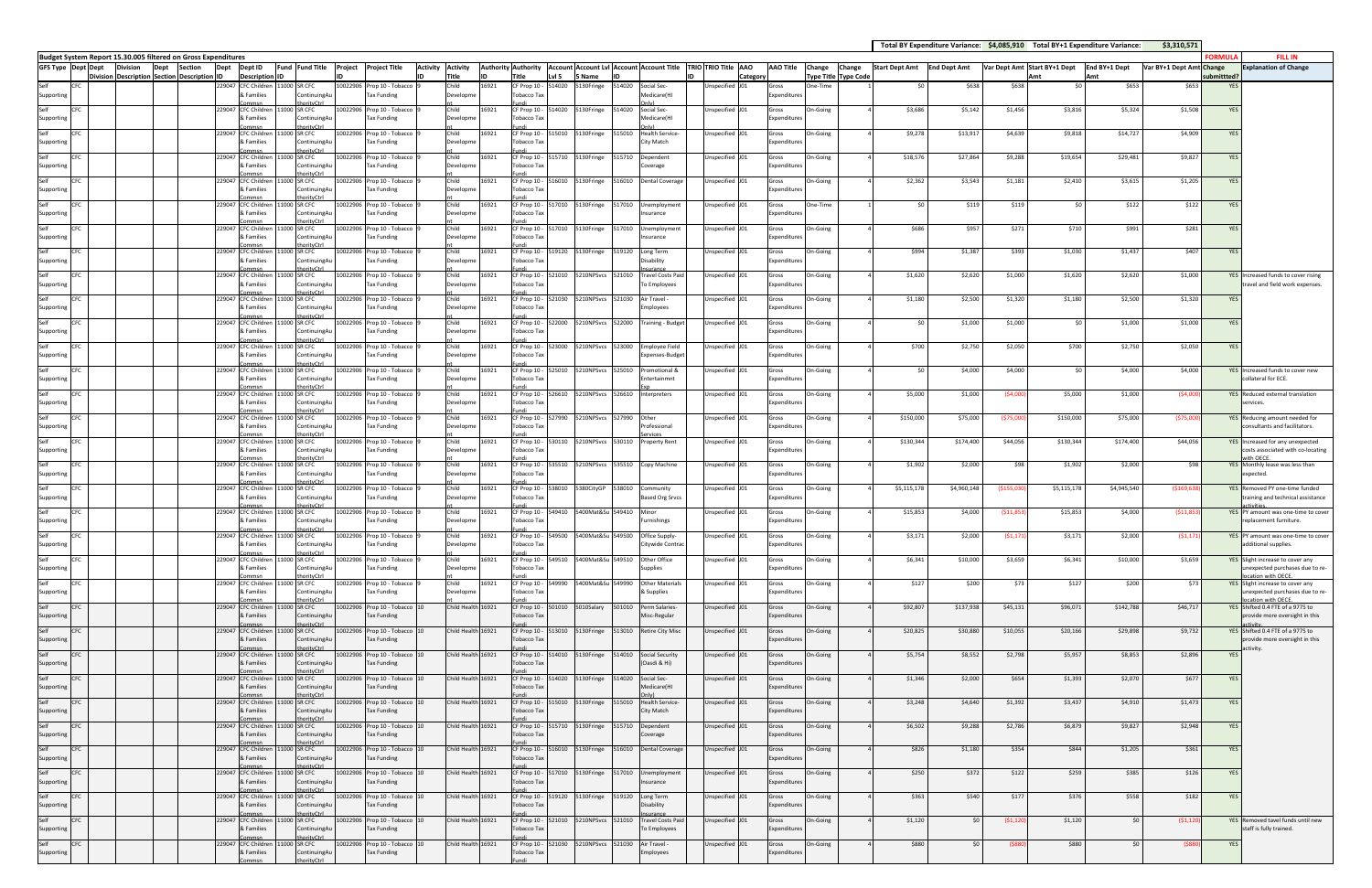| | | | | | | | | | | | | | | | | | | | | | | | | | | | | | | | | | | | | | | | | | | | | |
|---|---|---|---|---|---|---|---|---|---|---|---|---|---|---|---|---|---|---|---|---|---|---|---|---|---|---|---|---|---|---|---|---|---|---|---|---|---|---|---|---|---|---|---|---|
| | | | | | | | | | | | | | | | | | | | | | | | | | | | | | | | | | | Total BY Expenditure Variance: | | $4,085,910 | Total BY+1 Expenditure Variance: | | $3,310,571 | | | | | |
| Budget System Report 15.30.005 filtered on Gross Expenditures | | | | | | | | | | | | | | | | | | | | | | | | | | | | | | | | | | | | | | | | | FORMULA | FILL IN | | |
| GFS Type | Dept | Dept Division | Division Description | Dept Section | Section Description | Dept ID | Dept ID Description | Fund ID | Fund Title | Project ID | Project Title | Activity ID | Activity Title | Authority ID | Authority Title | Account Lvl 5 | Account Lvl 5 Name | Account ID | Account Title | TRIO ID | TRIO Title | AAO Category | AAO Title | Change Type Title | Change Type Code | Start Dept Amt | End Dept Amt | Var Dept Amt | Start BY+1 Dept Amt | End BY+1 Dept Amt | Var BY+1 Dept Amt | Change submitted? | Explanation of Change | | | | | | | | | | | |
| Self Supporting | CFC | | | | | 229047 | CFC Children & Families Commsn | 11000 | SR CFC ContinuingAuthorityCtrl | 10022906 | Prop 10 - Tobacco Tax Funding | 9 | Child Development | 16921 | CF Prop 10 - Tobacco Tax Fundi | 514020 | 5130Fringe | 514020 | Social Sec-Medicare(HI Only) | | Unspecified | J01 | Gross Expenditures | One-Time | 1 | $0 | $638 | $638 | $0 | $653 | $653 | YES | | | | | | | | | | | | |
| Self Supporting | CFC | | | | | 229047 | CFC Children & Families Commsn | 11000 | SR CFC ContinuingAuthorityCtrl | 10022906 | Prop 10 - Tobacco Tax Funding | 9 | Child Development | 16921 | CF Prop 10 - Tobacco Tax Fundi | 514020 | 5130Fringe | 514020 | Social Sec-Medicare(HI Only) | | Unspecified | J01 | Gross Expenditures | On-Going | 4 | $3,686 | $5,142 | $1,456 | $3,816 | $5,324 | $1,508 | YES | | | | | | | | | | | | |
| Self Supporting | CFC | | | | | 229047 | CFC Children & Families Commsn | 11000 | SR CFC ContinuingAuthorityCtrl | 10022906 | Prop 10 - Tobacco Tax Funding | 9 | Child Development | 16921 | CF Prop 10 - Tobacco Tax Fundi | 515010 | 5130Fringe | 515010 | Health Service-City Match | | Unspecified | J01 | Gross Expenditures | On-Going | 4 | $9,278 | $13,917 | $4,639 | $9,818 | $14,727 | $4,909 | YES | | | | | | | | | | | | |
| Self Supporting | CFC | | | | | 229047 | CFC Children & Families Commsn | 11000 | SR CFC ContinuingAuthorityCtrl | 10022906 | Prop 10 - Tobacco Tax Funding | 9 | Child Development | 16921 | CF Prop 10 - Tobacco Tax Fundi | 515710 | 5130Fringe | 515710 | Dependent Coverage | | Unspecified | J01 | Gross Expenditures | On-Going | 4 | $18,576 | $27,864 | $9,288 | $19,654 | $29,481 | $9,827 | YES | | | | | | | | | | | | |
| Self Supporting | CFC | | | | | 229047 | CFC Children & Families Commsn | 11000 | SR CFC ContinuingAuthorityCtrl | 10022906 | Prop 10 - Tobacco Tax Funding | 9 | Child Development | 16921 | CF Prop 10 - Tobacco Tax Fundi | 516010 | 5130Fringe | 516010 | Dental Coverage | | Unspecified | J01 | Gross Expenditures | On-Going | 4 | $2,362 | $3,543 | $1,181 | $2,410 | $3,615 | $1,205 | YES | | | | | | | | | | | | |
| Self Supporting | CFC | | | | | 229047 | CFC Children & Families Commsn | 11000 | SR CFC ContinuingAuthorityCtrl | 10022906 | Prop 10 - Tobacco Tax Funding | 9 | Child Development | 16921 | CF Prop 10 - Tobacco Tax Fundi | 517010 | 5130Fringe | 517010 | Unemployment Insurance | | Unspecified | J01 | Gross Expenditures | One-Time | 1 | $0 | $119 | $119 | $0 | $122 | $122 | YES | | | | | | | | | | | | |
| Self Supporting | CFC | | | | | 229047 | CFC Children & Families Commsn | 11000 | SR CFC ContinuingAuthorityCtrl | 10022906 | Prop 10 - Tobacco Tax Funding | 9 | Child Development | 16921 | CF Prop 10 - Tobacco Tax Fundi | 517010 | 5130Fringe | 517010 | Unemployment Insurance | | Unspecified | J01 | Gross Expenditures | On-Going | 4 | $686 | $957 | $271 | $710 | $991 | $281 | YES | | | | | | | | | | | | |
| Self Supporting | CFC | | | | | 229047 | CFC Children & Families Commsn | 11000 | SR CFC ContinuingAuthorityCtrl | 10022906 | Prop 10 - Tobacco Tax Funding | 9 | Child Development | 16921 | CF Prop 10 - Tobacco Tax Fundi | 519120 | 5130Fringe | 519120 | Long Term Disability Insurance | | Unspecified | J01 | Gross Expenditures | On-Going | 4 | $994 | $1,387 | $393 | $1,030 | $1,437 | $407 | YES | | | | | | | | | | | | |
| Self Supporting | CFC | | | | | 229047 | CFC Children & Families Commsn | 11000 | SR CFC ContinuingAuthorityCtrl | 10022906 | Prop 10 - Tobacco Tax Funding | 9 | Child Development | 16921 | CF Prop 10 - Tobacco Tax Fundi | 521010 | 5210NPSvcs | 521010 | Travel Costs Paid To Employees | | Unspecified | J01 | Gross Expenditures | On-Going | 4 | $1,620 | $2,620 | $1,000 | $1,620 | $2,620 | $1,000 | YES | Increased funds to cover rising travel and field work expenses. | | | | | | | | | | | |
| Self Supporting | CFC | | | | | 229047 | CFC Children & Families Commsn | 11000 | SR CFC ContinuingAuthorityCtrl | 10022906 | Prop 10 - Tobacco Tax Funding | 9 | Child Development | 16921 | CF Prop 10 - Tobacco Tax Fundi | 521030 | 5210NPSvcs | 521030 | Air Travel - Employees | | Unspecified | J01 | Gross Expenditures | On-Going | 4 | $1,180 | $2,500 | $1,320 | $1,180 | $2,500 | $1,320 | YES | | | | | | | | | | | | |
| Self Supporting | CFC | | | | | 229047 | CFC Children & Families Commsn | 11000 | SR CFC ContinuingAuthorityCtrl | 10022906 | Prop 10 - Tobacco Tax Funding | 9 | Child Development | 16921 | CF Prop 10 - Tobacco Tax Fundi | 522000 | 5210NPSvcs | 522000 | Training - Budget | | Unspecified | J01 | Gross Expenditures | On-Going | 4 | $0 | $1,000 | $1,000 | $0 | $1,000 | $1,000 | YES | | | | | | | | | | | | |
| Self Supporting | CFC | | | | | 229047 | CFC Children & Families Commsn | 11000 | SR CFC ContinuingAuthorityCtrl | 10022906 | Prop 10 - Tobacco Tax Funding | 9 | Child Development | 16921 | CF Prop 10 - Tobacco Tax Fundi | 523000 | 5210NPSvcs | 523000 | Employee Field Expenses-Budget | | Unspecified | J01 | Gross Expenditures | On-Going | 4 | $700 | $2,750 | $2,050 | $700 | $2,750 | $2,050 | YES | | | | | | | | | | | | |
| Self Supporting | CFC | | | | | 229047 | CFC Children & Families Commsn | 11000 | SR CFC ContinuingAuthorityCtrl | 10022906 | Prop 10 - Tobacco Tax Funding | 9 | Child Development | 16921 | CF Prop 10 - Tobacco Tax Fundi | 525010 | 5210NPSvcs | 525010 | Promotional & Entertainment Exp | | Unspecified | J01 | Gross Expenditures | On-Going | 4 | $0 | $4,000 | $4,000 | $0 | $4,000 | $4,000 | YES | Increased funds to cover new collateral for ECE. | | | | | | | | | | | |
| Self Supporting | CFC | | | | | 229047 | CFC Children & Families Commsn | 11000 | SR CFC ContinuingAuthorityCtrl | 10022906 | Prop 10 - Tobacco Tax Funding | 9 | Child Development | 16921 | CF Prop 10 - Tobacco Tax Fundi | 526610 | 5210NPSvcs | 526610 | Interpreters | | Unspecified | J01 | Gross Expenditures | On-Going | 4 | $5,000 | $1,000 | ($4,000) | $5,000 | $1,000 | ($4,000) | YES | Reduced external translation services. | | | | | | | | | | | |
| Self Supporting | CFC | | | | | 229047 | CFC Children & Families Commsn | 11000 | SR CFC ContinuingAuthorityCtrl | 10022906 | Prop 10 - Tobacco Tax Funding | 9 | Child Development | 16921 | CF Prop 10 - Tobacco Tax Fundi | 527990 | 5210NPSvcs | 527990 | Other Professional Services | | Unspecified | J01 | Gross Expenditures | On-Going | 4 | $150,000 | $75,000 | ($75,000) | $150,000 | $75,000 | ($75,000) | YES | Reducing amount needed for consultants and facilitators. | | | | | | | | | | | |
| Self Supporting | CFC | | | | | 229047 | CFC Children & Families Commsn | 11000 | SR CFC ContinuingAuthorityCtrl | 10022906 | Prop 10 - Tobacco Tax Funding | 9 | Child Development | 16921 | CF Prop 10 - Tobacco Tax Fundi | 530110 | 5210NPSvcs | 530110 | Property Rent | | Unspecified | J01 | Gross Expenditures | On-Going | 4 | $130,344 | $174,400 | $44,056 | $130,344 | $174,400 | $44,056 | YES | Increased for any unexpected costs associated with co-locating with OECE. | | | | | | | | | | | |
| Self Supporting | CFC | | | | | 229047 | CFC Children & Families Commsn | 11000 | SR CFC ContinuingAuthorityCtrl | 10022906 | Prop 10 - Tobacco Tax Funding | 9 | Child Development | 16921 | CF Prop 10 - Tobacco Tax Fundi | 535510 | 5210NPSvcs | 535510 | Copy Machine | | Unspecified | J01 | Gross Expenditures | On-Going | 4 | $1,902 | $2,000 | $98 | $1,902 | $2,000 | $98 | YES | Monthly lease was less than expected. | | | | | | | | | | | |
| Self Supporting | CFC | | | | | 229047 | CFC Children & Families Commsn | 11000 | SR CFC ContinuingAuthorityCtrl | 10022906 | Prop 10 - Tobacco Tax Funding | 9 | Child Development | 16921 | CF Prop 10 - Tobacco Tax Fundi | 538010 | 5380CityGP | 538010 | Community Based Org Srvcs | | Unspecified | J01 | Gross Expenditures | On-Going | 4 | $5,115,178 | $4,960,148 | ($155,030) | $5,115,178 | $4,945,540 | ($169,638) | YES | Removed PY one-time funded training and technical assistance activities. | | | | | | | | | | | |
| Self Supporting | CFC | | | | | 229047 | CFC Children & Families Commsn | 11000 | SR CFC ContinuingAuthorityCtrl | 10022906 | Prop 10 - Tobacco Tax Funding | 9 | Child Development | 16921 | CF Prop 10 - Tobacco Tax Fundi | 549410 | 5400Mat&Su | 549410 | Minor Furnishings | | Unspecified | J01 | Gross Expenditures | On-Going | 4 | $15,853 | $4,000 | ($11,853) | $15,853 | $4,000 | ($11,853) | YES | PY amount was one-time to cover replacement furniture. | | | | | | | | | | | |
| Self Supporting | CFC | | | | | 229047 | CFC Children & Families Commsn | 11000 | SR CFC ContinuingAuthorityCtrl | 10022906 | Prop 10 - Tobacco Tax Funding | 9 | Child Development | 16921 | CF Prop 10 - Tobacco Tax Fundi | 549500 | 5400Mat&Su | 549500 | Office Supply-Citywide Contrac | | Unspecified | J01 | Gross Expenditures | On-Going | 4 | $3,171 | $2,000 | ($1,171) | $3,171 | $2,000 | ($1,171) | YES | PY amount was one-time to cover additional supplies. | | | | | | | | | | | |
| Self Supporting | CFC | | | | | 229047 | CFC Children & Families Commsn | 11000 | SR CFC ContinuingAuthorityCtrl | 10022906 | Prop 10 - Tobacco Tax Funding | 9 | Child Development | 16921 | CF Prop 10 - Tobacco Tax Fundi | 549510 | 5400Mat&Su | 549510 | Other Office Supplies | | Unspecified | J01 | Gross Expenditures | On-Going | 4 | $6,341 | $10,000 | $3,659 | $6,341 | $10,000 | $3,659 | YES | Slight increase to cover any unexpected purchases due to re-location with OECE. | | | | | | | | | | | |
| Self Supporting | CFC | | | | | 229047 | CFC Children & Families Commsn | 11000 | SR CFC ContinuingAuthorityCtrl | 10022906 | Prop 10 - Tobacco Tax Funding | 9 | Child Development | 16921 | CF Prop 10 - Tobacco Tax Fundi | 549990 | 5400Mat&Su | 549990 | Other Materials & Supplies | | Unspecified | J01 | Gross Expenditures | On-Going | 4 | $127 | $200 | $73 | $127 | $200 | $73 | YES | Slight increase to cover any unexpected purchases due to re-location with OECE. | | | | | | | | | | | |
| Self Supporting | CFC | | | | | 229047 | CFC Children & Families Commsn | 11000 | SR CFC ContinuingAuthorityCtrl | 10022906 | Prop 10 - Tobacco Tax Funding | 10 | Child Health | 16921 | CF Prop 10 - Tobacco Tax Fundi | 501010 | 5010Salary | 501010 | Perm Salaries-Misc-Regular | | Unspecified | J01 | Gross Expenditures | On-Going | 4 | $92,807 | $137,938 | $45,131 | $96,071 | $142,788 | $46,717 | YES | Shifted 0.4 FTE of a 9775 to provide more oversight in this activity. | | | | | | | | | | | |
| Self Supporting | CFC | | | | | 229047 | CFC Children & Families Commsn | 11000 | SR CFC ContinuingAuthorityCtrl | 10022906 | Prop 10 - Tobacco Tax Funding | 10 | Child Health | 16921 | CF Prop 10 - Tobacco Tax Fundi | 513010 | 5130Fringe | 513010 | Retire City Misc | | Unspecified | J01 | Gross Expenditures | On-Going | 4 | $20,825 | $30,880 | $10,055 | $20,166 | $29,898 | $9,732 | YES | Shifted 0.4 FTE of a 9775 to provide more oversight in this activity. | | | | | | | | | | | |
| Self Supporting | CFC | | | | | 229047 | CFC Children & Families Commsn | 11000 | SR CFC ContinuingAuthorityCtrl | 10022906 | Prop 10 - Tobacco Tax Funding | 10 | Child Health | 16921 | CF Prop 10 - Tobacco Tax Fundi | 514010 | 5130Fringe | 514010 | Social Security (Oasdi & Hi) | | Unspecified | J01 | Gross Expenditures | On-Going | 4 | $5,754 | $8,552 | $2,798 | $5,957 | $8,853 | $2,896 | YES | | | | | | | | | | | | |
| Self Supporting | CFC | | | | | 229047 | CFC Children & Families Commsn | 11000 | SR CFC ContinuingAuthorityCtrl | 10022906 | Prop 10 - Tobacco Tax Funding | 10 | Child Health | 16921 | CF Prop 10 - Tobacco Tax Fundi | 514020 | 5130Fringe | 514020 | Social Sec-Medicare(HI Only) | | Unspecified | J01 | Gross Expenditures | On-Going | 4 | $1,346 | $2,000 | $654 | $1,393 | $2,070 | $677 | YES | | | | | | | | | | | | |
| Self Supporting | CFC | | | | | 229047 | CFC Children & Families Commsn | 11000 | SR CFC ContinuingAuthorityCtrl | 10022906 | Prop 10 - Tobacco Tax Funding | 10 | Child Health | 16921 | CF Prop 10 - Tobacco Tax Fundi | 515010 | 5130Fringe | 515010 | Health Service-City Match | | Unspecified | J01 | Gross Expenditures | On-Going | 4 | $3,248 | $4,640 | $1,392 | $3,437 | $4,910 | $1,473 | YES | | | | | | | | | | | | |
| Self Supporting | CFC | | | | | 229047 | CFC Children & Families Commsn | 11000 | SR CFC ContinuingAuthorityCtrl | 10022906 | Prop 10 - Tobacco Tax Funding | 10 | Child Health | 16921 | CF Prop 10 - Tobacco Tax Fundi | 515710 | 5130Fringe | 515710 | Dependent Coverage | | Unspecified | J01 | Gross Expenditures | On-Going | 4 | $6,502 | $9,288 | $2,786 | $6,879 | $9,827 | $2,948 | YES | | | | | | | | | | | | |
| Self Supporting | CFC | | | | | 229047 | CFC Children & Families Commsn | 11000 | SR CFC ContinuingAuthorityCtrl | 10022906 | Prop 10 - Tobacco Tax Funding | 10 | Child Health | 16921 | CF Prop 10 - Tobacco Tax Fundi | 516010 | 5130Fringe | 516010 | Dental Coverage | | Unspecified | J01 | Gross Expenditures | On-Going | 4 | $826 | $1,180 | $354 | $844 | $1,205 | $361 | YES | | | | | | | | | | | | |
| Self Supporting | CFC | | | | | 229047 | CFC Children & Families Commsn | 11000 | SR CFC ContinuingAuthorityCtrl | 10022906 | Prop 10 - Tobacco Tax Funding | 10 | Child Health | 16921 | CF Prop 10 - Tobacco Tax Fundi | 517010 | 5130Fringe | 517010 | Unemployment Insurance | | Unspecified | J01 | Gross Expenditures | On-Going | 4 | $250 | $372 | $122 | $259 | $385 | $126 | YES | | | | | | | | | | | | |
| Self Supporting | CFC | | | | | 229047 | CFC Children & Families Commsn | 11000 | SR CFC ContinuingAuthorityCtrl | 10022906 | Prop 10 - Tobacco Tax Funding | 10 | Child Health | 16921 | CF Prop 10 - Tobacco Tax Fundi | 519120 | 5130Fringe | 519120 | Long Term Disability Insurance | | Unspecified | J01 | Gross Expenditures | On-Going | 4 | $363 | $540 | $177 | $376 | $558 | $182 | YES | | | | | | | | | | | | |
| Self Supporting | CFC | | | | | 229047 | CFC Children & Families Commsn | 11000 | SR CFC ContinuingAuthorityCtrl | 10022906 | Prop 10 - Tobacco Tax Funding | 10 | Child Health | 16921 | CF Prop 10 - Tobacco Tax Fundi | 521010 | 5210NPSvcs | 521010 | Travel Costs Paid To Employees | | Unspecified | J01 | Gross Expenditures | On-Going | 4 | $1,120 | $0 | ($1,120) | $1,120 | $0 | ($1,120) | YES | Removed tavel funds until new staff is fully trained. | | | | | | | | | | | |
| Self Supporting | CFC | | | | | 229047 | CFC Children & Families Commsn | 11000 | SR CFC ContinuingAuthorityCtrl | 10022906 | Prop 10 - Tobacco Tax Funding | 10 | Child Health | 16921 | CF Prop 10 - Tobacco Tax Fundi | 521030 | 5210NPSvcs | 521030 | Air Travel - Employees | | Unspecified | J01 | Gross Expenditures | On-Going | 4 | $880 | $0 | ($880) | $880 | $0 | ($880) | YES | | | | | | | | | | | | |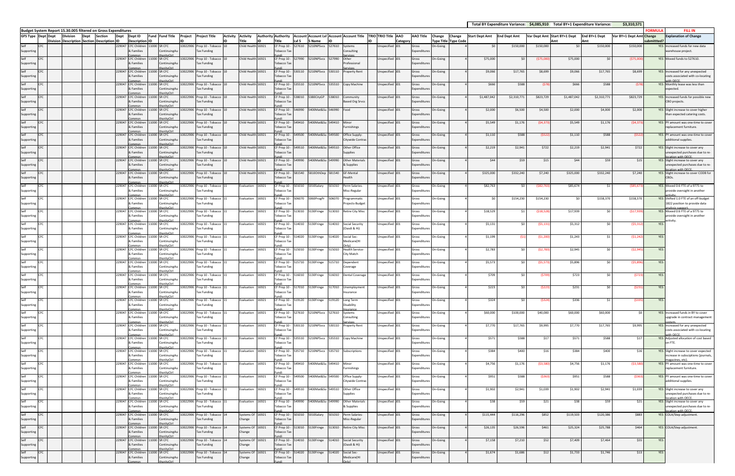| | | | | | | | | | | | | | | | | | | | | | | | | | | | | | | | | | | Total BY Expenditure Variance: | $4,085,910 | Total BY+1 Expenditure Variance: | $3,310,571 | | |
|---|---|---|---|---|---|---|---|---|---|---|---|---|---|---|---|---|---|---|---|---|---|---|---|---|---|---|---|---|---|---|---|---|---|---|---|---|---|---|---|
| Budget System Report 15.30.005 filtered on Gross Expenditures | | | | | | | | | | | | | | | | | | | | | | | | | | | | | | | | | | | | | | FORMULA | FILL IN |
| GFS Type | Dept | Dept Division | Division Description | Dept Section | Section Description | Dept ID | Dept ID Description | Fund ID | Fund Title | Project ID | Project Title | Activity ID | Activity Title | Authority ID | Authority Title | Account Lvl 5 | Account Lvl 5 Name | Account ID | Account Title | TRIO ID | TRIO Title | AAO Category | AAO Title | Change Type Title | Change Type Code | Start Dept Amt | End Dept Amt | Var Dept Amt | Start BY+1 Dept Amt | End BY+1 Dept Amt | Var BY+1 Dept Amt | Change submitted? | Explanation of Change |
| Self Supporting | CFC | | | | | 229047 | CFC Children & Families Commsn | 11000 | SR CFC ContinuingAuthorityCtrl | 10022906 | Prop 10 - Tobacco Tax Funding | 10 | Child Health | 16921 | CF Prop 10 - Tobacco Tax Fundi | 527610 | 5210NPSvcs | 527610 | Systems Consulting Services | | Unspecified | J01 | Gross Expenditures | On-Going | 4 | $0 | $150,000 | $150,000 | $0 | $150,000 | $150,000 | YES | Increased funds for new data warehouse project. |
| Self Supporting | CFC | | | | | 229047 | CFC Children & Families Commsn | 11000 | SR CFC ContinuingAuthorityCtrl | 10022906 | Prop 10 - Tobacco Tax Funding | 10 | Child Health | 16921 | CF Prop 10 - Tobacco Tax Fundi | 527990 | 5210NPSvcs | 527990 | Other Professional Services | | Unspecified | J01 | Gross Expenditures | On-Going | 4 | $75,000 | $0 | ($75,000) | $75,000 | $0 | ($75,000) | YES | Moved funds to 527610. |
| Self Supporting | CFC | | | | | 229047 | CFC Children & Families Commsn | 11000 | SR CFC ContinuingAuthorityCtrl | 10022906 | Prop 10 - Tobacco Tax Funding | 10 | Child Health | 16921 | CF Prop 10 - Tobacco Tax Fundi | 530110 | 5210NPSvcs | 530110 | Property Rent | | Unspecified | J01 | Gross Expenditures | On-Going | 4 | $9,066 | $17,765 | $8,699 | $9,066 | $17,765 | $8,699 | YES | Increased for any unexpected costs associated with co-locating with OECE. |
| Self Supporting | CFC | | | | | 229047 | CFC Children & Families Commsn | 11000 | SR CFC ContinuingAuthorityCtrl | 10022906 | Prop 10 - Tobacco Tax Funding | 10 | Child Health | 16921 | CF Prop 10 - Tobacco Tax Fundi | 535510 | 5210NPSvcs | 535510 | Copy Machine | | Unspecified | J01 | Gross Expenditures | On-Going | 4 | $666 | $588 | ($78) | $666 | $588 | ($78) | YES | Monthly lease was less than expected. |
| Self Supporting | CFC | | | | | 229047 | CFC Children & Families Commsn | 11000 | SR CFC ContinuingAuthorityCtrl | 10022906 | Prop 10 - Tobacco Tax Funding | 10 | Child Health | 16921 | CF Prop 10 - Tobacco Tax Fundi | 538010 | 5380CityGP | 538010 | Community Based Org Srvcs | | Unspecified | J01 | Gross Expenditures | On-Going | 4 | $1,487,042 | $2,310,771 | $823,729 | $1,487,042 | $2,310,771 | $823,729 | YES | Increased funds for possible new CBO projects. |
| Self Supporting | CFC | | | | | 229047 | CFC Children & Families Commsn | 11000 | SR CFC ContinuingAuthorityCtrl | 10022906 | Prop 10 - Tobacco Tax Funding | 10 | Child Health | 16921 | CF Prop 10 - Tobacco Tax Fundi | 546990 | 5400Mat&Su | 546990 | Food | | Unspecified | J01 | Gross Expenditures | On-Going | 4 | $2,000 | $6,500 | $4,500 | $2,000 | $4,000 | $2,000 | YES | Slight increase to cover higher than expected catering costs. |
| Self Supporting | CFC | | | | | 229047 | CFC Children & Families Commsn | 11000 | SR CFC ContinuingAuthorityCtrl | 10022906 | Prop 10 - Tobacco Tax Funding | 10 | Child Health | 16921 | CF Prop 10 - Tobacco Tax Fundi | 549410 | 5400Mat&Su | 549410 | Minor Furnishings | | Unspecified | J01 | Gross Expenditures | On-Going | 4 | $5,549 | $1,176 | ($4,373) | $5,549 | $1,176 | ($4,373) | YES | PY amount was one-time to cover replacement furniture. |
| Self Supporting | CFC | | | | | 229047 | CFC Children & Families Commsn | 11000 | SR CFC ContinuingAuthorityCtrl | 10022906 | Prop 10 - Tobacco Tax Funding | 10 | Child Health | 16921 | CF Prop 10 - Tobacco Tax Fundi | 549500 | 5400Mat&Su | 549500 | Office Supply-Citywide Contrac | | Unspecified | J01 | Gross Expenditures | On-Going | 4 | $1,110 | $588 | ($522) | $1,110 | $588 | ($522) | YES | PY amount was one-time to cover additional supplies. |
| Self Supporting | CFC | | | | | 229047 | CFC Children & Families Commsn | 11000 | SR CFC ContinuingAuthorityCtrl | 10022906 | Prop 10 - Tobacco Tax Funding | 10 | Child Health | 16921 | CF Prop 10 - Tobacco Tax Fundi | 549510 | 5400Mat&Su | 549510 | Other Office Supplies | | Unspecified | J01 | Gross Expenditures | On-Going | 4 | $2,219 | $2,941 | $722 | $2,219 | $2,941 | $722 | YES | Slight increase to cover any unexpected purchases due to re-location with OECE. |
| Self Supporting | CFC | | | | | 229047 | CFC Children & Families Commsn | 11000 | SR CFC ContinuingAuthorityCtrl | 10022906 | Prop 10 - Tobacco Tax Funding | 10 | Child Health | 16921 | CF Prop 10 - Tobacco Tax Fundi | 549990 | 5400Mat&Su | 549990 | Other Materials & Supplies | | Unspecified | J01 | Gross Expenditures | On-Going | 4 | $44 | $59 | $15 | $44 | $59 | $15 | YES | Slight increase to cover any unexpected purchases due to re-location with OECE. |
| Self Supporting | CFC | | | | | 229047 | CFC Children & Families Commsn | 11000 | SR CFC ContinuingAuthorityCtrl | 10022906 | Prop 10 - Tobacco Tax Funding | 10 | Child Health | 16921 | CF Prop 10 - Tobacco Tax Fundi | 581540 | 5810OthDep | 581540 | GF-Mental Health | | Unspecified | J01 | Gross Expenditures | On-Going | 4 | $325,000 | $332,240 | $7,240 | $325,000 | $332,240 | $7,240 | YES | Slight increase to cover CODB for CBOs. |
| Self Supporting | CFC | | | | | 229047 | CFC Children & Families Commsn | 11000 | SR CFC ContinuingAuthorityCtrl | 10022906 | Prop 10 - Tobacco Tax Funding | 11 | Evaluation | 16921 | CF Prop 10 - Tobacco Tax Fundi | 501010 | 5010Salary | 501010 | Perm Salaries-Misc-Regular | | Unspecified | J01 | Gross Expenditures | On-Going | 4 | $82,763 | $0 | ($82,763) | $85,674 | $1 | ($85,673) | YES | Moved 0.6 FTE of a 9775 to provide oversight in another activity. |
| Self Supporting | CFC | | | | | 229047 | CFC Children & Families Commsn | 11000 | SR CFC ContinuingAuthorityCtrl | 10022906 | Prop 10 - Tobacco Tax Funding | 11 | Evaluation | 16921 | CF Prop 10 - Tobacco Tax Fundi | 506070 | 5060ProgPr | 506070 | Programmatic Projects-Budget | | Unspecified | J01 | Gross Expenditures | On-Going | 4 | $0 | $154,230 | $154,230 | $0 | $158,370 | $158,370 | YES | Shifted 1.0 FTE of an off-budget 1822 position to provide data analysis support. |
| Self Supporting | CFC | | | | | 229047 | CFC Children & Families Commsn | 11000 | SR CFC ContinuingAuthorityCtrl | 10022906 | Prop 10 - Tobacco Tax Funding | 11 | Evaluation | 16921 | CF Prop 10 - Tobacco Tax Fundi | 513010 | 5130Fringe | 513010 | Retire City Misc | | Unspecified | J01 | Gross Expenditures | On-Going | 4 | $18,529 | $1 | ($18,528) | $17,939 | $0 | ($17,939) | YES | Moved 0.6 FTE of a 9775 to provide oversight in another activity. |
| Self Supporting | CFC | | | | | 229047 | CFC Children & Families Commsn | 11000 | SR CFC ContinuingAuthorityCtrl | 10022906 | Prop 10 - Tobacco Tax Funding | 11 | Evaluation | 16921 | CF Prop 10 - Tobacco Tax Fundi | 514010 | 5130Fringe | 514010 | Social Security (Oasdi & Hi) | | Unspecified | J01 | Gross Expenditures | On-Going | 4 | $5,131 | $0 | ($5,131) | $5,312 | $0 | ($5,312) | YES | |
| Self Supporting | CFC | | | | | 229047 | CFC Children & Families Commsn | 11000 | SR CFC ContinuingAuthorityCtrl | 10022906 | Prop 10 - Tobacco Tax Funding | 11 | Evaluation | 16921 | CF Prop 10 - Tobacco Tax Fundi | 514020 | 5130Fringe | 514020 | Social Sec-Medicare(HI Only) | | Unspecified | J01 | Gross Expenditures | On-Going | 4 | $1,199 | ($1) | ($1,200) | $1,243 | $1 | ($1,242) | YES | |
| Self Supporting | CFC | | | | | 229047 | CFC Children & Families Commsn | 11000 | SR CFC ContinuingAuthorityCtrl | 10022906 | Prop 10 - Tobacco Tax Funding | 11 | Evaluation | 16921 | CF Prop 10 - Tobacco Tax Fundi | 515010 | 5130Fringe | 515010 | Health Service-City Match | | Unspecified | J01 | Gross Expenditures | On-Going | 4 | $2,783 | $0 | ($2,783) | $2,945 | $0 | ($2,945) | YES | |
| Self Supporting | CFC | | | | | 229047 | CFC Children & Families Commsn | 11000 | SR CFC ContinuingAuthorityCtrl | 10022906 | Prop 10 - Tobacco Tax Funding | 11 | Evaluation | 16921 | CF Prop 10 - Tobacco Tax Fundi | 515710 | 5130Fringe | 515710 | Dependent Coverage | | Unspecified | J01 | Gross Expenditures | On-Going | 4 | $5,573 | $0 | ($5,573) | $5,896 | $0 | ($5,896) | YES | |
| Self Supporting | CFC | | | | | 229047 | CFC Children & Families Commsn | 11000 | SR CFC ContinuingAuthorityCtrl | 10022906 | Prop 10 - Tobacco Tax Funding | 11 | Evaluation | 16921 | CF Prop 10 - Tobacco Tax Fundi | 516010 | 5130Fringe | 516010 | Dental Coverage | | Unspecified | J01 | Gross Expenditures | On-Going | 4 | $709 | $0 | ($709) | $723 | $0 | ($723) | YES | |
| Self Supporting | CFC | | | | | 229047 | CFC Children & Families Commsn | 11000 | SR CFC ContinuingAuthorityCtrl | 10022906 | Prop 10 - Tobacco Tax Funding | 11 | Evaluation | 16921 | CF Prop 10 - Tobacco Tax Fundi | 517010 | 5130Fringe | 517010 | Unemployment Insurance | | Unspecified | J01 | Gross Expenditures | On-Going | 4 | $223 | $0 | ($223) | $231 | $0 | ($231) | YES | |
| Self Supporting | CFC | | | | | 229047 | CFC Children & Families Commsn | 11000 | SR CFC ContinuingAuthorityCtrl | 10022906 | Prop 10 - Tobacco Tax Funding | 11 | Evaluation | 16921 | CF Prop 10 - Tobacco Tax Fundi | 519120 | 5130Fringe | 519120 | Long Term Disability Insurance | | Unspecified | J01 | Gross Expenditures | On-Going | 4 | $324 | $0 | ($324) | $336 | $1 | ($335) | YES | |
| Self Supporting | CFC | | | | | 229047 | CFC Children & Families Commsn | 11000 | SR CFC ContinuingAuthorityCtrl | 10022906 | Prop 10 - Tobacco Tax Funding | 11 | Evaluation | 16921 | CF Prop 10 - Tobacco Tax Fundi | 527610 | 5210NPSvcs | 527610 | Systems Consulting Services | | Unspecified | J01 | Gross Expenditures | On-Going | 4 | $60,000 | $100,000 | $40,000 | $60,000 | $60,000 | $0 | YES | Increased funds in BY to cover upgrade in contract management system. |
| Self Supporting | CFC | | | | | 229047 | CFC Children & Families Commsn | 11000 | SR CFC ContinuingAuthorityCtrl | 10022906 | Prop 10 - Tobacco Tax Funding | 11 | Evaluation | 16921 | CF Prop 10 - Tobacco Tax Fundi | 530110 | 5210NPSvcs | 530110 | Property Rent | | Unspecified | J01 | Gross Expenditures | On-Going | 4 | $7,770 | $17,765 | $9,995 | $7,770 | $17,765 | $9,995 | YES | Increased for any unexpected costs associated with co-locating with OECE. |
| Self Supporting | CFC | | | | | 229047 | CFC Children & Families Commsn | 11000 | SR CFC ContinuingAuthorityCtrl | 10022906 | Prop 10 - Tobacco Tax Funding | 11 | Evaluation | 16921 | CF Prop 10 - Tobacco Tax Fundi | 535510 | 5210NPSvcs | 535510 | Copy Machine | | Unspecified | J01 | Gross Expenditures | On-Going | 4 | $571 | $588 | $17 | $571 | $588 | $17 | YES | Adjusted allocation of cost based on FTE. |
| Self Supporting | CFC | | | | | 229047 | CFC Children & Families Commsn | 11000 | SR CFC ContinuingAuthorityCtrl | 10022906 | Prop 10 - Tobacco Tax Funding | 11 | Evaluation | 16921 | CF Prop 10 - Tobacco Tax Fundi | 535710 | 5210NPSvcs | 535710 | Subscriptions | | Unspecified | J01 | Gross Expenditures | On-Going | 4 | $384 | $400 | $16 | $384 | $400 | $16 | YES | Slight increase to cover expected increase in subscriptions (journals, magazines, etc). |
| Self Supporting | CFC | | | | | 229047 | CFC Children & Families Commsn | 11000 | SR CFC ContinuingAuthorityCtrl | 10022906 | Prop 10 - Tobacco Tax Funding | 11 | Evaluation | 16921 | CF Prop 10 - Tobacco Tax Fundi | 549410 | 5400Mat&Su | 549410 | Minor Furnishings | | Unspecified | J01 | Gross Expenditures | On-Going | 4 | $4,756 | $1,176 | ($3,580) | $4,756 | $1,176 | ($3,580) | YES | PY amount was one-time to cover replacement furniture. |
| Self Supporting | CFC | | | | | 229047 | CFC Children & Families Commsn | 11000 | SR CFC ContinuingAuthorityCtrl | 10022906 | Prop 10 - Tobacco Tax Funding | 11 | Evaluation | 16921 | CF Prop 10 - Tobacco Tax Fundi | 549500 | 5400Mat&Su | 549500 | Office Supply-Citywide Contrac | | Unspecified | J01 | Gross Expenditures | On-Going | 4 | $951 | $588 | ($363) | $951 | $588 | ($363) | YES | PY amount was one-time to cover additional supplies. |
| Self Supporting | CFC | | | | | 229047 | CFC Children & Families Commsn | 11000 | SR CFC ContinuingAuthorityCtrl | 10022906 | Prop 10 - Tobacco Tax Funding | 11 | Evaluation | 16921 | CF Prop 10 - Tobacco Tax Fundi | 549510 | 5400Mat&Su | 549510 | Other Office Supplies | | Unspecified | J01 | Gross Expenditures | On-Going | 4 | $1,902 | $2,941 | $1,039 | $1,902 | $2,941 | $1,039 | YES | Slight increase to cover any unexpected purchases due to re-location with OECE. |
| Self Supporting | CFC | | | | | 229047 | CFC Children & Families Commsn | 11000 | SR CFC ContinuingAuthorityCtrl | 10022906 | Prop 10 - Tobacco Tax Funding | 11 | Evaluation | 16921 | CF Prop 10 - Tobacco Tax Fundi | 549990 | 5400Mat&Su | 549990 | Other Materials & Supplies | | Unspecified | J01 | Gross Expenditures | On-Going | 4 | $38 | $59 | $21 | $38 | $59 | $21 | YES | Slight increase to cover any unexpected purchases due to re-location with OECE. |
| Self Supporting | CFC | | | | | 229047 | CFC Children & Families Commsn | 11000 | SR CFC ContinuingAuthorityCtrl | 10022906 | Prop 10 - Tobacco Tax Funding | 14 | Systems Of Change | 16921 | CF Prop 10 - Tobacco Tax Fundi | 501010 | 5010Salary | 501010 | Perm Salaries-Misc-Regular | | Unspecified | J01 | Gross Expenditures | On-Going | 4 | $115,444 | $116,296 | $852 | $119,503 | $120,386 | $883 | YES | COLA/Step adjustment. |
| Self Supporting | CFC | | | | | 229047 | CFC Children & Families Commsn | 11000 | SR CFC ContinuingAuthorityCtrl | 10022906 | Prop 10 - Tobacco Tax Funding | 14 | Systems Of Change | 16921 | CF Prop 10 - Tobacco Tax Fundi | 513010 | 5130Fringe | 513010 | Retire City Misc | | Unspecified | J01 | Gross Expenditures | On-Going | 4 | $26,135 | $26,596 | $461 | $25,324 | $25,788 | $464 | YES | COLA/Step adjustment. |
| Self Supporting | CFC | | | | | 229047 | CFC Children & Families Commsn | 11000 | SR CFC ContinuingAuthorityCtrl | 10022906 | Prop 10 - Tobacco Tax Funding | 14 | Systems Of Change | 16921 | CF Prop 10 - Tobacco Tax Fundi | 514010 | 5130Fringe | 514010 | Social Security (Oasdi & Hi) | | Unspecified | J01 | Gross Expenditures | On-Going | 4 | $7,158 | $7,210 | $52 | $7,409 | $7,464 | $55 | YES | |
| Self Supporting | CFC | | | | | 229047 | CFC Children & Families Commsn | 11000 | SR CFC ContinuingAuthorityCtrl | 10022906 | Prop 10 - Tobacco Tax Funding | 14 | Systems Of Change | 16921 | CF Prop 10 - Tobacco Tax Fundi | 514020 | 5130Fringe | 514020 | Social Sec-Medicare(HI Only) | | Unspecified | J01 | Gross Expenditures | On-Going | 4 | $1,674 | $1,686 | $12 | $1,733 | $1,746 | $13 | YES | |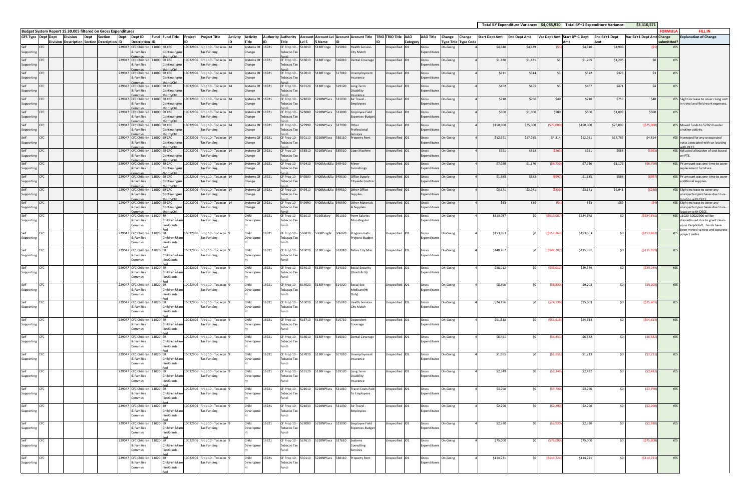| | | | | | | | | | | | | | | | | | | | | | | | | | | | | | | | | Total BY Expenditure Variance: | $4,085,910 | Total BY+1 Expenditure Variance: | | $3,310,571 | | |
|---|---|---|---|---|---|---|---|---|---|---|---|---|---|---|---|---|---|---|---|---|---|---|---|---|---|---|---|---|---|---|---|---|---|---|---|---|---|---|---|
| **Budget System Report 15.30.005 filtered on Gross Expenditures** | | | | | | | | | | | | | | | | | | | | | | | | | | | | | | | | | | | | | | FORMULA | FILL IN |
| GFS Type | Dept | Dept Division | Division Description | Dept Section | Section Description | Dept ID | Dept ID Description | Fund ID | Fund Title | Project ID | Project Title | Activity ID | Activity Title | Authority ID | Authority Title | Account Lvl 5 | Account Lvl 5 Name | Account ID | Account Title | TRIO ID | TRIO Title | AAO Category | AAO Title | Change Type Title | Change Type Code | Start Dept Amt | End Dept Amt | Var Dept Amt | Start BY+1 Dept Amt | End BY+1 Dept Amt | Var BY+1 Dept Amt | Change submitted? | Explanation of Change |
| Self Supporting | CFC | | | | | 229047 | CFC Children & Families Commsn | 11000 | SR CFC ContinuingAuthorityCtrl | 10022906 | Prop 10 - Tobacco Tax Funding | 14 | Systems Of Change | 16921 | CF Prop 10 - Tobacco Tax Fundi | 515010 | 5130Fringe | 515010 | Health Service-City Match | | Unspecified | J01 | Gross Expenditures | On-Going | 4 | $4,640 | $4,639 | ($1) | $4,910 | $4,909 | ($1) | YES | |
| Self Supporting | CFC | | | | | 229047 | CFC Children & Families Commsn | 11000 | SR CFC ContinuingAuthorityCtrl | 10022906 | Prop 10 - Tobacco Tax Funding | 14 | Systems Of Change | 16921 | CF Prop 10 - Tobacco Tax Fundi | 516010 | 5130Fringe | 516010 | Dental Coverage | | Unspecified | J01 | Gross Expenditures | On-Going | 4 | $1,180 | $1,181 | $1 | $1,205 | $1,205 | $0 | YES | |
| Self Supporting | CFC | | | | | 229047 | CFC Children & Families Commsn | 11000 | SR CFC ContinuingAuthorityCtrl | 10022906 | Prop 10 - Tobacco Tax Funding | 14 | Systems Of Change | 16921 | CF Prop 10 - Tobacco Tax Fundi | 517010 | 5130Fringe | 517010 | Unemployment Insurance | | Unspecified | J01 | Gross Expenditures | On-Going | 4 | $311 | $314 | $3 | $322 | $325 | $3 | YES | |
| Self Supporting | CFC | | | | | 229047 | CFC Children & Families Commsn | 11000 | SR CFC ContinuingAuthorityCtrl | 10022906 | Prop 10 - Tobacco Tax Funding | 14 | Systems Of Change | 16921 | CF Prop 10 - Tobacco Tax Fundi | 519120 | 5130Fringe | 519120 | Long Term Disability Insurance | | Unspecified | J01 | Gross Expenditures | On-Going | 4 | $452 | $455 | $3 | $467 | $471 | $4 | YES | |
| Self Supporting | CFC | | | | | 229047 | CFC Children & Families Commsn | 11000 | SR CFC ContinuingAuthorityCtrl | 10022906 | Prop 10 - Tobacco Tax Funding | 14 | Systems Of Change | 16921 | CF Prop 10 - Tobacco Tax Fundi | 521030 | 5210NPSvcs | 521030 | Air Travel - Employees | | Unspecified | J01 | Gross Expenditures | On-Going | 4 | $710 | $750 | $40 | $710 | $750 | $40 | YES | Slight increase to cover rising cost in travel and field work expenses. |
| Self Supporting | CFC | | | | | 229047 | CFC Children & Families Commsn | 11000 | SR CFC ContinuingAuthorityCtrl | 10022906 | Prop 10 - Tobacco Tax Funding | 14 | Systems Of Change | 16921 | CF Prop 10 - Tobacco Tax Fundi | 523000 | 5210NPSvcs | 523000 | Employee Field Expenses-Budget | | Unspecified | J01 | Gross Expenditures | On-Going | 4 | $500 | $1,000 | $500 | $500 | $1,000 | $500 | YES | |
| Self Supporting | CFC | | | | | 229047 | CFC Children & Families Commsn | 11000 | SR CFC ContinuingAuthorityCtrl | 10022906 | Prop 10 - Tobacco Tax Funding | 14 | Systems Of Change | 16921 | CF Prop 10 - Tobacco Tax Fundi | 527990 | 5210NPSvcs | 527990 | Other Professional Services | | Unspecified | J01 | Gross Expenditures | On-Going | 4 | $150,000 | $75,000 | ($75,000) | $150,000 | $75,000 | ($75,000) | YES | Moved funds to $27610 under another activity. |
| Self Supporting | CFC | | | | | 229047 | CFC Children & Families Commsn | 11000 | SR CFC ContinuingAuthorityCtrl | 10022906 | Prop 10 - Tobacco Tax Funding | 14 | Systems Of Change | 16921 | CF Prop 10 - Tobacco Tax Fundi | 530110 | 5210NPSvcs | 530110 | Property Rent | | Unspecified | J01 | Gross Expenditures | On-Going | 4 | $12,951 | $17,765 | $4,814 | $12,951 | $17,765 | $4,814 | YES | Increased for any unexpected costs associated with co-locating with OECE. |
| Self Supporting | CFC | | | | | 229047 | CFC Children & Families Commsn | 11000 | SR CFC ContinuingAuthorityCtrl | 10022906 | Prop 10 - Tobacco Tax Funding | 14 | Systems Of Change | 16921 | CF Prop 10 - Tobacco Tax Fundi | 535510 | 5210NPSvcs | 535510 | Copy Machine | | Unspecified | J01 | Gross Expenditures | On-Going | 4 | $951 | $588 | ($363) | $951 | $588 | ($363) | YES | Adjusted allocation of cost based on FTE. |
| Self Supporting | CFC | | | | | 229047 | CFC Children & Families Commsn | 11000 | SR CFC ContinuingAuthorityCtrl | 10022906 | Prop 10 - Tobacco Tax Funding | 14 | Systems Of Change | 16921 | CF Prop 10 - Tobacco Tax Fundi | 549410 | 5400Mat&Su | 549410 | Minor Furnishings | | Unspecified | J01 | Gross Expenditures | On-Going | 4 | $7,926 | $1,176 | ($6,750) | $7,926 | $1,176 | ($6,750) | YES | PY amount was one-time to cover replacement furniture. |
| Self Supporting | CFC | | | | | 229047 | CFC Children & Families Commsn | 11000 | SR CFC ContinuingAuthorityCtrl | 10022906 | Prop 10 - Tobacco Tax Funding | 14 | Systems Of Change | 16921 | CF Prop 10 - Tobacco Tax Fundi | 549500 | 5400Mat&Su | 549500 | Office Supply-Citywide Contrac | | Unspecified | J01 | Gross Expenditures | On-Going | 4 | $1,585 | $588 | ($997) | $1,585 | $588 | ($997) | YES | PY amount was one-time to cover additional supplies. |
| Self Supporting | CFC | | | | | 229047 | CFC Children & Families Commsn | 11000 | SR CFC ContinuingAuthorityCtrl | 10022906 | Prop 10 - Tobacco Tax Funding | 14 | Systems Of Change | 16921 | CF Prop 10 - Tobacco Tax Fundi | 549510 | 5400Mat&Su | 549510 | Other Office Supplies | | Unspecified | J01 | Gross Expenditures | On-Going | 4 | $3,171 | $2,941 | ($230) | $3,171 | $2,941 | ($230) | YES | Slight increase to cover any unexpected purchases due to re-location with OECE. |
| Self Supporting | CFC | | | | | 229047 | CFC Children & Families Commsn | 11000 | SR CFC ContinuingAuthorityCtrl | 10022906 | Prop 10 - Tobacco Tax Funding | 14 | Systems Of Change | 16921 | CF Prop 10 - Tobacco Tax Fundi | 549990 | 5400Mat&Su | 549990 | Other Materials & Supplies | | Unspecified | J01 | Gross Expenditures | On-Going | 4 | $63 | $59 | ($4) | $63 | $59 | ($4) | YES | Slight increase to cover any unexpected purchases due to re-location with OECE. |
| Self Supporting | CFC | | | | | 229047 | CFC Children & Families Commsn | 11020 | SR Children&FamiliesGrants Fed | 10022906 | Prop 10 - Tobacco Tax Funding | 9 | Child Development | 16921 | CF Prop 10 - Tobacco Tax Fundi | 501010 | 5010Salary | 501010 | Perm Salaries-Misc-Regular | | Unspecified | J01 | Gross Expenditures | On-Going | 4 | $613,087 | $0 | ($613,087) | $634,648 | $0 | ($634,648) | YES | 11020-10022906 will be discontinued due to grant clean-up in PeopleSoft. Funds have been moved to new and separate project codes. |
| Self Supporting | CFC | | | | | 229047 | CFC Children & Families Commsn | 11020 | SR Children&FamiliesGrants Fed | 10022906 | Prop 10 - Tobacco Tax Funding | 9 | Child Development | 16921 | CF Prop 10 - Tobacco Tax Fundi | 506070 | 5060ProgPr | 506070 | Programmatic Projects-Budget | | Unspecified | J01 | Gross Expenditures | On-Going | 4 | $153,863 | $0 | ($153,863) | $153,863 | $0 | ($153,863) | YES | |
| Self Supporting | CFC | | | | | 229047 | CFC Children & Families Commsn | 11020 | SR Children&FamiliesGrants Fed | 10022906 | Prop 10 - Tobacco Tax Funding | 9 | Child Development | 16921 | CF Prop 10 - Tobacco Tax Fundi | 513010 | 5130Fringe | 513010 | Retire City Misc | | Unspecified | J01 | Gross Expenditures | On-Going | 4 | $140,207 | $0 | ($140,207) | $135,951 | $0 | ($135,951) | YES | |
| Self Supporting | CFC | | | | | 229047 | CFC Children & Families Commsn | 11020 | SR Children&FamiliesGrants Fed | 10022906 | Prop 10 - Tobacco Tax Funding | 9 | Child Development | 16921 | CF Prop 10 - Tobacco Tax Fundi | 514010 | 5130Fringe | 514010 | Social Security (Oasdi & Hi) | | Unspecified | J01 | Gross Expenditures | On-Going | 4 | $38,012 | $0 | ($38,012) | $39,349 | $0 | ($39,349) | YES | |
| Self Supporting | CFC | | | | | 229047 | CFC Children & Families Commsn | 11020 | SR Children&FamiliesGrants Fed | 10022906 | Prop 10 - Tobacco Tax Funding | 9 | Child Development | 16921 | CF Prop 10 - Tobacco Tax Fundi | 514020 | 5130Fringe | 514020 | Social Sec-Medicare(HI Only) | | Unspecified | J01 | Gross Expenditures | On-Going | 4 | $8,890 | $0 | ($8,890) | $9,203 | $0 | ($9,203) | YES | |
| Self Supporting | CFC | | | | | 229047 | CFC Children & Families Commsn | 11020 | SR Children&FamiliesGrants Fed | 10022906 | Prop 10 - Tobacco Tax Funding | 9 | Child Development | 16921 | CF Prop 10 - Tobacco Tax Fundi | 515010 | 5130Fringe | 515010 | Health Service-City Match | | Unspecified | J01 | Gross Expenditures | On-Going | 4 | $24,196 | $0 | ($24,196) | $25,603 | $0 | ($25,603) | YES | |
| Self Supporting | CFC | | | | | 229047 | CFC Children & Families Commsn | 11020 | SR Children&FamiliesGrants Fed | 10022906 | Prop 10 - Tobacco Tax Funding | 9 | Child Development | 16921 | CF Prop 10 - Tobacco Tax Fundi | 515710 | 5130Fringe | 515710 | Dependent Coverage | | Unspecified | J01 | Gross Expenditures | On-Going | 4 | $51,618 | $0 | ($51,618) | $54,613 | $0 | ($54,613) | YES | |
| Self Supporting | CFC | | | | | 229047 | CFC Children & Families Commsn | 11020 | SR Children&FamiliesGrants Fed | 10022906 | Prop 10 - Tobacco Tax Funding | 9 | Child Development | 16921 | CF Prop 10 - Tobacco Tax Fundi | 516010 | 5130Fringe | 516010 | Dental Coverage | | Unspecified | J01 | Gross Expenditures | On-Going | 4 | $6,451 | $0 | ($6,451) | $6,582 | $0 | ($6,582) | YES | |
| Self Supporting | CFC | | | | | 229047 | CFC Children & Families Commsn | 11020 | SR Children&FamiliesGrants Fed | 10022906 | Prop 10 - Tobacco Tax Funding | 9 | Child Development | 16921 | CF Prop 10 - Tobacco Tax Fundi | 517010 | 5130Fringe | 517010 | Unemployment Insurance | | Unspecified | J01 | Gross Expenditures | On-Going | 4 | $1,655 | $0 | ($1,655) | $1,713 | $0 | ($1,713) | YES | |
| Self Supporting | CFC | | | | | 229047 | CFC Children & Families Commsn | 11020 | SR Children&FamiliesGrants Fed | 10022906 | Prop 10 - Tobacco Tax Funding | 9 | Child Development | 16921 | CF Prop 10 - Tobacco Tax Fundi | 519120 | 5130Fringe | 519120 | Long Term Disability Insurance | | Unspecified | J01 | Gross Expenditures | On-Going | 4 | $2,349 | $0 | ($2,349) | $2,432 | $0 | ($2,432) | YES | |
| Self Supporting | CFC | | | | | 229047 | CFC Children & Families Commsn | 11020 | SR Children&FamiliesGrants Fed | 10022906 | Prop 10 - Tobacco Tax Funding | 9 | Child Development | 16921 | CF Prop 10 - Tobacco Tax Fundi | 521010 | 5210NPSvcs | 521010 | Travel Costs Paid To Employees | | Unspecified | J01 | Gross Expenditures | On-Going | 4 | $3,790 | $0 | ($3,790) | $3,790 | $0 | ($3,790) | YES | |
| Self Supporting | CFC | | | | | 229047 | CFC Children & Families Commsn | 11020 | SR Children&FamiliesGrants Fed | 10022906 | Prop 10 - Tobacco Tax Funding | 9 | Child Development | 16921 | CF Prop 10 - Tobacco Tax Fundi | 521030 | 5210NPSvcs | 521030 | Air Travel - Employees | | Unspecified | J01 | Gross Expenditures | On-Going | 4 | $2,290 | $0 | ($2,290) | $2,290 | $0 | ($2,290) | YES | |
| Self Supporting | CFC | | | | | 229047 | CFC Children & Families Commsn | 11020 | SR Children&FamiliesGrants Fed | 10022906 | Prop 10 - Tobacco Tax Funding | 9 | Child Development | 16921 | CF Prop 10 - Tobacco Tax Fundi | 523000 | 5210NPSvcs | 523000 | Employee Field Expenses-Budget | | Unspecified | J01 | Gross Expenditures | On-Going | 4 | $2,920 | $0 | ($2,920) | $2,920 | $0 | ($2,920) | YES | |
| Self Supporting | CFC | | | | | 229047 | CFC Children & Families Commsn | 11020 | SR Children&FamiliesGrants Fed | 10022906 | Prop 10 - Tobacco Tax Funding | 9 | Child Development | 16921 | CF Prop 10 - Tobacco Tax Fundi | 527610 | 5210NPSvcs | 527610 | Systems Consulting Services | | Unspecified | J01 | Gross Expenditures | On-Going | 4 | $75,000 | $0 | ($75,000) | $75,000 | $0 | ($75,000) | YES | |
| Self Supporting | CFC | | | | | 229047 | CFC Children & Families Commsn | 11020 | SR Children&FamiliesGrants Fed | 10022906 | Prop 10 - Tobacco Tax Funding | 9 | Child Development | 16921 | CF Prop 10 - Tobacco Tax Fundi | 530110 | 5210NPSvcs | 530110 | Property Rent | | Unspecified | J01 | Gross Expenditures | On-Going | 4 | $114,721 | $0 | ($114,721) | $114,721 | $0 | ($114,721) | YES | |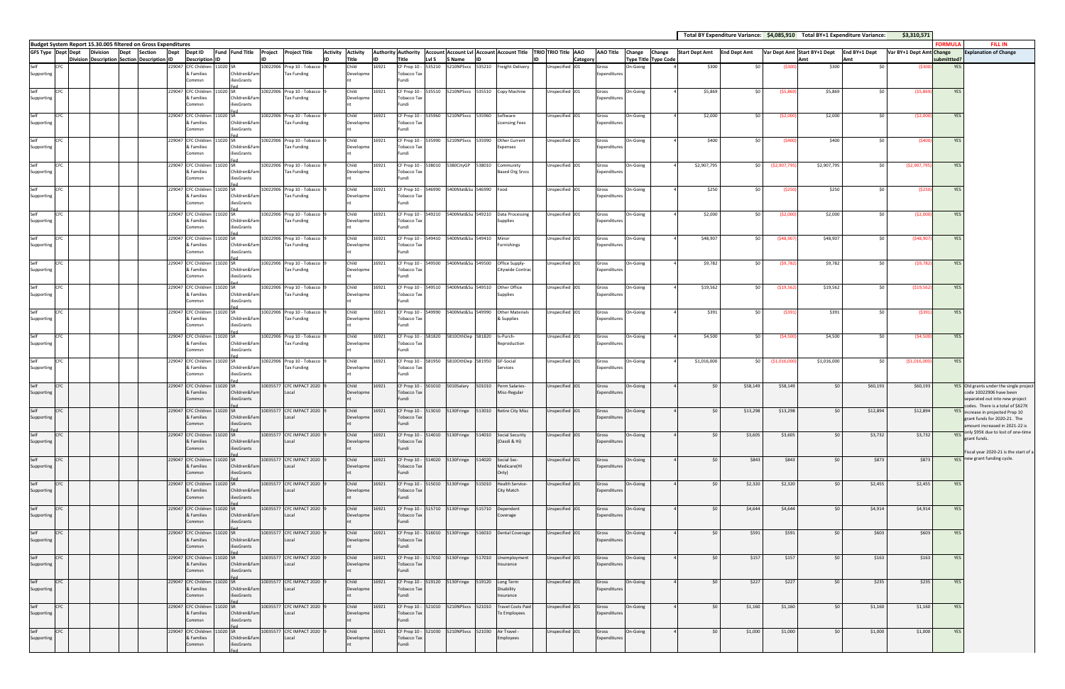| | | | | | | | | | | | | | | | | | | | | | | | | | | | | Total BY Expenditure Variance: | $4,085,910 | Total BY+1 Expenditure Variance: | $3,310,571 | | | |
|---|---|---|---|---|---|---|---|---|---|---|---|---|---|---|---|---|---|---|---|---|---|---|---|---|---|---|---|---|---|---|---|---|---|---|
| Budget System Report 15.30.005 filtered on Gross Expenditures | | | | | | | | | | | | | | | | | | | | | | | | | | | | | | | | | FORMULA | FILL IN |
| GFS Type | Dept | Dept Division | Division Description | Dept Section | Section Description | Dept ID | Dept ID Description | Fund ID | Fund Title | Project ID | Project Title | Activity ID | Activity Title | Authority ID | Authority Title | Account Lvl 5 | Account Lvl 5 Name | Account ID | Account Title | TRIO ID | TRIO Title | AAO Category | AAO Title | Change Type | Change Title Type Code | Start Dept Amt | End Dept Amt | Var Dept Amt | Start BY+1 Dept Amt | End BY+1 Dept Amt | Var BY+1 Dept Amt | Change submitted? | Explanation of Change |
| Self Supporting | CFC | | | | | 229047 | CFC Children & Families Commsn | 11020 | SR Children&Fam iliesGrants Fed | 10022906 | Prop 10 - Tobacco Tax Funding | 9 | Child Development | 16921 | CF Prop 10 - Tobacco Tax Fundi | 535210 | 5210NPSvcs | 535210 | Freight-Delivery | | Unspecified | J01 | Gross Expenditures | On-Going | 4 | $300 | $0 | ($300) | $300 | $0 | ($300) | YES | |
| Self Supporting | CFC | | | | | 229047 | CFC Children & Families Commsn | 11020 | SR Children&Fam iliesGrants Fed | 10022906 | Prop 10 - Tobacco Tax Funding | 9 | Child Development | 16921 | CF Prop 10 - Tobacco Tax Fundi | 535510 | 5210NPSvcs | 535510 | Copy Machine | | Unspecified | J01 | Gross Expenditures | On-Going | 4 | $5,869 | $0 | ($5,869) | $5,869 | $0 | ($5,869) | YES | |
| Self Supporting | CFC | | | | | 229047 | CFC Children & Families Commsn | 11020 | SR Children&Fam iliesGrants Fed | 10022906 | Prop 10 - Tobacco Tax Funding | 9 | Child Development | 16921 | CF Prop 10 - Tobacco Tax Fundi | 535960 | 5210NPSvcs | 535960 | Software Licensing Fees | | Unspecified | J01 | Gross Expenditures | On-Going | 4 | $2,000 | $0 | ($2,000) | $2,000 | $0 | ($2,000) | YES | |
| Self Supporting | CFC | | | | | 229047 | CFC Children & Families Commsn | 11020 | SR Children&Fam iliesGrants Fed | 10022906 | Prop 10 - Tobacco Tax Funding | 9 | Child Development | 16921 | CF Prop 10 - Tobacco Tax Fundi | 535990 | 5210NPSvcs | 535990 | Other Current Expenses | | Unspecified | J01 | Gross Expenditures | On-Going | 4 | $400 | $0 | ($400) | $400 | $0 | ($400) | YES | |
| Self Supporting | CFC | | | | | 229047 | CFC Children & Families Commsn | 11020 | SR Children&Fam iliesGrants Fed | 10022906 | Prop 10 - Tobacco Tax Funding | 9 | Child Development | 16921 | CF Prop 10 - Tobacco Tax Fundi | 538010 | 5380CityGP | 538010 | Community Based Org Srvcs | | Unspecified | J01 | Gross Expenditures | On-Going | 4 | $2,907,795 | $0 | ($2,907,795) | $2,907,795 | $0 | ($2,907,795) | YES | |
| Self Supporting | CFC | | | | | 229047 | CFC Children & Families Commsn | 11020 | SR Children&Fam iliesGrants Fed | 10022906 | Prop 10 - Tobacco Tax Funding | 9 | Child Development | 16921 | CF Prop 10 - Tobacco Tax Fundi | 546990 | 5400Mat&Su | 546990 | Food | | Unspecified | J01 | Gross Expenditures | On-Going | 4 | $250 | $0 | ($250) | $250 | $0 | ($250) | YES | |
| Self Supporting | CFC | | | | | 229047 | CFC Children & Families Commsn | 11020 | SR Children&Fam iliesGrants Fed | 10022906 | Prop 10 - Tobacco Tax Funding | 9 | Child Development | 16921 | CF Prop 10 - Tobacco Tax Fundi | 549210 | 5400Mat&Su | 549210 | Data Processing Supplies | | Unspecified | J01 | Gross Expenditures | On-Going | 4 | $2,000 | $0 | ($2,000) | $2,000 | $0 | ($2,000) | YES | |
| Self Supporting | CFC | | | | | 229047 | CFC Children & Families Commsn | 11020 | SR Children&Fam iliesGrants Fed | 10022906 | Prop 10 - Tobacco Tax Funding | 9 | Child Development | 16921 | CF Prop 10 - Tobacco Tax Fundi | 549410 | 5400Mat&Su | 549410 | Minor Furnishings | | Unspecified | J01 | Gross Expenditures | On-Going | 4 | $48,907 | $0 | ($48,907) | $48,907 | $0 | ($48,907) | YES | |
| Self Supporting | CFC | | | | | 229047 | CFC Children & Families Commsn | 11020 | SR Children&Fam iliesGrants Fed | 10022906 | Prop 10 - Tobacco Tax Funding | 9 | Child Development | 16921 | CF Prop 10 - Tobacco Tax Fundi | 549500 | 5400Mat&Su | 549500 | Office Supply-Citywide Contrac | | Unspecified | J01 | Gross Expenditures | On-Going | 4 | $9,782 | $0 | ($9,782) | $9,782 | $0 | ($9,782) | YES | |
| Self Supporting | CFC | | | | | 229047 | CFC Children & Families Commsn | 11020 | SR Children&Fam iliesGrants Fed | 10022906 | Prop 10 - Tobacco Tax Funding | 9 | Child Development | 16921 | CF Prop 10 - Tobacco Tax Fundi | 549510 | 5400Mat&Su | 549510 | Other Office Supplies | | Unspecified | J01 | Gross Expenditures | On-Going | 4 | $19,562 | $0 | ($19,562) | $19,562 | $0 | ($19,562) | YES | |
| Self Supporting | CFC | | | | | 229047 | CFC Children & Families Commsn | 11020 | SR Children&Fam iliesGrants Fed | 10022906 | Prop 10 - Tobacco Tax Funding | 9 | Child Development | 16921 | CF Prop 10 - Tobacco Tax Fundi | 549990 | 5400Mat&Su | 549990 | Other Materials & Supplies | | Unspecified | J01 | Gross Expenditures | On-Going | 4 | $391 | $0 | ($391) | $391 | $0 | ($391) | YES | |
| Self Supporting | CFC | | | | | 229047 | CFC Children & Families Commsn | 11020 | SR Children&Fam iliesGrants Fed | 10022906 | Prop 10 - Tobacco Tax Funding | 9 | Child Development | 16921 | CF Prop 10 - Tobacco Tax Fundi | 581820 | 5810OthDep | 581820 | Is-Purch-Reproduction | | Unspecified | J01 | Gross Expenditures | On-Going | 4 | $4,500 | $0 | ($4,500) | $4,500 | $0 | ($4,500) | YES | |
| Self Supporting | CFC | | | | | 229047 | CFC Children & Families Commsn | 11020 | SR Children&Fam iliesGrants Fed | 10022906 | Prop 10 - Tobacco Tax Funding | 9 | Child Development | 16921 | CF Prop 10 - Tobacco Tax Fundi | 581950 | 5810OthDep | 581950 | GF-Social Services | | Unspecified | J01 | Gross Expenditures | On-Going | 4 | $1,016,000 | $0 | ($1,016,000) | $1,016,000 | $0 | ($1,016,000) | YES | |
| Self Supporting | CFC | | | | | 229047 | CFC Children & Families Commsn | 11020 | SR Children&Fam iliesGrants Fed | 10035577 | CFC IMPACT 2020 Local | 9 | Child Development | 16921 | CF Prop 10 - Tobacco Tax Fundi | 501010 | 5010Salary | 501010 | Perm Salaries-Misc-Regular | | Unspecified | J01 | Gross Expenditures | On-Going | 4 | $0 | $58,149 | $58,149 | $0 | $60,193 | $60,193 | YES | Old grants under the single project code 10022906 have been separated out into new project codes. There is a total of $627K increase in projected Prop 10 grant funds for 2020-21. The amount increased in 2021-22 is only $95K due to lost of one-time grant funds. Fiscal year 2020-21 is the start of a new grant funding cycle. |
| Self Supporting | CFC | | | | | 229047 | CFC Children & Families Commsn | 11020 | SR Children&Fam iliesGrants Fed | 10035577 | CFC IMPACT 2020 Local | 9 | Child Development | 16921 | CF Prop 10 - Tobacco Tax Fundi | 513010 | 5130Fringe | 513010 | Retire City Misc | | Unspecified | J01 | Gross Expenditures | On-Going | 4 | $0 | $13,298 | $13,298 | $0 | $12,894 | $12,894 | YES | |
| Self Supporting | CFC | | | | | 229047 | CFC Children & Families Commsn | 11020 | SR Children&Fam iliesGrants Fed | 10035577 | CFC IMPACT 2020 Local | 9 | Child Development | 16921 | CF Prop 10 - Tobacco Tax Fundi | 514010 | 5130Fringe | 514010 | Social Security (Oasdi & Hi) | | Unspecified | J01 | Gross Expenditures | On-Going | 4 | $0 | $3,605 | $3,605 | $0 | $3,732 | $3,732 | YES | |
| Self Supporting | CFC | | | | | 229047 | CFC Children & Families Commsn | 11020 | SR Children&Fam iliesGrants Fed | 10035577 | CFC IMPACT 2020 Local | 9 | Child Development | 16921 | CF Prop 10 - Tobacco Tax Fundi | 514020 | 5130Fringe | 514020 | Social Sec-Medicare(HI Only) | | Unspecified | J01 | Gross Expenditures | On-Going | 4 | $0 | $843 | $843 | $0 | $873 | $873 | YES | |
| Self Supporting | CFC | | | | | 229047 | CFC Children & Families Commsn | 11020 | SR Children&Fam iliesGrants Fed | 10035577 | CFC IMPACT 2020 Local | 9 | Child Development | 16921 | CF Prop 10 - Tobacco Tax Fundi | 515010 | 5130Fringe | 515010 | Health Service-City Match | | Unspecified | J01 | Gross Expenditures | On-Going | 4 | $0 | $2,320 | $2,320 | $0 | $2,455 | $2,455 | YES | |
| Self Supporting | CFC | | | | | 229047 | CFC Children & Families Commsn | 11020 | SR Children&Fam iliesGrants Fed | 10035577 | CFC IMPACT 2020 Local | 9 | Child Development | 16921 | CF Prop 10 - Tobacco Tax Fundi | 515710 | 5130Fringe | 515710 | Dependent Coverage | | Unspecified | J01 | Gross Expenditures | On-Going | 4 | $0 | $4,644 | $4,644 | $0 | $4,914 | $4,914 | YES | |
| Self Supporting | CFC | | | | | 229047 | CFC Children & Families Commsn | 11020 | SR Children&Fam iliesGrants Fed | 10035577 | CFC IMPACT 2020 Local | 9 | Child Development | 16921 | CF Prop 10 - Tobacco Tax Fundi | 516010 | 5130Fringe | 516010 | Dental Coverage | | Unspecified | J01 | Gross Expenditures | On-Going | 4 | $0 | $591 | $591 | $0 | $603 | $603 | YES | |
| Self Supporting | CFC | | | | | 229047 | CFC Children & Families Commsn | 11020 | SR Children&Fam iliesGrants Fed | 10035577 | CFC IMPACT 2020 Local | 9 | Child Development | 16921 | CF Prop 10 - Tobacco Tax Fundi | 517010 | 5130Fringe | 517010 | Unemployment Insurance | | Unspecified | J01 | Gross Expenditures | On-Going | 4 | $0 | $157 | $157 | $0 | $163 | $163 | YES | |
| Self Supporting | CFC | | | | | 229047 | CFC Children & Families Commsn | 11020 | SR Children&Fam iliesGrants Fed | 10035577 | CFC IMPACT 2020 Local | 9 | Child Development | 16921 | CF Prop 10 - Tobacco Tax Fundi | 519120 | 5130Fringe | 519120 | Long Term Disability Insurance | | Unspecified | J01 | Gross Expenditures | On-Going | 4 | $0 | $227 | $227 | $0 | $235 | $235 | YES | |
| Self Supporting | CFC | | | | | 229047 | CFC Children & Families Commsn | 11020 | SR Children&Fam iliesGrants Fed | 10035577 | CFC IMPACT 2020 Local | 9 | Child Development | 16921 | CF Prop 10 - Tobacco Tax Fundi | 521010 | 5210NPSvcs | 521010 | Travel Costs Paid To Employees | | Unspecified | J01 | Gross Expenditures | On-Going | 4 | $0 | $1,160 | $1,160 | $0 | $1,160 | $1,160 | YES | |
| Self Supporting | CFC | | | | | 229047 | CFC Children & Families Commsn | 11020 | SR Children&Fam iliesGrants Fed | 10035577 | CFC IMPACT 2020 Local | 9 | Child Development | 16921 | CF Prop 10 - Tobacco Tax Fundi | 521030 | 5210NPSvcs | 521030 | Air Travel - Employees | | Unspecified | J01 | Gross Expenditures | On-Going | 4 | $0 | $1,000 | $1,000 | $0 | $1,000 | $1,000 | YES | |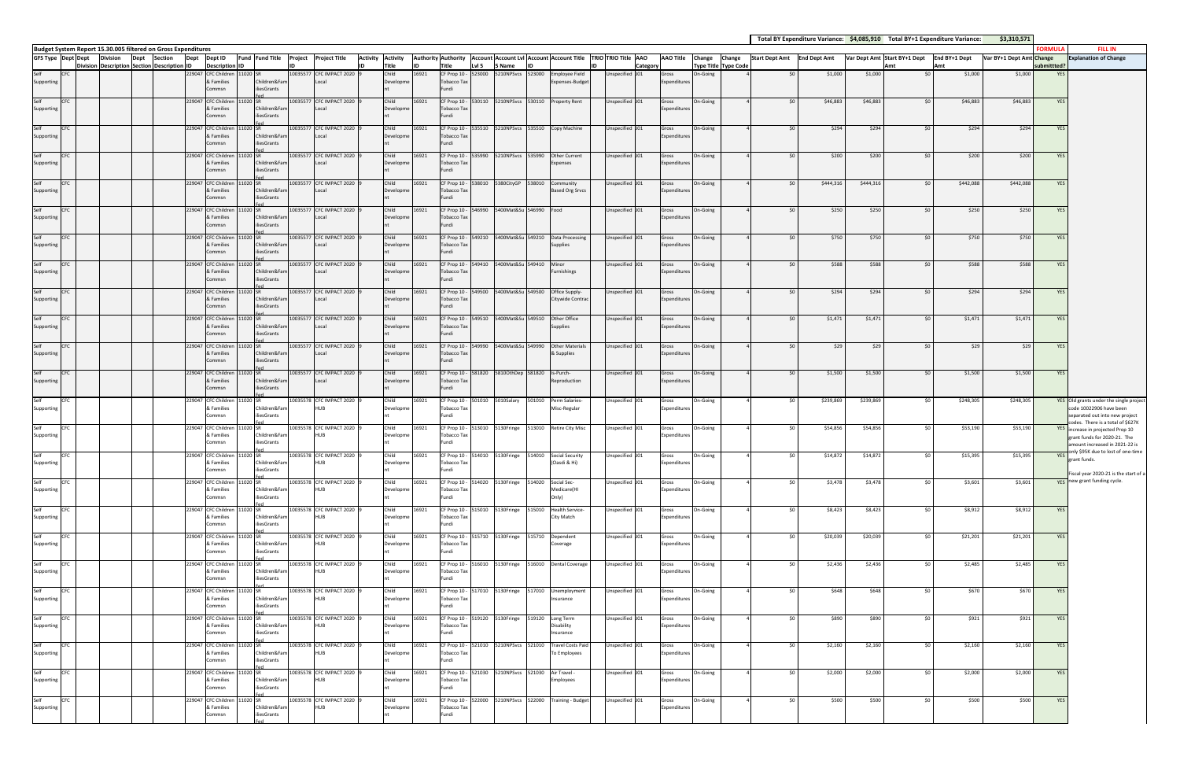| | | | | | | | | | | | | | | | | | | | | | | | | | | | | | | Total BY Expenditure Variance: | $4,085,910 | Total BY+1 Expenditure Variance: | | $3,310,571 | | |
|---|---|---|---|---|---|---|---|---|---|---|---|---|---|---|---|---|---|---|---|---|---|---|---|---|---|---|---|---|---|---|---|---|---|---|---|---|
| **Budget System Report 15.30.005 filtered on Gross Expenditures** | | | | | | | | | | | | | | | | | | | | | | | | | | | | | | | | | | | **FORMULA** | **FILL IN** |
| GFS Type | Dept | Dept Division | Division Description | Dept Section | Section Description | Dept ID | Dept ID Description | Fund ID | Fund Title | Project ID | Project Title | Activity ID | Activity Title | Authority ID | Authority Title | Account Lvl 5 | Account Lvl 5 Name | Account ID | Account Title | TRIO ID | TRIO Title | AAO Category | AAO Title | Change Type Title | Change Type Code | Start Dept Amt | End Dept Amt | Var Dept Amt | Start BY+1 Dept Amt | End BY+1 Dept Amt | Var BY+1 Dept Amt | | | | Change submittted? | Explanation of Change |
| Self Supporting | CFC | | | | | 229047 | CFC Children & Families Commsn | 11020 | SR Children&FamiliesGrants Fed | 10035577 | CFC IMPACT 2020 Local | 9 | Child Developme nt | 16921 | CF Prop 10 - Tobacco Tax Fundi | 523000 | 5210NPSvcs | 523000 | Employee Field Expenses-Budget | | Unspecified | J01 | Gross Expenditures | On-Going | 4 | $0 | $1,000 | $1,000 | $0 | $1,000 | $1,000 | | | | YES | |
| Self Supporting | CFC | | | | | 229047 | CFC Children & Families Commsn | 11020 | SR Children&FamiliesGrants Fed | 10035577 | CFC IMPACT 2020 Local | 9 | Child Developme nt | 16921 | CF Prop 10 - Tobacco Tax Fundi | 530110 | 5210NPSvcs | 530110 | Property Rent | | Unspecified | J01 | Gross Expenditures | On-Going | 4 | $0 | $46,883 | $46,883 | $0 | $46,883 | $46,883 | | | | YES | |
| Self Supporting | CFC | | | | | 229047 | CFC Children & Families Commsn | 11020 | SR Children&FamiliesGrants Fed | 10035577 | CFC IMPACT 2020 Local | 9 | Child Developme nt | 16921 | CF Prop 10 - Tobacco Tax Fundi | 535510 | 5210NPSvcs | 535510 | Copy Machine | | Unspecified | J01 | Gross Expenditures | On-Going | 4 | $0 | $294 | $294 | $0 | $294 | $294 | | | | YES | |
| Self Supporting | CFC | | | | | 229047 | CFC Children & Families Commsn | 11020 | SR Children&FamiliesGrants Fed | 10035577 | CFC IMPACT 2020 Local | 9 | Child Developme nt | 16921 | CF Prop 10 - Tobacco Tax Fundi | 535990 | 5210NPSvcs | 535990 | Other Current Expenses | | Unspecified | J01 | Gross Expenditures | On-Going | 4 | $0 | $200 | $200 | $0 | $200 | $200 | | | | YES | |
| Self Supporting | CFC | | | | | 229047 | CFC Children & Families Commsn | 11020 | SR Children&FamiliesGrants Fed | 10035577 | CFC IMPACT 2020 Local | 9 | Child Developme nt | 16921 | CF Prop 10 - Tobacco Tax Fundi | 538010 | 5380CityGP | 538010 | Community Based Org Srvcs | | Unspecified | J01 | Gross Expenditures | On-Going | 4 | $0 | $444,316 | $444,316 | $0 | $442,088 | $442,088 | | | | YES | |
| Self Supporting | CFC | | | | | 229047 | CFC Children & Families Commsn | 11020 | SR Children&FamiliesGrants Fed | 10035577 | CFC IMPACT 2020 Local | 9 | Child Developme nt | 16921 | CF Prop 10 - Tobacco Tax Fundi | 546990 | 5400Mat&Su | 546990 | Food | | Unspecified | J01 | Gross Expenditures | On-Going | 4 | $0 | $250 | $250 | $0 | $250 | $250 | | | | YES | |
| Self Supporting | CFC | | | | | 229047 | CFC Children & Families Commsn | 11020 | SR Children&FamiliesGrants Fed | 10035577 | CFC IMPACT 2020 Local | 9 | Child Developme nt | 16921 | CF Prop 10 - Tobacco Tax Fundi | 549210 | 5400Mat&Su | 549210 | Data Processing Supplies | | Unspecified | J01 | Gross Expenditures | On-Going | 4 | $0 | $750 | $750 | $0 | $750 | $750 | | | | YES | |
| Self Supporting | CFC | | | | | 229047 | CFC Children & Families Commsn | 11020 | SR Children&FamiliesGrants Fed | 10035577 | CFC IMPACT 2020 Local | 9 | Child Developme nt | 16921 | CF Prop 10 - Tobacco Tax Fundi | 549410 | 5400Mat&Su | 549410 | Minor Furnishings | | Unspecified | J01 | Gross Expenditures | On-Going | 4 | $0 | $588 | $588 | $0 | $588 | $588 | | | | YES | |
| Self Supporting | CFC | | | | | 229047 | CFC Children & Families Commsn | 11020 | SR Children&FamiliesGrants Fed | 10035577 | CFC IMPACT 2020 Local | 9 | Child Developme nt | 16921 | CF Prop 10 - Tobacco Tax Fundi | 549500 | 5400Mat&Su | 549500 | Office Supply-Citywide Contrac | | Unspecified | J01 | Gross Expenditures | On-Going | 4 | $0 | $294 | $294 | $0 | $294 | $294 | | | | YES | |
| Self Supporting | CFC | | | | | 229047 | CFC Children & Families Commsn | 11020 | SR Children&FamiliesGrants Fed | 10035577 | CFC IMPACT 2020 Local | 9 | Child Developme nt | 16921 | CF Prop 10 - Tobacco Tax Fundi | 549510 | 5400Mat&Su | 549510 | Other Office Supplies | | Unspecified | J01 | Gross Expenditures | On-Going | 4 | $0 | $1,471 | $1,471 | $0 | $1,471 | $1,471 | | | | YES | |
| Self Supporting | CFC | | | | | 229047 | CFC Children & Families Commsn | 11020 | SR Children&FamiliesGrants Fed | 10035577 | CFC IMPACT 2020 Local | 9 | Child Developme nt | 16921 | CF Prop 10 - Tobacco Tax Fundi | 549990 | 5400Mat&Su | 549990 | Other Materials & Supplies | | Unspecified | J01 | Gross Expenditures | On-Going | 4 | $0 | $29 | $29 | $0 | $29 | $29 | | | | YES | |
| Self Supporting | CFC | | | | | 229047 | CFC Children & Families Commsn | 11020 | SR Children&FamiliesGrants Fed | 10035577 | CFC IMPACT 2020 Local | 9 | Child Developme nt | 16921 | CF Prop 10 - Tobacco Tax Fundi | 581820 | 5810OthDep | 581820 | Is-Purch-Reproduction | | Unspecified | J01 | Gross Expenditures | On-Going | 4 | $0 | $1,500 | $1,500 | $0 | $1,500 | $1,500 | | | | YES | |
| Self Supporting | CFC | | | | | 229047 | CFC Children & Families Commsn | 11020 | SR Children&FamiliesGrants Fed | 10035578 | CFC IMPACT 2020 HUB | 9 | Child Developme nt | 16921 | CF Prop 10 - Tobacco Tax Fundi | 501010 | 5010Salary | 501010 | Perm Salaries-Misc-Regular | | Unspecified | J01 | Gross Expenditures | On-Going | 4 | $0 | $239,869 | $239,869 | $0 | $248,305 | $248,305 | | | | YES | Old grants under the single project code 10022906 have been separated out into new project codes. There is a total of $627K increase in projected Prop 10 grant funds for 2020-21. The amount increased in 2021-22 is only $95K due to lost of one-time grant funds. Fiscal year 2020-21 is the start of a new grant funding cycle. |
| Self Supporting | CFC | | | | | 229047 | CFC Children & Families Commsn | 11020 | SR Children&FamiliesGrants Fed | 10035578 | CFC IMPACT 2020 HUB | 9 | Child Developme nt | 16921 | CF Prop 10 - Tobacco Tax Fundi | 513010 | 5130Fringe | 513010 | Retire City Misc | | Unspecified | J01 | Gross Expenditures | On-Going | 4 | $0 | $54,856 | $54,856 | $0 | $53,190 | $53,190 | | | | YES | |
| Self Supporting | CFC | | | | | 229047 | CFC Children & Families Commsn | 11020 | SR Children&FamiliesGrants Fed | 10035578 | CFC IMPACT 2020 HUB | 9 | Child Developme nt | 16921 | CF Prop 10 - Tobacco Tax Fundi | 514010 | 5130Fringe | 514010 | Social Security (Oasdi & Hi) | | Unspecified | J01 | Gross Expenditures | On-Going | 4 | $0 | $14,872 | $14,872 | $0 | $15,395 | $15,395 | | | | YES | |
| Self Supporting | CFC | | | | | 229047 | CFC Children & Families Commsn | 11020 | SR Children&FamiliesGrants Fed | 10035578 | CFC IMPACT 2020 HUB | 9 | Child Developme nt | 16921 | CF Prop 10 - Tobacco Tax Fundi | 514020 | 5130Fringe | 514020 | Social Sec-Medicare(HI Only) | | Unspecified | J01 | Gross Expenditures | On-Going | 4 | $0 | $3,478 | $3,478 | $0 | $3,601 | $3,601 | | | | YES | |
| Self Supporting | CFC | | | | | 229047 | CFC Children & Families Commsn | 11020 | SR Children&FamiliesGrants Fed | 10035578 | CFC IMPACT 2020 HUB | 9 | Child Developme nt | 16921 | CF Prop 10 - Tobacco Tax Fundi | 515010 | 5130Fringe | 515010 | Health Service-City Match | | Unspecified | J01 | Gross Expenditures | On-Going | 4 | $0 | $8,423 | $8,423 | $0 | $8,912 | $8,912 | | | | YES | |
| Self Supporting | CFC | | | | | 229047 | CFC Children & Families Commsn | 11020 | SR Children&FamiliesGrants Fed | 10035578 | CFC IMPACT 2020 HUB | 9 | Child Developme nt | 16921 | CF Prop 10 - Tobacco Tax Fundi | 515710 | 5130Fringe | 515710 | Dependent Coverage | | Unspecified | J01 | Gross Expenditures | On-Going | 4 | $0 | $20,039 | $20,039 | $0 | $21,201 | $21,201 | | | | YES | |
| Self Supporting | CFC | | | | | 229047 | CFC Children & Families Commsn | 11020 | SR Children&FamiliesGrants Fed | 10035578 | CFC IMPACT 2020 HUB | 9 | Child Developme nt | 16921 | CF Prop 10 - Tobacco Tax Fundi | 516010 | 5130Fringe | 516010 | Dental Coverage | | Unspecified | J01 | Gross Expenditures | On-Going | 4 | $0 | $2,436 | $2,436 | $0 | $2,485 | $2,485 | | | | YES | |
| Self Supporting | CFC | | | | | 229047 | CFC Children & Families Commsn | 11020 | SR Children&FamiliesGrants Fed | 10035578 | CFC IMPACT 2020 HUB | 9 | Child Developme nt | 16921 | CF Prop 10 - Tobacco Tax Fundi | 517010 | 5130Fringe | 517010 | Unemployment Insurance | | Unspecified | J01 | Gross Expenditures | On-Going | 4 | $0 | $648 | $648 | $0 | $670 | $670 | | | | YES | |
| Self Supporting | CFC | | | | | 229047 | CFC Children & Families Commsn | 11020 | SR Children&FamiliesGrants Fed | 10035578 | CFC IMPACT 2020 HUB | 9 | Child Developme nt | 16921 | CF Prop 10 - Tobacco Tax Fundi | 519120 | 5130Fringe | 519120 | Long Term Disability Insurance | | Unspecified | J01 | Gross Expenditures | On-Going | 4 | $0 | $890 | $890 | $0 | $921 | $921 | | | | YES | |
| Self Supporting | CFC | | | | | 229047 | CFC Children & Families Commsn | 11020 | SR Children&FamiliesGrants Fed | 10035578 | CFC IMPACT 2020 HUB | 9 | Child Developme nt | 16921 | CF Prop 10 - Tobacco Tax Fundi | 521010 | 5210NPSvcs | 521010 | Travel Costs Paid To Employees | | Unspecified | J01 | Gross Expenditures | On-Going | 4 | $0 | $2,160 | $2,160 | $0 | $2,160 | $2,160 | | | | YES | |
| Self Supporting | CFC | | | | | 229047 | CFC Children & Families Commsn | 11020 | SR Children&FamiliesGrants Fed | 10035578 | CFC IMPACT 2020 HUB | 9 | Child Developme nt | 16921 | CF Prop 10 - Tobacco Tax Fundi | 521030 | 5210NPSvcs | 521030 | Air Travel - Employees | | Unspecified | J01 | Gross Expenditures | On-Going | 4 | $0 | $2,000 | $2,000 | $0 | $2,000 | $2,000 | | | | YES | |
| Self Supporting | CFC | | | | | 229047 | CFC Children & Families Commsn | 11020 | SR Children&FamiliesGrants Fed | 10035578 | CFC IMPACT 2020 HUB | 9 | Child Developme nt | 16921 | CF Prop 10 - Tobacco Tax Fundi | 522000 | 5210NPSvcs | 522000 | Training - Budget | | Unspecified | J01 | Gross Expenditures | On-Going | 4 | $0 | $500 | $500 | $0 | $500 | $500 | | | | YES | |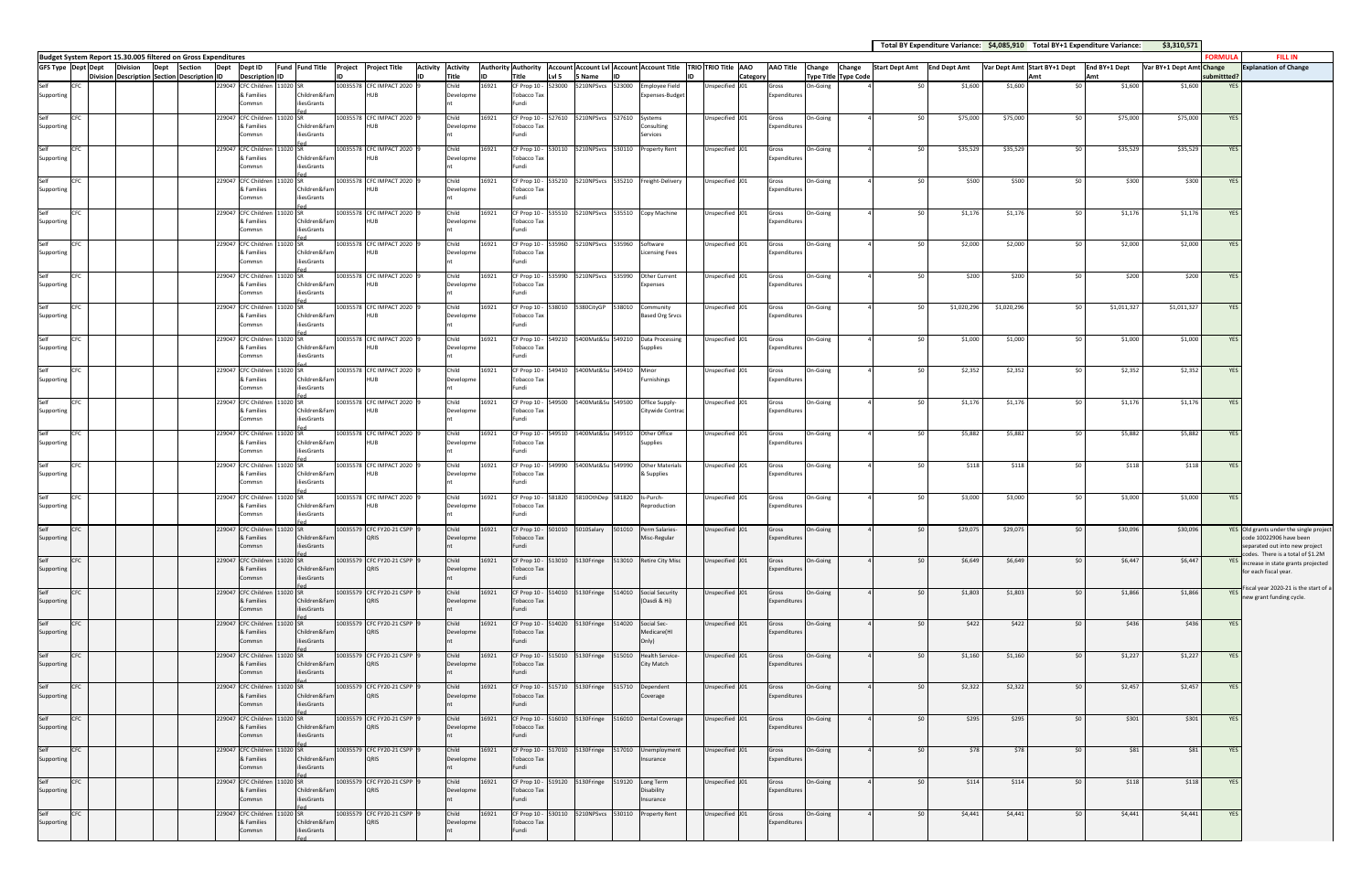| | | | | | | | | | | | | | | | | | | | | | | | | | | | Total BY Expenditure Variance: | $4,085,910 | Total BY+1 Expenditure Variance: | | $3,310,571 | | |
|---|---|---|---|---|---|---|---|---|---|---|---|---|---|---|---|---|---|---|---|---|---|---|---|---|---|---|---|---|---|---|---|---|---|
| **Budget System Report 15.30.005 filtered on Gross Expenditures** | | | | | | | | | | | | | | | | | | | | | | | | | | | | | | | | **FORMULA** | **FILL IN** |
| GFS Type | Dept | Dept Division | Division Description | Dept Section | Section Description | Dept ID | Dept ID Description | Fund ID | Fund Title | Project ID | Project Title | Activity ID | Activity Title | Authority ID | Authority Title | Account Lvl 5 | Account Lvl 5 Name | Account ID | Account Title | TRIO ID | TRIO Title | AAO Category | AAO Title | Change Type Title | Change Type Code | Start Dept Amt | End Dept Amt | Var Dept Amt | Start BY+1 Dept Amt | End BY+1 Dept Amt | Var BY+1 Dept Amt | Change submittted? | Explanation of Change |
| Self Supporting | CFC | | | | | 229047 | CFC Children & Families Commsn | 11020 | SR Children&Fam iliesGrants Fed | 10035578 | CFC IMPACT 2020 HUB | 9 | Child Development | 16921 | CF Prop 10 - Tobacco Tax Fundi | 523000 | 5210NPSvcs | 523000 | Employee Field Expenses-Budget | | Unspecified | J01 | Gross Expenditures | On-Going | 4 | $0 | $1,600 | $1,600 | $0 | $1,600 | $1,600 | YES | |
| Self Supporting | CFC | | | | | 229047 | CFC Children & Families Commsn | 11020 | SR Children&Fam iliesGrants Fed | 10035578 | CFC IMPACT 2020 HUB | 9 | Child Development | 16921 | CF Prop 10 - Tobacco Tax Fundi | 527610 | 5210NPSvcs | 527610 | Systems Consulting Services | | Unspecified | J01 | Gross Expenditures | On-Going | 4 | $0 | $75,000 | $75,000 | $0 | $75,000 | $75,000 | YES | |
| Self Supporting | CFC | | | | | 229047 | CFC Children & Families Commsn | 11020 | SR Children&Fam iliesGrants Fed | 10035578 | CFC IMPACT 2020 HUB | 9 | Child Development | 16921 | CF Prop 10 - Tobacco Tax Fundi | 530110 | 5210NPSvcs | 530110 | Property Rent | | Unspecified | J01 | Gross Expenditures | On-Going | 4 | $0 | $35,529 | $35,529 | $0 | $35,529 | $35,529 | YES | |
| Self Supporting | CFC | | | | | 229047 | CFC Children & Families Commsn | 11020 | SR Children&Fam iliesGrants Fed | 10035578 | CFC IMPACT 2020 HUB | 9 | Child Development | 16921 | CF Prop 10 - Tobacco Tax Fundi | 535210 | 5210NPSvcs | 535210 | Freight-Delivery | | Unspecified | J01 | Gross Expenditures | On-Going | 4 | $0 | $500 | $500 | $0 | $300 | $300 | YES | |
| Self Supporting | CFC | | | | | 229047 | CFC Children & Families Commsn | 11020 | SR Children&Fam iliesGrants Fed | 10035578 | CFC IMPACT 2020 HUB | 9 | Child Development | 16921 | CF Prop 10 - Tobacco Tax Fundi | 535510 | 5210NPSvcs | 535510 | Copy Machine | | Unspecified | J01 | Gross Expenditures | On-Going | 4 | $0 | $1,176 | $1,176 | $0 | $1,176 | $1,176 | YES | |
| Self Supporting | CFC | | | | | 229047 | CFC Children & Families Commsn | 11020 | SR Children&Fam iliesGrants Fed | 10035578 | CFC IMPACT 2020 HUB | 9 | Child Development | 16921 | CF Prop 10 - Tobacco Tax Fundi | 535960 | 5210NPSvcs | 535960 | Software Licensing Fees | | Unspecified | J01 | Gross Expenditures | On-Going | 4 | $0 | $2,000 | $2,000 | $0 | $2,000 | $2,000 | YES | |
| Self Supporting | CFC | | | | | 229047 | CFC Children & Families Commsn | 11020 | SR Children&Fam iliesGrants Fed | 10035578 | CFC IMPACT 2020 HUB | 9 | Child Development | 16921 | CF Prop 10 - Tobacco Tax Fundi | 535990 | 5210NPSvcs | 535990 | Other Current Expenses | | Unspecified | J01 | Gross Expenditures | On-Going | 4 | $0 | $200 | $200 | $0 | $200 | $200 | YES | |
| Self Supporting | CFC | | | | | 229047 | CFC Children & Families Commsn | 11020 | SR Children&Fam iliesGrants Fed | 10035578 | CFC IMPACT 2020 HUB | 9 | Child Development | 16921 | CF Prop 10 - Tobacco Tax Fundi | 538010 | 5380CityGP | 538010 | Community Based Org Srvcs | | Unspecified | J01 | Gross Expenditures | On-Going | 4 | $0 | $1,020,296 | $1,020,296 | $0 | $1,011,327 | $1,011,327 | YES | |
| Self Supporting | CFC | | | | | 229047 | CFC Children & Families Commsn | 11020 | SR Children&Fam iliesGrants Fed | 10035578 | CFC IMPACT 2020 HUB | 9 | Child Development | 16921 | CF Prop 10 - Tobacco Tax Fundi | 549210 | 5400Mat&Su | 549210 | Data Processing Supplies | | Unspecified | J01 | Gross Expenditures | On-Going | 4 | $0 | $1,000 | $1,000 | $0 | $1,000 | $1,000 | YES | |
| Self Supporting | CFC | | | | | 229047 | CFC Children & Families Commsn | 11020 | SR Children&Fam iliesGrants Fed | 10035578 | CFC IMPACT 2020 HUB | 9 | Child Development | 16921 | CF Prop 10 - Tobacco Tax Fundi | 549410 | 5400Mat&Su | 549410 | Minor Furnishings | | Unspecified | J01 | Gross Expenditures | On-Going | 4 | $0 | $2,352 | $2,352 | $0 | $2,352 | $2,352 | YES | |
| Self Supporting | CFC | | | | | 229047 | CFC Children & Families Commsn | 11020 | SR Children&Fam iliesGrants Fed | 10035578 | CFC IMPACT 2020 HUB | 9 | Child Development | 16921 | CF Prop 10 - Tobacco Tax Fundi | 549500 | 5400Mat&Su | 549500 | Office Supply-Citywide Contrac | | Unspecified | J01 | Gross Expenditures | On-Going | 4 | $0 | $1,176 | $1,176 | $0 | $1,176 | $1,176 | YES | |
| Self Supporting | CFC | | | | | 229047 | CFC Children & Families Commsn | 11020 | SR Children&Fam iliesGrants Fed | 10035578 | CFC IMPACT 2020 HUB | 9 | Child Development | 16921 | CF Prop 10 - Tobacco Tax Fundi | 549510 | 5400Mat&Su | 549510 | Other Office Supplies | | Unspecified | J01 | Gross Expenditures | On-Going | 4 | $0 | $5,882 | $5,882 | $0 | $5,882 | $5,882 | YES | |
| Self Supporting | CFC | | | | | 229047 | CFC Children & Families Commsn | 11020 | SR Children&Fam iliesGrants Fed | 10035578 | CFC IMPACT 2020 HUB | 9 | Child Development | 16921 | CF Prop 10 - Tobacco Tax Fundi | 549990 | 5400Mat&Su | 549990 | Other Materials & Supplies | | Unspecified | J01 | Gross Expenditures | On-Going | 4 | $0 | $118 | $118 | $0 | $118 | $118 | YES | |
| Self Supporting | CFC | | | | | 229047 | CFC Children & Families Commsn | 11020 | SR Children&Fam iliesGrants Fed | 10035578 | CFC IMPACT 2020 HUB | 9 | Child Development | 16921 | CF Prop 10 - Tobacco Tax Fundi | 581820 | 5810OthDep | 581820 | Is-Purch-Reproduction | | Unspecified | J01 | Gross Expenditures | On-Going | 4 | $0 | $3,000 | $3,000 | $0 | $3,000 | $3,000 | YES | |
| Self Supporting | CFC | | | | | 229047 | CFC Children & Families Commsn | 11020 | SR Children&Fam iliesGrants Fed | 10035579 | CFC FY20-21 CSPP QRIS | 9 | Child Development | 16921 | CF Prop 10 - Tobacco Tax Fundi | 501010 | 5010Salary | 501010 | Perm Salaries-Misc-Regular | | Unspecified | J01 | Gross Expenditures | On-Going | 4 | $0 | $29,075 | $29,075 | $0 | $30,096 | $30,096 | YES | Old grants under the single project code 10022906 have been separated out into new project codes. There is a total of $1.2M increase in state grants projected for each fiscal year. Fiscal year 2020-21 is the start of a new grant funding cycle. |
| Self Supporting | CFC | | | | | 229047 | CFC Children & Families Commsn | 11020 | SR Children&Fam iliesGrants Fed | 10035579 | CFC FY20-21 CSPP QRIS | 9 | Child Development | 16921 | CF Prop 10 - Tobacco Tax Fundi | 513010 | 5130Fringe | 513010 | Retire City Misc | | Unspecified | J01 | Gross Expenditures | On-Going | 4 | $0 | $6,649 | $6,649 | $0 | $6,447 | $6,447 | YES | |
| Self Supporting | CFC | | | | | 229047 | CFC Children & Families Commsn | 11020 | SR Children&Fam iliesGrants Fed | 10035579 | CFC FY20-21 CSPP QRIS | 9 | Child Development | 16921 | CF Prop 10 - Tobacco Tax Fundi | 514010 | 5130Fringe | 514010 | Social Security (Oasdi & Hi) | | Unspecified | J01 | Gross Expenditures | On-Going | 4 | $0 | $1,803 | $1,803 | $0 | $1,866 | $1,866 | YES | |
| Self Supporting | CFC | | | | | 229047 | CFC Children & Families Commsn | 11020 | SR Children&Fam iliesGrants Fed | 10035579 | CFC FY20-21 CSPP QRIS | 9 | Child Development | 16921 | CF Prop 10 - Tobacco Tax Fundi | 514020 | 5130Fringe | 514020 | Social Sec-Medicare(HI Only) | | Unspecified | J01 | Gross Expenditures | On-Going | 4 | $0 | $422 | $422 | $0 | $436 | $436 | YES | |
| Self Supporting | CFC | | | | | 229047 | CFC Children & Families Commsn | 11020 | SR Children&Fam iliesGrants Fed | 10035579 | CFC FY20-21 CSPP QRIS | 9 | Child Development | 16921 | CF Prop 10 - Tobacco Tax Fundi | 515010 | 5130Fringe | 515010 | Health Service-City Match | | Unspecified | J01 | Gross Expenditures | On-Going | 4 | $0 | $1,160 | $1,160 | $0 | $1,227 | $1,227 | YES | |
| Self Supporting | CFC | | | | | 229047 | CFC Children & Families Commsn | 11020 | SR Children&Fam iliesGrants Fed | 10035579 | CFC FY20-21 CSPP QRIS | 9 | Child Development | 16921 | CF Prop 10 - Tobacco Tax Fundi | 515710 | 5130Fringe | 515710 | Dependent Coverage | | Unspecified | J01 | Gross Expenditures | On-Going | 4 | $0 | $2,322 | $2,322 | $0 | $2,457 | $2,457 | YES | |
| Self Supporting | CFC | | | | | 229047 | CFC Children & Families Commsn | 11020 | SR Children&Fam iliesGrants Fed | 10035579 | CFC FY20-21 CSPP QRIS | 9 | Child Development | 16921 | CF Prop 10 - Tobacco Tax Fundi | 516010 | 5130Fringe | 516010 | Dental Coverage | | Unspecified | J01 | Gross Expenditures | On-Going | 4 | $0 | $295 | $295 | $0 | $301 | $301 | YES | |
| Self Supporting | CFC | | | | | 229047 | CFC Children & Families Commsn | 11020 | SR Children&Fam iliesGrants Fed | 10035579 | CFC FY20-21 CSPP QRIS | 9 | Child Development | 16921 | CF Prop 10 - Tobacco Tax Fundi | 517010 | 5130Fringe | 517010 | Unemployment Insurance | | Unspecified | J01 | Gross Expenditures | On-Going | 4 | $0 | $78 | $78 | $0 | $81 | $81 | YES | |
| Self Supporting | CFC | | | | | 229047 | CFC Children & Families Commsn | 11020 | SR Children&Fam iliesGrants Fed | 10035579 | CFC FY20-21 CSPP QRIS | 9 | Child Development | 16921 | CF Prop 10 - Tobacco Tax Fundi | 519120 | 5130Fringe | 519120 | Long Term Disability Insurance | | Unspecified | J01 | Gross Expenditures | On-Going | 4 | $0 | $114 | $114 | $0 | $118 | $118 | YES | |
| Self Supporting | CFC | | | | | 229047 | CFC Children & Families Commsn | 11020 | SR Children&Fam iliesGrants Fed | 10035579 | CFC FY20-21 CSPP QRIS | 9 | Child Development | 16921 | CF Prop 10 - Tobacco Tax Fundi | 530110 | 5210NPSvcs | 530110 | Property Rent | | Unspecified | J01 | Gross Expenditures | On-Going | 4 | $0 | $4,441 | $4,441 | $0 | $4,441 | $4,441 | YES | |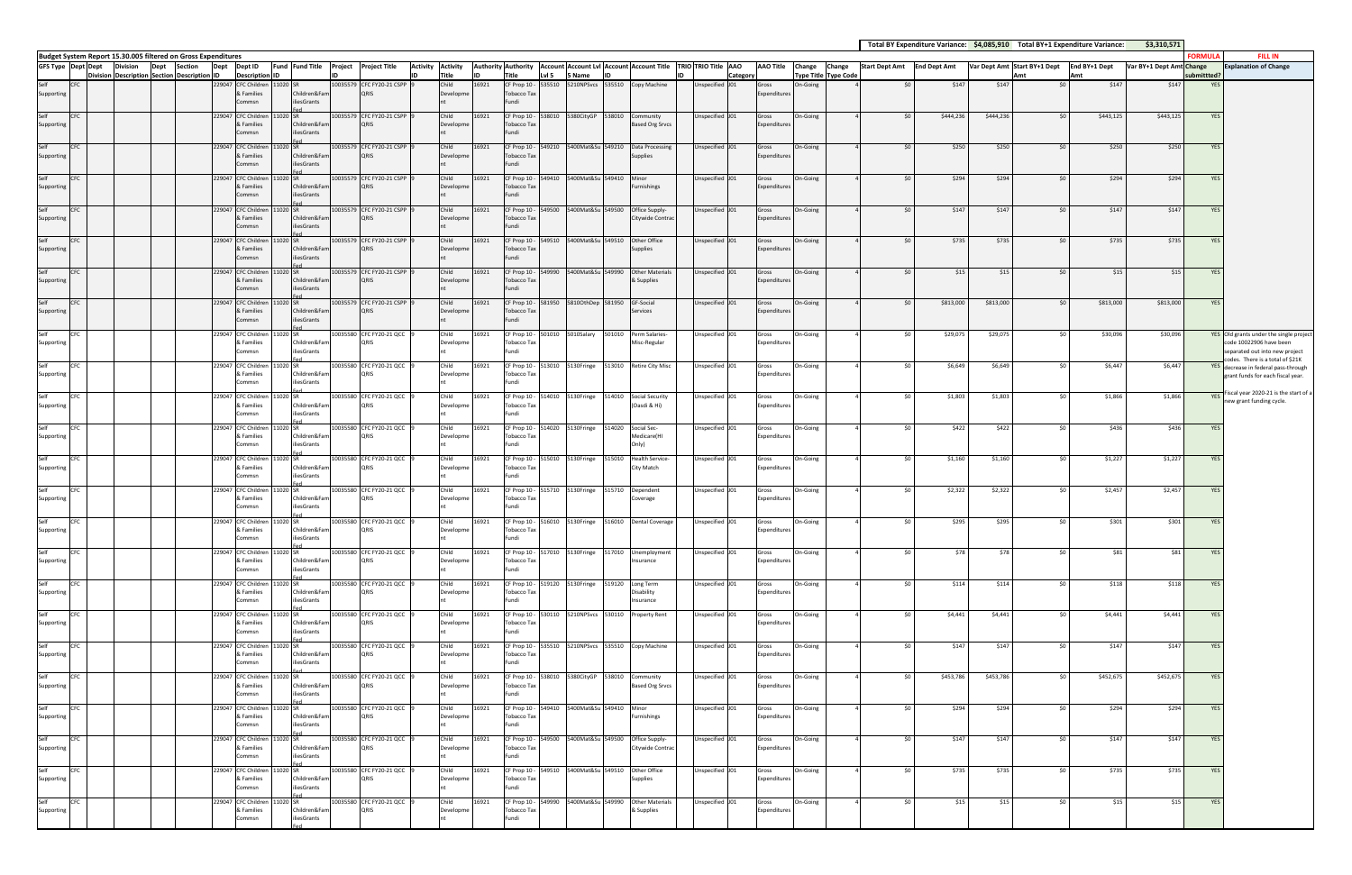| | | | | | | | | | | | | | | | | | | | | | | | | | | | | | | | Total BY Expenditure Variance: | $4,085,910 | Total BY+1 Expenditure Variance: | | $3,310,571 | | |
|---|---|---|---|---|---|---|---|---|---|---|---|---|---|---|---|---|---|---|---|---|---|---|---|---|---|---|---|---|---|---|---|---|---|---|---|---|---|
| **Budget System Report 15.30.005 filtered on Gross Expenditures** | | | | | | | | | | | | | | | | | | | | | | | | | | | | | | | | | | | | FORMULA | FILL IN |
| GFS Type | Dept | Dept Division | Division Description | Dept Section | Section Description | Dept ID | Dept ID Description | Fund ID | Fund Title | Project ID | Project Title | Activity ID | Activity Title | Authority ID | Authority Title | Account Lvl 5 | Account Lvl 5 Name | Account ID | Account Title | TRIO ID | TRIO Title | AAO Category | AAO Title | Change Type Title | Change Type Code | Start Dept Amt | End Dept Amt | Var Dept Amt | Start BY+1 Dept Amt | End BY+1 Dept Amt | Var BY+1 Dept Amt | Change submittted? | Explanation of Change |
| Self Supporting | CFC | | | | | 229047 | CFC Children & Families Commsn | 11020 | SR Children&FamiliesGrants Fed | 10035579 | CFC FY20-21 CSPP QRIS | 9 | Child Development | 16921 | CF Prop 10 - Tobacco Tax Fundi | 535510 | 5210NPSvcs | 535510 | Copy Machine | | Unspecified | J01 | Gross Expenditures | On-Going | 4 | $0 | $147 | $147 | $0 | $147 | $147 | YES | |
| Self Supporting | CFC | | | | | 229047 | CFC Children & Families Commsn | 11020 | SR Children&FamiliesGrants Fed | 10035579 | CFC FY20-21 CSPP QRIS | 9 | Child Development | 16921 | CF Prop 10 - Tobacco Tax Fundi | 538010 | 5380CityGP | 538010 | Community Based Org Srvcs | | Unspecified | J01 | Gross Expenditures | On-Going | 4 | $0 | $444,236 | $444,236 | $0 | $443,125 | $443,125 | YES | |
| Self Supporting | CFC | | | | | 229047 | CFC Children & Families Commsn | 11020 | SR Children&FamiliesGrants Fed | 10035579 | CFC FY20-21 CSPP QRIS | 9 | Child Development | 16921 | CF Prop 10 - Tobacco Tax Fundi | 549210 | 5400Mat&Su | 549210 | Data Processing Supplies | | Unspecified | J01 | Gross Expenditures | On-Going | 4 | $0 | $250 | $250 | $0 | $250 | $250 | YES | |
| Self Supporting | CFC | | | | | 229047 | CFC Children & Families Commsn | 11020 | SR Children&FamiliesGrants Fed | 10035579 | CFC FY20-21 CSPP QRIS | 9 | Child Development | 16921 | CF Prop 10 - Tobacco Tax Fundi | 549410 | 5400Mat&Su | 549410 | Minor Furnishings | | Unspecified | J01 | Gross Expenditures | On-Going | 4 | $0 | $294 | $294 | $0 | $294 | $294 | YES | |
| Self Supporting | CFC | | | | | 229047 | CFC Children & Families Commsn | 11020 | SR Children&FamiliesGrants Fed | 10035579 | CFC FY20-21 CSPP QRIS | 9 | Child Development | 16921 | CF Prop 10 - Tobacco Tax Fundi | 549500 | 5400Mat&Su | 549500 | Office Supply-Citywide Contrac | | Unspecified | J01 | Gross Expenditures | On-Going | 4 | $0 | $147 | $147 | $0 | $147 | $147 | YES | |
| Self Supporting | CFC | | | | | 229047 | CFC Children & Families Commsn | 11020 | SR Children&FamiliesGrants Fed | 10035579 | CFC FY20-21 CSPP QRIS | 9 | Child Development | 16921 | CF Prop 10 - Tobacco Tax Fundi | 549510 | 5400Mat&Su | 549510 | Other Office Supplies | | Unspecified | J01 | Gross Expenditures | On-Going | 4 | $0 | $735 | $735 | $0 | $735 | $735 | YES | |
| Self Supporting | CFC | | | | | 229047 | CFC Children & Families Commsn | 11020 | SR Children&FamiliesGrants Fed | 10035579 | CFC FY20-21 CSPP QRIS | 9 | Child Development | 16921 | CF Prop 10 - Tobacco Tax Fundi | 549990 | 5400Mat&Su | 549990 | Other Materials & Supplies | | Unspecified | J01 | Gross Expenditures | On-Going | 4 | $0 | $15 | $15 | $0 | $15 | $15 | YES | |
| Self Supporting | CFC | | | | | 229047 | CFC Children & Families Commsn | 11020 | SR Children&FamiliesGrants Fed | 10035579 | CFC FY20-21 CSPP QRIS | 9 | Child Development | 16921 | CF Prop 10 - Tobacco Tax Fundi | 581950 | 5810OthDep | 581950 | GF-Social Services | | Unspecified | J01 | Gross Expenditures | On-Going | 4 | $0 | $813,000 | $813,000 | $0 | $813,000 | $813,000 | YES | |
| Self Supporting | CFC | | | | | 229047 | CFC Children & Families Commsn | 11020 | SR Children&FamiliesGrants Fed | 10035580 | CFC FY20-21 QCC QRIS | 9 | Child Development | 16921 | CF Prop 10 - Tobacco Tax Fundi | 501010 | 5010Salary | 501010 | Perm Salaries-Misc-Regular | | Unspecified | J01 | Gross Expenditures | On-Going | 4 | $0 | $29,075 | $29,075 | $0 | $30,096 | $30,096 | YES | Old grants under the single project code 10022906 have been separated out into new project codes. There is a total of $21K decrease in federal pass-through grant funds for each fiscal year. Fiscal year 2020-21 is the start of a new grant funding cycle. |
| Self Supporting | CFC | | | | | 229047 | CFC Children & Families Commsn | 11020 | SR Children&FamiliesGrants Fed | 10035580 | CFC FY20-21 QCC QRIS | 9 | Child Development | 16921 | CF Prop 10 - Tobacco Tax Fundi | 513010 | 5130Fringe | 513010 | Retire City Misc | | Unspecified | J01 | Gross Expenditures | On-Going | 4 | $0 | $6,649 | $6,649 | $0 | $6,447 | $6,447 | YES | |
| Self Supporting | CFC | | | | | 229047 | CFC Children & Families Commsn | 11020 | SR Children&FamiliesGrants Fed | 10035580 | CFC FY20-21 QCC QRIS | 9 | Child Development | 16921 | CF Prop 10 - Tobacco Tax Fundi | 514010 | 5130Fringe | 514010 | Social Security (Oasdi & Hi) | | Unspecified | J01 | Gross Expenditures | On-Going | 4 | $0 | $1,803 | $1,803 | $0 | $1,866 | $1,866 | YES | |
| Self Supporting | CFC | | | | | 229047 | CFC Children & Families Commsn | 11020 | SR Children&FamiliesGrants Fed | 10035580 | CFC FY20-21 QCC QRIS | 9 | Child Development | 16921 | CF Prop 10 - Tobacco Tax Fundi | 514020 | 5130Fringe | 514020 | Social Sec-Medicare(HI Only) | | Unspecified | J01 | Gross Expenditures | On-Going | 4 | $0 | $422 | $422 | $0 | $436 | $436 | YES | |
| Self Supporting | CFC | | | | | 229047 | CFC Children & Families Commsn | 11020 | SR Children&FamiliesGrants Fed | 10035580 | CFC FY20-21 QCC QRIS | 9 | Child Development | 16921 | CF Prop 10 - Tobacco Tax Fundi | 515010 | 5130Fringe | 515010 | Health Service-City Match | | Unspecified | J01 | Gross Expenditures | On-Going | 4 | $0 | $1,160 | $1,160 | $0 | $1,227 | $1,227 | YES | |
| Self Supporting | CFC | | | | | 229047 | CFC Children & Families Commsn | 11020 | SR Children&FamiliesGrants Fed | 10035580 | CFC FY20-21 QCC QRIS | 9 | Child Development | 16921 | CF Prop 10 - Tobacco Tax Fundi | 515710 | 5130Fringe | 515710 | Dependent Coverage | | Unspecified | J01 | Gross Expenditures | On-Going | 4 | $0 | $2,322 | $2,322 | $0 | $2,457 | $2,457 | YES | |
| Self Supporting | CFC | | | | | 229047 | CFC Children & Families Commsn | 11020 | SR Children&FamiliesGrants Fed | 10035580 | CFC FY20-21 QCC QRIS | 9 | Child Development | 16921 | CF Prop 10 - Tobacco Tax Fundi | 516010 | 5130Fringe | 516010 | Dental Coverage | | Unspecified | J01 | Gross Expenditures | On-Going | 4 | $0 | $295 | $295 | $0 | $301 | $301 | YES | |
| Self Supporting | CFC | | | | | 229047 | CFC Children & Families Commsn | 11020 | SR Children&FamiliesGrants Fed | 10035580 | CFC FY20-21 QCC QRIS | 9 | Child Development | 16921 | CF Prop 10 - Tobacco Tax Fundi | 517010 | 5130Fringe | 517010 | Unemployment Insurance | | Unspecified | J01 | Gross Expenditures | On-Going | 4 | $0 | $78 | $78 | $0 | $81 | $81 | YES | |
| Self Supporting | CFC | | | | | 229047 | CFC Children & Families Commsn | 11020 | SR Children&FamiliesGrants Fed | 10035580 | CFC FY20-21 QCC QRIS | 9 | Child Development | 16921 | CF Prop 10 - Tobacco Tax Fundi | 519120 | 5130Fringe | 519120 | Long Term Disability Insurance | | Unspecified | J01 | Gross Expenditures | On-Going | 4 | $0 | $114 | $114 | $0 | $118 | $118 | YES | |
| Self Supporting | CFC | | | | | 229047 | CFC Children & Families Commsn | 11020 | SR Children&FamiliesGrants Fed | 10035580 | CFC FY20-21 QCC QRIS | 9 | Child Development | 16921 | CF Prop 10 - Tobacco Tax Fundi | 530110 | 5210NPSvcs | 530110 | Property Rent | | Unspecified | J01 | Gross Expenditures | On-Going | 4 | $0 | $4,441 | $4,441 | $0 | $4,441 | $4,441 | YES | |
| Self Supporting | CFC | | | | | 229047 | CFC Children & Families Commsn | 11020 | SR Children&FamiliesGrants Fed | 10035580 | CFC FY20-21 QCC QRIS | 9 | Child Development | 16921 | CF Prop 10 - Tobacco Tax Fundi | 535510 | 5210NPSvcs | 535510 | Copy Machine | | Unspecified | J01 | Gross Expenditures | On-Going | 4 | $0 | $147 | $147 | $0 | $147 | $147 | YES | |
| Self Supporting | CFC | | | | | 229047 | CFC Children & Families Commsn | 11020 | SR Children&FamiliesGrants Fed | 10035580 | CFC FY20-21 QCC QRIS | 9 | Child Development | 16921 | CF Prop 10 - Tobacco Tax Fundi | 538010 | 5380CityGP | 538010 | Community Based Org Srvcs | | Unspecified | J01 | Gross Expenditures | On-Going | 4 | $0 | $453,786 | $453,786 | $0 | $452,675 | $452,675 | YES | |
| Self Supporting | CFC | | | | | 229047 | CFC Children & Families Commsn | 11020 | SR Children&FamiliesGrants Fed | 10035580 | CFC FY20-21 QCC QRIS | 9 | Child Development | 16921 | CF Prop 10 - Tobacco Tax Fundi | 549410 | 5400Mat&Su | 549410 | Minor Furnishings | | Unspecified | J01 | Gross Expenditures | On-Going | 4 | $0 | $294 | $294 | $0 | $294 | $294 | YES | |
| Self Supporting | CFC | | | | | 229047 | CFC Children & Families Commsn | 11020 | SR Children&FamiliesGrants Fed | 10035580 | CFC FY20-21 QCC QRIS | 9 | Child Development | 16921 | CF Prop 10 - Tobacco Tax Fundi | 549500 | 5400Mat&Su | 549500 | Office Supply-Citywide Contrac | | Unspecified | J01 | Gross Expenditures | On-Going | 4 | $0 | $147 | $147 | $0 | $147 | $147 | YES | |
| Self Supporting | CFC | | | | | 229047 | CFC Children & Families Commsn | 11020 | SR Children&FamiliesGrants Fed | 10035580 | CFC FY20-21 QCC QRIS | 9 | Child Development | 16921 | CF Prop 10 - Tobacco Tax Fundi | 549510 | 5400Mat&Su | 549510 | Other Office Supplies | | Unspecified | J01 | Gross Expenditures | On-Going | 4 | $0 | $735 | $735 | $0 | $735 | $735 | YES | |
| Self Supporting | CFC | | | | | 229047 | CFC Children & Families Commsn | 11020 | SR Children&FamiliesGrants Fed | 10035580 | CFC FY20-21 QCC QRIS | 9 | Child Development | 16921 | CF Prop 10 - Tobacco Tax Fundi | 549990 | 5400Mat&Su | 549990 | Other Materials & Supplies | | Unspecified | J01 | Gross Expenditures | On-Going | 4 | $0 | $15 | $15 | $0 | $15 | $15 | YES | |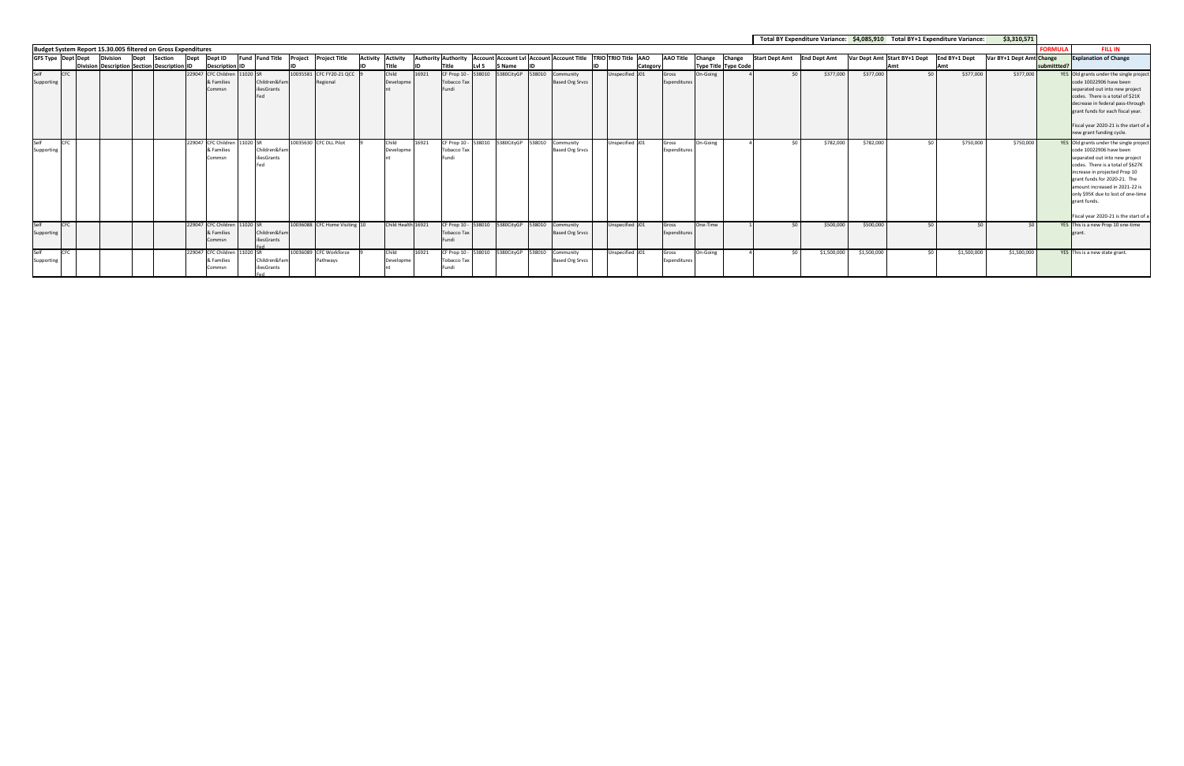| | | | | | | | | | | | | | | | | | | | | | | | | | | | | | Total BY Expenditure Variance: | $4,085,910 | Total BY+1 Expenditure Variance: | | $3,310,571 | | |
|---|---|---|---|---|---|---|---|---|---|---|---|---|---|---|---|---|---|---|---|---|---|---|---|---|---|---|---|---|---|---|---|---|---|---|---|
| **Budget System Report 15.30.005 filtered on Gross Expenditures** | | | | | | | | | | | | | | | | | | | | | | | | | | | | | | | | | | **FORMULA** | **FILL IN** |
| GFS Type | Dept | Dept Division | Division Description | Dept Section | Section Description | Dept ID | Dept ID Description | Fund ID | Fund Title | Project ID | Project Title | Activity ID | Activity Title | Authority ID | Authority Title | Account Lvl 5 | Account Lvl 5 Name | Account ID | Account Title | TRIO ID | TRIO Title | AAO Category | AAO Title | Change Type Title | Change Type Code | Start Dept Amt | End Dept Amt | Var Dept Amt | Start BY+1 Dept Amt | End BY+1 Dept Amt | Var BY+1 Dept Amt | Change submittted? | Explanation of Change |
| Self Supporting | CFC | | | | | 229047 | CFC Children & Families Commsn | 11020 | SR Children&FamiliesGrants Fed | 10035581 | CFC FY20-21 QCC Regional | 9 | Child Development | 16921 | CF Prop 10 - Tobacco Tax Fundi | 538010 | 5380CityGP | 538010 | Community Based Org Srvcs | | Unspecified | J01 | Gross Expenditures | On-Going | 4 | $0 | $377,000 | $377,000 | $0 | $377,000 | $377,000 | YES | Old grants under the single project code 10022906 have been separated out into new project codes. There is a total of $21K decrease in federal pass-through grant funds for each fiscal year.<br><br>Fiscal year 2020-21 is the start of a new grant funding cycle. |
| Self Supporting | CFC | | | | | 229047 | CFC Children & Families Commsn | 11020 | SR Children&FamiliesGrants Fed | 10035630 | CFC DLL Pilot | 9 | Child Development | 16921 | CF Prop 10 - Tobacco Tax Fundi | 538010 | 5380CityGP | 538010 | Community Based Org Srvcs | | Unspecified | J01 | Gross Expenditures | On-Going | 4 | $0 | $782,000 | $782,000 | $0 | $750,000 | $750,000 | YES | Old grants under the single project code 10022906 have been separated out into new project codes. There is a total of $627K increase in projected Prop 10 grant funds for 2020-21. The amount increased in 2021-22 is only $95K due to lost of one-time grant funds.<br><br>Fiscal year 2020-21 is the start of a |
| Self Supporting | CFC | | | | | 229047 | CFC Children & Families Commsn | 11020 | SR Children&FamiliesGrants Fed | 10036088 | CFC Home Visiting | 10 | Child Health | 16921 | CF Prop 10 - Tobacco Tax Fundi | 538010 | 5380CityGP | 538010 | Community Based Org Srvcs | | Unspecified | J01 | Gross Expenditures | One-Time | 1 | $0 | $500,000 | $500,000 | $0 | $0 | $0 | YES | This is a new Prop 10 one-time grant. |
| Self Supporting | CFC | | | | | 229047 | CFC Children & Families Commsn | 11020 | SR Children&FamiliesGrants Fed | 10036089 | CFC Workforce Pathways | 9 | Child Development | 16921 | CF Prop 10 - Tobacco Tax Fundi | 538010 | 5380CityGP | 538010 | Community Based Org Srvcs | | Unspecified | J01 | Gross Expenditures | On-Going | 4 | $0 | $1,500,000 | $1,500,000 | $0 | $1,500,000 | $1,500,000 | YES | This is a new state grant. |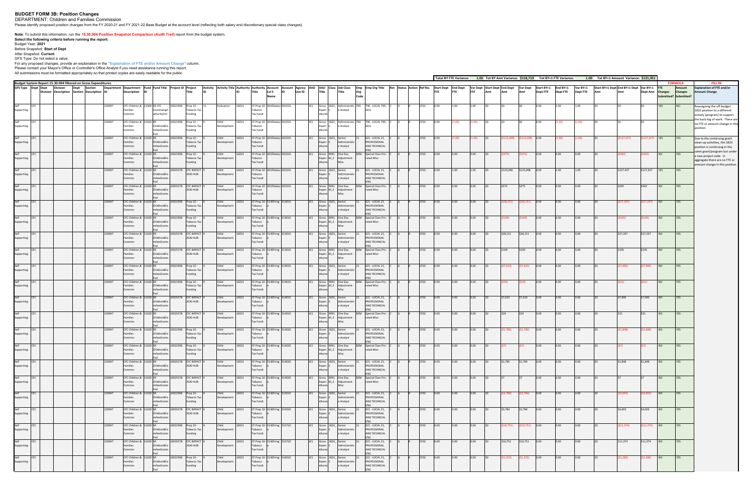# BUDGET FORM 3B: Position Changes

DEPARTMENT: Children and Families Commission

Please identify proposed position changes from the FY 2020-21 and FY 2021-22 Base Budget at the account level (reflecting both salary and discretionary special class changes).

**Note**: To submit this information, run the **15.30.004 Position Snapshot Comparison (Audit Trail)** report from the budget system.

**Select the following criteria before running the report:**

Budget Year: **2021**

Before Snapshot: **Start of Dept**

After Snapshot: **Current**

GFS Type: Do not select a value.

For any proposed changes, provide an explanation in the **"Explanation of FTE and/or Amount Change"** column.

Please contact your Mayor's Office or Controller's Office Analyst if you need assistance running this report.

All submissions must be formatted appropriately so that printed copies are easily readable for the public.

Total BY FTE Variance: 1.00 | Tot BY Amt Variance: $118,719 | Tot BY+1 FTE Variance: 1.00 | Tot BY+1 Amount Variance: $121,951

Budget System Report 15.30.004 filtered on Gross Expenditures

| GFS Type | Dept | Dept Division | Division Description | Dept Section | Section Description | Department ID | Department Description | Fund ID | Fund Title | Project ID | Project Title | Activity ID | Activity Title | Authority ID | Authority Title | Account Lvl 5 Name | Account ID | Agency Use ID | AAO Title | AAO | Class Title | Job Class | Emp Org Code | Emp Org Title | Ret | Status | Action | Ref No. | Start Dept FTE | End Dept FTE | Var Dept FTE | Start Dept Amt | End Dept Amt | Var Dept Amt | Start BY+1 Dept FTE | End BY+1 Dept FTE | Var BY+1 Dept FTE | Start BY+1 Dept Amt | End BY+1 Dept Amt | Var BY+1 Dept Amt | FTE Changes Submitted? | Amount Changes Submitted? | Explanation of FTE and/or Amount Change |
|---|---|---|---|---|---|---|---|---|---|---|---|---|---|---|---|---|---|---|---|---|---|---|---|---|---|---|---|---|---|---|---|---|---|---|---|---|---|---|---|---|---|---|---|
| Self Supporting | CFC | | | | | 229047 | CFC Children & Families Commsn | 11000 | SR CFC ContinuingAuthorityCtrl | 10022906 | Prop 10 - Tobacco Tax Funding | 11 | Evaluation | 16921 | CF Prop 10 Tobacco Tax Fundi | 5010Salary | 501010 | | J01 | Gross Expenditures | 1822_C | Administrative Analyst | 790 | 790 - LOCAL 790, SEIU | C | O | R | CF01 | 0.00 | 1.00 | 1.00 | $0 | $0 | $0 | 0.00 | 1.00 | 1.00 | $0 | $0 | $0 | YES | NO | Reassigning the off-budget 1822 position to a different activity (program) to support the back-log of work. There are no FTE or amount change in this position. |
| Self Supporting | CFC | | | | | 229047 | CFC Children & Families Commsn | 11020 | SR Children&FamiliesGrants Fed | 10022906 | Prop 10 - Tobacco Tax Funding | 9 | Child Development | 16921 | CF Prop 10 Tobacco Tax Fundi | 5010Salary | 501010 | | J01 | Gross Expenditures | 1822_C | Administrative Analyst | 790 | 790 - LOCAL 790, SEIU | C | O | R | CF01 | 0.00 | (1.00) | (1.00) | $0 | $0 | $0 | 0.00 | (1.00) | (1.00) | $0 | $0 | $0 | | | |
| Self Supporting | CFC | | | | | 229047 | CFC Children & Families Commsn | 11020 | SR Children&FamiliesGrants Fed | 10022906 | Prop 10 - Tobacco Tax Funding | 9 | Child Development | 16921 | CF Prop 10 Tobacco Tax Fundi | 5010Salary | 501010 | | J01 | Gross Expenditures | 1823_C | Senior Administrative Analyst | 21 | 021 - LOCAL 21, PROFESSIONAL AND TECHNICAL ENG | C | G | R | CF02 | 0.00 | (1.00) | (1.00) | $0 | ($123,098) | ($123,098) | 0.00 | (1.00) | (1.00) | $0 | ($127,427) | ($127,427) | YES | YES | Due to the continuing grant clean-up activities, the 1823 position is continuing in the same grant/program but under a new project code. In aggregate there are no FTE or amount change in this position. |
| Self Supporting | CFC | | | | | 229047 | CFC Children & Families Commsn | 11020 | SR Children&FamiliesGrants Fed | 10022906 | Prop 10 - Tobacco Tax Funding | 9 | Child Development | 16921 | CF Prop 10 Tobacco Tax Fundi | 5010Salary | 501010 | | J01 | Gross Expenditures | 9991_M_Z | One Day Adjustment - Misc | BZM | Special Class Pro-rated Misc | C | G | R | CF02 | 0.00 | 0.00 | 0.00 | $0 | ($475) | ($475) | 0.00 | 0.00 | 0.00 | $0 | ($492) | ($492) | NO | YES | |
| Self Supporting | CFC | | | | | 229047 | CFC Children & Families Commsn | 11020 | SR Children&FamiliesGrants Fed | 10035578 | CFC IMPACT 2020 HUB | 9 | Child Development | 16921 | CF Prop 10 Tobacco Tax Fundi | 5010Salary | 501010 | | J01 | Gross Expenditures | 1823_C | Senior Administrative Analyst | 21 | 021 - LOCAL 21, PROFESSIONAL AND TECHNICAL ENG | C | G | R | CF02 | 0.00 | 1.00 | 1.00 | $0 | $123,098 | $123,098 | 0.00 | 1.00 | 1.00 | $0 | $127,427 | $127,427 | YES | YES | |
| Self Supporting | CFC | | | | | 229047 | CFC Children & Families Commsn | 11020 | SR Children&FamiliesGrants Fed | 10035578 | CFC IMPACT 2020 HUB | 9 | Child Development | 16921 | CF Prop 10 Tobacco Tax Fundi | 5010Salary | 501010 | | J01 | Gross Expenditures | 9991_M_Z | One Day Adjustment - Misc | BZM | Special Class Pro-rated Misc | C | G | R | CF02 | 0.00 | 0.00 | 0.00 | $0 | $475 | $475 | 0.00 | 0.00 | 0.00 | $0 | $492 | $492 | NO | YES | |
| Self Supporting | CFC | | | | | 229047 | CFC Children & Families Commsn | 11020 | SR Children&FamiliesGrants Fed | 10022906 | Prop 10 - Tobacco Tax Funding | 9 | Child Development | 16921 | CF Prop 10 Tobacco Tax Fundi | 5130Fringe | 513010 | | J01 | Gross Expenditures | 1823_C | Senior Administrative Analyst | 21 | 021 - LOCAL 21, PROFESSIONAL AND TECHNICAL ENG | C | G | R | CF02 | 0.00 | 0.00 | 0.00 | $0 | ($28,151) | ($28,151) | 0.00 | 0.00 | 0.00 | $0 | ($27,297) | ($27,297) | NO | YES | |
| Self Supporting | CFC | | | | | 229047 | CFC Children & Families Commsn | 11020 | SR Children&FamiliesGrants Fed | 10022906 | Prop 10 - Tobacco Tax Funding | 9 | Child Development | 16921 | CF Prop 10 Tobacco Tax Fundi | 5130Fringe | 513010 | | J01 | Gross Expenditures | 9991_M_Z | One Day Adjustment - Misc | BZM | Special Class Pro-rated Misc | C | G | R | CF02 | 0.00 | 0.00 | 0.00 | $0 | ($109) | ($109) | 0.00 | 0.00 | 0.00 | $0 | ($105) | ($105) | NO | YES | |
| Self Supporting | CFC | | | | | 229047 | CFC Children & Families Commsn | 11020 | SR Children&FamiliesGrants Fed | 10035578 | CFC IMPACT 2020 HUB | 9 | Child Development | 16921 | CF Prop 10 Tobacco Tax Fundi | 5130Fringe | 513010 | | J01 | Gross Expenditures | 1823_C | Senior Administrative Analyst | 21 | 021 - LOCAL 21, PROFESSIONAL AND TECHNICAL ENG | C | G | R | CF02 | 0.00 | 0.00 | 0.00 | $0 | $28,151 | $28,151 | 0.00 | 0.00 | 0.00 | $0 | $27,297 | $27,297 | NO | YES | |
| Self Supporting | CFC | | | | | 229047 | CFC Children & Families Commsn | 11020 | SR Children&FamiliesGrants Fed | 10035578 | CFC IMPACT 2020 HUB | 9 | Child Development | 16921 | CF Prop 10 Tobacco Tax Fundi | 5130Fringe | 513010 | | J01 | Gross Expenditures | 9991_M_Z | One Day Adjustment - Misc | BZM | Special Class Pro-rated Misc | C | G | R | CF02 | 0.00 | 0.00 | 0.00 | $0 | $109 | $109 | 0.00 | 0.00 | 0.00 | $0 | $105 | $105 | NO | YES | |
| Self Supporting | CFC | | | | | 229047 | CFC Children & Families Commsn | 11020 | SR Children&FamiliesGrants Fed | 10022906 | Prop 10 - Tobacco Tax Funding | 9 | Child Development | 16921 | CF Prop 10 Tobacco Tax Fundi | 5130Fringe | 514010 | | J01 | Gross Expenditures | 1823_C | Senior Administrative Analyst | 21 | 021 - LOCAL 21, PROFESSIONAL AND TECHNICAL ENG | C | G | R | CF02 | 0.00 | 0.00 | 0.00 | $0 | ($7,633) | ($7,633) | 0.00 | 0.00 | 0.00 | $0 | ($7,900) | ($7,900) | NO | YES | |
| Self Supporting | CFC | | | | | 229047 | CFC Children & Families Commsn | 11020 | SR Children&FamiliesGrants Fed | 10022906 | Prop 10 - Tobacco Tax Funding | 9 | Child Development | 16921 | CF Prop 10 Tobacco Tax Fundi | 5130Fringe | 514010 | | J01 | Gross Expenditures | 9991_M_Z | One Day Adjustment - Misc | BZM | Special Class Pro-rated Misc | C | G | R | CF02 | 0.00 | 0.00 | 0.00 | $0 | ($29) | ($29) | 0.00 | 0.00 | 0.00 | $0 | ($31) | ($31) | NO | YES | |
| Self Supporting | CFC | | | | | 229047 | CFC Children & Families Commsn | 11020 | SR Children&FamiliesGrants Fed | 10035578 | CFC IMPACT 2020 HUB | 9 | Child Development | 16921 | CF Prop 10 Tobacco Tax Fundi | 5130Fringe | 514010 | | J01 | Gross Expenditures | 1823_C | Senior Administrative Analyst | 21 | 021 - LOCAL 21, PROFESSIONAL AND TECHNICAL ENG | C | G | R | CF02 | 0.00 | 0.00 | 0.00 | $0 | $7,633 | $7,633 | 0.00 | 0.00 | 0.00 | $0 | $7,900 | $7,900 | NO | YES | |
| Self Supporting | CFC | | | | | 229047 | CFC Children & Families Commsn | 11020 | SR Children&FamiliesGrants Fed | 10035578 | CFC IMPACT 2020 HUB | 9 | Child Development | 16921 | CF Prop 10 Tobacco Tax Fundi | 5130Fringe | 514010 | | J01 | Gross Expenditures | 9991_M_Z | One Day Adjustment - Misc | BZM | Special Class Pro-rated Misc | C | G | R | CF02 | 0.00 | 0.00 | 0.00 | $0 | $29 | $29 | 0.00 | 0.00 | 0.00 | $0 | $31 | $31 | NO | YES | |
| Self Supporting | CFC | | | | | 229047 | CFC Children & Families Commsn | 11020 | SR Children&FamiliesGrants Fed | 10022906 | Prop 10 - Tobacco Tax Funding | 9 | Child Development | 16921 | CF Prop 10 Tobacco Tax Fundi | 5130Fringe | 514020 | | J01 | Gross Expenditures | 1823_C | Senior Administrative Analyst | 21 | 021 - LOCAL 21, PROFESSIONAL AND TECHNICAL ENG | C | G | R | CF02 | 0.00 | 0.00 | 0.00 | $0 | ($1,785) | ($1,785) | 0.00 | 0.00 | 0.00 | $0 | ($1,848) | ($1,848) | NO | YES | |
| Self Supporting | CFC | | | | | 229047 | CFC Children & Families Commsn | 11020 | SR Children&FamiliesGrants Fed | 10022906 | Prop 10 - Tobacco Tax Funding | 9 | Child Development | 16921 | CF Prop 10 Tobacco Tax Fundi | 5130Fringe | 514020 | | J01 | Gross Expenditures | 9991_M_Z | One Day Adjustment - Misc | BZM | Special Class Pro-rated Misc | C | G | R | CF02 | 0.00 | 0.00 | 0.00 | $0 | ($7) | ($7) | 0.00 | 0.00 | 0.00 | $0 | ($7) | ($7) | NO | YES | |
| Self Supporting | CFC | | | | | 229047 | CFC Children & Families Commsn | 11020 | SR Children&FamiliesGrants Fed | 10035578 | CFC IMPACT 2020 HUB | 9 | Child Development | 16921 | CF Prop 10 Tobacco Tax Fundi | 5130Fringe | 514020 | | J01 | Gross Expenditures | 1823_C | Senior Administrative Analyst | 21 | 021 - LOCAL 21, PROFESSIONAL AND TECHNICAL ENG | C | G | R | CF02 | 0.00 | 0.00 | 0.00 | $0 | $1,785 | $1,785 | 0.00 | 0.00 | 0.00 | $0 | $1,848 | $1,848 | NO | YES | |
| Self Supporting | CFC | | | | | 229047 | CFC Children & Families Commsn | 11020 | SR Children&FamiliesGrants Fed | 10035578 | CFC IMPACT 2020 HUB | 9 | Child Development | 16921 | CF Prop 10 Tobacco Tax Fundi | 5130Fringe | 514020 | | J01 | Gross Expenditures | 9991_M_Z | One Day Adjustment - Misc | BZM | Special Class Pro-rated Misc | C | G | R | CF02 | 0.00 | 0.00 | 0.00 | $0 | $7 | $7 | 0.00 | 0.00 | 0.00 | $0 | $7 | $7 | NO | YES | |
| Self Supporting | CFC | | | | | 229047 | CFC Children & Families Commsn | 11020 | SR Children&FamiliesGrants Fed | 10022906 | Prop 10 - Tobacco Tax Funding | 9 | Child Development | 16921 | CF Prop 10 Tobacco Tax Fundi | 5130Fringe | 515010 | | J01 | Gross Expenditures | 1823_C | Senior Administrative Analyst | 21 | 021 - LOCAL 21, PROFESSIONAL AND TECHNICAL ENG | C | G | R | CF02 | 0.00 | 0.00 | 0.00 | $0 | ($3,784) | ($3,784) | 0.00 | 0.00 | 0.00 | $0 | ($4,003) | ($4,003) | NO | YES | |
| Self Supporting | CFC | | | | | 229047 | CFC Children & Families Commsn | 11020 | SR Children&FamiliesGrants Fed | 10035578 | CFC IMPACT 2020 HUB | 9 | Child Development | 16921 | CF Prop 10 Tobacco Tax Fundi | 5130Fringe | 515010 | | J01 | Gross Expenditures | 1823_C | Senior Administrative Analyst | 21 | 021 - LOCAL 21, PROFESSIONAL AND TECHNICAL ENG | C | G | R | CF02 | 0.00 | 0.00 | 0.00 | $0 | $3,784 | $3,784 | 0.00 | 0.00 | 0.00 | $0 | $4,003 | $4,003 | NO | YES | |
| Self Supporting | CFC | | | | | 229047 | CFC Children & Families Commsn | 11020 | SR Children&FamiliesGrants Fed | 10022906 | Prop 10 - Tobacco Tax Funding | 9 | Child Development | 16921 | CF Prop 10 Tobacco Tax Fundi | 5130Fringe | 515710 | | J01 | Gross Expenditures | 1823_C | Senior Administrative Analyst | 21 | 021 - LOCAL 21, PROFESSIONAL AND TECHNICAL ENG | C | G | R | CF02 | 0.00 | 0.00 | 0.00 | $0 | ($10,751) | ($10,751) | 0.00 | 0.00 | 0.00 | $0 | ($11,374) | ($11,374) | NO | YES | |
| Self Supporting | CFC | | | | | 229047 | CFC Children & Families Commsn | 11020 | SR Children&FamiliesGrants Fed | 10035578 | CFC IMPACT 2020 HUB | 9 | Child Development | 16921 | CF Prop 10 Tobacco Tax Fundi | 5130Fringe | 515710 | | J01 | Gross Expenditures | 1823_C | Senior Administrative Analyst | 21 | 021 - LOCAL 21, PROFESSIONAL AND TECHNICAL ENG | C | G | R | CF02 | 0.00 | 0.00 | 0.00 | $0 | $10,751 | $10,751 | 0.00 | 0.00 | 0.00 | $0 | $11,374 | $11,374 | NO | YES | |
| Self Supporting | CFC | | | | | 229047 | CFC Children & Families Commsn | 11020 | SR Children&FamiliesGrants Fed | 10022906 | Prop 10 - Tobacco Tax Funding | 9 | Child Development | 16921 | CF Prop 10 Tobacco Tax Fundi | 5130Fringe | 516010 | | J01 | Gross Expenditures | 1823_C | Senior Administrative Analyst | 21 | 021 - LOCAL 21, PROFESSIONAL AND TECHNICAL ENG | C | G | R | CF02 | 0.00 | 0.00 | 0.00 | $0 | ($1,255) | ($1,255) | 0.00 | 0.00 | 0.00 | $0 | ($1,280) | ($1,280) | NO | YES | |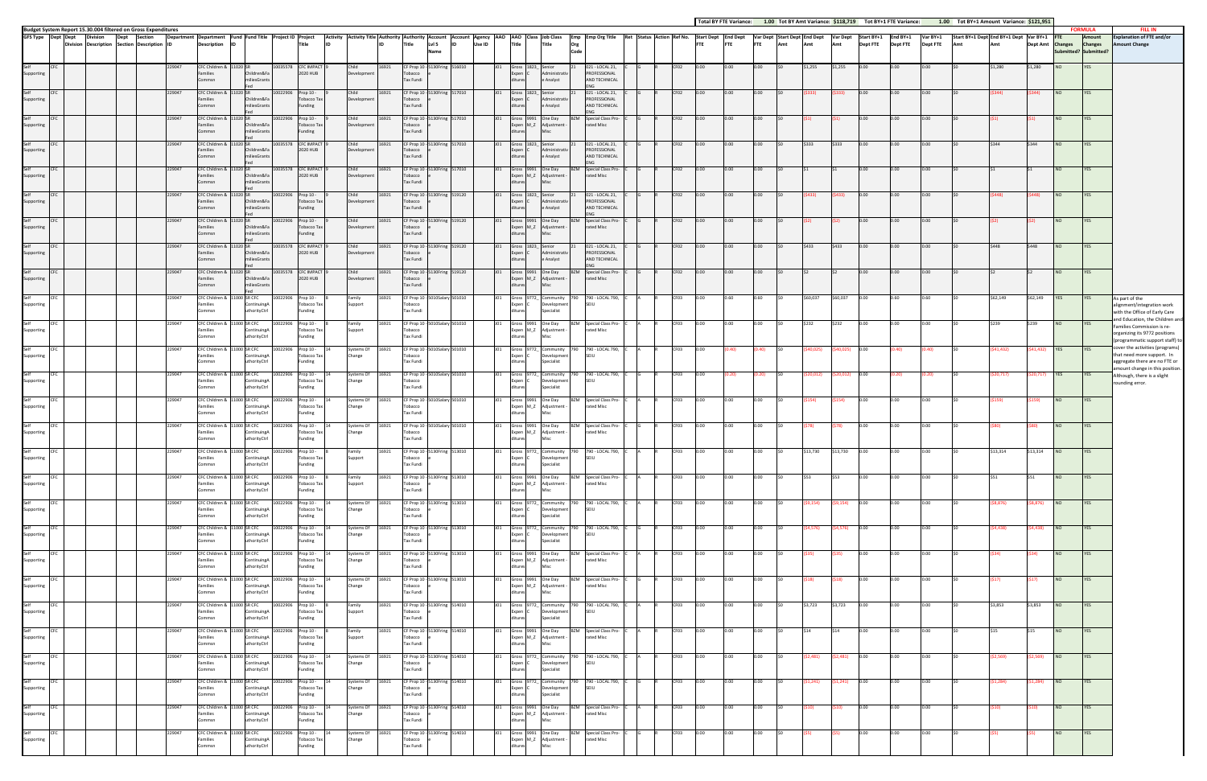Budget System Report 15.30.004 filtered on Gross Expenditures

Total BY FTE Variance: 1.00 Tot BY Amt Variance: $118,719 Tot BY+1 FTE Variance: 1.00 Tot BY+1 Amount Variance: $121,951

| GFS Type | Dept | Dept Division | Division Description | Dept Section | Section Description | Department ID | Department Description | Fund ID | Fund Title | Project ID | Project Title | Activity ID | Activity Title | Authority ID | Authority Title | Account Lvl 5 Name | Account ID | Agency Use ID | AAO | AAO Title | Class Title | Job Class Title | Emp Org Code | Emp Org Title | Ret | Status | Action | Ref No. | Start Dept FTE | End Dept FTE | Var Dept FTE | Start Dept Amt | End Dept Amt | Var Dept Amt | Start BY+1 Dept FTE | End BY+1 Dept FTE | Var BY+1 Dept FTE | Start BY+1 Dept Amt | End BY+1 Dept Amt | Var BY+1 Dept Amt | FTE Changes Submitted? | Amount Changes Submitted? | Explanation of FTE and/or Amount Change |
|---|---|---|---|---|---|---|---|---|---|---|---|---|---|---|---|---|---|---|---|---|---|---|---|---|---|---|---|---|---|---|---|---|---|---|---|---|---|---|---|---|---|---|---|
| Self Supporting | CFC | | | | | 229047 | CFC Children & Families Commsn | 11020 | SR Children&FamiliesGrants Fed | 10035578 | CFC IMPACT 2020 HUB | 9 | Child Development | 16921 | CF Prop 10 Tobacco Tax Fundi | 5130Fring | 516010 | | J01 | Gross Expenditures | 1823_C | Senior Administrative Analyst | 21 | 021 - LOCAL 21, PROFESSIONAL AND TECHNICAL ENG | C | G | R | CF02 | 0.00 | 0.00 | 0.00 | $0 | $1,255 | $1,255 | 0.00 | 0.00 | 0.00 | $0 | $1,280 | $1,280 | NO | YES | |
| Self Supporting | CFC | | | | | 229047 | CFC Children & Families Commsn | 11020 | SR Children&FamiliesGrants Fed | 10022906 | Prop 10 - Tobacco Tax Funding | 9 | Child Development | 16921 | CF Prop 10 Tobacco Tax Fundi | 5130Fring | 517010 | | J01 | Gross Expenditures | 1823_C | Senior Administrative Analyst | 21 | 021 - LOCAL 21, PROFESSIONAL AND TECHNICAL ENG | C | G | R | CF02 | 0.00 | 0.00 | 0.00 | $0 | ($333) | ($333) | 0.00 | 0.00 | 0.00 | $0 | ($344) | ($344) | NO | YES | |
| Self Supporting | CFC | | | | | 229047 | CFC Children & Families Commsn | 11020 | SR Children&FamiliesGrants Fed | 10022906 | Prop 10 - Tobacco Tax Funding | 9 | Child Development | 16921 | CF Prop 10 Tobacco Tax Fundi | 5130Fring | 517010 | | J01 | Gross Expenditures | 9991_M_Z | One Day Adjustment - Misc | BZM | Special Class Pro-rated Misc | C | G | R | CF02 | 0.00 | 0.00 | 0.00 | $0 | ($1) | ($1) | 0.00 | 0.00 | 0.00 | $0 | ($1) | ($1) | NO | YES | |
| Self Supporting | CFC | | | | | 229047 | CFC Children & Families Commsn | 11020 | SR Children&FamiliesGrants Fed | 10035578 | CFC IMPACT 2020 HUB | 9 | Child Development | 16921 | CF Prop 10 Tobacco Tax Fundi | 5130Fring | 517010 | | J01 | Gross Expenditures | 1823_C | Senior Administrative Analyst | 21 | 021 - LOCAL 21, PROFESSIONAL AND TECHNICAL ENG | C | G | R | CF02 | 0.00 | 0.00 | 0.00 | $0 | $333 | $333 | 0.00 | 0.00 | 0.00 | $0 | $344 | $344 | NO | YES | |
| Self Supporting | CFC | | | | | 229047 | CFC Children & Families Commsn | 11020 | SR Children&FamiliesGrants Fed | 10035578 | CFC IMPACT 2020 HUB | 9 | Child Development | 16921 | CF Prop 10 Tobacco Tax Fundi | 5130Fring | 517010 | | J01 | Gross Expenditures | 9991_M_Z | One Day Adjustment - Misc | BZM | Special Class Pro-rated Misc | C | G | R | CF02 | 0.00 | 0.00 | 0.00 | $0 | $1 | $1 | 0.00 | 0.00 | 0.00 | $0 | $1 | $1 | NO | YES | |
| Self Supporting | CFC | | | | | 229047 | CFC Children & Families Commsn | 11020 | SR Children&FamiliesGrants Fed | 10022906 | Prop 10 - Tobacco Tax Funding | 9 | Child Development | 16921 | CF Prop 10 Tobacco Tax Fundi | 5130Fring | 519120 | | J01 | Gross Expenditures | 1823_C | Senior Administrative Analyst | 21 | 021 - LOCAL 21, PROFESSIONAL AND TECHNICAL ENG | C | G | R | CF02 | 0.00 | 0.00 | 0.00 | $0 | ($433) | ($433) | 0.00 | 0.00 | 0.00 | $0 | ($448) | ($448) | NO | YES | |
| Self Supporting | CFC | | | | | 229047 | CFC Children & Families Commsn | 11020 | SR Children&FamiliesGrants Fed | 10022906 | Prop 10 - Tobacco Tax Funding | 9 | Child Development | 16921 | CF Prop 10 Tobacco Tax Fundi | 5130Fring | 519120 | | J01 | Gross Expenditures | 9991_M_Z | One Day Adjustment - Misc | BZM | Special Class Pro-rated Misc | C | G | R | CF02 | 0.00 | 0.00 | 0.00 | $0 | ($2) | ($2) | 0.00 | 0.00 | 0.00 | $0 | ($2) | ($2) | NO | YES | |
| Self Supporting | CFC | | | | | 229047 | CFC Children & Families Commsn | 11020 | SR Children&FamiliesGrants Fed | 10035578 | CFC IMPACT 2020 HUB | 9 | Child Development | 16921 | CF Prop 10 Tobacco Tax Fundi | 5130Fring | 519120 | | J01 | Gross Expenditures | 1823_C | Senior Administrative Analyst | 21 | 021 - LOCAL 21, PROFESSIONAL AND TECHNICAL ENG | C | G | R | CF02 | 0.00 | 0.00 | 0.00 | $0 | $433 | $433 | 0.00 | 0.00 | 0.00 | $0 | $448 | $448 | NO | YES | |
| Self Supporting | CFC | | | | | 229047 | CFC Children & Families Commsn | 11020 | SR Children&FamiliesGrants Fed | 10035578 | CFC IMPACT 2020 HUB | 9 | Child Development | 16921 | CF Prop 10 Tobacco Tax Fundi | 5130Fring | 519120 | | J01 | Gross Expenditures | 9991_M_Z | One Day Adjustment - Misc | BZM | Special Class Pro-rated Misc | C | G | R | CF02 | 0.00 | 0.00 | 0.00 | $0 | $2 | $2 | 0.00 | 0.00 | 0.00 | $0 | $2 | $2 | NO | YES | |
| Self Supporting | CFC | | | | | 229047 | CFC Children & Families Commsn | 11000 | SR CFC ContinuingAuthorityCtrl | 10022906 | Prop 10 - Tobacco Tax Funding | 8 | Family Support | 16921 | CF Prop 10 Tobacco Tax Fundi | 5010Salary | 501010 | | J01 | Gross Expenditures | 9772_C | Community Development Specialist | 790 | 790 - LOCAL 790, SEIU | C | A | R | CF03 | 0.00 | 0.60 | 0.60 | $0 | $60,037 | $60,037 | 0.00 | 0.60 | 0.60 | $0 | $62,149 | $62,149 | YES | YES | As part of the alignment/integration work with the Office of Early Care and Education, the Children and Families Commission is re-organizing its 9772 positions (programmatic support staff) to cover the activities (programs) that need more support. In aggregate there are no FTE or amount change in this position. Although, there is a slight rounding error. |
| Self Supporting | CFC | | | | | 229047 | CFC Children & Families Commsn | 11000 | SR CFC ContinuingAuthorityCtrl | 10022906 | Prop 10 - Tobacco Tax Funding | 8 | Family Support | 16921 | CF Prop 10 Tobacco Tax Fundi | 5010Salary | 501010 | | J01 | Gross Expenditures | 9991_M_Z | One Day Adjustment - Misc | BZM | Special Class Pro-rated Misc | C | A | R | CF03 | 0.00 | 0.00 | 0.00 | $0 | $232 | $232 | 0.00 | 0.00 | 0.00 | $0 | $239 | $239 | NO | YES | |
| Self Supporting | CFC | | | | | 229047 | CFC Children & Families Commsn | 11000 | SR CFC ContinuingAuthorityCtrl | 10022906 | Prop 10 - Tobacco Tax Funding | 14 | Systems Of Change | 16921 | CF Prop 10 Tobacco Tax Fundi | 5010Salary | 501010 | | J01 | Gross Expenditures | 9772_C | Community Development Specialist | 790 | 790 - LOCAL 790, SEIU | C | A | R | CF03 | 0.00 | (0.40) | (0.40) | $0 | ($40,025) | ($40,025) | 0.00 | (0.40) | (0.40) | $0 | ($41,432) | ($41,432) | YES | YES | |
| Self Supporting | CFC | | | | | 229047 | CFC Children & Families Commsn | 11000 | SR CFC ContinuingAuthorityCtrl | 10022906 | Prop 10 - Tobacco Tax Funding | 14 | Systems Of Change | 16921 | CF Prop 10 Tobacco Tax Fundi | 5010Salary | 501010 | | J01 | Gross Expenditures | 9772_C | Community Development Specialist | 790 | 790 - LOCAL 790, SEIU | C | G | R | CF03 | 0.00 | (0.20) | (0.20) | $0 | ($20,012) | ($20,012) | 0.00 | (0.20) | (0.20) | $0 | ($20,717) | ($20,717) | YES | YES | |
| Self Supporting | CFC | | | | | 229047 | CFC Children & Families Commsn | 11000 | SR CFC ContinuingAuthorityCtrl | 10022906 | Prop 10 - Tobacco Tax Funding | 14 | Systems Of Change | 16921 | CF Prop 10 Tobacco Tax Fundi | 5010Salary | 501010 | | J01 | Gross Expenditures | 9991_M_Z | One Day Adjustment - Misc | BZM | Special Class Pro-rated Misc | C | A | R | CF03 | 0.00 | 0.00 | 0.00 | $0 | ($154) | ($154) | 0.00 | 0.00 | 0.00 | $0 | ($159) | ($159) | NO | YES | |
| Self Supporting | CFC | | | | | 229047 | CFC Children & Families Commsn | 11000 | SR CFC ContinuingAuthorityCtrl | 10022906 | Prop 10 - Tobacco Tax Funding | 14 | Systems Of Change | 16921 | CF Prop 10 Tobacco Tax Fundi | 5010Salary | 501010 | | J01 | Gross Expenditures | 9991_M_Z | One Day Adjustment - Misc | BZM | Special Class Pro-rated Misc | C | G | R | CF03 | 0.00 | 0.00 | 0.00 | $0 | ($78) | ($78) | 0.00 | 0.00 | 0.00 | $0 | ($80) | ($80) | NO | YES | |
| Self Supporting | CFC | | | | | 229047 | CFC Children & Families Commsn | 11000 | SR CFC ContinuingAuthorityCtrl | 10022906 | Prop 10 - Tobacco Tax Funding | 8 | Family Support | 16921 | CF Prop 10 Tobacco Tax Fundi | 5130Fring | 513010 | | J01 | Gross Expenditures | 9772_C | Community Development Specialist | 790 | 790 - LOCAL 790, SEIU | C | A | R | CF03 | 0.00 | 0.00 | 0.00 | $0 | $13,730 | $13,730 | 0.00 | 0.00 | 0.00 | $0 | $13,314 | $13,314 | NO | YES | |
| Self Supporting | CFC | | | | | 229047 | CFC Children & Families Commsn | 11000 | SR CFC ContinuingAuthorityCtrl | 10022906 | Prop 10 - Tobacco Tax Funding | 8 | Family Support | 16921 | CF Prop 10 Tobacco Tax Fundi | 5130Fring | 513010 | | J01 | Gross Expenditures | 9991_M_Z | One Day Adjustment - Misc | BZM | Special Class Pro-rated Misc | C | A | R | CF03 | 0.00 | 0.00 | 0.00 | $0 | $53 | $53 | 0.00 | 0.00 | 0.00 | $0 | $51 | $51 | NO | YES | |
| Self Supporting | CFC | | | | | 229047 | CFC Children & Families Commsn | 11000 | SR CFC ContinuingAuthorityCtrl | 10022906 | Prop 10 - Tobacco Tax Funding | 14 | Systems Of Change | 16921 | CF Prop 10 Tobacco Tax Fundi | 5130Fring | 513010 | | J01 | Gross Expenditures | 9772_C | Community Development Specialist | 790 | 790 - LOCAL 790, SEIU | C | A | R | CF03 | 0.00 | 0.00 | 0.00 | $0 | ($9,154) | ($9,154) | 0.00 | 0.00 | 0.00 | $0 | ($8,876) | ($8,876) | NO | YES | |
| Self Supporting | CFC | | | | | 229047 | CFC Children & Families Commsn | 11000 | SR CFC ContinuingAuthorityCtrl | 10022906 | Prop 10 - Tobacco Tax Funding | 14 | Systems Of Change | 16921 | CF Prop 10 Tobacco Tax Fundi | 5130Fring | 513010 | | J01 | Gross Expenditures | 9772_C | Community Development Specialist | 790 | 790 - LOCAL 790, SEIU | C | G | R | CF03 | 0.00 | 0.00 | 0.00 | $0 | ($4,576) | ($4,576) | 0.00 | 0.00 | 0.00 | $0 | ($4,438) | ($4,438) | NO | YES | |
| Self Supporting | CFC | | | | | 229047 | CFC Children & Families Commsn | 11000 | SR CFC ContinuingAuthorityCtrl | 10022906 | Prop 10 - Tobacco Tax Funding | 14 | Systems Of Change | 16921 | CF Prop 10 Tobacco Tax Fundi | 5130Fring | 513010 | | J01 | Gross Expenditures | 9991_M_Z | One Day Adjustment - Misc | BZM | Special Class Pro-rated Misc | C | A | R | CF03 | 0.00 | 0.00 | 0.00 | $0 | ($35) | ($35) | 0.00 | 0.00 | 0.00 | $0 | ($34) | ($34) | NO | YES | |
| Self Supporting | CFC | | | | | 229047 | CFC Children & Families Commsn | 11000 | SR CFC ContinuingAuthorityCtrl | 10022906 | Prop 10 - Tobacco Tax Funding | 14 | Systems Of Change | 16921 | CF Prop 10 Tobacco Tax Fundi | 5130Fring | 513010 | | J01 | Gross Expenditures | 9991_M_Z | One Day Adjustment - Misc | BZM | Special Class Pro-rated Misc | C | G | R | CF03 | 0.00 | 0.00 | 0.00 | $0 | ($18) | ($18) | 0.00 | 0.00 | 0.00 | $0 | ($17) | ($17) | NO | YES | |
| Self Supporting | CFC | | | | | 229047 | CFC Children & Families Commsn | 11000 | SR CFC ContinuingAuthorityCtrl | 10022906 | Prop 10 - Tobacco Tax Funding | 8 | Family Support | 16921 | CF Prop 10 Tobacco Tax Fundi | 5130Fring | 514010 | | J01 | Gross Expenditures | 9772_C | Community Development Specialist | 790 | 790 - LOCAL 790, SEIU | C | A | R | CF03 | 0.00 | 0.00 | 0.00 | $0 | $3,723 | $3,723 | 0.00 | 0.00 | 0.00 | $0 | $3,853 | $3,853 | NO | YES | |
| Self Supporting | CFC | | | | | 229047 | CFC Children & Families Commsn | 11000 | SR CFC ContinuingAuthorityCtrl | 10022906 | Prop 10 - Tobacco Tax Funding | 8 | Family Support | 16921 | CF Prop 10 Tobacco Tax Fundi | 5130Fring | 514010 | | J01 | Gross Expenditures | 9991_M_Z | One Day Adjustment - Misc | BZM | Special Class Pro-rated Misc | C | A | R | CF03 | 0.00 | 0.00 | 0.00 | $0 | $14 | $14 | 0.00 | 0.00 | 0.00 | $0 | $15 | $15 | NO | YES | |
| Self Supporting | CFC | | | | | 229047 | CFC Children & Families Commsn | 11000 | SR CFC ContinuingAuthorityCtrl | 10022906 | Prop 10 - Tobacco Tax Funding | 14 | Systems Of Change | 16921 | CF Prop 10 Tobacco Tax Fundi | 5130Fring | 514010 | | J01 | Gross Expenditures | 9772_C | Community Development Specialist | 790 | 790 - LOCAL 790, SEIU | C | A | R | CF03 | 0.00 | 0.00 | 0.00 | $0 | ($2,481) | ($2,481) | 0.00 | 0.00 | 0.00 | $0 | ($2,569) | ($2,569) | NO | YES | |
| Self Supporting | CFC | | | | | 229047 | CFC Children & Families Commsn | 11000 | SR CFC ContinuingAuthorityCtrl | 10022906 | Prop 10 - Tobacco Tax Funding | 14 | Systems Of Change | 16921 | CF Prop 10 Tobacco Tax Fundi | 5130Fring | 514010 | | J01 | Gross Expenditures | 9772_C | Community Development Specialist | 790 | 790 - LOCAL 790, SEIU | C | G | R | CF03 | 0.00 | 0.00 | 0.00 | $0 | ($1,241) | ($1,241) | 0.00 | 0.00 | 0.00 | $0 | ($1,284) | ($1,284) | NO | YES | |
| Self Supporting | CFC | | | | | 229047 | CFC Children & Families Commsn | 11000 | SR CFC ContinuingAuthorityCtrl | 10022906 | Prop 10 - Tobacco Tax Funding | 14 | Systems Of Change | 16921 | CF Prop 10 Tobacco Tax Fundi | 5130Fring | 514010 | | J01 | Gross Expenditures | 9991_M_Z | One Day Adjustment - Misc | BZM | Special Class Pro-rated Misc | C | A | R | CF03 | 0.00 | 0.00 | 0.00 | $0 | ($10) | ($10) | 0.00 | 0.00 | 0.00 | $0 | ($10) | ($10) | NO | YES | |
| Self Supporting | CFC | | | | | 229047 | CFC Children & Families Commsn | 11000 | SR CFC ContinuingAuthorityCtrl | 10022906 | Prop 10 - Tobacco Tax Funding | 14 | Systems Of Change | 16921 | CF Prop 10 Tobacco Tax Fundi | 5130Fring | 514010 | | J01 | Gross Expenditures | 9991_M_Z | One Day Adjustment - Misc | BZM | Special Class Pro-rated Misc | C | G | R | CF03 | 0.00 | 0.00 | 0.00 | $0 | ($5) | ($5) | 0.00 | 0.00 | 0.00 | $0 | ($5) | ($5) | NO | YES | |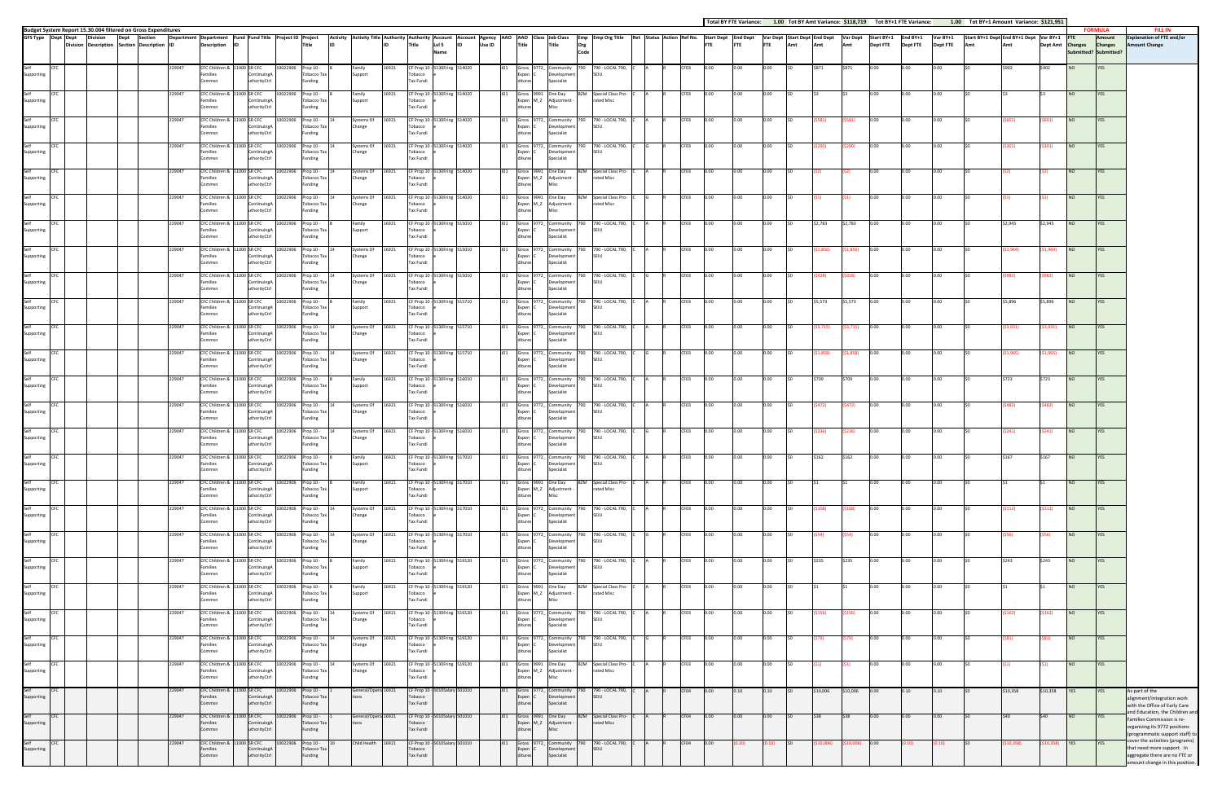Budget System Report 15.30.004 filtered on Gross Expenditures

Total BY FTE Variance: 1.00 Tot BY Amt Variance: $118,719 Tot BY+1 FTE Variance: 1.00 Tot BY+1 Amount Variance: $121,951

| GFS Type | Dept | Dept Division | Division Description | Dept Section | Section Description | Department ID | Department Description | Fund ID | Fund Title | Project ID | Project Title | Activity ID | Activity Title | Authority ID | Authority Title | Account Lvl 5 Name | Account ID | Agency Use ID | AAO | AAO Title | Class | Job Class Title | Emp Org Code | Emp Org Title | Ret | Status | Action | Ref No. | Start Dept FTE | End Dept FTE | Var Dept FTE | Start Dept Amt | End Dept Amt | Var Dept Amt | Start BY+1 Dept FTE | End BY+1 Dept FTE | Var BY+1 Dept FTE | Start BY+1 Dept Amt | End BY+1 Dept Amt | Var BY+1 Dept Amt | FORMULA FTE Changes Submitted? | FORMULA Amount Changes Submitted? | FILL IN Explanation of FTE and/or Amount Change |
|---|---|---|---|---|---|---|---|---|---|---|---|---|---|---|---|---|---|---|---|---|---|---|---|---|---|---|---|---|---|---|---|---|---|---|---|---|---|---|---|---|---|---|---|
| Self Supporting | CFC | | | | | 229047 | CFC Children & Families Commsn | 11000 | SR CFC ContinuingAuthorityCtrl | 10022906 | Prop 10 - Tobacco Tax Funding | 8 | Family Support | 16921 | CF Prop 10 Tobacco Tax Fundi | 5130Fring e | 514020 | | J01 | Gross Expenditures | 9772_C | Community Development Specialist | 790 | 790 - LOCAL 790, SEIU | C | A | R | CF03 | 0.00 | 0.00 | 0.00 | $0 | $871 | $871 | 0.00 | 0.00 | 0.00 | $0 | $902 | $902 | NO | YES | |
| Self Supporting | CFC | | | | | 229047 | CFC Children & Families Commsn | 11000 | SR CFC ContinuingAuthorityCtrl | 10022906 | Prop 10 - Tobacco Tax Funding | 8 | Family Support | 16921 | CF Prop 10 Tobacco Tax Fundi | 5130Fring e | 514020 | | J01 | Gross Expenditures | 9991 M_Z | One Day Adjustment - Misc | BZM | Special Class Pro-rated Misc | C | A | R | CF03 | 0.00 | 0.00 | 0.00 | $0 | $3 | $3 | 0.00 | 0.00 | 0.00 | $0 | $3 | $3 | NO | YES | |
| Self Supporting | CFC | | | | | 229047 | CFC Children & Families Commsn | 11000 | SR CFC ContinuingAuthorityCtrl | 10022906 | Prop 10 - Tobacco Tax Funding | 14 | Systems Of Change | 16921 | CF Prop 10 Tobacco Tax Fundi | 5130Fring e | 514020 | | J01 | Gross Expenditures | 9772_C | Community Development Specialist | 790 | 790 - LOCAL 790, SEIU | C | A | R | CF03 | 0.00 | 0.00 | 0.00 | $0 | ($581) | ($581) | 0.00 | 0.00 | 0.00 | $0 | ($601) | ($601) | NO | YES | |
| Self Supporting | CFC | | | | | 229047 | CFC Children & Families Commsn | 11000 | SR CFC ContinuingAuthorityCtrl | 10022906 | Prop 10 - Tobacco Tax Funding | 14 | Systems Of Change | 16921 | CF Prop 10 Tobacco Tax Fundi | 5130Fring e | 514020 | | J01 | Gross Expenditures | 9772_C | Community Development Specialist | 790 | 790 - LOCAL 790, SEIU | C | G | R | CF03 | 0.00 | 0.00 | 0.00 | $0 | ($290) | ($290) | 0.00 | 0.00 | 0.00 | $0 | ($301) | ($301) | NO | YES | |
| Self Supporting | CFC | | | | | 229047 | CFC Children & Families Commsn | 11000 | SR CFC ContinuingAuthorityCtrl | 10022906 | Prop 10 - Tobacco Tax Funding | 14 | Systems Of Change | 16921 | CF Prop 10 Tobacco Tax Fundi | 5130Fring e | 514020 | | J01 | Gross Expenditures | 9991 M_Z | One Day Adjustment - Misc | BZM | Special Class Pro-rated Misc | C | A | R | CF03 | 0.00 | 0.00 | 0.00 | $0 | ($2) | ($2) | 0.00 | 0.00 | 0.00 | $0 | ($2) | ($2) | NO | YES | |
| Self Supporting | CFC | | | | | 229047 | CFC Children & Families Commsn | 11000 | SR CFC ContinuingAuthorityCtrl | 10022906 | Prop 10 - Tobacco Tax Funding | 14 | Systems Of Change | 16921 | CF Prop 10 Tobacco Tax Fundi | 5130Fring e | 514020 | | J01 | Gross Expenditures | 9991 M_Z | One Day Adjustment - Misc | BZM | Special Class Pro-rated Misc | C | G | R | CF03 | 0.00 | 0.00 | 0.00 | $0 | ($1) | ($1) | 0.00 | 0.00 | 0.00 | $0 | ($1) | ($1) | NO | YES | |
| Self Supporting | CFC | | | | | 229047 | CFC Children & Families Commsn | 11000 | SR CFC ContinuingAuthorityCtrl | 10022906 | Prop 10 - Tobacco Tax Funding | 8 | Family Support | 16921 | CF Prop 10 Tobacco Tax Fundi | 5130Fring e | 515010 | | J01 | Gross Expenditures | 9772_C | Community Development Specialist | 790 | 790 - LOCAL 790, SEIU | C | A | R | CF03 | 0.00 | 0.00 | 0.00 | $0 | $2,783 | $2,783 | 0.00 | 0.00 | 0.00 | $0 | $2,945 | $2,945 | NO | YES | |
| Self Supporting | CFC | | | | | 229047 | CFC Children & Families Commsn | 11000 | SR CFC ContinuingAuthorityCtrl | 10022906 | Prop 10 - Tobacco Tax Funding | 14 | Systems Of Change | 16921 | CF Prop 10 Tobacco Tax Fundi | 5130Fring e | 515010 | | J01 | Gross Expenditures | 9772_C | Community Development Specialist | 790 | 790 - LOCAL 790, SEIU | C | A | R | CF03 | 0.00 | 0.00 | 0.00 | $0 | ($1,856) | ($1,856) | 0.00 | 0.00 | 0.00 | $0 | ($1,964) | ($1,964) | NO | YES | |
| Self Supporting | CFC | | | | | 229047 | CFC Children & Families Commsn | 11000 | SR CFC ContinuingAuthorityCtrl | 10022906 | Prop 10 - Tobacco Tax Funding | 14 | Systems Of Change | 16921 | CF Prop 10 Tobacco Tax Fundi | 5130Fring e | 515010 | | J01 | Gross Expenditures | 9772_C | Community Development Specialist | 790 | 790 - LOCAL 790, SEIU | C | G | R | CF03 | 0.00 | 0.00 | 0.00 | $0 | ($928) | ($928) | 0.00 | 0.00 | 0.00 | $0 | ($982) | ($982) | NO | YES | |
| Self Supporting | CFC | | | | | 229047 | CFC Children & Families Commsn | 11000 | SR CFC ContinuingAuthorityCtrl | 10022906 | Prop 10 - Tobacco Tax Funding | 8 | Family Support | 16921 | CF Prop 10 Tobacco Tax Fundi | 5130Fring e | 515710 | | J01 | Gross Expenditures | 9772_C | Community Development Specialist | 790 | 790 - LOCAL 790, SEIU | C | A | R | CF03 | 0.00 | 0.00 | 0.00 | $0 | $5,573 | $5,573 | 0.00 | 0.00 | 0.00 | $0 | $5,896 | $5,896 | NO | YES | |
| Self Supporting | CFC | | | | | 229047 | CFC Children & Families Commsn | 11000 | SR CFC ContinuingAuthorityCtrl | 10022906 | Prop 10 - Tobacco Tax Funding | 14 | Systems Of Change | 16921 | CF Prop 10 Tobacco Tax Fundi | 5130Fring e | 515710 | | J01 | Gross Expenditures | 9772_C | Community Development Specialist | 790 | 790 - LOCAL 790, SEIU | C | A | R | CF03 | 0.00 | 0.00 | 0.00 | $0 | ($3,715) | ($3,715) | 0.00 | 0.00 | 0.00 | $0 | ($3,931) | ($3,931) | NO | YES | |
| Self Supporting | CFC | | | | | 229047 | CFC Children & Families Commsn | 11000 | SR CFC ContinuingAuthorityCtrl | 10022906 | Prop 10 - Tobacco Tax Funding | 14 | Systems Of Change | 16921 | CF Prop 10 Tobacco Tax Fundi | 5130Fring e | 515710 | | J01 | Gross Expenditures | 9772_C | Community Development Specialist | 790 | 790 - LOCAL 790, SEIU | C | G | R | CF03 | 0.00 | 0.00 | 0.00 | $0 | ($1,858) | ($1,858) | 0.00 | 0.00 | 0.00 | $0 | ($1,965) | ($1,965) | NO | YES | |
| Self Supporting | CFC | | | | | 229047 | CFC Children & Families Commsn | 11000 | SR CFC ContinuingAuthorityCtrl | 10022906 | Prop 10 - Tobacco Tax Funding | 8 | Family Support | 16921 | CF Prop 10 Tobacco Tax Fundi | 5130Fring e | 516010 | | J01 | Gross Expenditures | 9772_C | Community Development Specialist | 790 | 790 - LOCAL 790, SEIU | C | A | R | CF03 | 0.00 | 0.00 | 0.00 | $0 | $709 | $709 | 0.00 | 0.00 | 0.00 | $0 | $723 | $723 | NO | YES | |
| Self Supporting | CFC | | | | | 229047 | CFC Children & Families Commsn | 11000 | SR CFC ContinuingAuthorityCtrl | 10022906 | Prop 10 - Tobacco Tax Funding | 14 | Systems Of Change | 16921 | CF Prop 10 Tobacco Tax Fundi | 5130Fring e | 516010 | | J01 | Gross Expenditures | 9772_C | Community Development Specialist | 790 | 790 - LOCAL 790, SEIU | C | A | R | CF03 | 0.00 | 0.00 | 0.00 | $0 | ($472) | ($472) | 0.00 | 0.00 | 0.00 | $0 | ($482) | ($482) | NO | YES | |
| Self Supporting | CFC | | | | | 229047 | CFC Children & Families Commsn | 11000 | SR CFC ContinuingAuthorityCtrl | 10022906 | Prop 10 - Tobacco Tax Funding | 14 | Systems Of Change | 16921 | CF Prop 10 Tobacco Tax Fundi | 5130Fring e | 516010 | | J01 | Gross Expenditures | 9772_C | Community Development Specialist | 790 | 790 - LOCAL 790, SEIU | C | G | R | CF03 | 0.00 | 0.00 | 0.00 | $0 | ($236) | ($236) | 0.00 | 0.00 | 0.00 | $0 | ($241) | ($241) | NO | YES | |
| Self Supporting | CFC | | | | | 229047 | CFC Children & Families Commsn | 11000 | SR CFC ContinuingAuthorityCtrl | 10022906 | Prop 10 - Tobacco Tax Funding | 8 | Family Support | 16921 | CF Prop 10 Tobacco Tax Fundi | 5130Fring e | 517010 | | J01 | Gross Expenditures | 9772_C | Community Development Specialist | 790 | 790 - LOCAL 790, SEIU | C | A | R | CF03 | 0.00 | 0.00 | 0.00 | $0 | $162 | $162 | 0.00 | 0.00 | 0.00 | $0 | $167 | $167 | NO | YES | |
| Self Supporting | CFC | | | | | 229047 | CFC Children & Families Commsn | 11000 | SR CFC ContinuingAuthorityCtrl | 10022906 | Prop 10 - Tobacco Tax Funding | 8 | Family Support | 16921 | CF Prop 10 Tobacco Tax Fundi | 5130Fring e | 517010 | | J01 | Gross Expenditures | 9991 M_Z | One Day Adjustment - Misc | BZM | Special Class Pro-rated Misc | C | A | R | CF03 | 0.00 | 0.00 | 0.00 | $0 | $1 | $1 | 0.00 | 0.00 | 0.00 | $0 | $1 | $1 | NO | YES | |
| Self Supporting | CFC | | | | | 229047 | CFC Children & Families Commsn | 11000 | SR CFC ContinuingAuthorityCtrl | 10022906 | Prop 10 - Tobacco Tax Funding | 14 | Systems Of Change | 16921 | CF Prop 10 Tobacco Tax Fundi | 5130Fring e | 517010 | | J01 | Gross Expenditures | 9772_C | Community Development Specialist | 790 | 790 - LOCAL 790, SEIU | C | A | R | CF03 | 0.00 | 0.00 | 0.00 | $0 | ($108) | ($108) | 0.00 | 0.00 | 0.00 | $0 | ($112) | ($112) | NO | YES | |
| Self Supporting | CFC | | | | | 229047 | CFC Children & Families Commsn | 11000 | SR CFC ContinuingAuthorityCtrl | 10022906 | Prop 10 - Tobacco Tax Funding | 14 | Systems Of Change | 16921 | CF Prop 10 Tobacco Tax Fundi | 5130Fring e | 517010 | | J01 | Gross Expenditures | 9772_C | Community Development Specialist | 790 | 790 - LOCAL 790, SEIU | C | G | R | CF03 | 0.00 | 0.00 | 0.00 | $0 | ($54) | ($54) | 0.00 | 0.00 | 0.00 | $0 | ($56) | ($56) | NO | YES | |
| Self Supporting | CFC | | | | | 229047 | CFC Children & Families Commsn | 11000 | SR CFC ContinuingAuthorityCtrl | 10022906 | Prop 10 - Tobacco Tax Funding | 8 | Family Support | 16921 | CF Prop 10 Tobacco Tax Fundi | 5130Fring e | 519120 | | J01 | Gross Expenditures | 9772_C | Community Development Specialist | 790 | 790 - LOCAL 790, SEIU | C | A | R | CF03 | 0.00 | 0.00 | 0.00 | $0 | $235 | $235 | 0.00 | 0.00 | 0.00 | $0 | $243 | $243 | NO | YES | |
| Self Supporting | CFC | | | | | 229047 | CFC Children & Families Commsn | 11000 | SR CFC ContinuingAuthorityCtrl | 10022906 | Prop 10 - Tobacco Tax Funding | 8 | Family Support | 16921 | CF Prop 10 Tobacco Tax Fundi | 5130Fring e | 519120 | | J01 | Gross Expenditures | 9991 M_Z | One Day Adjustment - Misc | BZM | Special Class Pro-rated Misc | C | A | R | CF03 | 0.00 | 0.00 | 0.00 | $0 | $1 | $1 | 0.00 | 0.00 | 0.00 | $0 | $1 | $1 | NO | YES | |
| Self Supporting | CFC | | | | | 229047 | CFC Children & Families Commsn | 11000 | SR CFC ContinuingAuthorityCtrl | 10022906 | Prop 10 - Tobacco Tax Funding | 14 | Systems Of Change | 16921 | CF Prop 10 Tobacco Tax Fundi | 5130Fring e | 519120 | | J01 | Gross Expenditures | 9772_C | Community Development Specialist | 790 | 790 - LOCAL 790, SEIU | C | A | R | CF03 | 0.00 | 0.00 | 0.00 | $0 | ($156) | ($156) | 0.00 | 0.00 | 0.00 | $0 | ($162) | ($162) | NO | YES | |
| Self Supporting | CFC | | | | | 229047 | CFC Children & Families Commsn | 11000 | SR CFC ContinuingAuthorityCtrl | 10022906 | Prop 10 - Tobacco Tax Funding | 14 | Systems Of Change | 16921 | CF Prop 10 Tobacco Tax Fundi | 5130Fring e | 519120 | | J01 | Gross Expenditures | 9772_C | Community Development Specialist | 790 | 790 - LOCAL 790, SEIU | C | G | R | CF03 | 0.00 | 0.00 | 0.00 | $0 | ($79) | ($79) | 0.00 | 0.00 | 0.00 | $0 | ($81) | ($81) | NO | YES | |
| Self Supporting | CFC | | | | | 229047 | CFC Children & Families Commsn | 11000 | SR CFC ContinuingAuthorityCtrl | 10022906 | Prop 10 - Tobacco Tax Funding | 14 | Systems Of Change | 16921 | CF Prop 10 Tobacco Tax Fundi | 5130Fring e | 519120 | | J01 | Gross Expenditures | 9991 M_Z | One Day Adjustment - Misc | BZM | Special Class Pro-rated Misc | C | A | R | CF03 | 0.00 | 0.00 | 0.00 | $0 | ($1) | ($1) | 0.00 | 0.00 | 0.00 | $0 | ($1) | ($1) | NO | YES | |
| Self Supporting | CFC | | | | | 229047 | CFC Children & Families Commsn | 11000 | SR CFC ContinuingAuthorityCtrl | 10022906 | Prop 10 - Tobacco Tax Funding | 1 | General/Operations | 16921 | CF Prop 10 Tobacco Tax Fundi | 5010Salary | 501010 | | J01 | Gross Expenditures | 9772_C | Community Development Specialist | 790 | 790 - LOCAL 790, SEIU | C | A | R | CF04 | 0.00 | 0.10 | 0.10 | $0 | $10,006 | $10,006 | 0.00 | 0.10 | 0.10 | $0 | $10,358 | $10,358 | YES | YES | As part of the alignment/integration work with the Office of Early Care and Education, the Children and Families Commission is re-organizing its 9772 positions (programmatic support staff) to cover the activities (programs) that need more support. In aggregate there are no FTE or amount change in this position. |
| Self Supporting | CFC | | | | | 229047 | CFC Children & Families Commsn | 11000 | SR CFC ContinuingAuthorityCtrl | 10022906 | Prop 10 - Tobacco Tax Funding | 1 | General/Operations | 16921 | CF Prop 10 Tobacco Tax Fundi | 5010Salary | 501010 | | J01 | Gross Expenditures | 9991 M_Z | One Day Adjustment - Misc | BZM | Special Class Pro-rated Misc | C | A | R | CF04 | 0.00 | 0.00 | 0.00 | $0 | $38 | $38 | 0.00 | 0.00 | 0.00 | $0 | $40 | $40 | NO | YES | |
| Self Supporting | CFC | | | | | 229047 | CFC Children & Families Commsn | 11000 | SR CFC ContinuingAuthorityCtrl | 10022906 | Prop 10 - Tobacco Tax Funding | 10 | Child Health | 16921 | CF Prop 10 Tobacco Tax Fundi | 5010Salary | 501010 | | J01 | Gross Expenditures | 9772_C | Community Development Specialist | 790 | 790 - LOCAL 790, SEIU | C | A | R | CF04 | 0.00 | (0.10) | (0.10) | $0 | ($10,006) | ($10,006) | 0.00 | (0.10) | (0.10) | $0 | ($10,358) | ($10,358) | YES | YES | |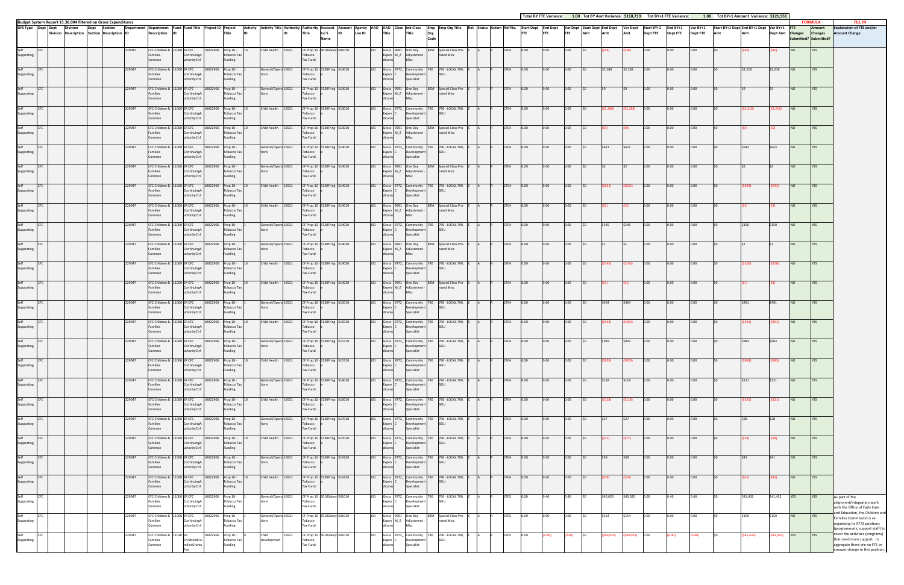Budget System Report 15.30.004 filtered on Gross Expenditures

Total BY FTE Variance: 1.00 Tot BY Amt Variance: $118,719 Tot BY+1 FTE Variance: 1.00 Tot BY+1 Amount Variance: $121,951

| GFS Type | Dept | Dept Division | Division Description | Dept Section | Section Description | Department ID | Department Description | Fund ID | Fund Title | Project ID | Project Title | Activity ID | Activity Title | Authority ID | Authority Title | Account Lvl 5 | Account ID Name | Agency Use ID | AAO | AAO Title | Class | Job Class Title | Emp Org Code | Emp Org Title | Ret | Status | Action | Ref No. | Start Dept FTE | End Dept FTE | Var Dept FTE | Start Dept Amt | End Dept Amt | Var Dept Amt | Start BY+1 Dept FTE | End BY+1 Dept FTE | Var BY+1 Dept FTE | Start BY+1 Dept Amt | End BY+1 Dept Amt | Var BY+1 Dept Amt | FORMULA FTE Changes Submitted? | Amount Changes Submitted? | FILL IN Explanation of FTE and/or Amount Change |
|---|---|---|---|---|---|---|---|---|---|---|---|---|---|---|---|---|---|---|---|---|---|---|---|---|---|---|---|---|---|---|---|---|---|---|---|---|---|---|---|---|---|---|---|
| Self Supporting | CFC | | | | | 229047 | CFC Children & Families Commn | 11000 | SR CFC ContinuingAuthorityCtrl | 10022906 | Prop 10 - Tobacco Tax Funding | 10 | Child Health | 16921 | CF Prop 10 Tobacco Tax Fundi | 5010Salary | 501010 | | J01 | Gross Expenditures | 9991_M_Z | One Day Adjustment - Misc | BZM | Special Class Pro-rated Misc | C | A | R | CF04 | 0.00 | 0.00 | 0.00 | $0 | ($38) | ($38) | 0.00 | 0.00 | 0.00 | $0 | ($40) | ($40) | NO | YES | |
| Self Supporting | CFC | | | | | 229047 | CFC Children & Families Commn | 11000 | SR CFC ContinuingAuthorityCtrl | 10022906 | Prop 10 - Tobacco Tax Funding | 1 | General/Operations | 16921 | CF Prop 10 Tobacco Tax Fundi | 5130Fringe | 513010 | | J01 | Gross Expenditures | 9772_C | Community Development Specialist | 790 | 790 - LOCAL 790, SEIU | C | A | R | CF04 | 0.00 | 0.00 | 0.00 | $0 | $2,288 | $2,288 | 0.00 | 0.00 | 0.00 | $0 | $2,218 | $2,218 | NO | YES | |
| Self Supporting | CFC | | | | | 229047 | CFC Children & Families Commn | 11000 | SR CFC ContinuingAuthorityCtrl | 10022906 | Prop 10 - Tobacco Tax Funding | 1 | General/Operations | 16921 | CF Prop 10 Tobacco Tax Fundi | 5130Fringe | 513010 | | J01 | Gross Expenditures | 9991_M_Z | One Day Adjustment - Misc | BZM | Special Class Pro-rated Misc | C | A | R | CF04 | 0.00 | 0.00 | 0.00 | $0 | $9 | $9 | 0.00 | 0.00 | 0.00 | $0 | $9 | $9 | NO | YES | |
| Self Supporting | CFC | | | | | 229047 | CFC Children & Families Commn | 11000 | SR CFC ContinuingAuthorityCtrl | 10022906 | Prop 10 - Tobacco Tax Funding | 10 | Child Health | 16921 | CF Prop 10 Tobacco Tax Fundi | 5130Fringe | 513010 | | J01 | Gross Expenditures | 9772_C | Community Development Specialist | 790 | 790 - LOCAL 790, SEIU | C | A | R | CF04 | 0.00 | 0.00 | 0.00 | $0 | ($2,288) | ($2,288) | 0.00 | 0.00 | 0.00 | $0 | ($2,218) | ($2,218) | NO | YES | |
| Self Supporting | CFC | | | | | 229047 | CFC Children & Families Commn | 11000 | SR CFC ContinuingAuthorityCtrl | 10022906 | Prop 10 - Tobacco Tax Funding | 10 | Child Health | 16921 | CF Prop 10 Tobacco Tax Fundi | 5130Fringe | 513010 | | J01 | Gross Expenditures | 9991_M_Z | One Day Adjustment - Misc | BZM | Special Class Pro-rated Misc | C | A | R | CF04 | 0.00 | 0.00 | 0.00 | $0 | ($9) | ($9) | 0.00 | 0.00 | 0.00 | $0 | ($9) | ($9) | NO | YES | |
| Self Supporting | CFC | | | | | 229047 | CFC Children & Families Commn | 11000 | SR CFC ContinuingAuthorityCtrl | 10022906 | Prop 10 - Tobacco Tax Funding | 1 | General/Operations | 16921 | CF Prop 10 Tobacco Tax Fundi | 5130Fringe | 514010 | | J01 | Gross Expenditures | 9772_C | Community Development Specialist | 790 | 790 - LOCAL 790, SEIU | C | A | R | CF04 | 0.00 | 0.00 | 0.00 | $0 | $621 | $621 | 0.00 | 0.00 | 0.00 | $0 | $643 | $643 | NO | YES | |
| Self Supporting | CFC | | | | | 229047 | CFC Children & Families Commn | 11000 | SR CFC ContinuingAuthorityCtrl | 10022906 | Prop 10 - Tobacco Tax Funding | 1 | General/Operations | 16921 | CF Prop 10 Tobacco Tax Fundi | 5130Fringe | 514010 | | J01 | Gross Expenditures | 9991_M_Z | One Day Adjustment - Misc | BZM | Special Class Pro-rated Misc | C | A | R | CF04 | 0.00 | 0.00 | 0.00 | $0 | $2 | $2 | 0.00 | 0.00 | 0.00 | $0 | $2 | $2 | NO | YES | |
| Self Supporting | CFC | | | | | 229047 | CFC Children & Families Commn | 11000 | SR CFC ContinuingAuthorityCtrl | 10022906 | Prop 10 - Tobacco Tax Funding | 10 | Child Health | 16921 | CF Prop 10 Tobacco Tax Fundi | 5130Fringe | 514010 | | J01 | Gross Expenditures | 9772_C | Community Development Specialist | 790 | 790 - LOCAL 790, SEIU | C | A | R | CF04 | 0.00 | 0.00 | 0.00 | $0 | ($621) | ($621) | 0.00 | 0.00 | 0.00 | $0 | ($643) | ($643) | NO | YES | |
| Self Supporting | CFC | | | | | 229047 | CFC Children & Families Commn | 11000 | SR CFC ContinuingAuthorityCtrl | 10022906 | Prop 10 - Tobacco Tax Funding | 10 | Child Health | 16921 | CF Prop 10 Tobacco Tax Fundi | 5130Fringe | 514010 | | J01 | Gross Expenditures | 9991_M_Z | One Day Adjustment - Misc | BZM | Special Class Pro-rated Misc | C | A | R | CF04 | 0.00 | 0.00 | 0.00 | $0 | ($2) | ($2) | 0.00 | 0.00 | 0.00 | $0 | ($2) | ($2) | NO | YES | |
| Self Supporting | CFC | | | | | 229047 | CFC Children & Families Commn | 11000 | SR CFC ContinuingAuthorityCtrl | 10022906 | Prop 10 - Tobacco Tax Funding | 1 | General/Operations | 16921 | CF Prop 10 Tobacco Tax Fundi | 5130Fringe | 514020 | | J01 | Gross Expenditures | 9772_C | Community Development Specialist | 790 | 790 - LOCAL 790, SEIU | C | A | R | CF04 | 0.00 | 0.00 | 0.00 | $0 | $145 | $145 | 0.00 | 0.00 | 0.00 | $0 | $150 | $150 | NO | YES | |
| Self Supporting | CFC | | | | | 229047 | CFC Children & Families Commn | 11000 | SR CFC ContinuingAuthorityCtrl | 10022906 | Prop 10 - Tobacco Tax Funding | 1 | General/Operations | 16921 | CF Prop 10 Tobacco Tax Fundi | 5130Fringe | 514020 | | J01 | Gross Expenditures | 9991_M_Z | One Day Adjustment - Misc | BZM | Special Class Pro-rated Misc | C | A | R | CF04 | 0.00 | 0.00 | 0.00 | $0 | $1 | $1 | 0.00 | 0.00 | 0.00 | $0 | $1 | $1 | NO | YES | |
| Self Supporting | CFC | | | | | 229047 | CFC Children & Families Commn | 11000 | SR CFC ContinuingAuthorityCtrl | 10022906 | Prop 10 - Tobacco Tax Funding | 10 | Child Health | 16921 | CF Prop 10 Tobacco Tax Fundi | 5130Fringe | 514020 | | J01 | Gross Expenditures | 9772_C | Community Development Specialist | 790 | 790 - LOCAL 790, SEIU | C | A | R | CF04 | 0.00 | 0.00 | 0.00 | $0 | ($145) | ($145) | 0.00 | 0.00 | 0.00 | $0 | ($150) | ($150) | NO | YES | |
| Self Supporting | CFC | | | | | 229047 | CFC Children & Families Commn | 11000 | SR CFC ContinuingAuthorityCtrl | 10022906 | Prop 10 - Tobacco Tax Funding | 10 | Child Health | 16921 | CF Prop 10 Tobacco Tax Fundi | 5130Fringe | 514020 | | J01 | Gross Expenditures | 9991_M_Z | One Day Adjustment - Misc | BZM | Special Class Pro-rated Misc | C | A | R | CF04 | 0.00 | 0.00 | 0.00 | $0 | ($1) | ($1) | 0.00 | 0.00 | 0.00 | $0 | ($1) | ($1) | NO | YES | |
| Self Supporting | CFC | | | | | 229047 | CFC Children & Families Commn | 11000 | SR CFC ContinuingAuthorityCtrl | 10022906 | Prop 10 - Tobacco Tax Funding | 1 | General/Operations | 16921 | CF Prop 10 Tobacco Tax Fundi | 5130Fringe | 515010 | | J01 | Gross Expenditures | 9772_C | Community Development Specialist | 790 | 790 - LOCAL 790, SEIU | C | A | R | CF04 | 0.00 | 0.00 | 0.00 | $0 | $464 | $464 | 0.00 | 0.00 | 0.00 | $0 | $491 | $491 | NO | YES | |
| Self Supporting | CFC | | | | | 229047 | CFC Children & Families Commn | 11000 | SR CFC ContinuingAuthorityCtrl | 10022906 | Prop 10 - Tobacco Tax Funding | 10 | Child Health | 16921 | CF Prop 10 Tobacco Tax Fundi | 5130Fringe | 515010 | | J01 | Gross Expenditures | 9772_C | Community Development Specialist | 790 | 790 - LOCAL 790, SEIU | C | A | R | CF04 | 0.00 | 0.00 | 0.00 | $0 | ($464) | ($464) | 0.00 | 0.00 | 0.00 | $0 | ($491) | ($491) | NO | YES | |
| Self Supporting | CFC | | | | | 229047 | CFC Children & Families Commn | 11000 | SR CFC ContinuingAuthorityCtrl | 10022906 | Prop 10 - Tobacco Tax Funding | 1 | General/Operations | 16921 | CF Prop 10 Tobacco Tax Fundi | 5130Fringe | 515710 | | J01 | Gross Expenditures | 9772_C | Community Development Specialist | 790 | 790 - LOCAL 790, SEIU | C | A | R | CF04 | 0.00 | 0.00 | 0.00 | $0 | $929 | $929 | 0.00 | 0.00 | 0.00 | $0 | $983 | $983 | NO | YES | |
| Self Supporting | CFC | | | | | 229047 | CFC Children & Families Commn | 11000 | SR CFC ContinuingAuthorityCtrl | 10022906 | Prop 10 - Tobacco Tax Funding | 10 | Child Health | 16921 | CF Prop 10 Tobacco Tax Fundi | 5130Fringe | 515710 | | J01 | Gross Expenditures | 9772_C | Community Development Specialist | 790 | 790 - LOCAL 790, SEIU | C | A | R | CF04 | 0.00 | 0.00 | 0.00 | $0 | ($929) | ($929) | 0.00 | 0.00 | 0.00 | $0 | ($983) | ($983) | NO | YES | |
| Self Supporting | CFC | | | | | 229047 | CFC Children & Families Commn | 11000 | SR CFC ContinuingAuthorityCtrl | 10022906 | Prop 10 - Tobacco Tax Funding | 1 | General/Operations | 16921 | CF Prop 10 Tobacco Tax Fundi | 5130Fringe | 516010 | | J01 | Gross Expenditures | 9772_C | Community Development Specialist | 790 | 790 - LOCAL 790, SEIU | C | A | R | CF04 | 0.00 | 0.00 | 0.00 | $0 | $118 | $118 | 0.00 | 0.00 | 0.00 | $0 | $121 | $121 | NO | YES | |
| Self Supporting | CFC | | | | | 229047 | CFC Children & Families Commn | 11000 | SR CFC ContinuingAuthorityCtrl | 10022906 | Prop 10 - Tobacco Tax Funding | 10 | Child Health | 16921 | CF Prop 10 Tobacco Tax Fundi | 5130Fringe | 516010 | | J01 | Gross Expenditures | 9772_C | Community Development Specialist | 790 | 790 - LOCAL 790, SEIU | C | A | R | CF04 | 0.00 | 0.00 | 0.00 | $0 | ($118) | ($118) | 0.00 | 0.00 | 0.00 | $0 | ($121) | ($121) | NO | YES | |
| Self Supporting | CFC | | | | | 229047 | CFC Children & Families Commn | 11000 | SR CFC ContinuingAuthorityCtrl | 10022906 | Prop 10 - Tobacco Tax Funding | 1 | General/Operations | 16921 | CF Prop 10 Tobacco Tax Fundi | 5130Fringe | 517010 | | J01 | Gross Expenditures | 9772_C | Community Development Specialist | 790 | 790 - LOCAL 790, SEIU | C | A | R | CF04 | 0.00 | 0.00 | 0.00 | $0 | $27 | $27 | 0.00 | 0.00 | 0.00 | $0 | $28 | $28 | NO | YES | |
| Self Supporting | CFC | | | | | 229047 | CFC Children & Families Commn | 11000 | SR CFC ContinuingAuthorityCtrl | 10022906 | Prop 10 - Tobacco Tax Funding | 10 | Child Health | 16921 | CF Prop 10 Tobacco Tax Fundi | 5130Fringe | 517010 | | J01 | Gross Expenditures | 9772_C | Community Development Specialist | 790 | 790 - LOCAL 790, SEIU | C | A | R | CF04 | 0.00 | 0.00 | 0.00 | $0 | ($27) | ($27) | 0.00 | 0.00 | 0.00 | $0 | ($28) | ($28) | NO | YES | |
| Self Supporting | CFC | | | | | 229047 | CFC Children & Families Commn | 11000 | SR CFC ContinuingAuthorityCtrl | 10022906 | Prop 10 - Tobacco Tax Funding | 1 | General/Operations | 16921 | CF Prop 10 Tobacco Tax Fundi | 5130Fringe | 519120 | | J01 | Gross Expenditures | 9772_C | Community Development Specialist | 790 | 790 - LOCAL 790, SEIU | C | A | R | CF04 | 0.00 | 0.00 | 0.00 | $0 | $39 | $39 | 0.00 | 0.00 | 0.00 | $0 | $41 | $41 | NO | YES | |
| Self Supporting | CFC | | | | | 229047 | CFC Children & Families Commn | 11000 | SR CFC ContinuingAuthorityCtrl | 10022906 | Prop 10 - Tobacco Tax Funding | 10 | Child Health | 16921 | CF Prop 10 Tobacco Tax Fundi | 5130Fringe | 519120 | | J01 | Gross Expenditures | 9772_C | Community Development Specialist | 790 | 790 - LOCAL 790, SEIU | C | A | R | CF04 | 0.00 | 0.00 | 0.00 | $0 | ($39) | ($39) | 0.00 | 0.00 | 0.00 | $0 | ($41) | ($41) | NO | YES | |
| Self Supporting | CFC | | | | | 229047 | CFC Children & Families Commn | 11000 | SR CFC ContinuingAuthorityCtrl | 10022906 | Prop 10 - Tobacco Tax Funding | 1 | General/Operations | 16921 | CF Prop 10 Tobacco Tax Fundi | 5010Salary | 501010 | | J01 | Gross Expenditures | 9772_C | Community Development Specialist | 790 | 790 - LOCAL 790, SEIU | C | A | R | CF05 | 0.00 | 0.40 | 0.40 | $0 | $40,025 | $40,025 | 0.00 | 0.40 | 0.40 | $0 | $41,432 | $41,432 | YES | YES | As part of the alignment/integration work with the Office of Early Care and Education, the Children and Families Commission is re-organizing its 9772 positions (programmatic support staff) to cover the activities (programs) that need more support. In aggregate there are no FTE or amount change in this position. |
| Self Supporting | CFC | | | | | 229047 | CFC Children & Families Commn | 11000 | SR CFC ContinuingAuthorityCtrl | 10022906 | Prop 10 - Tobacco Tax Funding | 1 | General/Operations | 16921 | CF Prop 10 Tobacco Tax Fundi | 5010Salary | 501010 | | J01 | Gross Expenditures | 9991_M_Z | One Day Adjustment - Misc | BZM | Special Class Pro-rated Misc | C | A | R | CF05 | 0.00 | 0.00 | 0.00 | $0 | $154 | $154 | 0.00 | 0.00 | 0.00 | $0 | $159 | $159 | NO | YES | |
| Self Supporting | CFC | | | | | 229047 | CFC Children & Families Commn | 11020 | SR Children&FamiliesGrants Fed | 10022906 | Prop 10 - Tobacco Tax Funding | 9 | Child Development | 16921 | CF Prop 10 Tobacco Tax Fundi | 5010Salary | 501010 | | J01 | Gross Expenditures | 9772_C | Community Development Specialist | 790 | 790 - LOCAL 790, SEIU | C | A | R | CF05 | 0.00 | (0.40) | (0.40) | $0 | ($40,025) | ($40,025) | 0.00 | (0.40) | (0.40) | $0 | ($41,432) | ($41,432) | YES | YES | |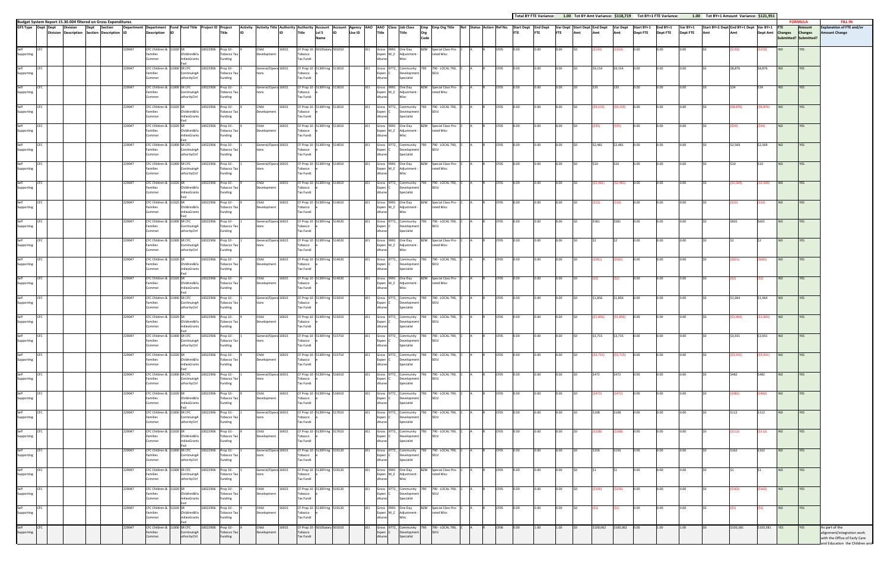Budget System Report 15.30.004 filtered on Gross Expenditures

Total BY FTE Variance: 1.00 Tot BY Amt Variance: $118,719 Tot BY+1 FTE Variance: 1.00 Tot BY+1 Amount Variance: $121,951

| GFS Type | Dept | Dept Division | Division Description | Dept Section | Section Description | Department ID | Department Description | Fund ID | Fund Title | Project ID | Project Title | Activity ID | Activity Title | Authority ID | Authority Title | Account Lvl 5 Name | Account ID | Agency Use ID | AAO | AAO Title | Class | Job Class Title | Emp Org Code | Emp Org Title | Ret | Status | Action | Ref No. | Start Dept FTE | End Dept FTE | Var Dept FTE | Start Dept Amt | End Dept Amt | Var Dept Amt | Start BY+1 Dept FTE | End BY+1 Dept FTE | Var BY+1 Dept FTE | Start BY+1 Dept Amt | End BY+1 Dept Amt | Var BY+1 Dept Amt | FTE Changes Submitted? | Amount Changes Submitted? | Explanation of FTE and/or Amount Change |
|---|---|---|---|---|---|---|---|---|---|---|---|---|---|---|---|---|---|---|---|---|---|---|---|---|---|---|---|---|---|---|---|---|---|---|---|---|---|---|---|---|---|---|---|
| Self Supporting | CFC | | | | | 229047 | CFC Children & Families Commsn | 11020 | SR Children&Fa miliesGrants Fed | 10022906 | Prop 10 - Tobacco Tax Funding | 9 | Child Development | 16921 | CF Prop 10 Tobacco Tax Fundi | Salary | 501010 | | J01 | Gross Expenditures | 9991_M_Z | One Day Adjustment - Misc | B2M | Special Class Pro-rated Misc | C | A | R | CF05 | 0.00 | 0.00 | 0.00 | $0 | ($154) | ($154) | 0.00 | 0.00 | 0.00 | $0 | ($159) | ($159) | NO | YES | |
| Self Supporting | CFC | | | | | 229047 | CFC Children & Families Commsn | 11000 | SR CFC ContinuingAuthorityCtrl | 10022906 | Prop 10 - Tobacco Tax Funding | 1 | General/Operations | 16921 | CF Prop 10 Tobacco Tax Fundi | Fring | 513010 | | J01 | Gross Expenditures | 9772_C | Community Development Specialist | 790 | 790 - LOCAL 790, SEIU | C | A | R | CF05 | 0.00 | 0.00 | 0.00 | $0 | $9,154 | $9,154 | 0.00 | 0.00 | 0.00 | $0 | $8,876 | $8,876 | NO | YES | |
| Self Supporting | CFC | | | | | 229047 | CFC Children & Families Commsn | 11000 | SR CFC ContinuingAuthorityCtrl | 10022906 | Prop 10 - Tobacco Tax Funding | 1 | General/Operations | 16921 | CF Prop 10 Tobacco Tax Fundi | Fring | 513010 | | J01 | Gross Expenditures | 9991_M_Z | One Day Adjustment - Misc | B2M | Special Class Pro-rated Misc | C | A | R | CF05 | 0.00 | 0.00 | 0.00 | $0 | $35 | $35 | 0.00 | 0.00 | 0.00 | $0 | $34 | $34 | NO | YES | |
| Self Supporting | CFC | | | | | 229047 | CFC Children & Families Commsn | 11020 | SR Children&Fa miliesGrants Fed | 10022906 | Prop 10 - Tobacco Tax Funding | 9 | Child Development | 16921 | CF Prop 10 Tobacco Tax Fundi | Fring | 513010 | | J01 | Gross Expenditures | 9772_C | Community Development Specialist | 790 | 790 - LOCAL 790, SEIU | C | A | R | CF05 | 0.00 | 0.00 | 0.00 | $0 | ($9,154) | ($9,154) | 0.00 | 0.00 | 0.00 | $0 | ($8,876) | ($8,876) | NO | YES | |
| Self Supporting | CFC | | | | | 229047 | CFC Children & Families Commsn | 11020 | SR Children&Fa miliesGrants Fed | 10022906 | Prop 10 - Tobacco Tax Funding | 9 | Child Development | 16921 | CF Prop 10 Tobacco Tax Fundi | Fring | 513010 | | J01 | Gross Expenditures | 9991_M_Z | One Day Adjustment - Misc | B2M | Special Class Pro-rated Misc | C | A | R | CF05 | 0.00 | 0.00 | 0.00 | $0 | ($35) | ($35) | 0.00 | 0.00 | 0.00 | $0 | ($34) | ($34) | NO | YES | |
| Self Supporting | CFC | | | | | 229047 | CFC Children & Families Commsn | 11000 | SR CFC ContinuingAuthorityCtrl | 10022906 | Prop 10 - Tobacco Tax Funding | 1 | General/Operations | 16921 | CF Prop 10 Tobacco Tax Fundi | Fring | 514010 | | J01 | Gross Expenditures | 9772_C | Community Development Specialist | 790 | 790 - LOCAL 790, SEIU | C | A | R | CF05 | 0.00 | 0.00 | 0.00 | $0 | $2,481 | $2,481 | 0.00 | 0.00 | 0.00 | $0 | $2,569 | $2,569 | NO | YES | |
| Self Supporting | CFC | | | | | 229047 | CFC Children & Families Commsn | 11000 | SR CFC ContinuingAuthorityCtrl | 10022906 | Prop 10 - Tobacco Tax Funding | 1 | General/Operations | 16921 | CF Prop 10 Tobacco Tax Fundi | Fring | 514010 | | J01 | Gross Expenditures | 9991_M_Z | One Day Adjustment - Misc | B2M | Special Class Pro-rated Misc | C | A | R | CF05 | 0.00 | 0.00 | 0.00 | $0 | $10 | $10 | 0.00 | 0.00 | 0.00 | $0 | $10 | $10 | NO | YES | |
| Self Supporting | CFC | | | | | 229047 | CFC Children & Families Commsn | 11020 | SR Children&Fa miliesGrants Fed | 10022906 | Prop 10 - Tobacco Tax Funding | 9 | Child Development | 16921 | CF Prop 10 Tobacco Tax Fundi | Fring | 514010 | | J01 | Gross Expenditures | 9772_C | Community Development Specialist | 790 | 790 - LOCAL 790, SEIU | C | A | R | CF05 | 0.00 | 0.00 | 0.00 | $0 | ($2,481) | ($2,481) | 0.00 | 0.00 | 0.00 | $0 | ($2,569) | ($2,569) | NO | YES | |
| Self Supporting | CFC | | | | | 229047 | CFC Children & Families Commsn | 11020 | SR Children&Fa miliesGrants Fed | 10022906 | Prop 10 - Tobacco Tax Funding | 9 | Child Development | 16921 | CF Prop 10 Tobacco Tax Fundi | Fring | 514010 | | J01 | Gross Expenditures | 9991_M_Z | One Day Adjustment - Misc | B2M | Special Class Pro-rated Misc | C | A | R | CF05 | 0.00 | 0.00 | 0.00 | $0 | ($10) | ($10) | 0.00 | 0.00 | 0.00 | $0 | ($10) | ($10) | NO | YES | |
| Self Supporting | CFC | | | | | 229047 | CFC Children & Families Commsn | 11000 | SR CFC ContinuingAuthorityCtrl | 10022906 | Prop 10 - Tobacco Tax Funding | 1 | General/Operations | 16921 | CF Prop 10 Tobacco Tax Fundi | Fring | 514020 | | J01 | Gross Expenditures | 9772_C | Community Development Specialist | 790 | 790 - LOCAL 790, SEIU | C | A | R | CF05 | 0.00 | 0.00 | 0.00 | $0 | $581 | $581 | 0.00 | 0.00 | 0.00 | $0 | $601 | $601 | NO | YES | |
| Self Supporting | CFC | | | | | 229047 | CFC Children & Families Commsn | 11000 | SR CFC ContinuingAuthorityCtrl | 10022906 | Prop 10 - Tobacco Tax Funding | 1 | General/Operations | 16921 | CF Prop 10 Tobacco Tax Fundi | Fring | 514020 | | J01 | Gross Expenditures | 9991_M_Z | One Day Adjustment - Misc | B2M | Special Class Pro-rated Misc | C | A | R | CF05 | 0.00 | 0.00 | 0.00 | $0 | $2 | $2 | 0.00 | 0.00 | 0.00 | $0 | $2 | $2 | NO | YES | |
| Self Supporting | CFC | | | | | 229047 | CFC Children & Families Commsn | 11020 | SR Children&Fa miliesGrants Fed | 10022906 | Prop 10 - Tobacco Tax Funding | 9 | Child Development | 16921 | CF Prop 10 Tobacco Tax Fundi | Fring | 514020 | | J01 | Gross Expenditures | 9772_C | Community Development Specialist | 790 | 790 - LOCAL 790, SEIU | C | A | R | CF05 | 0.00 | 0.00 | 0.00 | $0 | ($581) | ($581) | 0.00 | 0.00 | 0.00 | $0 | ($601) | ($601) | NO | YES | |
| Self Supporting | CFC | | | | | 229047 | CFC Children & Families Commsn | 11020 | SR Children&Fa miliesGrants Fed | 10022906 | Prop 10 - Tobacco Tax Funding | 9 | Child Development | 16921 | CF Prop 10 Tobacco Tax Fundi | Fring | 514020 | | J01 | Gross Expenditures | 9991_M_Z | One Day Adjustment - Misc | B2M | Special Class Pro-rated Misc | C | A | R | CF05 | 0.00 | 0.00 | 0.00 | $0 | ($2) | ($2) | 0.00 | 0.00 | 0.00 | $0 | ($2) | ($2) | NO | YES | |
| Self Supporting | CFC | | | | | 229047 | CFC Children & Families Commsn | 11000 | SR CFC ContinuingAuthorityCtrl | 10022906 | Prop 10 - Tobacco Tax Funding | 1 | General/Operations | 16921 | CF Prop 10 Tobacco Tax Fundi | Fring | 515010 | | J01 | Gross Expenditures | 9772_C | Community Development Specialist | 790 | 790 - LOCAL 790, SEIU | C | A | R | CF05 | 0.00 | 0.00 | 0.00 | $0 | $1,856 | $1,856 | 0.00 | 0.00 | 0.00 | $0 | $1,964 | $1,964 | NO | YES | |
| Self Supporting | CFC | | | | | 229047 | CFC Children & Families Commsn | 11020 | SR Children&Fa miliesGrants Fed | 10022906 | Prop 10 - Tobacco Tax Funding | 9 | Child Development | 16921 | CF Prop 10 Tobacco Tax Fundi | Fring | 515010 | | J01 | Gross Expenditures | 9772_C | Community Development Specialist | 790 | 790 - LOCAL 790, SEIU | C | A | R | CF05 | 0.00 | 0.00 | 0.00 | $0 | ($1,856) | ($1,856) | 0.00 | 0.00 | 0.00 | $0 | ($1,964) | ($1,964) | NO | YES | |
| Self Supporting | CFC | | | | | 229047 | CFC Children & Families Commsn | 11000 | SR CFC ContinuingAuthorityCtrl | 10022906 | Prop 10 - Tobacco Tax Funding | 1 | General/Operations | 16921 | CF Prop 10 Tobacco Tax Fundi | Fring | 515710 | | J01 | Gross Expenditures | 9772_C | Community Development Specialist | 790 | 790 - LOCAL 790, SEIU | C | A | R | CF05 | 0.00 | 0.00 | 0.00 | $0 | $3,715 | $3,715 | 0.00 | 0.00 | 0.00 | $0 | $3,931 | $3,931 | NO | YES | |
| Self Supporting | CFC | | | | | 229047 | CFC Children & Families Commsn | 11020 | SR Children&Fa miliesGrants Fed | 10022906 | Prop 10 - Tobacco Tax Funding | 9 | Child Development | 16921 | CF Prop 10 Tobacco Tax Fundi | Fring | 515710 | | J01 | Gross Expenditures | 9772_C | Community Development Specialist | 790 | 790 - LOCAL 790, SEIU | C | A | R | CF05 | 0.00 | 0.00 | 0.00 | $0 | ($3,715) | ($3,715) | 0.00 | 0.00 | 0.00 | $0 | ($3,931) | ($3,931) | NO | YES | |
| Self Supporting | CFC | | | | | 229047 | CFC Children & Families Commsn | 11000 | SR CFC ContinuingAuthorityCtrl | 10022906 | Prop 10 - Tobacco Tax Funding | 1 | General/Operations | 16921 | CF Prop 10 Tobacco Tax Fundi | Fring | 516010 | | J01 | Gross Expenditures | 9772_C | Community Development Specialist | 790 | 790 - LOCAL 790, SEIU | C | A | R | CF05 | 0.00 | 0.00 | 0.00 | $0 | $472 | $472 | 0.00 | 0.00 | 0.00 | $0 | $482 | $482 | NO | YES | |
| Self Supporting | CFC | | | | | 229047 | CFC Children & Families Commsn | 11020 | SR Children&Fa miliesGrants Fed | 10022906 | Prop 10 - Tobacco Tax Funding | 9 | Child Development | 16921 | CF Prop 10 Tobacco Tax Fundi | Fring | 516010 | | J01 | Gross Expenditures | 9772_C | Community Development Specialist | 790 | 790 - LOCAL 790, SEIU | C | A | R | CF05 | 0.00 | 0.00 | 0.00 | $0 | ($472) | ($472) | 0.00 | 0.00 | 0.00 | $0 | ($482) | ($482) | NO | YES | |
| Self Supporting | CFC | | | | | 229047 | CFC Children & Families Commsn | 11000 | SR CFC ContinuingAuthorityCtrl | 10022906 | Prop 10 - Tobacco Tax Funding | 1 | General/Operations | 16921 | CF Prop 10 Tobacco Tax Fundi | Fring | 517010 | | J01 | Gross Expenditures | 9772_C | Community Development Specialist | 790 | 790 - LOCAL 790, SEIU | C | A | R | CF05 | 0.00 | 0.00 | 0.00 | $0 | $108 | $108 | 0.00 | 0.00 | 0.00 | $0 | $112 | $112 | NO | YES | |
| Self Supporting | CFC | | | | | 229047 | CFC Children & Families Commsn | 11020 | SR Children&Fa miliesGrants Fed | 10022906 | Prop 10 - Tobacco Tax Funding | 9 | Child Development | 16921 | CF Prop 10 Tobacco Tax Fundi | Fring | 517010 | | J01 | Gross Expenditures | 9772_C | Community Development Specialist | 790 | 790 - LOCAL 790, SEIU | C | A | R | CF05 | 0.00 | 0.00 | 0.00 | $0 | ($108) | ($108) | 0.00 | 0.00 | 0.00 | $0 | ($112) | ($112) | NO | YES | |
| Self Supporting | CFC | | | | | 229047 | CFC Children & Families Commsn | 11000 | SR CFC ContinuingAuthorityCtrl | 10022906 | Prop 10 - Tobacco Tax Funding | 1 | General/Operations | 16921 | CF Prop 10 Tobacco Tax Fundi | Fring | 519120 | | J01 | Gross Expenditures | 9772_C | Community Development Specialist | 790 | 790 - LOCAL 790, SEIU | C | A | R | CF05 | 0.00 | 0.00 | 0.00 | $0 | $156 | $156 | 0.00 | 0.00 | 0.00 | $0 | $162 | $162 | NO | YES | |
| Self Supporting | CFC | | | | | 229047 | CFC Children & Families Commsn | 11000 | SR CFC ContinuingAuthorityCtrl | 10022906 | Prop 10 - Tobacco Tax Funding | 1 | General/Operations | 16921 | CF Prop 10 Tobacco Tax Fundi | Fring | 519120 | | J01 | Gross Expenditures | 9991_M_Z | One Day Adjustment - Misc | B2M | Special Class Pro-rated Misc | C | A | R | CF05 | 0.00 | 0.00 | 0.00 | $0 | $1 | $1 | 0.00 | 0.00 | 0.00 | $0 | $1 | $1 | NO | YES | |
| Self Supporting | CFC | | | | | 229047 | CFC Children & Families Commsn | 11020 | SR Children&Fa miliesGrants Fed | 10022906 | Prop 10 - Tobacco Tax Funding | 9 | Child Development | 16921 | CF Prop 10 Tobacco Tax Fundi | Fring | 519120 | | J01 | Gross Expenditures | 9772_C | Community Development Specialist | 790 | 790 - LOCAL 790, SEIU | C | A | R | CF05 | 0.00 | 0.00 | 0.00 | $0 | ($156) | ($156) | 0.00 | 0.00 | 0.00 | $0 | ($162) | ($162) | NO | YES | |
| Self Supporting | CFC | | | | | 229047 | CFC Children & Families Commsn | 11020 | SR Children&Fa miliesGrants Fed | 10022906 | Prop 10 - Tobacco Tax Funding | 9 | Child Development | 16921 | CF Prop 10 Tobacco Tax Fundi | Fring | 519120 | | J01 | Gross Expenditures | 9991_M_Z | One Day Adjustment - Misc | B2M | Special Class Pro-rated Misc | C | A | R | CF05 | 0.00 | 0.00 | 0.00 | $0 | ($1) | ($1) | 0.00 | 0.00 | 0.00 | $0 | ($1) | ($1) | NO | YES | |
| Self Supporting | CFC | | | | | 229047 | CFC Children & Families Commsn | 11000 | SR CFC ContinuingAuthorityCtrl | 10022906 | Prop 10 - Tobacco Tax Funding | 9 | Child Development | 16921 | CF Prop 10 Tobacco Tax Fundi | Salary | 501010 | | J01 | Gross Expenditures | 9772_C | Community Development Specialist | 790 | 790 - LOCAL 790, SEIU | C | A | R | CF06 | 0.00 | 1.00 | 1.00 | $0 | $100,062 | $100,062 | 0.00 | 1.00 | 1.00 | $0 | $103,581 | $103,581 | YES | YES | As part of the alignment/integration work with the Office of Early Care and Education the Children and |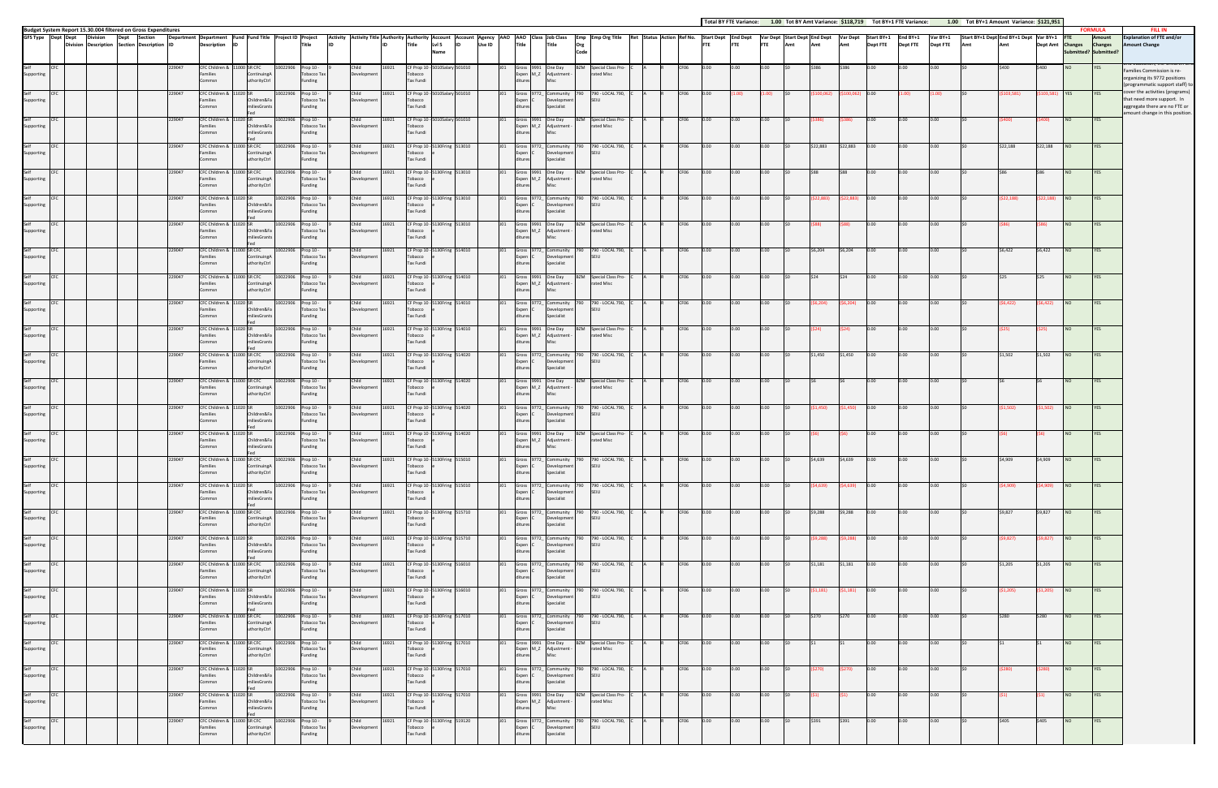Budget System Report 15.30.004 filtered on Gross Expenditures

Total BY FTE Variance: 1.00 Tot BY Amt Variance: $118,719 Tot BY+1 FTE Variance: 1.00 Tot BY+1 Amount Variance: $121,951

| GFS Type | Dept | Dept Division | Division Description | Dept Section | Section Description | Department ID | Department Description | Fund ID | Fund Title | Project ID | Project Title | Activity ID | Activity Title | Authority ID | Authority Title | Account Lvl 5 Name | Account ID | Agency Use ID | AAO | AAO Title | Class | Job Class Title | Emp Org Code | Emp Org Title | Ret | Status | Action | Ref No. | Start Dept FTE | End Dept FTE | Var Dept FTE | Start Dept Amt | End Dept Amt | Var Dept Amt | Start BY+1 Dept FTE | End BY+1 Dept FTE | Var BY+1 Dept FTE | Start BY+1 Dept Amt | End BY+1 Dept Amt | Var BY+1 Dept Amt | FTE Changes Submitted? | Amount Changes Submitted? | Explanation of FTE and/or Amount Change |
|---|---|---|---|---|---|---|---|---|---|---|---|---|---|---|---|---|---|---|---|---|---|---|---|---|---|---|---|---|---|---|---|---|---|---|---|---|---|---|---|---|---|---|---|
| Self Supporting | CFC | | | | | 229047 | CFC Children & Families Commsn | 11000 | SR CFC ContinuingAuthorityCtrl | 10022906 | Prop 10 - Tobacco Tax Funding | 9 | Child Development | 16921 | CF Prop 10 Tobacco Tax Fundi | 5010Salary | 501010 | | J01 | Gross Expenditures | 9991M_Z | One Day Adjustment - Misc | B2M | Special Class Prorated Misc | C | A | R | CF06 | 0.00 | 0.00 | 0.00 | $0 | $386 | $386 | 0.00 | 0.00 | 0.00 | $0 | $400 | $400 | NO | YES | The Children and Families Commission is re-organizing its 9772 positions (programmatic support staff) to cover the activities (programs) that need more support. In aggregate there are no FTE or amount change in this position. |
| Self Supporting | CFC | | | | | 229047 | CFC Children & Families Commsn | 11020 | SR Children&FamiliesGrants Fed | 10022906 | Prop 10 - Tobacco Tax Funding | 9 | Child Development | 16921 | CF Prop 10 Tobacco Tax Fundi | 5010Salary | 501010 | | J01 | Gross Expenditures | 9772_C | Community Development Specialist | 790 | 790 - LOCAL 790, SEIU | C | A | R | CF06 | 0.00 | (1.00) | (1.00) | $0 | ($100,062) | ($100,062) | 0.00 | (1.00) | (1.00) | $0 | ($103,581) | ($103,581) | YES | YES | |
| Self Supporting | CFC | | | | | 229047 | CFC Children & Families Commsn | 11020 | SR Children&FamiliesGrants Fed | 10022906 | Prop 10 - Tobacco Tax Funding | 9 | Child Development | 16921 | CF Prop 10 Tobacco Tax Fundi | 5010Salary | 501010 | | J01 | Gross Expenditures | 9991M_Z | One Day Adjustment - Misc | B2M | Special Class Prorated Misc | C | A | R | CF06 | 0.00 | 0.00 | 0.00 | $0 | ($386) | ($386) | 0.00 | 0.00 | 0.00 | $0 | ($400) | ($400) | NO | YES | |
| Self Supporting | CFC | | | | | 229047 | CFC Children & Families Commsn | 11000 | SR CFC ContinuingAuthorityCtrl | 10022906 | Prop 10 - Tobacco Tax Funding | 9 | Child Development | 16921 | CF Prop 10 Tobacco Tax Fundi | 5130Fring e | 513010 | | J01 | Gross Expenditures | 9772_C | Community Development Specialist | 790 | 790 - LOCAL 790, SEIU | C | A | R | CF06 | 0.00 | 0.00 | 0.00 | $0 | $22,883 | $22,883 | 0.00 | 0.00 | 0.00 | $0 | $22,188 | $22,188 | NO | YES | |
| Self Supporting | CFC | | | | | 229047 | CFC Children & Families Commsn | 11000 | SR CFC ContinuingAuthorityCtrl | 10022906 | Prop 10 - Tobacco Tax Funding | 9 | Child Development | 16921 | CF Prop 10 Tobacco Tax Fundi | 5130Fring e | 513010 | | J01 | Gross Expenditures | 9991M_Z | One Day Adjustment - Misc | B2M | Special Class Prorated Misc | C | A | R | CF06 | 0.00 | 0.00 | 0.00 | $0 | $88 | $88 | 0.00 | 0.00 | 0.00 | $0 | $86 | $86 | NO | YES | |
| Self Supporting | CFC | | | | | 229047 | CFC Children & Families Commsn | 11020 | SR Children&FamiliesGrants Fed | 10022906 | Prop 10 - Tobacco Tax Funding | 9 | Child Development | 16921 | CF Prop 10 Tobacco Tax Fundi | 5130Fring e | 513010 | | J01 | Gross Expenditures | 9772_C | Community Development Specialist | 790 | 790 - LOCAL 790, SEIU | C | A | R | CF06 | 0.00 | 0.00 | 0.00 | $0 | ($22,883) | ($22,883) | 0.00 | 0.00 | 0.00 | $0 | ($22,188) | ($22,188) | NO | YES | |
| Self Supporting | CFC | | | | | 229047 | CFC Children & Families Commsn | 11020 | SR Children&FamiliesGrants Fed | 10022906 | Prop 10 - Tobacco Tax Funding | 9 | Child Development | 16921 | CF Prop 10 Tobacco Tax Fundi | 5130Fring e | 513010 | | J01 | Gross Expenditures | 9991M_Z | One Day Adjustment - Misc | B2M | Special Class Prorated Misc | C | A | R | CF06 | 0.00 | 0.00 | 0.00 | $0 | ($88) | ($88) | 0.00 | 0.00 | 0.00 | $0 | ($86) | ($86) | NO | YES | |
| Self Supporting | CFC | | | | | 229047 | CFC Children & Families Commsn | 11000 | SR CFC ContinuingAuthorityCtrl | 10022906 | Prop 10 - Tobacco Tax Funding | 9 | Child Development | 16921 | CF Prop 10 Tobacco Tax Fundi | 5130Fring e | 514010 | | J01 | Gross Expenditures | 9772_C | Community Development Specialist | 790 | 790 - LOCAL 790, SEIU | C | A | R | CF06 | 0.00 | 0.00 | 0.00 | $0 | $6,204 | $6,204 | 0.00 | 0.00 | 0.00 | $0 | $6,422 | $6,422 | NO | YES | |
| Self Supporting | CFC | | | | | 229047 | CFC Children & Families Commsn | 11000 | SR CFC ContinuingAuthorityCtrl | 10022906 | Prop 10 - Tobacco Tax Funding | 9 | Child Development | 16921 | CF Prop 10 Tobacco Tax Fundi | 5130Fring e | 514010 | | J01 | Gross Expenditures | 9991M_Z | One Day Adjustment - Misc | B2M | Special Class Prorated Misc | C | A | R | CF06 | 0.00 | 0.00 | 0.00 | $0 | $24 | $24 | 0.00 | 0.00 | 0.00 | $0 | $25 | $25 | NO | YES | |
| Self Supporting | CFC | | | | | 229047 | CFC Children & Families Commsn | 11020 | SR Children&FamiliesGrants Fed | 10022906 | Prop 10 - Tobacco Tax Funding | 9 | Child Development | 16921 | CF Prop 10 Tobacco Tax Fundi | 5130Fring e | 514010 | | J01 | Gross Expenditures | 9772_C | Community Development Specialist | 790 | 790 - LOCAL 790, SEIU | C | A | R | CF06 | 0.00 | 0.00 | 0.00 | $0 | ($6,204) | ($6,204) | 0.00 | 0.00 | 0.00 | $0 | ($6,422) | ($6,422) | NO | YES | |
| Self Supporting | CFC | | | | | 229047 | CFC Children & Families Commsn | 11020 | SR Children&FamiliesGrants Fed | 10022906 | Prop 10 - Tobacco Tax Funding | 9 | Child Development | 16921 | CF Prop 10 Tobacco Tax Fundi | 5130Fring e | 514010 | | J01 | Gross Expenditures | 9991M_Z | One Day Adjustment - Misc | B2M | Special Class Prorated Misc | C | A | R | CF06 | 0.00 | 0.00 | 0.00 | $0 | ($24) | ($24) | 0.00 | 0.00 | 0.00 | $0 | ($25) | ($25) | NO | YES | |
| Self Supporting | CFC | | | | | 229047 | CFC Children & Families Commsn | 11000 | SR CFC ContinuingAuthorityCtrl | 10022906 | Prop 10 - Tobacco Tax Funding | 9 | Child Development | 16921 | CF Prop 10 Tobacco Tax Fundi | 5130Fring e | 514020 | | J01 | Gross Expenditures | 9772_C | Community Development Specialist | 790 | 790 - LOCAL 790, SEIU | C | A | R | CF06 | 0.00 | 0.00 | 0.00 | $0 | $1,450 | $1,450 | 0.00 | 0.00 | 0.00 | $0 | $1,502 | $1,502 | NO | YES | |
| Self Supporting | CFC | | | | | 229047 | CFC Children & Families Commsn | 11000 | SR CFC ContinuingAuthorityCtrl | 10022906 | Prop 10 - Tobacco Tax Funding | 9 | Child Development | 16921 | CF Prop 10 Tobacco Tax Fundi | 5130Fring e | 514020 | | J01 | Gross Expenditures | 9991M_Z | One Day Adjustment - Misc | B2M | Special Class Prorated Misc | C | A | R | CF06 | 0.00 | 0.00 | 0.00 | $0 | $6 | $6 | 0.00 | 0.00 | 0.00 | $0 | $6 | $6 | NO | YES | |
| Self Supporting | CFC | | | | | 229047 | CFC Children & Families Commsn | 11020 | SR Children&FamiliesGrants Fed | 10022906 | Prop 10 - Tobacco Tax Funding | 9 | Child Development | 16921 | CF Prop 10 Tobacco Tax Fundi | 5130Fring e | 514020 | | J01 | Gross Expenditures | 9772_C | Community Development Specialist | 790 | 790 - LOCAL 790, SEIU | C | A | R | CF06 | 0.00 | 0.00 | 0.00 | $0 | ($1,450) | ($1,450) | 0.00 | 0.00 | 0.00 | $0 | ($1,502) | ($1,502) | NO | YES | |
| Self Supporting | CFC | | | | | 229047 | CFC Children & Families Commsn | 11020 | SR Children&FamiliesGrants Fed | 10022906 | Prop 10 - Tobacco Tax Funding | 9 | Child Development | 16921 | CF Prop 10 Tobacco Tax Fundi | 5130Fring e | 514020 | | J01 | Gross Expenditures | 9991M_Z | One Day Adjustment - Misc | B2M | Special Class Prorated Misc | C | A | R | CF06 | 0.00 | 0.00 | 0.00 | $0 | ($6) | ($6) | 0.00 | 0.00 | 0.00 | $0 | ($6) | ($6) | NO | YES | |
| Self Supporting | CFC | | | | | 229047 | CFC Children & Families Commsn | 11000 | SR CFC ContinuingAuthorityCtrl | 10022906 | Prop 10 - Tobacco Tax Funding | 9 | Child Development | 16921 | CF Prop 10 Tobacco Tax Fundi | 5130Fring e | 515010 | | J01 | Gross Expenditures | 9772_C | Community Development Specialist | 790 | 790 - LOCAL 790, SEIU | C | A | R | CF06 | 0.00 | 0.00 | 0.00 | $0 | $4,639 | $4,639 | 0.00 | 0.00 | 0.00 | $0 | $4,909 | $4,909 | NO | YES | |
| Self Supporting | CFC | | | | | 229047 | CFC Children & Families Commsn | 11020 | SR Children&FamiliesGrants Fed | 10022906 | Prop 10 - Tobacco Tax Funding | 9 | Child Development | 16921 | CF Prop 10 Tobacco Tax Fundi | 5130Fring e | 515010 | | J01 | Gross Expenditures | 9772_C | Community Development Specialist | 790 | 790 - LOCAL 790, SEIU | C | A | R | CF06 | 0.00 | 0.00 | 0.00 | $0 | ($4,639) | ($4,639) | 0.00 | 0.00 | 0.00 | $0 | ($4,909) | ($4,909) | NO | YES | |
| Self Supporting | CFC | | | | | 229047 | CFC Children & Families Commsn | 11000 | SR CFC ContinuingAuthorityCtrl | 10022906 | Prop 10 - Tobacco Tax Funding | 9 | Child Development | 16921 | CF Prop 10 Tobacco Tax Fundi | 5130Fring e | 515710 | | J01 | Gross Expenditures | 9772_C | Community Development Specialist | 790 | 790 - LOCAL 790, SEIU | C | A | R | CF06 | 0.00 | 0.00 | 0.00 | $0 | $9,288 | $9,288 | 0.00 | 0.00 | 0.00 | $0 | $9,827 | $9,827 | NO | YES | |
| Self Supporting | CFC | | | | | 229047 | CFC Children & Families Commsn | 11020 | SR Children&FamiliesGrants Fed | 10022906 | Prop 10 - Tobacco Tax Funding | 9 | Child Development | 16921 | CF Prop 10 Tobacco Tax Fundi | 5130Fring e | 515710 | | J01 | Gross Expenditures | 9772_C | Community Development Specialist | 790 | 790 - LOCAL 790, SEIU | C | A | R | CF06 | 0.00 | 0.00 | 0.00 | $0 | ($9,288) | ($9,288) | 0.00 | 0.00 | 0.00 | $0 | ($9,827) | ($9,827) | NO | YES | |
| Self Supporting | CFC | | | | | 229047 | CFC Children & Families Commsn | 11000 | SR CFC ContinuingAuthorityCtrl | 10022906 | Prop 10 - Tobacco Tax Funding | 9 | Child Development | 16921 | CF Prop 10 Tobacco Tax Fundi | 5130Fring e | 516010 | | J01 | Gross Expenditures | 9772_C | Community Development Specialist | 790 | 790 - LOCAL 790, SEIU | C | A | R | CF06 | 0.00 | 0.00 | 0.00 | $0 | $1,181 | $1,181 | 0.00 | 0.00 | 0.00 | $0 | $1,205 | $1,205 | NO | YES | |
| Self Supporting | CFC | | | | | 229047 | CFC Children & Families Commsn | 11020 | SR Children&FamiliesGrants Fed | 10022906 | Prop 10 - Tobacco Tax Funding | 9 | Child Development | 16921 | CF Prop 10 Tobacco Tax Fundi | 5130Fring e | 516010 | | J01 | Gross Expenditures | 9772_C | Community Development Specialist | 790 | 790 - LOCAL 790, SEIU | C | A | R | CF06 | 0.00 | 0.00 | 0.00 | $0 | ($1,181) | ($1,181) | 0.00 | 0.00 | 0.00 | $0 | ($1,205) | ($1,205) | NO | YES | |
| Self Supporting | CFC | | | | | 229047 | CFC Children & Families Commsn | 11000 | SR CFC ContinuingAuthorityCtrl | 10022906 | Prop 10 - Tobacco Tax Funding | 9 | Child Development | 16921 | CF Prop 10 Tobacco Tax Fundi | 5130Fring e | 517010 | | J01 | Gross Expenditures | 9772_C | Community Development Specialist | 790 | 790 - LOCAL 790, SEIU | C | A | R | CF06 | 0.00 | 0.00 | 0.00 | $0 | $270 | $270 | 0.00 | 0.00 | 0.00 | $0 | $280 | $280 | NO | YES | |
| Self Supporting | CFC | | | | | 229047 | CFC Children & Families Commsn | 11000 | SR CFC ContinuingAuthorityCtrl | 10022906 | Prop 10 - Tobacco Tax Funding | 9 | Child Development | 16921 | CF Prop 10 Tobacco Tax Fundi | 5130Fring e | 517010 | | J01 | Gross Expenditures | 9991M_Z | One Day Adjustment - Misc | B2M | Special Class Prorated Misc | C | A | R | CF06 | 0.00 | 0.00 | 0.00 | $0 | $1 | $1 | 0.00 | 0.00 | 0.00 | $0 | $1 | $1 | NO | YES | |
| Self Supporting | CFC | | | | | 229047 | CFC Children & Families Commsn | 11020 | SR Children&FamiliesGrants Fed | 10022906 | Prop 10 - Tobacco Tax Funding | 9 | Child Development | 16921 | CF Prop 10 Tobacco Tax Fundi | 5130Fring e | 517010 | | J01 | Gross Expenditures | 9772_C | Community Development Specialist | 790 | 790 - LOCAL 790, SEIU | C | A | R | CF06 | 0.00 | 0.00 | 0.00 | $0 | ($270) | ($270) | 0.00 | 0.00 | 0.00 | $0 | ($280) | ($280) | NO | YES | |
| Self Supporting | CFC | | | | | 229047 | CFC Children & Families Commsn | 11020 | SR Children&FamiliesGrants Fed | 10022906 | Prop 10 - Tobacco Tax Funding | 9 | Child Development | 16921 | CF Prop 10 Tobacco Tax Fundi | 5130Fring e | 517010 | | J01 | Gross Expenditures | 9991M_Z | One Day Adjustment - Misc | B2M | Special Class Prorated Misc | C | A | R | CF06 | 0.00 | 0.00 | 0.00 | $0 | ($1) | ($1) | 0.00 | 0.00 | 0.00 | $0 | ($1) | ($1) | NO | YES | |
| Self Supporting | CFC | | | | | 229047 | CFC Children & Families Commsn | 11000 | SR CFC ContinuingAuthorityCtrl | 10022906 | Prop 10 - Tobacco Tax Funding | 9 | Child Development | 16921 | CF Prop 10 Tobacco Tax Fundi | 5130Fring e | 519120 | | J01 | Gross Expenditures | 9772_C | Community Development Specialist | 790 | 790 - LOCAL 790, SEIU | C | A | R | CF06 | 0.00 | 0.00 | 0.00 | $0 | $391 | $391 | 0.00 | 0.00 | 0.00 | $0 | $405 | $405 | NO | YES | |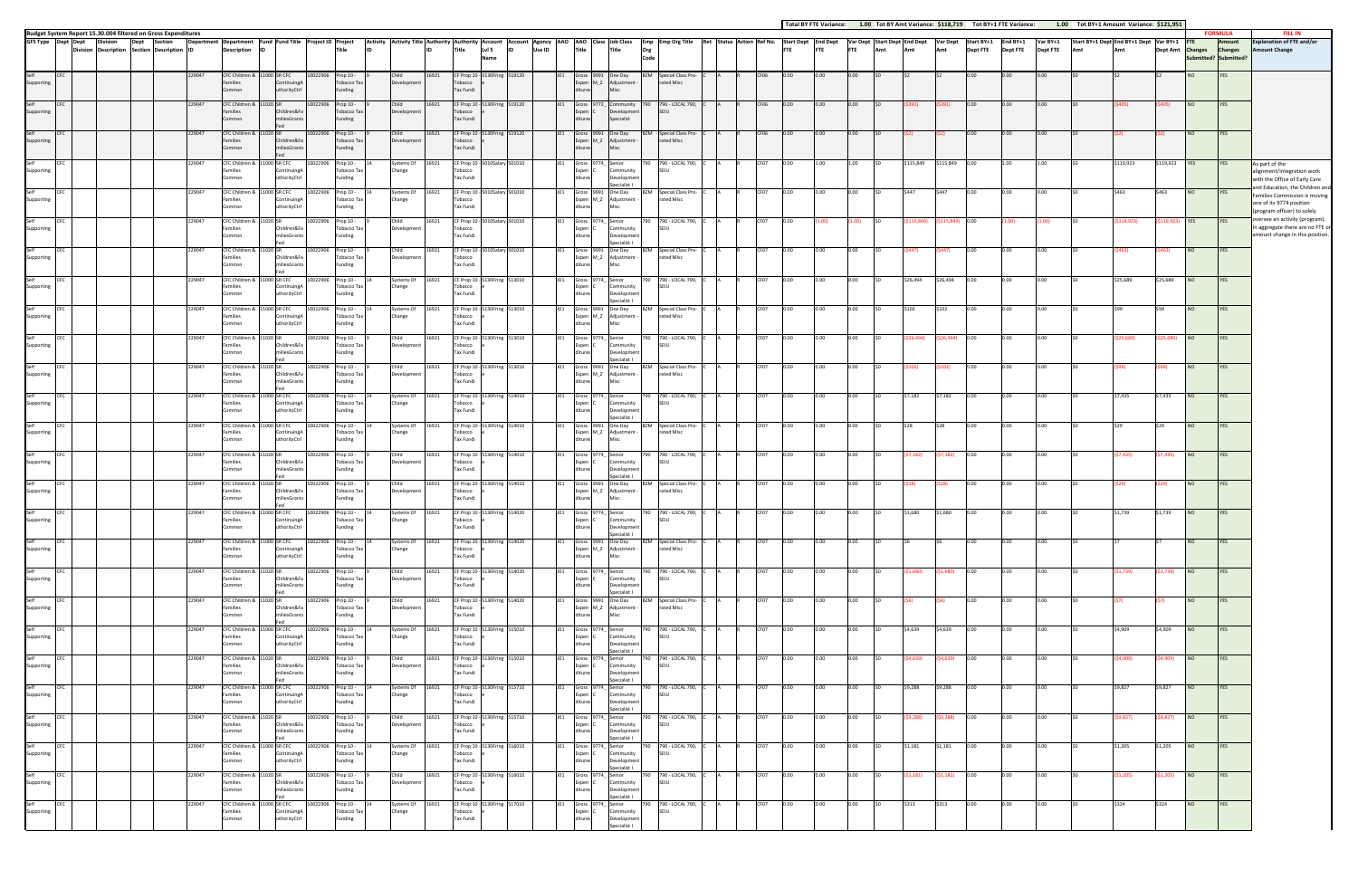**Budget System Report 15.30.004 filtered on Gross Expenditures**

Total BY FTE Variance: 1.00 Tot BY Amt Variance: $118,719 Tot BY+1 FTE Variance: 1.00 Tot BY+1 Amount Variance: $121,951

| GFS Type | Dept | Dept Division | Division Description | Dept Section | Section Description | Department ID | Department Description | Fund ID | Fund Title | Project ID | Project Title | Activity ID | Activity Title | Authority ID | Authority Title | Account Lvl 5 Name | Account ID | Agency Use ID | AAO | AAO Title | Class | Job Class Title | Emp Org Code | Emp Org Title | Ret | Status | Action | Ref No. | Start Dept FTE | End Dept FTE | Var Dept FTE | Start Dept Amt | End Dept Amt | Var Dept Amt | Start BY+1 Dept FTE | End BY+1 Dept FTE | Var BY+1 Dept FTE | Start BY+1 Dept Amt | End BY+1 Dept Amt | Var BY+1 Dept Amt | FTE Changes Submitted? | Amount Changes Submitted? | Explanation of FTE and/or Amount Change |
|---|---|---|---|---|---|---|---|---|---|---|---|---|---|---|---|---|---|---|---|---|---|---|---|---|---|---|---|---|---|---|---|---|---|---|---|---|---|---|---|---|---|---|---|
| Self Supporting | CFC | | | | | 229047 | CFC Children & Families Commsn | 11000 | SR CFC ContinuingAuthorityCtrl | 10022906 | Prop 10 - Tobacco Tax Funding | 9 | Child Development | 16921 | CF Prop 10 Tobacco Tax Fundi | 5130Fringe | 519120 | | 301 | Gross Expenditures | 9991_M_Z | One Day Adjustment - Misc | B2M | Special Class Pro-rated Misc | C | A | R | CF06 | 0.00 | 0.00 | 0.00 | $0 | $2 | $2 | 0.00 | 0.00 | 0.00 | $0 | $2 | $2 | NO | YES | |
| Self Supporting | CFC | | | | | 229047 | CFC Children & Families Commsn | 11020 | SR Children&FamiliesGrants Fed | 10022906 | Prop 10 - Tobacco Tax Funding | 9 | Child Development | 16921 | CF Prop 10 Tobacco Tax Fundi | 5130Fringe | 519120 | | 301 | Gross Expenditures | 9772_C | Community Development Specialist | 790 | 790 - LOCAL 790, SEIU | C | A | R | CF06 | 0.00 | 0.00 | 0.00 | $0 | ($391) | ($391) | 0.00 | 0.00 | 0.00 | $0 | ($405) | ($405) | NO | YES | |
| Self Supporting | CFC | | | | | 229047 | CFC Children & Families Commsn | 11020 | SR Children&FamiliesGrants Fed | 10022906 | Prop 10 - Tobacco Tax Funding | 9 | Child Development | 16921 | CF Prop 10 Tobacco Tax Fundi | 5130Fringe | 519120 | | 301 | Gross Expenditures | 9991_M_Z | One Day Adjustment - Misc | B2M | Special Class Pro-rated Misc | C | A | R | CF06 | 0.00 | 0.00 | 0.00 | $0 | ($2) | ($2) | 0.00 | 0.00 | 0.00 | $0 | ($2) | ($2) | NO | YES | |
| Self Supporting | CFC | | | | | 229047 | CFC Children & Families Commsn | 11000 | SR CFC ContinuingAuthorityCtrl | 10022906 | Prop 10 - Tobacco Tax Funding | 14 | Systems Of Change | 16921 | CF Prop 10 Tobacco Tax Fundi | 5010Salary | 501010 | | 301 | Gross Expenditures | 9774_C | Senior Community Development Specialist I | 790 | 790 - LOCAL 790, SEIU | C | A | R | CF07 | 0.00 | 1.00 | 1.00 | $0 | $115,849 | $115,849 | 0.00 | 1.00 | 1.00 | $0 | $119,923 | $119,923 | YES | YES | As part of the alignment/integration work with the Office of Early Care and Education, the Children and Families Commission is moving one of its 9774 position (program officer) to solely oversee an activity (program). In aggregate there are no FTE or amount change in this position. |
| Self Supporting | CFC | | | | | 229047 | CFC Children & Families Commsn | 11000 | SR CFC ContinuingAuthorityCtrl | 10022906 | Prop 10 - Tobacco Tax Funding | 14 | Systems Of Change | 16921 | CF Prop 10 Tobacco Tax Fundi | 5010Salary | 501010 | | 301 | Gross Expenditures | 9991_M_Z | One Day Adjustment - Misc | B2M | Special Class Pro-rated Misc | C | A | R | CF07 | 0.00 | 0.00 | 0.00 | $0 | $447 | $447 | 0.00 | 0.00 | 0.00 | $0 | $463 | $463 | NO | YES | |
| Self Supporting | CFC | | | | | 229047 | CFC Children & Families Commsn | 11020 | SR Children&FamiliesGrants Fed | 10022906 | Prop 10 - Tobacco Tax Funding | 9 | Child Development | 16921 | CF Prop 10 Tobacco Tax Fundi | 5010Salary | 501010 | | 301 | Gross Expenditures | 9774_C | Senior Community Development Specialist I | 790 | 790 - LOCAL 790, SEIU | C | A | R | CF07 | 0.00 | (1.00) | (1.00) | $0 | ($115,849) | ($115,849) | 0.00 | (1.00) | (1.00) | $0 | ($119,923) | ($119,923) | YES | YES | |
| Self Supporting | CFC | | | | | 229047 | CFC Children & Families Commsn | 11020 | SR Children&FamiliesGrants Fed | 10022906 | Prop 10 - Tobacco Tax Funding | 9 | Child Development | 16921 | CF Prop 10 Tobacco Tax Fundi | 5010Salary | 501010 | | 301 | Gross Expenditures | 9991_M_Z | One Day Adjustment - Misc | B2M | Special Class Pro-rated Misc | C | A | R | CF07 | 0.00 | 0.00 | 0.00 | $0 | ($447) | ($447) | 0.00 | 0.00 | 0.00 | $0 | ($463) | ($463) | NO | YES | |
| Self Supporting | CFC | | | | | 229047 | CFC Children & Families Commsn | 11000 | SR CFC ContinuingAuthorityCtrl | 10022906 | Prop 10 - Tobacco Tax Funding | 14 | Systems Of Change | 16921 | CF Prop 10 Tobacco Tax Fundi | 5130Fringe | 513010 | | 301 | Gross Expenditures | 9774_C | Senior Community Development Specialist I | 790 | 790 - LOCAL 790, SEIU | C | A | R | CF07 | 0.00 | 0.00 | 0.00 | $0 | $26,494 | $26,494 | 0.00 | 0.00 | 0.00 | $0 | $25,689 | $25,689 | NO | YES | |
| Self Supporting | CFC | | | | | 229047 | CFC Children & Families Commsn | 11000 | SR CFC ContinuingAuthorityCtrl | 10022906 | Prop 10 - Tobacco Tax Funding | 14 | Systems Of Change | 16921 | CF Prop 10 Tobacco Tax Fundi | 5130Fringe | 513010 | | 301 | Gross Expenditures | 9991_M_Z | One Day Adjustment - Misc | B2M | Special Class Pro-rated Misc | C | A | R | CF07 | 0.00 | 0.00 | 0.00 | $0 | $102 | $102 | 0.00 | 0.00 | 0.00 | $0 | $99 | $99 | NO | YES | |
| Self Supporting | CFC | | | | | 229047 | CFC Children & Families Commsn | 11020 | SR Children&FamiliesGrants Fed | 10022906 | Prop 10 - Tobacco Tax Funding | 9 | Child Development | 16921 | CF Prop 10 Tobacco Tax Fundi | 5130Fringe | 513010 | | 301 | Gross Expenditures | 9774_C | Senior Community Development Specialist I | 790 | 790 - LOCAL 790, SEIU | C | A | R | CF07 | 0.00 | 0.00 | 0.00 | $0 | ($26,494) | ($26,494) | 0.00 | 0.00 | 0.00 | $0 | ($25,689) | ($25,689) | NO | YES | |
| Self Supporting | CFC | | | | | 229047 | CFC Children & Families Commsn | 11020 | SR Children&FamiliesGrants Fed | 10022906 | Prop 10 - Tobacco Tax Funding | 9 | Child Development | 16921 | CF Prop 10 Tobacco Tax Fundi | 5130Fringe | 513010 | | 301 | Gross Expenditures | 9991_M_Z | One Day Adjustment - Misc | B2M | Special Class Pro-rated Misc | C | A | R | CF07 | 0.00 | 0.00 | 0.00 | $0 | ($102) | ($102) | 0.00 | 0.00 | 0.00 | $0 | ($99) | ($99) | NO | YES | |
| Self Supporting | CFC | | | | | 229047 | CFC Children & Families Commsn | 11000 | SR CFC ContinuingAuthorityCtrl | 10022906 | Prop 10 - Tobacco Tax Funding | 14 | Systems Of Change | 16921 | CF Prop 10 Tobacco Tax Fundi | 5130Fringe | 514010 | | 301 | Gross Expenditures | 9774_C | Senior Community Development Specialist I | 790 | 790 - LOCAL 790, SEIU | C | A | R | CF07 | 0.00 | 0.00 | 0.00 | $0 | $7,182 | $7,182 | 0.00 | 0.00 | 0.00 | $0 | $7,435 | $7,435 | NO | YES | |
| Self Supporting | CFC | | | | | 229047 | CFC Children & Families Commsn | 11000 | SR CFC ContinuingAuthorityCtrl | 10022906 | Prop 10 - Tobacco Tax Funding | 14 | Systems Of Change | 16921 | CF Prop 10 Tobacco Tax Fundi | 5130Fringe | 514010 | | 301 | Gross Expenditures | 9991_M_Z | One Day Adjustment - Misc | B2M | Special Class Pro-rated Misc | C | A | R | CF07 | 0.00 | 0.00 | 0.00 | $0 | $28 | $28 | 0.00 | 0.00 | 0.00 | $0 | $29 | $29 | NO | YES | |
| Self Supporting | CFC | | | | | 229047 | CFC Children & Families Commsn | 11020 | SR Children&FamiliesGrants Fed | 10022906 | Prop 10 - Tobacco Tax Funding | 9 | Child Development | 16921 | CF Prop 10 Tobacco Tax Fundi | 5130Fringe | 514010 | | 301 | Gross Expenditures | 9774_C | Senior Community Development Specialist I | 790 | 790 - LOCAL 790, SEIU | C | A | R | CF07 | 0.00 | 0.00 | 0.00 | $0 | ($7,182) | ($7,182) | 0.00 | 0.00 | 0.00 | $0 | ($7,435) | ($7,435) | NO | YES | |
| Self Supporting | CFC | | | | | 229047 | CFC Children & Families Commsn | 11020 | SR Children&FamiliesGrants Fed | 10022906 | Prop 10 - Tobacco Tax Funding | 9 | Child Development | 16921 | CF Prop 10 Tobacco Tax Fundi | 5130Fringe | 514010 | | 301 | Gross Expenditures | 9991_M_Z | One Day Adjustment - Misc | B2M | Special Class Pro-rated Misc | C | A | R | CF07 | 0.00 | 0.00 | 0.00 | $0 | ($28) | ($28) | 0.00 | 0.00 | 0.00 | $0 | ($29) | ($29) | NO | YES | |
| Self Supporting | CFC | | | | | 229047 | CFC Children & Families Commsn | 11000 | SR CFC ContinuingAuthorityCtrl | 10022906 | Prop 10 - Tobacco Tax Funding | 14 | Systems Of Change | 16921 | CF Prop 10 Tobacco Tax Fundi | 5130Fringe | 514020 | | 301 | Gross Expenditures | 9774_C | Senior Community Development Specialist I | 790 | 790 - LOCAL 790, SEIU | C | A | R | CF07 | 0.00 | 0.00 | 0.00 | $0 | $1,680 | $1,680 | 0.00 | 0.00 | 0.00 | $0 | $1,739 | $1,739 | NO | YES | |
| Self Supporting | CFC | | | | | 229047 | CFC Children & Families Commsn | 11000 | SR CFC ContinuingAuthorityCtrl | 10022906 | Prop 10 - Tobacco Tax Funding | 14 | Systems Of Change | 16921 | CF Prop 10 Tobacco Tax Fundi | 5130Fringe | 514020 | | 301 | Gross Expenditures | 9991_M_Z | One Day Adjustment - Misc | B2M | Special Class Pro-rated Misc | C | A | R | CF07 | 0.00 | 0.00 | 0.00 | $0 | $6 | $6 | 0.00 | 0.00 | 0.00 | $0 | $7 | $7 | NO | YES | |
| Self Supporting | CFC | | | | | 229047 | CFC Children & Families Commsn | 11020 | SR Children&FamiliesGrants Fed | 10022906 | Prop 10 - Tobacco Tax Funding | 9 | Child Development | 16921 | CF Prop 10 Tobacco Tax Fundi | 5130Fringe | 514020 | | 301 | Gross Expenditures | 9774_C | Senior Community Development Specialist I | 790 | 790 - LOCAL 790, SEIU | C | A | R | CF07 | 0.00 | 0.00 | 0.00 | $0 | ($1,680) | ($1,680) | 0.00 | 0.00 | 0.00 | $0 | ($1,739) | ($1,739) | NO | YES | |
| Self Supporting | CFC | | | | | 229047 | CFC Children & Families Commsn | 11020 | SR Children&FamiliesGrants Fed | 10022906 | Prop 10 - Tobacco Tax Funding | 9 | Child Development | 16921 | CF Prop 10 Tobacco Tax Fundi | 5130Fringe | 514020 | | 301 | Gross Expenditures | 9991_M_Z | One Day Adjustment - Misc | B2M | Special Class Pro-rated Misc | C | A | R | CF07 | 0.00 | 0.00 | 0.00 | $0 | ($6) | ($6) | 0.00 | 0.00 | 0.00 | $0 | ($7) | ($7) | NO | YES | |
| Self Supporting | CFC | | | | | 229047 | CFC Children & Families Commsn | 11000 | SR CFC ContinuingAuthorityCtrl | 10022906 | Prop 10 - Tobacco Tax Funding | 14 | Systems Of Change | 16921 | CF Prop 10 Tobacco Tax Fundi | 5130Fringe | 515010 | | 301 | Gross Expenditures | 9774_C | Senior Community Development Specialist I | 790 | 790 - LOCAL 790, SEIU | C | A | R | CF07 | 0.00 | 0.00 | 0.00 | $0 | $4,639 | $4,639 | 0.00 | 0.00 | 0.00 | $0 | $4,909 | $4,909 | NO | YES | |
| Self Supporting | CFC | | | | | 229047 | CFC Children & Families Commsn | 11020 | SR Children&FamiliesGrants Fed | 10022906 | Prop 10 - Tobacco Tax Funding | 9 | Child Development | 16921 | CF Prop 10 Tobacco Tax Fundi | 5130Fringe | 515010 | | 301 | Gross Expenditures | 9774_C | Senior Community Development Specialist I | 790 | 790 - LOCAL 790, SEIU | C | A | R | CF07 | 0.00 | 0.00 | 0.00 | $0 | ($4,639) | ($4,639) | 0.00 | 0.00 | 0.00 | $0 | ($4,909) | ($4,909) | NO | YES | |
| Self Supporting | CFC | | | | | 229047 | CFC Children & Families Commsn | 11000 | SR CFC ContinuingAuthorityCtrl | 10022906 | Prop 10 - Tobacco Tax Funding | 14 | Systems Of Change | 16921 | CF Prop 10 Tobacco Tax Fundi | 5130Fringe | 515710 | | 301 | Gross Expenditures | 9774_C | Senior Community Development Specialist I | 790 | 790 - LOCAL 790, SEIU | C | A | R | CF07 | 0.00 | 0.00 | 0.00 | $0 | $9,288 | $9,288 | 0.00 | 0.00 | 0.00 | $0 | $9,827 | $9,827 | NO | YES | |
| Self Supporting | CFC | | | | | 229047 | CFC Children & Families Commsn | 11020 | SR Children&FamiliesGrants Fed | 10022906 | Prop 10 - Tobacco Tax Funding | 9 | Child Development | 16921 | CF Prop 10 Tobacco Tax Fundi | 5130Fringe | 515710 | | 301 | Gross Expenditures | 9774_C | Senior Community Development Specialist I | 790 | 790 - LOCAL 790, SEIU | C | A | R | CF07 | 0.00 | 0.00 | 0.00 | $0 | ($9,288) | ($9,288) | 0.00 | 0.00 | 0.00 | $0 | ($9,827) | ($9,827) | NO | YES | |
| Self Supporting | CFC | | | | | 229047 | CFC Children & Families Commsn | 11000 | SR CFC ContinuingAuthorityCtrl | 10022906 | Prop 10 - Tobacco Tax Funding | 14 | Systems Of Change | 16921 | CF Prop 10 Tobacco Tax Fundi | 5130Fringe | 516010 | | 301 | Gross Expenditures | 9774_C | Senior Community Development Specialist I | 790 | 790 - LOCAL 790, SEIU | C | A | R | CF07 | 0.00 | 0.00 | 0.00 | $0 | $1,181 | $1,181 | 0.00 | 0.00 | 0.00 | $0 | $1,205 | $1,205 | NO | YES | |
| Self Supporting | CFC | | | | | 229047 | CFC Children & Families Commsn | 11020 | SR Children&FamiliesGrants Fed | 10022906 | Prop 10 - Tobacco Tax Funding | 9 | Child Development | 16921 | CF Prop 10 Tobacco Tax Fundi | 5130Fringe | 516010 | | 301 | Gross Expenditures | 9774_C | Senior Community Development Specialist I | 790 | 790 - LOCAL 790, SEIU | C | A | R | CF07 | 0.00 | 0.00 | 0.00 | $0 | ($1,181) | ($1,181) | 0.00 | 0.00 | 0.00 | $0 | ($1,205) | ($1,205) | NO | YES | |
| Self Supporting | CFC | | | | | 229047 | CFC Children & Families Commsn | 11000 | SR CFC ContinuingAuthorityCtrl | 10022906 | Prop 10 - Tobacco Tax Funding | 14 | Systems Of Change | 16921 | CF Prop 10 Tobacco Tax Fundi | 5130Fringe | 517010 | | 301 | Gross Expenditures | 9774_C | Senior Community Development Specialist I | 790 | 790 - LOCAL 790, SEIU | C | A | R | CF07 | 0.00 | 0.00 | 0.00 | $0 | $313 | $313 | 0.00 | 0.00 | 0.00 | $0 | $324 | $324 | NO | YES | |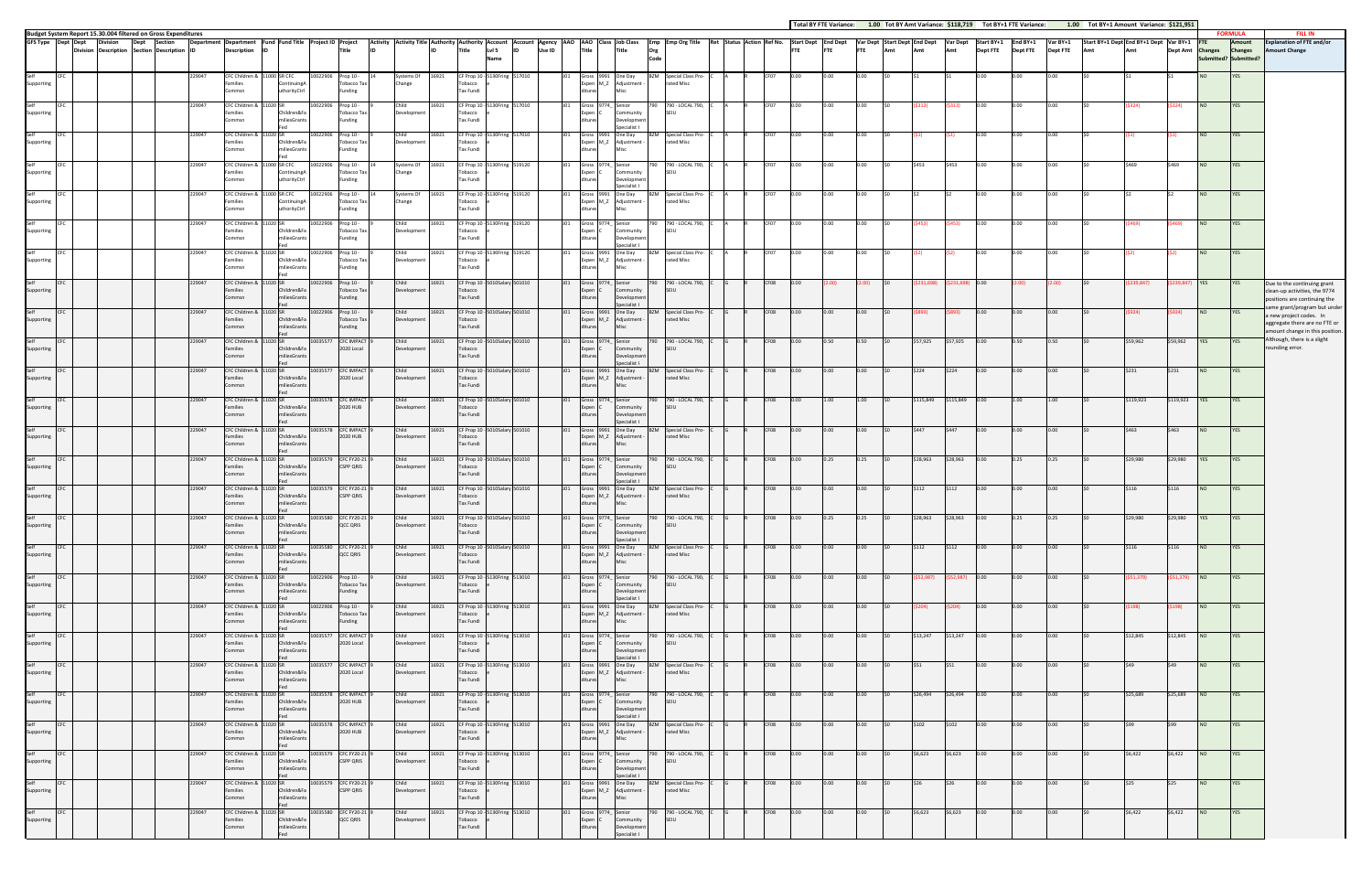Budget System Report 15.30.004 filtered on Gross Expenditures

Total BY FTE Variance: 1.00 Tot BY Amt Variance: $118,719 Tot BY+1 FTE Variance: 1.00 Tot BY+1 Amount Variance: $121,951

| GFS Type | Dept | Dept Division | Division Description | Dept Section | Section Description | Department ID | Department Description | Fund ID | Fund Title | Project ID | Project Title | Activity ID | Activity Title | Authority ID | Authority Title | Account Lvl 5 Name | Account ID | Agency Use ID | AAO | AAD Title | Class | Job Class Title | Emp Org Code | Emp Org Title | Ret | Status | Action | Ref No. | Start Dept FTE | End Dept FTE | Var Dept FTE | Start Dept Amt | End Dept Amt | Var Dept Amt | Start BY+1 Dept FTE | End BY+1 Dept FTE | Var BY+1 Dept FTE | Start BY+1 Dept Amt | End BY+1 Dept Amt | Var BY+1 Dept Amt | FTE Changes Submitted? | Amount Changes Submitted? | Explanation of FTE and/or Amount Change |
|---|---|---|---|---|---|---|---|---|---|---|---|---|---|---|---|---|---|---|---|---|---|---|---|---|---|---|---|---|---|---|---|---|---|---|---|---|---|---|---|---|---|---|---|
| Self Supporting | CFC | | | | | 229047 | CFC Children & Families Commsn | 11000 | SR CFC ContinuingAuthorityCtrl | 10022906 | Prop 10 - Tobacco Tax Funding | 14 | Systems Of Change | 16921 | CF Prop 10 - Tobacco Tax Fundi | 5130Fring | 517010 | | 101 | Gross Expenditures | 9991_M_Z | One Day Adjustment - Misc | BZM | Special Class Pro-rated Misc | C | A | R | CF07 | 0.00 | 0.00 | 0.00 | $0 | $1 | $1 | 0.00 | 0.00 | 0.00 | $0 | $1 | $1 | NO | YES | |
| Self Supporting | CFC | | | | | 229047 | CFC Children & Families Commsn | 11020 | SR Children&FamiliesGrants Fed | 10022906 | Prop 10 - Tobacco Tax Funding | 9 | Child Development | 16921 | CF Prop 10 - Tobacco Tax Fundi | 5130Fring | 517010 | | 101 | Gross Expenditures | 9774_C | Senior Community Development Specialist I | 790 | 790 - LOCAL 790, SEIU | C | A | R | CF07 | 0.00 | 0.00 | 0.00 | $0 | ($313) | ($313) | 0.00 | 0.00 | 0.00 | $0 | ($324) | ($324) | NO | YES | |
| Self Supporting | CFC | | | | | 229047 | CFC Children & Families Commsn | 11020 | SR Children&FamiliesGrants Fed | 10022906 | Prop 10 - Tobacco Tax Funding | 9 | Child Development | 16921 | CF Prop 10 - Tobacco Tax Fundi | 5130Fring | 517010 | | 101 | Gross Expenditures | 9991_M_Z | One Day Adjustment - Misc | BZM | Special Class Pro-rated Misc | C | A | R | CF07 | 0.00 | 0.00 | 0.00 | $0 | ($1) | ($1) | 0.00 | 0.00 | 0.00 | $0 | ($1) | ($1) | NO | YES | |
| Self Supporting | CFC | | | | | 229047 | CFC Children & Families Commsn | 11000 | SR CFC ContinuingAuthorityCtrl | 10022906 | Prop 10 - Tobacco Tax Funding | 14 | Systems Of Change | 16921 | CF Prop 10 - Tobacco Tax Fundi | 5130Fring | 519120 | | 101 | Gross Expenditures | 9774_C | Senior Community Development Specialist I | 790 | 790 - LOCAL 790, SEIU | C | A | R | CF07 | 0.00 | 0.00 | 0.00 | $0 | $453 | $453 | 0.00 | 0.00 | 0.00 | $0 | $469 | $469 | NO | YES | |
| Self Supporting | CFC | | | | | 229047 | CFC Children & Families Commsn | 11000 | SR CFC ContinuingAuthorityCtrl | 10022906 | Prop 10 - Tobacco Tax Funding | 14 | Systems Of Change | 16921 | CF Prop 10 - Tobacco Tax Fundi | 5130Fring | 519120 | | 101 | Gross Expenditures | 9991_M_Z | One Day Adjustment - Misc | BZM | Special Class Pro-rated Misc | C | A | R | CF07 | 0.00 | 0.00 | 0.00 | $0 | $2 | $2 | 0.00 | 0.00 | 0.00 | $0 | $2 | $2 | NO | YES | |
| Self Supporting | CFC | | | | | 229047 | CFC Children & Families Commsn | 11020 | SR Children&FamiliesGrants Fed | 10022906 | Prop 10 - Tobacco Tax Funding | 9 | Child Development | 16921 | CF Prop 10 - Tobacco Tax Fundi | 5130Fring | 519120 | | 101 | Gross Expenditures | 9774_C | Senior Community Development Specialist I | 790 | 790 - LOCAL 790, SEIU | C | A | R | CF07 | 0.00 | 0.00 | 0.00 | $0 | ($453) | ($453) | 0.00 | 0.00 | 0.00 | $0 | ($469) | ($469) | NO | YES | |
| Self Supporting | CFC | | | | | 229047 | CFC Children & Families Commsn | 11020 | SR Children&FamiliesGrants Fed | 10022906 | Prop 10 - Tobacco Tax Funding | 9 | Child Development | 16921 | CF Prop 10 - Tobacco Tax Fundi | 5130Fring | 519120 | | 101 | Gross Expenditures | 9991_M_Z | One Day Adjustment - Misc | BZM | Special Class Pro-rated Misc | C | A | R | CF07 | 0.00 | 0.00 | 0.00 | $0 | ($2) | ($2) | 0.00 | 0.00 | 0.00 | $0 | ($2) | ($2) | NO | YES | |
| Self Supporting | CFC | | | | | 229047 | CFC Children & Families Commsn | 11020 | SR Children&FamiliesGrants Fed | 10022906 | Prop 10 - Tobacco Tax Funding | 9 | Child Development | 16921 | CF Prop 10 - Tobacco Tax Fundi | 5010Salary | 501010 | | 101 | Gross Expenditures | 9774_C | Senior Community Development Specialist I | 790 | 790 - LOCAL 790, SEIU | C | G | R | CF08 | 0.00 | (2.00) | (2.00) | $0 | ($231,698) | ($231,698) | 0.00 | (2.00) | (2.00) | $0 | ($239,847) | ($239,847) | YES | YES | Due to the continuing grant clean-up activities, the 9774 positions are continuing the same grant/program but under a new project codes. In aggregate there are no FTE or amount change in this position. Although, there is a slight rounding error. |
| Self Supporting | CFC | | | | | 229047 | CFC Children & Families Commsn | 11020 | SR Children&FamiliesGrants Fed | 10022906 | Prop 10 - Tobacco Tax Funding | 9 | Child Development | 16921 | CF Prop 10 - Tobacco Tax Fundi | 5010Salary | 501010 | | 101 | Gross Expenditures | 9991_M_Z | One Day Adjustment - Misc | BZM | Special Class Pro-rated Misc | C | G | R | CF08 | 0.00 | 0.00 | 0.00 | $0 | ($893) | ($893) | 0.00 | 0.00 | 0.00 | $0 | ($924) | ($924) | NO | YES | |
| Self Supporting | CFC | | | | | 229047 | CFC Children & Families Commsn | 11020 | SR Children&FamiliesGrants Fed | 10035577 | CFC IMPACT 2020 Local | 9 | Child Development | 16921 | CF Prop 10 - Tobacco Tax Fundi | 5010Salary | 501010 | | 101 | Gross Expenditures | 9774_C | Senior Community Development Specialist I | 790 | 790 - LOCAL 790, SEIU | C | G | R | CF08 | 0.00 | 0.50 | 0.50 | $0 | $57,925 | $57,925 | 0.00 | 0.50 | 0.50 | $0 | $59,962 | $59,962 | YES | YES | |
| Self Supporting | CFC | | | | | 229047 | CFC Children & Families Commsn | 11020 | SR Children&FamiliesGrants Fed | 10035577 | CFC IMPACT 2020 Local | 9 | Child Development | 16921 | CF Prop 10 - Tobacco Tax Fundi | 5010Salary | 501010 | | 101 | Gross Expenditures | 9991_M_Z | One Day Adjustment - Misc | BZM | Special Class Pro-rated Misc | C | G | R | CF08 | 0.00 | 0.00 | 0.00 | $0 | $224 | $224 | 0.00 | 0.00 | 0.00 | $0 | $231 | $231 | NO | YES | |
| Self Supporting | CFC | | | | | 229047 | CFC Children & Families Commsn | 11020 | SR Children&FamiliesGrants Fed | 10035578 | CFC IMPACT 2020 HUB | 9 | Child Development | 16921 | CF Prop 10 - Tobacco Tax Fundi | 5010Salary | 501010 | | 101 | Gross Expenditures | 9774_C | Senior Community Development Specialist I | 790 | 790 - LOCAL 790, SEIU | C | G | R | CF08 | 0.00 | 1.00 | 1.00 | $0 | $115,849 | $115,849 | 0.00 | 1.00 | 1.00 | $0 | $119,923 | $119,923 | YES | YES | |
| Self Supporting | CFC | | | | | 229047 | CFC Children & Families Commsn | 11020 | SR Children&FamiliesGrants Fed | 10035578 | CFC IMPACT 2020 HUB | 9 | Child Development | 16921 | CF Prop 10 - Tobacco Tax Fundi | 5010Salary | 501010 | | 101 | Gross Expenditures | 9991_M_Z | One Day Adjustment - Misc | BZM | Special Class Pro-rated Misc | C | G | R | CF08 | 0.00 | 0.00 | 0.00 | $0 | $447 | $447 | 0.00 | 0.00 | 0.00 | $0 | $463 | $463 | NO | YES | |
| Self Supporting | CFC | | | | | 229047 | CFC Children & Families Commsn | 11020 | SR Children&FamiliesGrants Fed | 10035579 | CFC FY20-21 CSPP QRIS | 9 | Child Development | 16921 | CF Prop 10 - Tobacco Tax Fundi | 5010Salary | 501010 | | 101 | Gross Expenditures | 9774_C | Senior Community Development Specialist I | 790 | 790 - LOCAL 790, SEIU | C | G | R | CF08 | 0.00 | 0.25 | 0.25 | $0 | $28,963 | $28,963 | 0.00 | 0.25 | 0.25 | $0 | $29,980 | $29,980 | YES | YES | |
| Self Supporting | CFC | | | | | 229047 | CFC Children & Families Commsn | 11020 | SR Children&FamiliesGrants Fed | 10035579 | CFC FY20-21 CSPP QRIS | 9 | Child Development | 16921 | CF Prop 10 - Tobacco Tax Fundi | 5010Salary | 501010 | | 101 | Gross Expenditures | 9991_M_Z | One Day Adjustment - Misc | BZM | Special Class Pro-rated Misc | C | G | R | CF08 | 0.00 | 0.00 | 0.00 | $0 | $112 | $112 | 0.00 | 0.00 | 0.00 | $0 | $116 | $116 | NO | YES | |
| Self Supporting | CFC | | | | | 229047 | CFC Children & Families Commsn | 11020 | SR Children&FamiliesGrants Fed | 10035580 | CFC FY20-21 QCC QRIS | 9 | Child Development | 16921 | CF Prop 10 - Tobacco Tax Fundi | 5010Salary | 501010 | | 101 | Gross Expenditures | 9774_C | Senior Community Development Specialist I | 790 | 790 - LOCAL 790, SEIU | C | G | R | CF08 | 0.00 | 0.25 | 0.25 | $0 | $28,963 | $28,963 | 0.00 | 0.25 | 0.25 | $0 | $29,980 | $29,980 | YES | YES | |
| Self Supporting | CFC | | | | | 229047 | CFC Children & Families Commsn | 11020 | SR Children&FamiliesGrants Fed | 10035580 | CFC FY20-21 QCC QRIS | 9 | Child Development | 16921 | CF Prop 10 - Tobacco Tax Fundi | 5010Salary | 501010 | | 101 | Gross Expenditures | 9991_M_Z | One Day Adjustment - Misc | BZM | Special Class Pro-rated Misc | C | G | R | CF08 | 0.00 | 0.00 | 0.00 | $0 | $112 | $112 | 0.00 | 0.00 | 0.00 | $0 | $116 | $116 | NO | YES | |
| Self Supporting | CFC | | | | | 229047 | CFC Children & Families Commsn | 11020 | SR Children&FamiliesGrants Fed | 10022906 | Prop 10 - Tobacco Tax Funding | 9 | Child Development | 16921 | CF Prop 10 - Tobacco Tax Fundi | 5130Fring | 513010 | | 101 | Gross Expenditures | 9774_C | Senior Community Development Specialist I | 790 | 790 - LOCAL 790, SEIU | C | G | R | CF08 | 0.00 | 0.00 | 0.00 | $0 | ($52,987) | ($52,987) | 0.00 | 0.00 | 0.00 | $0 | ($51,379) | ($51,379) | NO | YES | |
| Self Supporting | CFC | | | | | 229047 | CFC Children & Families Commsn | 11020 | SR Children&FamiliesGrants Fed | 10022906 | Prop 10 - Tobacco Tax Funding | 9 | Child Development | 16921 | CF Prop 10 - Tobacco Tax Fundi | 5130Fring | 513010 | | 101 | Gross Expenditures | 9991_M_Z | One Day Adjustment - Misc | BZM | Special Class Pro-rated Misc | C | G | R | CF08 | 0.00 | 0.00 | 0.00 | $0 | ($204) | ($204) | 0.00 | 0.00 | 0.00 | $0 | ($198) | ($198) | NO | YES | |
| Self Supporting | CFC | | | | | 229047 | CFC Children & Families Commsn | 11020 | SR Children&FamiliesGrants Fed | 10035577 | CFC IMPACT 2020 Local | 9 | Child Development | 16921 | CF Prop 10 - Tobacco Tax Fundi | 5130Fring | 513010 | | 101 | Gross Expenditures | 9774_C | Senior Community Development Specialist I | 790 | 790 - LOCAL 790, SEIU | C | G | R | CF08 | 0.00 | 0.00 | 0.00 | $0 | $13,247 | $13,247 | 0.00 | 0.00 | 0.00 | $0 | $12,845 | $12,845 | NO | YES | |
| Self Supporting | CFC | | | | | 229047 | CFC Children & Families Commsn | 11020 | SR Children&FamiliesGrants Fed | 10035577 | CFC IMPACT 2020 Local | 9 | Child Development | 16921 | CF Prop 10 - Tobacco Tax Fundi | 5130Fring | 513010 | | 101 | Gross Expenditures | 9991_M_Z | One Day Adjustment - Misc | BZM | Special Class Pro-rated Misc | C | G | R | CF08 | 0.00 | 0.00 | 0.00 | $0 | $51 | $51 | 0.00 | 0.00 | 0.00 | $0 | $49 | $49 | NO | YES | |
| Self Supporting | CFC | | | | | 229047 | CFC Children & Families Commsn | 11020 | SR Children&FamiliesGrants Fed | 10035578 | CFC IMPACT 2020 HUB | 9 | Child Development | 16921 | CF Prop 10 - Tobacco Tax Fundi | 5130Fring | 513010 | | 101 | Gross Expenditures | 9774_C | Senior Community Development Specialist I | 790 | 790 - LOCAL 790, SEIU | C | G | R | CF08 | 0.00 | 0.00 | 0.00 | $0 | $26,494 | $26,494 | 0.00 | 0.00 | 0.00 | $0 | $25,689 | $25,689 | NO | YES | |
| Self Supporting | CFC | | | | | 229047 | CFC Children & Families Commsn | 11020 | SR Children&FamiliesGrants Fed | 10035578 | CFC IMPACT 2020 HUB | 9 | Child Development | 16921 | CF Prop 10 - Tobacco Tax Fundi | 5130Fring | 513010 | | 101 | Gross Expenditures | 9991_M_Z | One Day Adjustment - Misc | BZM | Special Class Pro-rated Misc | C | G | R | CF08 | 0.00 | 0.00 | 0.00 | $0 | $102 | $102 | 0.00 | 0.00 | 0.00 | $0 | $99 | $99 | NO | YES | |
| Self Supporting | CFC | | | | | 229047 | CFC Children & Families Commsn | 11020 | SR Children&FamiliesGrants Fed | 10035579 | CFC FY20-21 CSPP QRIS | 9 | Child Development | 16921 | CF Prop 10 - Tobacco Tax Fundi | 5130Fring | 513010 | | 101 | Gross Expenditures | 9774_C | Senior Community Development Specialist I | 790 | 790 - LOCAL 790, SEIU | C | G | R | CF08 | 0.00 | 0.00 | 0.00 | $0 | $6,623 | $6,623 | 0.00 | 0.00 | 0.00 | $0 | $6,422 | $6,422 | NO | YES | |
| Self Supporting | CFC | | | | | 229047 | CFC Children & Families Commsn | 11020 | SR Children&FamiliesGrants Fed | 10035579 | CFC FY20-21 CSPP QRIS | 9 | Child Development | 16921 | CF Prop 10 - Tobacco Tax Fundi | 5130Fring | 513010 | | 101 | Gross Expenditures | 9991_M_Z | One Day Adjustment - Misc | BZM | Special Class Pro-rated Misc | C | G | R | CF08 | 0.00 | 0.00 | 0.00 | $0 | $26 | $26 | 0.00 | 0.00 | 0.00 | $0 | $25 | $25 | NO | YES | |
| Self Supporting | CFC | | | | | 229047 | CFC Children & Families Commsn | 11020 | SR Children&FamiliesGrants Fed | 10035580 | CFC FY20-21 QCC QRIS | 9 | Child Development | 16921 | CF Prop 10 - Tobacco Tax Fundi | 5130Fring | 513010 | | 101 | Gross Expenditures | 9774_C | Senior Community Development Specialist I | 790 | 790 - LOCAL 790, SEIU | C | G | R | CF08 | 0.00 | 0.00 | 0.00 | $0 | $6,623 | $6,623 | 0.00 | 0.00 | 0.00 | $0 | $6,422 | $6,422 | NO | YES | |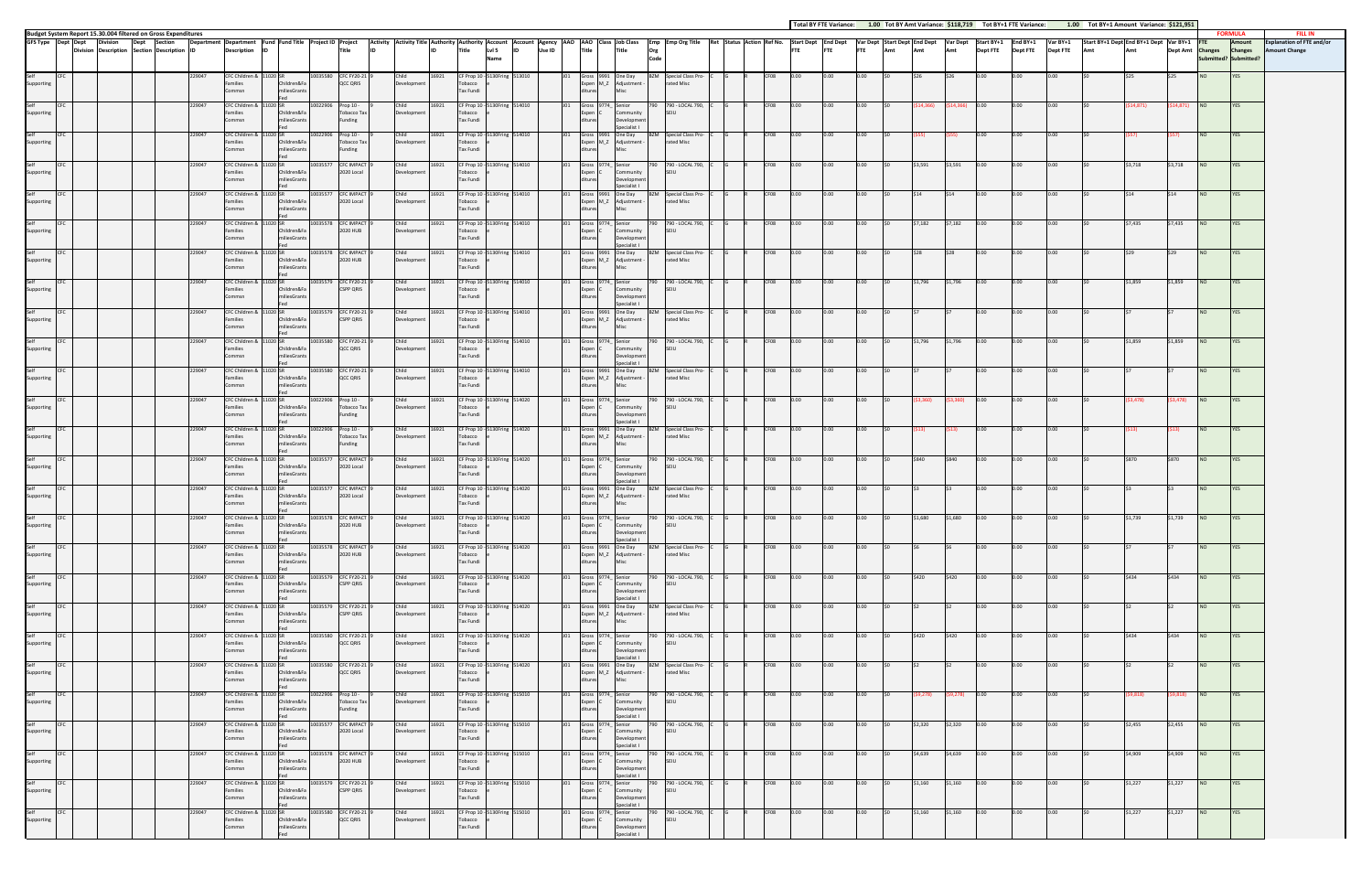**Total BY FTE Variance: 1.00 Tot BY Amt Variance: $118,719 Tot BY+1 FTE Variance: 1.00 Tot BY+1 Amount Variance: $121,951**

**Budget System Report 15.30.004 filtered on Gross Expenditures**

| GFS Type | Dept | Dept Division | Division Description | Dept Section | Section Description | Department ID | Department Description | Fund ID | Fund Title | Project ID | Project Title | Activity ID | Activity Title | Authority ID | Authority Title | Account Lvl 5 Name | Account ID | Agency Use ID | AAO | AAO Title | Class | Job Class Title | Emp Org Code | Emp Org Title | Ret | Status | Action | Ref No. | Start Dept FTE | End Dept FTE | Var Dept FTE | Start Dept Amt | End Dept Amt | Var Dept Amt | Start BY+1 Dept FTE | End BY+1 Dept FTE | Var BY+1 Dept FTE | Start BY+1 Dept Amt | End BY+1 Dept Amt | Var BY+1 Dept Amt | FTE Changes Submitted? | Amount Changes Submitted? | Explanation of FTE and/or Amount Change |
|---|---|---|---|---|---|---|---|---|---|---|---|---|---|---|---|---|---|---|---|---|---|---|---|---|---|---|---|---|---|---|---|---|---|---|---|---|---|---|---|---|---|---|---|
| Self Supporting | CFC | | | | | 229047 | CFC Children & Families Commn | 11020 | SR Children&Families Grants Fed | 10035580 | CFC FY20-21 QCC QRIS | 9 | Child Development | 16921 | CF Prop 10 Tobacco Tax Fundi | 5130Fring | 513010 | | J01 | Gross Expenditures | 9991M_Z | One Day Adjustment - Misc | B2M | Special Class Prorated Misc | C | G | R | CF08 | 0.00 | 0.00 | 0.00 | $0 | $26 | $26 | 0.00 | 0.00 | 0.00 | $0 | $25 | $25 | NO | YES | |
| Self Supporting | CFC | | | | | 229047 | CFC Children & Families Commn | 11020 | SR Children&Families Grants Fed | 10022906 | Prop 10 - Tobacco Tax Funding | 9 | Child Development | 16921 | CF Prop 10 Tobacco Tax Fundi | 5130Fring | 514010 | | J01 | Gross Expenditures | 9774_C | Senior Community Development Specialist I | 790 | 790 - LOCAL 790, SEIU | C | G | R | CF08 | 0.00 | 0.00 | 0.00 | $0 | ($14,366) | ($14,366) | 0.00 | 0.00 | 0.00 | $0 | ($14,871) | ($14,871) | NO | YES | |
| Self Supporting | CFC | | | | | 229047 | CFC Children & Families Commn | 11020 | SR Children&Families Grants Fed | 10022906 | Prop 10 - Tobacco Tax Funding | 9 | Child Development | 16921 | CF Prop 10 Tobacco Tax Fundi | 5130Fring | 514010 | | J01 | Gross Expenditures | 9991M_Z | One Day Adjustment - Misc | B2M | Special Class Prorated Misc | C | G | R | CF08 | 0.00 | 0.00 | 0.00 | $0 | ($55) | ($55) | 0.00 | 0.00 | 0.00 | $0 | ($57) | ($57) | NO | YES | |
| Self Supporting | CFC | | | | | 229047 | CFC Children & Families Commn | 11020 | SR Children&Families Grants Fed | 10035577 | CFC IMPACT 2020 Local | 9 | Child Development | 16921 | CF Prop 10 Tobacco Tax Fundi | 5130Fring | 514010 | | J01 | Gross Expenditures | 9774_C | Senior Community Development Specialist I | 790 | 790 - LOCAL 790, SEIU | C | G | R | CF08 | 0.00 | 0.00 | 0.00 | $0 | $3,591 | $3,591 | 0.00 | 0.00 | 0.00 | $0 | $3,718 | $3,718 | NO | YES | |
| Self Supporting | CFC | | | | | 229047 | CFC Children & Families Commn | 11020 | SR Children&Families Grants Fed | 10035577 | CFC IMPACT 2020 Local | 9 | Child Development | 16921 | CF Prop 10 Tobacco Tax Fundi | 5130Fring | 514010 | | J01 | Gross Expenditures | 9991M_Z | One Day Adjustment - Misc | B2M | Special Class Prorated Misc | C | G | R | CF08 | 0.00 | 0.00 | 0.00 | $0 | $14 | $14 | 0.00 | 0.00 | 0.00 | $0 | $14 | $14 | NO | YES | |
| Self Supporting | CFC | | | | | 229047 | CFC Children & Families Commn | 11020 | SR Children&Families Grants Fed | 10035578 | CFC IMPACT 2020 HUB | 9 | Child Development | 16921 | CF Prop 10 Tobacco Tax Fundi | 5130Fring | 514010 | | J01 | Gross Expenditures | 9774_C | Senior Community Development Specialist I | 790 | 790 - LOCAL 790, SEIU | C | G | R | CF08 | 0.00 | 0.00 | 0.00 | $0 | $7,182 | $7,182 | 0.00 | 0.00 | 0.00 | $0 | $7,435 | $7,435 | NO | YES | |
| Self Supporting | CFC | | | | | 229047 | CFC Children & Families Commn | 11020 | SR Children&Families Grants Fed | 10035578 | CFC IMPACT 2020 HUB | 9 | Child Development | 16921 | CF Prop 10 Tobacco Tax Fundi | 5130Fring | 514010 | | J01 | Gross Expenditures | 9991M_Z | One Day Adjustment - Misc | B2M | Special Class Prorated Misc | C | G | R | CF08 | 0.00 | 0.00 | 0.00 | $0 | $28 | $28 | 0.00 | 0.00 | 0.00 | $0 | $29 | $29 | NO | YES | |
| Self Supporting | CFC | | | | | 229047 | CFC Children & Families Commn | 11020 | SR Children&Families Grants Fed | 10035579 | CFC FY20-21 CSPP QRIS | 9 | Child Development | 16921 | CF Prop 10 Tobacco Tax Fundi | 5130Fring | 514010 | | J01 | Gross Expenditures | 9774_C | Senior Community Development Specialist I | 790 | 790 - LOCAL 790, SEIU | C | G | R | CF08 | 0.00 | 0.00 | 0.00 | $0 | $1,796 | $1,796 | 0.00 | 0.00 | 0.00 | $0 | $1,859 | $1,859 | NO | YES | |
| Self Supporting | CFC | | | | | 229047 | CFC Children & Families Commn | 11020 | SR Children&Families Grants Fed | 10035579 | CFC FY20-21 CSPP QRIS | 9 | Child Development | 16921 | CF Prop 10 Tobacco Tax Fundi | 5130Fring | 514010 | | J01 | Gross Expenditures | 9991M_Z | One Day Adjustment - Misc | B2M | Special Class Prorated Misc | C | G | R | CF08 | 0.00 | 0.00 | 0.00 | $0 | $7 | $7 | 0.00 | 0.00 | 0.00 | $0 | $7 | $7 | NO | YES | |
| Self Supporting | CFC | | | | | 229047 | CFC Children & Families Commn | 11020 | SR Children&Families Grants Fed | 10035580 | CFC FY20-21 QCC QRIS | 9 | Child Development | 16921 | CF Prop 10 Tobacco Tax Fundi | 5130Fring | 514010 | | J01 | Gross Expenditures | 9774_C | Senior Community Development Specialist I | 790 | 790 - LOCAL 790, SEIU | C | G | R | CF08 | 0.00 | 0.00 | 0.00 | $0 | $1,796 | $1,796 | 0.00 | 0.00 | 0.00 | $0 | $1,859 | $1,859 | NO | YES | |
| Self Supporting | CFC | | | | | 229047 | CFC Children & Families Commn | 11020 | SR Children&Families Grants Fed | 10035580 | CFC FY20-21 QCC QRIS | 9 | Child Development | 16921 | CF Prop 10 Tobacco Tax Fundi | 5130Fring | 514010 | | J01 | Gross Expenditures | 9991M_Z | One Day Adjustment - Misc | B2M | Special Class Prorated Misc | C | G | R | CF08 | 0.00 | 0.00 | 0.00 | $0 | $7 | $7 | 0.00 | 0.00 | 0.00 | $0 | $7 | $7 | NO | YES | |
| Self Supporting | CFC | | | | | 229047 | CFC Children & Families Commn | 11020 | SR Children&Families Grants Fed | 10022906 | Prop 10 - Tobacco Tax Funding | 9 | Child Development | 16921 | CF Prop 10 Tobacco Tax Fundi | 5130Fring | 514020 | | J01 | Gross Expenditures | 9774_C | Senior Community Development Specialist I | 790 | 790 - LOCAL 790, SEIU | C | G | R | CF08 | 0.00 | 0.00 | 0.00 | $0 | ($3,360) | ($3,360) | 0.00 | 0.00 | 0.00 | $0 | ($3,478) | ($3,478) | NO | YES | |
| Self Supporting | CFC | | | | | 229047 | CFC Children & Families Commn | 11020 | SR Children&Families Grants Fed | 10022906 | Prop 10 - Tobacco Tax Funding | 9 | Child Development | 16921 | CF Prop 10 Tobacco Tax Fundi | 5130Fring | 514020 | | J01 | Gross Expenditures | 9991M_Z | One Day Adjustment - Misc | B2M | Special Class Prorated Misc | C | G | R | CF08 | 0.00 | 0.00 | 0.00 | $0 | ($13) | ($13) | 0.00 | 0.00 | 0.00 | $0 | ($13) | ($13) | NO | YES | |
| Self Supporting | CFC | | | | | 229047 | CFC Children & Families Commn | 11020 | SR Children&Families Grants Fed | 10035577 | CFC IMPACT 2020 Local | 9 | Child Development | 16921 | CF Prop 10 Tobacco Tax Fundi | 5130Fring | 514020 | | J01 | Gross Expenditures | 9774_C | Senior Community Development Specialist I | 790 | 790 - LOCAL 790, SEIU | C | G | R | CF08 | 0.00 | 0.00 | 0.00 | $0 | $840 | $840 | 0.00 | 0.00 | 0.00 | $0 | $870 | $870 | NO | YES | |
| Self Supporting | CFC | | | | | 229047 | CFC Children & Families Commn | 11020 | SR Children&Families Grants Fed | 10035577 | CFC IMPACT 2020 Local | 9 | Child Development | 16921 | CF Prop 10 Tobacco Tax Fundi | 5130Fring | 514020 | | J01 | Gross Expenditures | 9991M_Z | One Day Adjustment - Misc | B2M | Special Class Prorated Misc | C | G | R | CF08 | 0.00 | 0.00 | 0.00 | $0 | $3 | $3 | 0.00 | 0.00 | 0.00 | $0 | $3 | $3 | NO | YES | |
| Self Supporting | CFC | | | | | 229047 | CFC Children & Families Commn | 11020 | SR Children&Families Grants Fed | 10035578 | CFC IMPACT 2020 HUB | 9 | Child Development | 16921 | CF Prop 10 Tobacco Tax Fundi | 5130Fring | 514020 | | J01 | Gross Expenditures | 9774_C | Senior Community Development Specialist I | 790 | 790 - LOCAL 790, SEIU | C | G | R | CF08 | 0.00 | 0.00 | 0.00 | $0 | $1,680 | $1,680 | 0.00 | 0.00 | 0.00 | $0 | $1,739 | $1,739 | NO | YES | |
| Self Supporting | CFC | | | | | 229047 | CFC Children & Families Commn | 11020 | SR Children&Families Grants Fed | 10035578 | CFC IMPACT 2020 HUB | 9 | Child Development | 16921 | CF Prop 10 Tobacco Tax Fundi | 5130Fring | 514020 | | J01 | Gross Expenditures | 9991M_Z | One Day Adjustment - Misc | B2M | Special Class Prorated Misc | C | G | R | CF08 | 0.00 | 0.00 | 0.00 | $0 | $6 | $6 | 0.00 | 0.00 | 0.00 | $0 | $7 | $7 | NO | YES | |
| Self Supporting | CFC | | | | | 229047 | CFC Children & Families Commn | 11020 | SR Children&Families Grants Fed | 10035579 | CFC FY20-21 CSPP QRIS | 9 | Child Development | 16921 | CF Prop 10 Tobacco Tax Fundi | 5130Fring | 514020 | | J01 | Gross Expenditures | 9774_C | Senior Community Development Specialist I | 790 | 790 - LOCAL 790, SEIU | C | G | R | CF08 | 0.00 | 0.00 | 0.00 | $0 | $420 | $420 | 0.00 | 0.00 | 0.00 | $0 | $434 | $434 | NO | YES | |
| Self Supporting | CFC | | | | | 229047 | CFC Children & Families Commn | 11020 | SR Children&Families Grants Fed | 10035579 | CFC FY20-21 CSPP QRIS | 9 | Child Development | 16921 | CF Prop 10 Tobacco Tax Fundi | 5130Fring | 514020 | | J01 | Gross Expenditures | 9991M_Z | One Day Adjustment - Misc | B2M | Special Class Prorated Misc | C | G | R | CF08 | 0.00 | 0.00 | 0.00 | $0 | $2 | $2 | 0.00 | 0.00 | 0.00 | $0 | $2 | $2 | NO | YES | |
| Self Supporting | CFC | | | | | 229047 | CFC Children & Families Commn | 11020 | SR Children&Families Grants Fed | 10035580 | CFC FY20-21 QCC QRIS | 9 | Child Development | 16921 | CF Prop 10 Tobacco Tax Fundi | 5130Fring | 514020 | | J01 | Gross Expenditures | 9774_C | Senior Community Development Specialist I | 790 | 790 - LOCAL 790, SEIU | C | G | R | CF08 | 0.00 | 0.00 | 0.00 | $0 | $420 | $420 | 0.00 | 0.00 | 0.00 | $0 | $434 | $434 | NO | YES | |
| Self Supporting | CFC | | | | | 229047 | CFC Children & Families Commn | 11020 | SR Children&Families Grants Fed | 10035580 | CFC FY20-21 QCC QRIS | 9 | Child Development | 16921 | CF Prop 10 Tobacco Tax Fundi | 5130Fring | 514020 | | J01 | Gross Expenditures | 9991M_Z | One Day Adjustment - Misc | B2M | Special Class Prorated Misc | C | G | R | CF08 | 0.00 | 0.00 | 0.00 | $0 | $2 | $2 | 0.00 | 0.00 | 0.00 | $0 | $2 | $2 | NO | YES | |
| Self Supporting | CFC | | | | | 229047 | CFC Children & Families Commn | 11020 | SR Children&Families Grants Fed | 10022906 | Prop 10 - Tobacco Tax Funding | 9 | Child Development | 16921 | CF Prop 10 Tobacco Tax Fundi | 5130Fring | 515010 | | J01 | Gross Expenditures | 9774_C | Senior Community Development Specialist I | 790 | 790 - LOCAL 790, SEIU | C | G | R | CF08 | 0.00 | 0.00 | 0.00 | $0 | ($9,278) | ($9,278) | 0.00 | 0.00 | 0.00 | $0 | ($9,818) | ($9,818) | NO | YES | |
| Self Supporting | CFC | | | | | 229047 | CFC Children & Families Commn | 11020 | SR Children&Families Grants Fed | 10035577 | CFC IMPACT 2020 Local | 9 | Child Development | 16921 | CF Prop 10 Tobacco Tax Fundi | 5130Fring | 515010 | | J01 | Gross Expenditures | 9774_C | Senior Community Development Specialist I | 790 | 790 - LOCAL 790, SEIU | C | G | R | CF08 | 0.00 | 0.00 | 0.00 | $0 | $2,320 | $2,320 | 0.00 | 0.00 | 0.00 | $0 | $2,455 | $2,455 | NO | YES | |
| Self Supporting | CFC | | | | | 229047 | CFC Children & Families Commn | 11020 | SR Children&Families Grants Fed | 10035578 | CFC IMPACT 2020 HUB | 9 | Child Development | 16921 | CF Prop 10 Tobacco Tax Fundi | 5130Fring | 515010 | | J01 | Gross Expenditures | 9774_C | Senior Community Development Specialist I | 790 | 790 - LOCAL 790, SEIU | C | G | R | CF08 | 0.00 | 0.00 | 0.00 | $0 | $4,639 | $4,639 | 0.00 | 0.00 | 0.00 | $0 | $4,909 | $4,909 | NO | YES | |
| Self Supporting | CFC | | | | | 229047 | CFC Children & Families Commn | 11020 | SR Children&Families Grants Fed | 10035579 | CFC FY20-21 CSPP QRIS | 9 | Child Development | 16921 | CF Prop 10 Tobacco Tax Fundi | 5130Fring | 515010 | | J01 | Gross Expenditures | 9774_C | Senior Community Development Specialist I | 790 | 790 - LOCAL 790, SEIU | C | G | R | CF08 | 0.00 | 0.00 | 0.00 | $0 | $1,160 | $1,160 | 0.00 | 0.00 | 0.00 | $0 | $1,227 | $1,227 | NO | YES | |
| Self Supporting | CFC | | | | | 229047 | CFC Children & Families Commn | 11020 | SR Children&Families Grants Fed | 10035580 | CFC FY20-21 QCC QRIS | 9 | Child Development | 16921 | CF Prop 10 Tobacco Tax Fundi | 5130Fring | 515010 | | J01 | Gross Expenditures | 9774_C | Senior Community Development Specialist I | 790 | 790 - LOCAL 790, SEIU | C | G | R | CF08 | 0.00 | 0.00 | 0.00 | $0 | $1,160 | $1,160 | 0.00 | 0.00 | 0.00 | $0 | $1,227 | $1,227 | NO | YES | |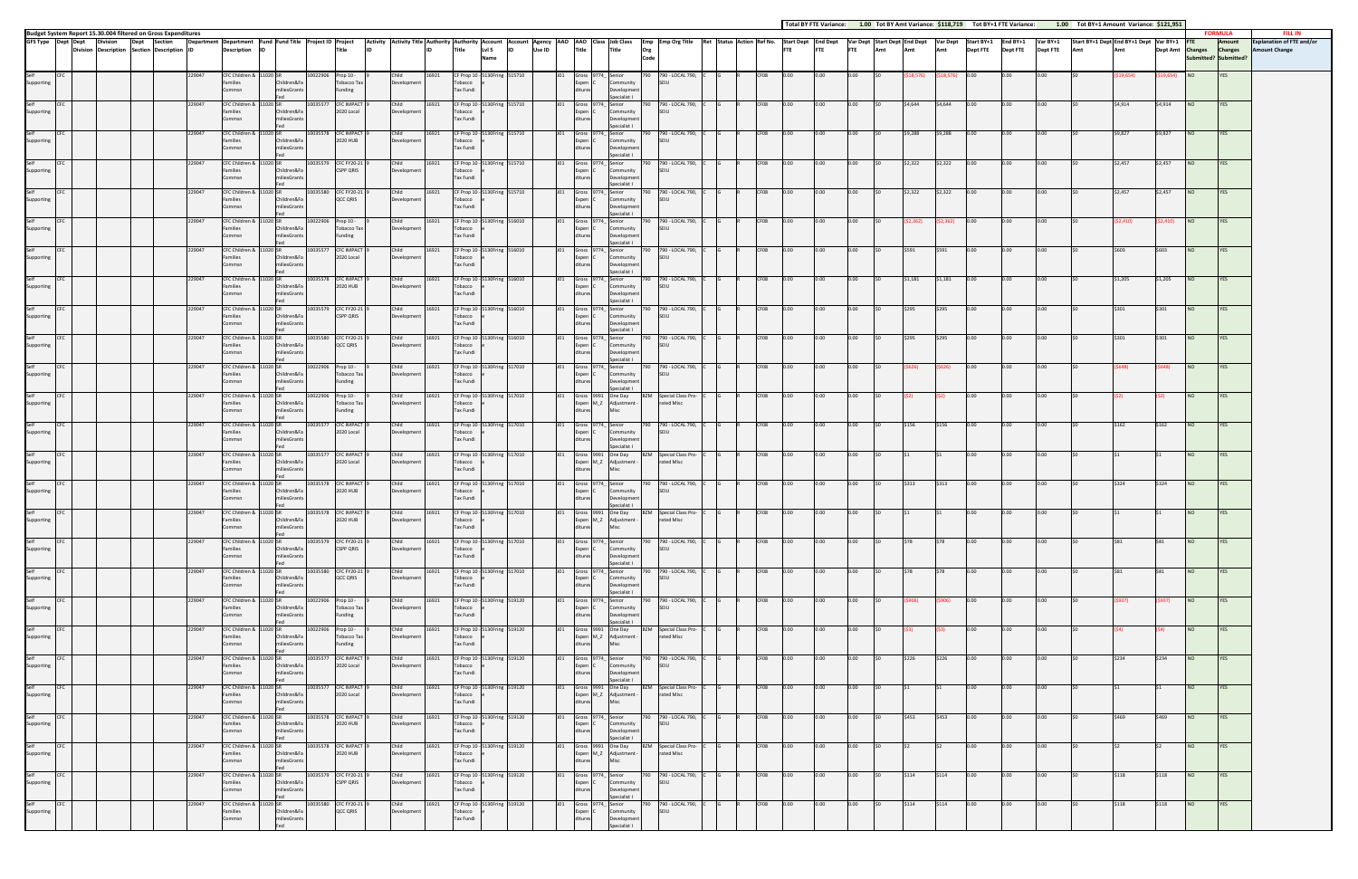Budget System Report 15.30.004 filtered on Gross Expenditures

| | | | | | | | | | | | | | | | | | | | | | | | | | | | | | | | | | Total BY FTE Variance: | 1.00 | Tot BY Amt Variance: | $118,719 | Tot BY+1 FTE Variance: | | 1.00 | Tot BY+1 Amount Variance: | $121,951 | | FORMULA | | FILL IN |
|---|---|---|---|---|---|---|---|---|---|---|---|---|---|---|---|---|---|---|---|---|---|---|---|---|---|---|---|---|---|---|---|---|---|---|---|---|---|---|---|---|---|---|---|---|---|---|---|
| GFS Type | Dept | Dept Division | Division Description | Dept Section | Section Description | Department ID | Department Description | Fund ID | Fund Title | Project ID | Project Title | Activity ID | Activity Title | Authority ID | Authority Title | Account Lvl 5 Name | Account ID | Agency Use ID | AAO | AAO Title | Class | Job Class Title | Emp Org Code | Emp Org Title | Ret | Status | Action | Ref No. | Start Dept FTE | End Dept FTE | Var Dept FTE | Start Dept Amt | End Dept Amt | Var Dept Amt | Start BY+1 Dept FTE | End BY+1 Dept FTE | Var BY+1 Dept FTE | Start BY+1 Dept Amt | End BY+1 Dept Amt | Var BY+1 Dept Amt | FTE Changes Submitted? | Amount Changes Submitted? | Explanation of FTE and/or Amount Change |
| Self Supporting | CFC | | | | | 229047 | CFC Children & Families Commn | 11020 | SR Children&FamiliesGrants Fed | 10022906 | Prop 10 - Tobacco Tax Funding | 9 | Child Development | 16921 | CF Prop 10 - Tobacco Tax Fundi | 5130Fring e | 515710 | | J01 | Gross Expenditures | 9774_C | Senior Community Development Specialist I | 790 | 790 - LOCAL 790, SEIU | C | G | R | CF08 | 0.00 | 0.00 | 0.00 | $0 | ($18,576) | ($18,576) | 0.00 | 0.00 | 0.00 | $0 | ($19,654) | ($19,654) | NO | YES | |
| Self Supporting | CFC | | | | | 229047 | CFC Children & Families Commn | 11020 | SR Children&FamiliesGrants Fed | 10035577 | CFC IMPACT 2020 Local | 9 | Child Development | 16921 | CF Prop 10 - Tobacco Tax Fundi | 5130Fring e | 515710 | | J01 | Gross Expenditures | 9774_C | Senior Community Development Specialist I | 790 | 790 - LOCAL 790, SEIU | C | G | R | CF08 | 0.00 | 0.00 | 0.00 | $0 | $4,644 | $4,644 | 0.00 | 0.00 | 0.00 | $0 | $4,914 | $4,914 | NO | YES | |
| Self Supporting | CFC | | | | | 229047 | CFC Children & Families Commn | 11020 | SR Children&FamiliesGrants Fed | 10035578 | CFC IMPACT 2020 HUB | 9 | Child Development | 16921 | CF Prop 10 - Tobacco Tax Fundi | 5130Fring e | 515710 | | J01 | Gross Expenditures | 9774_C | Senior Community Development Specialist I | 790 | 790 - LOCAL 790, SEIU | C | G | R | CF08 | 0.00 | 0.00 | 0.00 | $0 | $9,288 | $9,288 | 0.00 | 0.00 | 0.00 | $0 | $9,827 | $9,827 | NO | YES | |
| Self Supporting | CFC | | | | | 229047 | CFC Children & Families Commn | 11020 | SR Children&FamiliesGrants Fed | 10035579 | CFC FY20-21 CSPP QRIS | 9 | Child Development | 16921 | CF Prop 10 - Tobacco Tax Fundi | 5130Fring e | 515710 | | J01 | Gross Expenditures | 9774_C | Senior Community Development Specialist I | 790 | 790 - LOCAL 790, SEIU | C | G | R | CF08 | 0.00 | 0.00 | 0.00 | $0 | $2,322 | $2,322 | 0.00 | 0.00 | 0.00 | $0 | $2,457 | $2,457 | NO | YES | |
| Self Supporting | CFC | | | | | 229047 | CFC Children & Families Commn | 11020 | SR Children&FamiliesGrants Fed | 10035580 | CFC FY20-21 QCC QRIS | 9 | Child Development | 16921 | CF Prop 10 - Tobacco Tax Fundi | 5130Fring e | 515710 | | J01 | Gross Expenditures | 9774_C | Senior Community Development Specialist I | 790 | 790 - LOCAL 790, SEIU | C | G | R | CF08 | 0.00 | 0.00 | 0.00 | $0 | $2,322 | $2,322 | 0.00 | 0.00 | 0.00 | $0 | $2,457 | $2,457 | NO | YES | |
| Self Supporting | CFC | | | | | 229047 | CFC Children & Families Commn | 11020 | SR Children&FamiliesGrants Fed | 10022906 | Prop 10 - Tobacco Tax Funding | 9 | Child Development | 16921 | CF Prop 10 - Tobacco Tax Fundi | 5130Fring e | 516010 | | J01 | Gross Expenditures | 9774_C | Senior Community Development Specialist I | 790 | 790 - LOCAL 790, SEIU | C | G | R | CF08 | 0.00 | 0.00 | 0.00 | $0 | ($2,362) | ($2,362) | 0.00 | 0.00 | 0.00 | $0 | ($2,410) | ($2,410) | NO | YES | |
| Self Supporting | CFC | | | | | 229047 | CFC Children & Families Commn | 11020 | SR Children&FamiliesGrants Fed | 10035577 | CFC IMPACT 2020 Local | 9 | Child Development | 16921 | CF Prop 10 - Tobacco Tax Fundi | 5130Fring e | 516010 | | J01 | Gross Expenditures | 9774_C | Senior Community Development Specialist I | 790 | 790 - LOCAL 790, SEIU | C | G | R | CF08 | 0.00 | 0.00 | 0.00 | $0 | $591 | $591 | 0.00 | 0.00 | 0.00 | $0 | $603 | $603 | NO | YES | |
| Self Supporting | CFC | | | | | 229047 | CFC Children & Families Commn | 11020 | SR Children&FamiliesGrants Fed | 10035578 | CFC IMPACT 2020 HUB | 9 | Child Development | 16921 | CF Prop 10 - Tobacco Tax Fundi | 5130Fring e | 516010 | | J01 | Gross Expenditures | 9774_C | Senior Community Development Specialist I | 790 | 790 - LOCAL 790, SEIU | C | G | R | CF08 | 0.00 | 0.00 | 0.00 | $0 | $1,181 | $1,181 | 0.00 | 0.00 | 0.00 | $0 | $1,205 | $1,205 | NO | YES | |
| Self Supporting | CFC | | | | | 229047 | CFC Children & Families Commn | 11020 | SR Children&FamiliesGrants Fed | 10035579 | CFC FY20-21 CSPP QRIS | 9 | Child Development | 16921 | CF Prop 10 - Tobacco Tax Fundi | 5130Fring e | 516010 | | J01 | Gross Expenditures | 9774_C | Senior Community Development Specialist I | 790 | 790 - LOCAL 790, SEIU | C | G | R | CF08 | 0.00 | 0.00 | 0.00 | $0 | $295 | $295 | 0.00 | 0.00 | 0.00 | $0 | $301 | $301 | NO | YES | |
| Self Supporting | CFC | | | | | 229047 | CFC Children & Families Commn | 11020 | SR Children&FamiliesGrants Fed | 10035580 | CFC FY20-21 QCC QRIS | 9 | Child Development | 16921 | CF Prop 10 - Tobacco Tax Fundi | 5130Fring e | 516010 | | J01 | Gross Expenditures | 9774_C | Senior Community Development Specialist I | 790 | 790 - LOCAL 790, SEIU | C | G | R | CF08 | 0.00 | 0.00 | 0.00 | $0 | $295 | $295 | 0.00 | 0.00 | 0.00 | $0 | $301 | $301 | NO | YES | |
| Self Supporting | CFC | | | | | 229047 | CFC Children & Families Commn | 11020 | SR Children&FamiliesGrants Fed | 10022906 | Prop 10 - Tobacco Tax Funding | 9 | Child Development | 16921 | CF Prop 10 - Tobacco Tax Fundi | 5130Fring e | 517010 | | J01 | Gross Expenditures | 9774_C | Senior Community Development Specialist I | 790 | 790 - LOCAL 790, SEIU | C | G | R | CF08 | 0.00 | 0.00 | 0.00 | $0 | ($626) | ($626) | 0.00 | 0.00 | 0.00 | $0 | ($648) | ($648) | NO | YES | |
| Self Supporting | CFC | | | | | 229047 | CFC Children & Families Commn | 11020 | SR Children&FamiliesGrants Fed | 10022906 | Prop 10 - Tobacco Tax Funding | 9 | Child Development | 16921 | CF Prop 10 - Tobacco Tax Fundi | 5130Fring e | 517010 | | J01 | Gross Expenditures | 9991M_Z | One Day Adjustment - Misc | BZM | Special Class Pro-rated Misc | C | G | R | CF08 | 0.00 | 0.00 | 0.00 | $0 | ($2) | ($2) | 0.00 | 0.00 | 0.00 | $0 | ($2) | ($2) | NO | YES | |
| Self Supporting | CFC | | | | | 229047 | CFC Children & Families Commn | 11020 | SR Children&FamiliesGrants Fed | 10035577 | CFC IMPACT 2020 Local | 9 | Child Development | 16921 | CF Prop 10 - Tobacco Tax Fundi | 5130Fring e | 517010 | | J01 | Gross Expenditures | 9774_C | Senior Community Development Specialist I | 790 | 790 - LOCAL 790, SEIU | C | G | R | CF08 | 0.00 | 0.00 | 0.00 | $0 | $156 | $156 | 0.00 | 0.00 | 0.00 | $0 | $162 | $162 | NO | YES | |
| Self Supporting | CFC | | | | | 229047 | CFC Children & Families Commn | 11020 | SR Children&FamiliesGrants Fed | 10035577 | CFC IMPACT 2020 Local | 9 | Child Development | 16921 | CF Prop 10 - Tobacco Tax Fundi | 5130Fring e | 517010 | | J01 | Gross Expenditures | 9991M_Z | One Day Adjustment - Misc | BZM | Special Class Pro-rated Misc | C | G | R | CF08 | 0.00 | 0.00 | 0.00 | $0 | $1 | $1 | 0.00 | 0.00 | 0.00 | $0 | $1 | $1 | NO | YES | |
| Self Supporting | CFC | | | | | 229047 | CFC Children & Families Commn | 11020 | SR Children&FamiliesGrants Fed | 10035578 | CFC IMPACT 2020 HUB | 9 | Child Development | 16921 | CF Prop 10 - Tobacco Tax Fundi | 5130Fring e | 517010 | | J01 | Gross Expenditures | 9774_C | Senior Community Development Specialist I | 790 | 790 - LOCAL 790, SEIU | C | G | R | CF08 | 0.00 | 0.00 | 0.00 | $0 | $313 | $313 | 0.00 | 0.00 | 0.00 | $0 | $324 | $324 | NO | YES | |
| Self Supporting | CFC | | | | | 229047 | CFC Children & Families Commn | 11020 | SR Children&FamiliesGrants Fed | 10035578 | CFC IMPACT 2020 HUB | 9 | Child Development | 16921 | CF Prop 10 - Tobacco Tax Fundi | 5130Fring e | 517010 | | J01 | Gross Expenditures | 9991M_Z | One Day Adjustment - Misc | BZM | Special Class Pro-rated Misc | C | G | R | CF08 | 0.00 | 0.00 | 0.00 | $0 | $1 | $1 | 0.00 | 0.00 | 0.00 | $0 | $1 | $1 | NO | YES | |
| Self Supporting | CFC | | | | | 229047 | CFC Children & Families Commn | 11020 | SR Children&FamiliesGrants Fed | 10035579 | CFC FY20-21 CSPP QRIS | 9 | Child Development | 16921 | CF Prop 10 - Tobacco Tax Fundi | 5130Fring e | 517010 | | J01 | Gross Expenditures | 9774_C | Senior Community Development Specialist I | 790 | 790 - LOCAL 790, SEIU | C | G | R | CF08 | 0.00 | 0.00 | 0.00 | $0 | $78 | $78 | 0.00 | 0.00 | 0.00 | $0 | $81 | $81 | NO | YES | |
| Self Supporting | CFC | | | | | 229047 | CFC Children & Families Commn | 11020 | SR Children&FamiliesGrants Fed | 10035580 | CFC FY20-21 QCC QRIS | 9 | Child Development | 16921 | CF Prop 10 - Tobacco Tax Fundi | 5130Fring e | 517010 | | J01 | Gross Expenditures | 9774_C | Senior Community Development Specialist I | 790 | 790 - LOCAL 790, SEIU | C | G | R | CF08 | 0.00 | 0.00 | 0.00 | $0 | $78 | $78 | 0.00 | 0.00 | 0.00 | $0 | $81 | $81 | NO | YES | |
| Self Supporting | CFC | | | | | 229047 | CFC Children & Families Commn | 11020 | SR Children&FamiliesGrants Fed | 10022906 | Prop 10 - Tobacco Tax Funding | 9 | Child Development | 16921 | CF Prop 10 - Tobacco Tax Fundi | 5130Fring e | 519120 | | J01 | Gross Expenditures | 9774_C | Senior Community Development Specialist I | 790 | 790 - LOCAL 790, SEIU | C | G | R | CF08 | 0.00 | 0.00 | 0.00 | $0 | ($906) | ($906) | 0.00 | 0.00 | 0.00 | $0 | ($937) | ($937) | NO | YES | |
| Self Supporting | CFC | | | | | 229047 | CFC Children & Families Commn | 11020 | SR Children&FamiliesGrants Fed | 10022906 | Prop 10 - Tobacco Tax Funding | 9 | Child Development | 16921 | CF Prop 10 - Tobacco Tax Fundi | 5130Fring e | 519120 | | J01 | Gross Expenditures | 9991M_Z | One Day Adjustment - Misc | BZM | Special Class Pro-rated Misc | C | G | R | CF08 | 0.00 | 0.00 | 0.00 | $0 | ($3) | ($3) | 0.00 | 0.00 | 0.00 | $0 | ($4) | ($4) | NO | YES | |
| Self Supporting | CFC | | | | | 229047 | CFC Children & Families Commn | 11020 | SR Children&FamiliesGrants Fed | 10035577 | CFC IMPACT 2020 Local | 9 | Child Development | 16921 | CF Prop 10 - Tobacco Tax Fundi | 5130Fring e | 519120 | | J01 | Gross Expenditures | 9774_C | Senior Community Development Specialist I | 790 | 790 - LOCAL 790, SEIU | C | G | R | CF08 | 0.00 | 0.00 | 0.00 | $0 | $226 | $226 | 0.00 | 0.00 | 0.00 | $0 | $234 | $234 | NO | YES | |
| Self Supporting | CFC | | | | | 229047 | CFC Children & Families Commn | 11020 | SR Children&FamiliesGrants Fed | 10035577 | CFC IMPACT 2020 Local | 9 | Child Development | 16921 | CF Prop 10 - Tobacco Tax Fundi | 5130Fring e | 519120 | | J01 | Gross Expenditures | 9991M_Z | One Day Adjustment - Misc | BZM | Special Class Pro-rated Misc | C | G | R | CF08 | 0.00 | 0.00 | 0.00 | $0 | $1 | $1 | 0.00 | 0.00 | 0.00 | $0 | $1 | $1 | NO | YES | |
| Self Supporting | CFC | | | | | 229047 | CFC Children & Families Commn | 11020 | SR Children&FamiliesGrants Fed | 10035578 | CFC IMPACT 2020 HUB | 9 | Child Development | 16921 | CF Prop 10 - Tobacco Tax Fundi | 5130Fring e | 519120 | | J01 | Gross Expenditures | 9774_C | Senior Community Development Specialist I | 790 | 790 - LOCAL 790, SEIU | C | G | R | CF08 | 0.00 | 0.00 | 0.00 | $0 | $453 | $453 | 0.00 | 0.00 | 0.00 | $0 | $469 | $469 | NO | YES | |
| Self Supporting | CFC | | | | | 229047 | CFC Children & Families Commn | 11020 | SR Children&FamiliesGrants Fed | 10035578 | CFC IMPACT 2020 HUB | 9 | Child Development | 16921 | CF Prop 10 - Tobacco Tax Fundi | 5130Fring e | 519120 | | J01 | Gross Expenditures | 9991M_Z | One Day Adjustment - Misc | BZM | Special Class Pro-rated Misc | C | G | R | CF08 | 0.00 | 0.00 | 0.00 | $0 | $2 | $2 | 0.00 | 0.00 | 0.00 | $0 | $2 | $2 | NO | YES | |
| Self Supporting | CFC | | | | | 229047 | CFC Children & Families Commn | 11020 | SR Children&FamiliesGrants Fed | 10035579 | CFC FY20-21 CSPP QRIS | 9 | Child Development | 16921 | CF Prop 10 - Tobacco Tax Fundi | 5130Fring e | 519120 | | J01 | Gross Expenditures | 9774_C | Senior Community Development Specialist I | 790 | 790 - LOCAL 790, SEIU | C | G | R | CF08 | 0.00 | 0.00 | 0.00 | $0 | $114 | $114 | 0.00 | 0.00 | 0.00 | $0 | $118 | $118 | NO | YES | |
| Self Supporting | CFC | | | | | 229047 | CFC Children & Families Commn | 11020 | SR Children&FamiliesGrants Fed | 10035580 | CFC FY20-21 QCC QRIS | 9 | Child Development | 16921 | CF Prop 10 - Tobacco Tax Fundi | 5130Fring e | 519120 | | J01 | Gross Expenditures | 9774_C | Senior Community Development Specialist I | 790 | 790 - LOCAL 790, SEIU | C | G | R | CF08 | 0.00 | 0.00 | 0.00 | $0 | $114 | $114 | 0.00 | 0.00 | 0.00 | $0 | $118 | $118 | NO | YES | |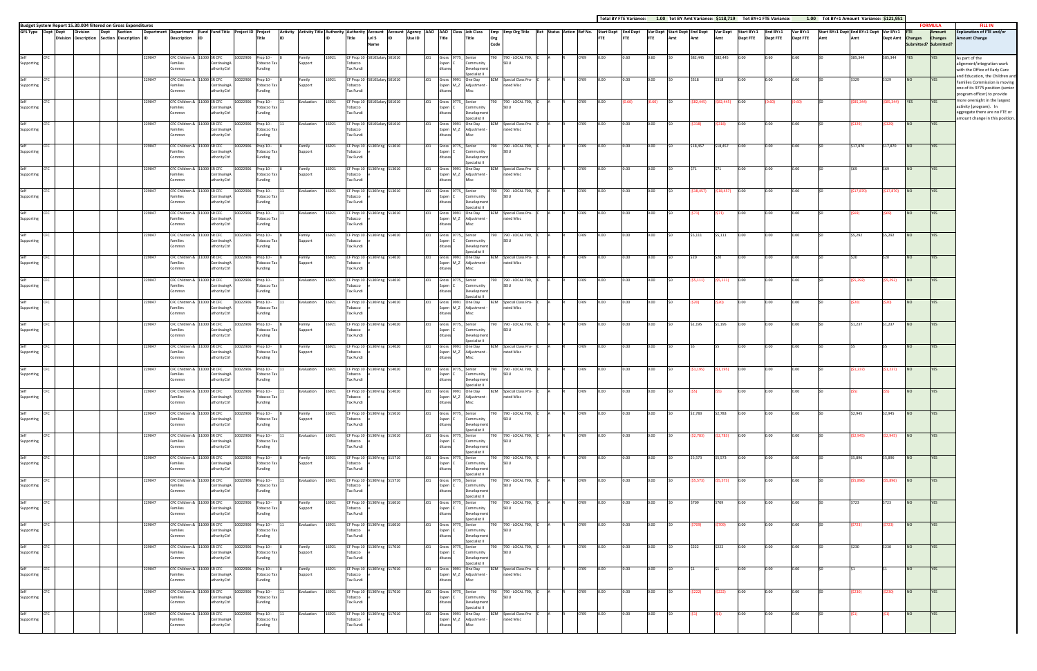Budget System Report 15.30.004 filtered on Gross Expenditures

Total BY FTE Variance: 1.00 Tot BY Amt Variance: $118,719 Tot BY+1 FTE Variance: 1.00 Tot BY+1 Amount Variance: $121,951

| GFS Type | Dept | Dept Division | Division Description | Dept Section | Section Description | Department ID | Department Description | Fund ID | Fund Title | Project ID | Project Title | Activity ID | Activity Title | Authority ID | Authority Title | Account Lvl 5 | Account Name | Agency Use ID | AAO ID | AAO Title | Class | Job Class Title | Emp Org Code | Emp Org Title | Ret | Status | Action | Ref No. | Start Dept FTE | End Dept FTE | Var Dept FTE | Start Dept Amt | End Dept Amt | Var Dept Amt | Start BY+1 Dept FTE | End BY+1 Dept FTE | Var BY+1 Dept FTE | Start BY+1 Dept Amt | End BY+1 Dept Amt | Var BY+1 Dept Amt | FTE Changes Submitted? | Amount Changes Submitted? | Explanation of FTE and/or Amount Change |
|---|---|---|---|---|---|---|---|---|---|---|---|---|---|---|---|---|---|---|---|---|---|---|---|---|---|---|---|---|---|---|---|---|---|---|---|---|---|---|---|---|---|---|---|
| Self Supporting | CFC | | | | | 229047 | CFC Children & Families Commsn | 11000 | SR CFC ContinuingAuthorityCtrl | 10022906 | Prop 10 - Tobacco Tax Funding | 8 | Family Support | 16921 | CF Prop 10 Tobacco Tax Fundi | 501010 | Salary | | 301 | Gross Expenditures | 9775_C | Senior Community Development Specialist II | 790 | 790 - LOCAL 790, SEIU | C | A | R | CF09 | 0.00 | 0.60 | 0.60 | $0 | $82,445 | $82,445 | 0.00 | 0.60 | 0.60 | $0 | $85,344 | $85,344 | YES | YES | As part of the alignment/integration work with the Office of Early Care and Education, the Children and Families Commission is moving one of its 9775 position (senior program officer) to provide more oversight in the largest activity (program). In aggregate there are no FTE or amount change in this position. |
| Self Supporting | CFC | | | | | 229047 | CFC Children & Families Commsn | 11000 | SR CFC ContinuingAuthorityCtrl | 10022906 | Prop 10 - Tobacco Tax Funding | 8 | Family Support | 16921 | CF Prop 10 Tobacco Tax Fundi | 501010 | Salary | | 301 | Gross Expenditures | 9991_M_Z | One Day Adjustment - Misc | BZM | Special Class Pro-rated Misc | C | A | R | CF09 | 0.00 | 0.00 | 0.00 | $0 | $318 | $318 | 0.00 | 0.00 | 0.00 | $0 | $329 | $329 | NO | YES | |
| Self Supporting | CFC | | | | | 229047 | CFC Children & Families Commsn | 11000 | SR CFC ContinuingAuthorityCtrl | 10022906 | Prop 10 - Tobacco Tax Funding | 11 | Evaluation | 16921 | CF Prop 10 Tobacco Tax Fundi | 501010 | Salary | | 301 | Gross Expenditures | 9775_C | Senior Community Development Specialist II | 790 | 790 - LOCAL 790, SEIU | C | A | R | CF09 | 0.00 | (0.60) | (0.60) | $0 | ($82,445) | ($82,445) | 0.00 | (0.60) | (0.60) | $0 | ($85,344) | ($85,344) | YES | YES | |
| Self Supporting | CFC | | | | | 229047 | CFC Children & Families Commsn | 11000 | SR CFC ContinuingAuthorityCtrl | 10022906 | Prop 10 - Tobacco Tax Funding | 11 | Evaluation | 16921 | CF Prop 10 Tobacco Tax Fundi | 501010 | Salary | | 301 | Gross Expenditures | 9991_M_Z | One Day Adjustment - Misc | BZM | Special Class Pro-rated Misc | C | A | R | CF09 | 0.00 | 0.00 | 0.00 | $0 | ($318) | ($318) | 0.00 | 0.00 | 0.00 | $0 | ($329) | ($329) | NO | YES | |
| Self Supporting | CFC | | | | | 229047 | CFC Children & Families Commsn | 11000 | SR CFC ContinuingAuthorityCtrl | 10022906 | Prop 10 - Tobacco Tax Funding | 8 | Family Support | 16921 | CF Prop 10 Tobacco Tax Fundi | 513010 | Fringe | | 301 | Gross Expenditures | 9775_C | Senior Community Development Specialist II | 790 | 790 - LOCAL 790, SEIU | C | A | R | CF09 | 0.00 | 0.00 | 0.00 | $0 | $18,457 | $18,457 | 0.00 | 0.00 | 0.00 | $0 | $17,870 | $17,870 | NO | YES | |
| Self Supporting | CFC | | | | | 229047 | CFC Children & Families Commsn | 11000 | SR CFC ContinuingAuthorityCtrl | 10022906 | Prop 10 - Tobacco Tax Funding | 8 | Family Support | 16921 | CF Prop 10 Tobacco Tax Fundi | 513010 | Fringe | | 301 | Gross Expenditures | 9991_M_Z | One Day Adjustment - Misc | BZM | Special Class Pro-rated Misc | C | A | R | CF09 | 0.00 | 0.00 | 0.00 | $0 | $71 | $71 | 0.00 | 0.00 | 0.00 | $0 | $69 | $69 | NO | YES | |
| Self Supporting | CFC | | | | | 229047 | CFC Children & Families Commsn | 11000 | SR CFC ContinuingAuthorityCtrl | 10022906 | Prop 10 - Tobacco Tax Funding | 11 | Evaluation | 16921 | CF Prop 10 Tobacco Tax Fundi | 513010 | Fringe | | 301 | Gross Expenditures | 9775_C | Senior Community Development Specialist II | 790 | 790 - LOCAL 790, SEIU | C | A | R | CF09 | 0.00 | 0.00 | 0.00 | $0 | ($18,457) | ($18,457) | 0.00 | 0.00 | 0.00 | $0 | ($17,870) | ($17,870) | NO | YES | |
| Self Supporting | CFC | | | | | 229047 | CFC Children & Families Commsn | 11000 | SR CFC ContinuingAuthorityCtrl | 10022906 | Prop 10 - Tobacco Tax Funding | 11 | Evaluation | 16921 | CF Prop 10 Tobacco Tax Fundi | 513010 | Fringe | | 301 | Gross Expenditures | 9991_M_Z | One Day Adjustment - Misc | BZM | Special Class Pro-rated Misc | C | A | R | CF09 | 0.00 | 0.00 | 0.00 | $0 | ($71) | ($71) | 0.00 | 0.00 | 0.00 | $0 | ($69) | ($69) | NO | YES | |
| Self Supporting | CFC | | | | | 229047 | CFC Children & Families Commsn | 11000 | SR CFC ContinuingAuthorityCtrl | 10022906 | Prop 10 - Tobacco Tax Funding | 8 | Family Support | 16921 | CF Prop 10 Tobacco Tax Fundi | 514010 | Fringe | | 301 | Gross Expenditures | 9775_C | Senior Community Development Specialist II | 790 | 790 - LOCAL 790, SEIU | C | A | R | CF09 | 0.00 | 0.00 | 0.00 | $0 | $5,111 | $5,111 | 0.00 | 0.00 | 0.00 | $0 | $5,292 | $5,292 | NO | YES | |
| Self Supporting | CFC | | | | | 229047 | CFC Children & Families Commsn | 11000 | SR CFC ContinuingAuthorityCtrl | 10022906 | Prop 10 - Tobacco Tax Funding | 8 | Family Support | 16921 | CF Prop 10 Tobacco Tax Fundi | 514010 | Fringe | | 301 | Gross Expenditures | 9991_M_Z | One Day Adjustment - Misc | BZM | Special Class Pro-rated Misc | C | A | R | CF09 | 0.00 | 0.00 | 0.00 | $0 | $20 | $20 | 0.00 | 0.00 | 0.00 | $0 | $20 | $20 | NO | YES | |
| Self Supporting | CFC | | | | | 229047 | CFC Children & Families Commsn | 11000 | SR CFC ContinuingAuthorityCtrl | 10022906 | Prop 10 - Tobacco Tax Funding | 11 | Evaluation | 16921 | CF Prop 10 Tobacco Tax Fundi | 514010 | Fringe | | 301 | Gross Expenditures | 9775_C | Senior Community Development Specialist II | 790 | 790 - LOCAL 790, SEIU | C | A | R | CF09 | 0.00 | 0.00 | 0.00 | $0 | ($5,111) | ($5,111) | 0.00 | 0.00 | 0.00 | $0 | ($5,292) | ($5,292) | NO | YES | |
| Self Supporting | CFC | | | | | 229047 | CFC Children & Families Commsn | 11000 | SR CFC ContinuingAuthorityCtrl | 10022906 | Prop 10 - Tobacco Tax Funding | 11 | Evaluation | 16921 | CF Prop 10 Tobacco Tax Fundi | 514010 | Fringe | | 301 | Gross Expenditures | 9991_M_Z | One Day Adjustment - Misc | BZM | Special Class Pro-rated Misc | C | A | R | CF09 | 0.00 | 0.00 | 0.00 | $0 | ($20) | ($20) | 0.00 | 0.00 | 0.00 | $0 | ($20) | ($20) | NO | YES | |
| Self Supporting | CFC | | | | | 229047 | CFC Children & Families Commsn | 11000 | SR CFC ContinuingAuthorityCtrl | 10022906 | Prop 10 - Tobacco Tax Funding | 8 | Family Support | 16921 | CF Prop 10 Tobacco Tax Fundi | 514020 | Fringe | | 301 | Gross Expenditures | 9775_C | Senior Community Development Specialist II | 790 | 790 - LOCAL 790, SEIU | C | A | R | CF09 | 0.00 | 0.00 | 0.00 | $0 | $1,195 | $1,195 | 0.00 | 0.00 | 0.00 | $0 | $1,237 | $1,237 | NO | YES | |
| Self Supporting | CFC | | | | | 229047 | CFC Children & Families Commsn | 11000 | SR CFC ContinuingAuthorityCtrl | 10022906 | Prop 10 - Tobacco Tax Funding | 8 | Family Support | 16921 | CF Prop 10 Tobacco Tax Fundi | 514020 | Fringe | | 301 | Gross Expenditures | 9991_M_Z | One Day Adjustment - Misc | BZM | Special Class Pro-rated Misc | C | A | R | CF09 | 0.00 | 0.00 | 0.00 | $0 | $5 | $5 | 0.00 | 0.00 | 0.00 | $0 | $5 | $5 | NO | YES | |
| Self Supporting | CFC | | | | | 229047 | CFC Children & Families Commsn | 11000 | SR CFC ContinuingAuthorityCtrl | 10022906 | Prop 10 - Tobacco Tax Funding | 11 | Evaluation | 16921 | CF Prop 10 Tobacco Tax Fundi | 514020 | Fringe | | 301 | Gross Expenditures | 9775_C | Senior Community Development Specialist II | 790 | 790 - LOCAL 790, SEIU | C | A | R | CF09 | 0.00 | 0.00 | 0.00 | $0 | ($1,195) | ($1,195) | 0.00 | 0.00 | 0.00 | $0 | ($1,237) | ($1,237) | NO | YES | |
| Self Supporting | CFC | | | | | 229047 | CFC Children & Families Commsn | 11000 | SR CFC ContinuingAuthorityCtrl | 10022906 | Prop 10 - Tobacco Tax Funding | 11 | Evaluation | 16921 | CF Prop 10 Tobacco Tax Fundi | 514020 | Fringe | | 301 | Gross Expenditures | 9991_M_Z | One Day Adjustment - Misc | BZM | Special Class Pro-rated Misc | C | A | R | CF09 | 0.00 | 0.00 | 0.00 | $0 | ($5) | ($5) | 0.00 | 0.00 | 0.00 | $0 | ($5) | ($5) | NO | YES | |
| Self Supporting | CFC | | | | | 229047 | CFC Children & Families Commsn | 11000 | SR CFC ContinuingAuthorityCtrl | 10022906 | Prop 10 - Tobacco Tax Funding | 8 | Family Support | 16921 | CF Prop 10 Tobacco Tax Fundi | 515010 | Fringe | | 301 | Gross Expenditures | 9775_C | Senior Community Development Specialist II | 790 | 790 - LOCAL 790, SEIU | C | A | R | CF09 | 0.00 | 0.00 | 0.00 | $0 | $2,783 | $2,783 | 0.00 | 0.00 | 0.00 | $0 | $2,945 | $2,945 | NO | YES | |
| Self Supporting | CFC | | | | | 229047 | CFC Children & Families Commsn | 11000 | SR CFC ContinuingAuthorityCtrl | 10022906 | Prop 10 - Tobacco Tax Funding | 11 | Evaluation | 16921 | CF Prop 10 Tobacco Tax Fundi | 515010 | Fringe | | 301 | Gross Expenditures | 9775_C | Senior Community Development Specialist II | 790 | 790 - LOCAL 790, SEIU | C | A | R | CF09 | 0.00 | 0.00 | 0.00 | $0 | ($2,783) | ($2,783) | 0.00 | 0.00 | 0.00 | $0 | ($2,945) | ($2,945) | NO | YES | |
| Self Supporting | CFC | | | | | 229047 | CFC Children & Families Commsn | 11000 | SR CFC ContinuingAuthorityCtrl | 10022906 | Prop 10 - Tobacco Tax Funding | 8 | Family Support | 16921 | CF Prop 10 Tobacco Tax Fundi | 515710 | Fringe | | 301 | Gross Expenditures | 9775_C | Senior Community Development Specialist II | 790 | 790 - LOCAL 790, SEIU | C | A | R | CF09 | 0.00 | 0.00 | 0.00 | $0 | $5,573 | $5,573 | 0.00 | 0.00 | 0.00 | $0 | $5,896 | $5,896 | NO | YES | |
| Self Supporting | CFC | | | | | 229047 | CFC Children & Families Commsn | 11000 | SR CFC ContinuingAuthorityCtrl | 10022906 | Prop 10 - Tobacco Tax Funding | 11 | Evaluation | 16921 | CF Prop 10 Tobacco Tax Fundi | 515710 | Fringe | | 301 | Gross Expenditures | 9775_C | Senior Community Development Specialist II | 790 | 790 - LOCAL 790, SEIU | C | A | R | CF09 | 0.00 | 0.00 | 0.00 | $0 | ($5,573) | ($5,573) | 0.00 | 0.00 | 0.00 | $0 | ($5,896) | ($5,896) | NO | YES | |
| Self Supporting | CFC | | | | | 229047 | CFC Children & Families Commsn | 11000 | SR CFC ContinuingAuthorityCtrl | 10022906 | Prop 10 - Tobacco Tax Funding | 8 | Family Support | 16921 | CF Prop 10 Tobacco Tax Fundi | 516010 | Fringe | | 301 | Gross Expenditures | 9775_C | Senior Community Development Specialist II | 790 | 790 - LOCAL 790, SEIU | C | A | R | CF09 | 0.00 | 0.00 | 0.00 | $0 | $709 | $709 | 0.00 | 0.00 | 0.00 | $0 | $723 | $723 | NO | YES | |
| Self Supporting | CFC | | | | | 229047 | CFC Children & Families Commsn | 11000 | SR CFC ContinuingAuthorityCtrl | 10022906 | Prop 10 - Tobacco Tax Funding | 11 | Evaluation | 16921 | CF Prop 10 Tobacco Tax Fundi | 516010 | Fringe | | 301 | Gross Expenditures | 9775_C | Senior Community Development Specialist II | 790 | 790 - LOCAL 790, SEIU | C | A | R | CF09 | 0.00 | 0.00 | 0.00 | $0 | ($709) | ($709) | 0.00 | 0.00 | 0.00 | $0 | ($723) | ($723) | NO | YES | |
| Self Supporting | CFC | | | | | 229047 | CFC Children & Families Commsn | 11000 | SR CFC ContinuingAuthorityCtrl | 10022906 | Prop 10 - Tobacco Tax Funding | 8 | Family Support | 16921 | CF Prop 10 Tobacco Tax Fundi | 517010 | Fringe | | 301 | Gross Expenditures | 9775_C | Senior Community Development Specialist II | 790 | 790 - LOCAL 790, SEIU | C | A | R | CF09 | 0.00 | 0.00 | 0.00 | $0 | $222 | $222 | 0.00 | 0.00 | 0.00 | $0 | $230 | $230 | NO | YES | |
| Self Supporting | CFC | | | | | 229047 | CFC Children & Families Commsn | 11000 | SR CFC ContinuingAuthorityCtrl | 10022906 | Prop 10 - Tobacco Tax Funding | 8 | Family Support | 16921 | CF Prop 10 Tobacco Tax Fundi | 517010 | Fringe | | 301 | Gross Expenditures | 9991_M_Z | One Day Adjustment - Misc | BZM | Special Class Pro-rated Misc | C | A | R | CF09 | 0.00 | 0.00 | 0.00 | $0 | $1 | $1 | 0.00 | 0.00 | 0.00 | $0 | $1 | $1 | NO | YES | |
| Self Supporting | CFC | | | | | 229047 | CFC Children & Families Commsn | 11000 | SR CFC ContinuingAuthorityCtrl | 10022906 | Prop 10 - Tobacco Tax Funding | 11 | Evaluation | 16921 | CF Prop 10 Tobacco Tax Fundi | 517010 | Fringe | | 301 | Gross Expenditures | 9775_C | Senior Community Development Specialist II | 790 | 790 - LOCAL 790, SEIU | C | A | R | CF09 | 0.00 | 0.00 | 0.00 | $0 | ($222) | ($222) | 0.00 | 0.00 | 0.00 | $0 | ($230) | ($230) | NO | YES | |
| Self Supporting | CFC | | | | | 229047 | CFC Children & Families Commsn | 11000 | SR CFC ContinuingAuthorityCtrl | 10022906 | Prop 10 - Tobacco Tax Funding | 11 | Evaluation | 16921 | CF Prop 10 Tobacco Tax Fundi | 517010 | Fringe | | 301 | Gross Expenditures | 9991_M_Z | One Day Adjustment - Misc | BZM | Special Class Pro-rated Misc | C | A | R | CF09 | 0.00 | 0.00 | 0.00 | $0 | ($1) | ($1) | 0.00 | 0.00 | 0.00 | $0 | ($1) | ($1) | NO | YES | |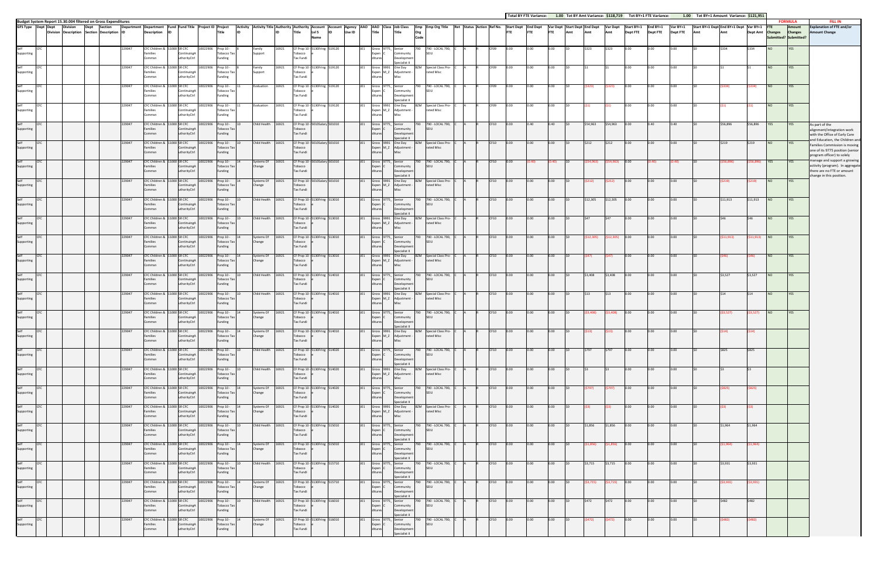Budget System Report 15.30.004 filtered on Gross Expenditures

| | | | | | | | | | | | | | | | | | | | | | | | | | | | | | | | | | Total BY FTE Variance: | 1.00 | Tot BY Amt Variance: $118,719 | | Tot BY+1 FTE Variance: | | 1.00 | Tot BY+1 Amount Variance: $121,951 | | | | FORMULA | | FILL IN |
|---|---|---|---|---|---|---|---|---|---|---|---|---|---|---|---|---|---|---|---|---|---|---|---|---|---|---|---|---|---|---|---|---|---|---|---|---|---|---|---|---|---|---|---|---|---|---|---|
| GFS Type | Dept | Dept Division | Division Description | Dept Section | Section Description | Department ID | Department Description | Fund ID | Fund Title | Project ID | Project Title | Activity ID | Activity Title | Authority ID | Authority Title | Account Lvl 5 Name | Account ID | Agency Use ID | AAO | AAO Title | Class | Job Class Title | Emp Org Code | Emp Org Title | Ret | Status | Action | Ref No. | Start Dept FTE | End Dept FTE | Var Dept FTE | Start Dept Amt | End Dept Amt | Var Dept Amt | Start BY+1 Dept FTE | End BY+1 Dept FTE | Var BY+1 Dept FTE | Start BY+1 Dept Amt | End BY+1 Dept Amt | Var BY+1 Dept Amt | FTE Changes Submitted? | Amount Changes Submitted? | Explanation of FTE and/or Amount Change |
| Self Supporting | CFC | | | | | 229047 | CFC Children & Families Commsn | 11000 | SR CFC ContinuingAuthorityCtrl | 10022906 | Prop 10 - Tobacco Tax Funding | 8 | Family Support | 16921 | CF Prop 10 - Tobacco Tax Fundi | S130Fring e | 519120 | | J01 | Gross Expenditures | 9775_C | Senior Community Development Specialist II | 790 | 790 - LOCAL 790, SEIU | C | A | R | CF09 | 0.00 | 0.00 | 0.00 | $0 | $323 | $323 | 0.00 | 0.00 | 0.00 | $0 | $334 | $334 | NO | YES | |
| Self Supporting | CFC | | | | | 229047 | CFC Children & Families Commsn | 11000 | SR CFC ContinuingAuthorityCtrl | 10022906 | Prop 10 - Tobacco Tax Funding | 8 | Family Support | 16921 | CF Prop 10 - Tobacco Tax Fundi | S130Fring e | 519120 | | J01 | Gross Expenditures | 9991 M_Z | One Day Adjustment - Misc | BZM | Special Class Pro-rated Misc | C | A | R | CF09 | 0.00 | 0.00 | 0.00 | $0 | $1 | $1 | 0.00 | 0.00 | 0.00 | $0 | $1 | $1 | NO | YES | |
| Self Supporting | CFC | | | | | 229047 | CFC Children & Families Commsn | 11000 | SR CFC ContinuingAuthorityCtrl | 10022906 | Prop 10 - Tobacco Tax Funding | 11 | Evaluation | 16921 | CF Prop 10 - Tobacco Tax Fundi | S130Fring e | 519120 | | J01 | Gross Expenditures | 9775_C | Senior Community Development Specialist II | 790 | 790 - LOCAL 790, SEIU | C | A | R | CF09 | 0.00 | 0.00 | 0.00 | $0 | ($323) | ($323) | 0.00 | 0.00 | 0.00 | $0 | ($334) | ($334) | NO | YES | |
| Self Supporting | CFC | | | | | 229047 | CFC Children & Families Commsn | 11000 | SR CFC ContinuingAuthorityCtrl | 10022906 | Prop 10 - Tobacco Tax Funding | 11 | Evaluation | 16921 | CF Prop 10 - Tobacco Tax Fundi | S130Fring e | 519120 | | J01 | Gross Expenditures | 9991 M_Z | One Day Adjustment - Misc | BZM | Special Class Pro-rated Misc | C | A | R | CF09 | 0.00 | 0.00 | 0.00 | $0 | ($1) | ($1) | 0.00 | 0.00 | 0.00 | $0 | ($1) | ($1) | NO | YES | |
| Self Supporting | CFC | | | | | 229047 | CFC Children & Families Commsn | 11000 | SR CFC ContinuingAuthorityCtrl | 10022906 | Prop 10 - Tobacco Tax Funding | 10 | Child Health | 16921 | CF Prop 10 - Tobacco Tax Fundi | S010Salary | 501010 | | J01 | Gross Expenditures | 9775_C | Senior Community Development Specialist II | 790 | 790 - LOCAL 790, SEIU | C | A | R | CF10 | 0.00 | 0.40 | 0.40 | $0 | $54,963 | $54,963 | 0.00 | 0.40 | 0.40 | $0 | $56,896 | $56,896 | YES | YES | As part of the alignment/integration work with the Office of Early Care and Education, the Children and Families Commission is moving one of its 9775 position (senior program officer) to solely manage and support a growing activity (program). In aggregate there are no FTE or amount change in this position. |
| Self Supporting | CFC | | | | | 229047 | CFC Children & Families Commsn | 11000 | SR CFC ContinuingAuthorityCtrl | 10022906 | Prop 10 - Tobacco Tax Funding | 10 | Child Health | 16921 | CF Prop 10 - Tobacco Tax Fundi | S010Salary | 501010 | | J01 | Gross Expenditures | 9991 M_Z | One Day Adjustment - Misc | BZM | Special Class Pro-rated Misc | C | A | R | CF10 | 0.00 | 0.00 | 0.00 | $0 | $212 | $212 | 0.00 | 0.00 | 0.00 | $0 | $219 | $219 | NO | YES | |
| Self Supporting | CFC | | | | | 229047 | CFC Children & Families Commsn | 11000 | SR CFC ContinuingAuthorityCtrl | 10022906 | Prop 10 - Tobacco Tax Funding | 14 | Systems Of Change | 16921 | CF Prop 10 - Tobacco Tax Fundi | S010Salary | 501010 | | J01 | Gross Expenditures | 9775_C | Senior Community Development Specialist II | 790 | 790 - LOCAL 790, SEIU | C | A | R | CF10 | 0.00 | (0.40) | (0.40) | $0 | ($54,963) | ($54,963) | 0.00 | (0.40) | (0.40) | $0 | ($56,896) | ($56,896) | YES | YES | |
| Self Supporting | CFC | | | | | 229047 | CFC Children & Families Commsn | 11000 | SR CFC ContinuingAuthorityCtrl | 10022906 | Prop 10 - Tobacco Tax Funding | 14 | Systems Of Change | 16921 | CF Prop 10 - Tobacco Tax Fundi | S010Salary | 501010 | | J01 | Gross Expenditures | 9991 M_Z | One Day Adjustment - Misc | BZM | Special Class Pro-rated Misc | C | A | R | CF10 | 0.00 | 0.00 | 0.00 | $0 | ($212) | ($212) | 0.00 | 0.00 | 0.00 | $0 | ($219) | ($219) | NO | YES | |
| Self Supporting | CFC | | | | | 229047 | CFC Children & Families Commsn | 11000 | SR CFC ContinuingAuthorityCtrl | 10022906 | Prop 10 - Tobacco Tax Funding | 10 | Child Health | 16921 | CF Prop 10 - Tobacco Tax Fundi | S130Fring e | 513010 | | J01 | Gross Expenditures | 9775_C | Senior Community Development Specialist II | 790 | 790 - LOCAL 790, SEIU | C | A | R | CF10 | 0.00 | 0.00 | 0.00 | $0 | $12,305 | $12,305 | 0.00 | 0.00 | 0.00 | $0 | $11,913 | $11,913 | NO | YES | |
| Self Supporting | CFC | | | | | 229047 | CFC Children & Families Commsn | 11000 | SR CFC ContinuingAuthorityCtrl | 10022906 | Prop 10 - Tobacco Tax Funding | 10 | Child Health | 16921 | CF Prop 10 - Tobacco Tax Fundi | S130Fring e | 513010 | | J01 | Gross Expenditures | 9991 M_Z | One Day Adjustment - Misc | BZM | Special Class Pro-rated Misc | C | A | R | CF10 | 0.00 | 0.00 | 0.00 | $0 | $47 | $47 | 0.00 | 0.00 | 0.00 | $0 | $46 | $46 | NO | YES | |
| Self Supporting | CFC | | | | | 229047 | CFC Children & Families Commsn | 11000 | SR CFC ContinuingAuthorityCtrl | 10022906 | Prop 10 - Tobacco Tax Funding | 14 | Systems Of Change | 16921 | CF Prop 10 - Tobacco Tax Fundi | S130Fring e | 513010 | | J01 | Gross Expenditures | 9775_C | Senior Community Development Specialist II | 790 | 790 - LOCAL 790, SEIU | C | A | R | CF10 | 0.00 | 0.00 | 0.00 | $0 | ($12,305) | ($12,305) | 0.00 | 0.00 | 0.00 | $0 | ($11,913) | ($11,913) | NO | YES | |
| Self Supporting | CFC | | | | | 229047 | CFC Children & Families Commsn | 11000 | SR CFC ContinuingAuthorityCtrl | 10022906 | Prop 10 - Tobacco Tax Funding | 14 | Systems Of Change | 16921 | CF Prop 10 - Tobacco Tax Fundi | S130Fring e | 513010 | | J01 | Gross Expenditures | 9991 M_Z | One Day Adjustment - Misc | BZM | Special Class Pro-rated Misc | C | A | R | CF10 | 0.00 | 0.00 | 0.00 | $0 | ($47) | ($47) | 0.00 | 0.00 | 0.00 | $0 | ($46) | ($46) | NO | YES | |
| Self Supporting | CFC | | | | | 229047 | CFC Children & Families Commsn | 11000 | SR CFC ContinuingAuthorityCtrl | 10022906 | Prop 10 - Tobacco Tax Funding | 10 | Child Health | 16921 | CF Prop 10 - Tobacco Tax Fundi | S130Fring e | 514010 | | J01 | Gross Expenditures | 9775_C | Senior Community Development Specialist II | 790 | 790 - LOCAL 790, SEIU | C | A | R | CF10 | 0.00 | 0.00 | 0.00 | $0 | $3,408 | $3,408 | 0.00 | 0.00 | 0.00 | $0 | $3,527 | $3,527 | NO | YES | |
| Self Supporting | CFC | | | | | 229047 | CFC Children & Families Commsn | 11000 | SR CFC ContinuingAuthorityCtrl | 10022906 | Prop 10 - Tobacco Tax Funding | 10 | Child Health | 16921 | CF Prop 10 - Tobacco Tax Fundi | S130Fring e | 514010 | | J01 | Gross Expenditures | 9991 M_Z | One Day Adjustment - Misc | BZM | Special Class Pro-rated Misc | C | A | R | CF10 | 0.00 | 0.00 | 0.00 | $0 | $13 | $13 | 0.00 | 0.00 | 0.00 | $0 | $14 | $14 | NO | YES | |
| Self Supporting | CFC | | | | | 229047 | CFC Children & Families Commsn | 11000 | SR CFC ContinuingAuthorityCtrl | 10022906 | Prop 10 - Tobacco Tax Funding | 14 | Systems Of Change | 16921 | CF Prop 10 - Tobacco Tax Fundi | S130Fring e | 514010 | | J01 | Gross Expenditures | 9775_C | Senior Community Development Specialist II | 790 | 790 - LOCAL 790, SEIU | C | A | R | CF10 | 0.00 | 0.00 | 0.00 | $0 | ($3,408) | ($3,408) | 0.00 | 0.00 | 0.00 | $0 | ($3,527) | ($3,527) | NO | YES | |
| Self Supporting | CFC | | | | | 229047 | CFC Children & Families Commsn | 11000 | SR CFC ContinuingAuthorityCtrl | 10022906 | Prop 10 - Tobacco Tax Funding | 14 | Systems Of Change | 16921 | CF Prop 10 - Tobacco Tax Fundi | S130Fring e | 514010 | | J01 | Gross Expenditures | 9991 M_Z | One Day Adjustment - Misc | BZM | Special Class Pro-rated Misc | C | A | R | CF10 | 0.00 | 0.00 | 0.00 | $0 | ($13) | ($13) | 0.00 | 0.00 | 0.00 | $0 | ($14) | ($14) | | | |
| Self Supporting | CFC | | | | | 229047 | CFC Children & Families Commsn | 11000 | SR CFC ContinuingAuthorityCtrl | 10022906 | Prop 10 - Tobacco Tax Funding | 10 | Child Health | 16921 | CF Prop 10 - Tobacco Tax Fundi | S130Fring e | 514020 | | J01 | Gross Expenditures | 9775_C | Senior Community Development Specialist II | 790 | 790 - LOCAL 790, SEIU | C | A | R | CF10 | 0.00 | 0.00 | 0.00 | $0 | $797 | $797 | 0.00 | 0.00 | 0.00 | $0 | $825 | $825 | | | |
| Self Supporting | CFC | | | | | 229047 | CFC Children & Families Commsn | 11000 | SR CFC ContinuingAuthorityCtrl | 10022906 | Prop 10 - Tobacco Tax Funding | 10 | Child Health | 16921 | CF Prop 10 - Tobacco Tax Fundi | S130Fring e | 514020 | | J01 | Gross Expenditures | 9991 M_Z | One Day Adjustment - Misc | BZM | Special Class Pro-rated Misc | C | A | R | CF10 | 0.00 | 0.00 | 0.00 | $0 | $3 | $3 | 0.00 | 0.00 | 0.00 | $0 | $3 | $3 | | | |
| Self Supporting | CFC | | | | | 229047 | CFC Children & Families Commsn | 11000 | SR CFC ContinuingAuthorityCtrl | 10022906 | Prop 10 - Tobacco Tax Funding | 14 | Systems Of Change | 16921 | CF Prop 10 - Tobacco Tax Fundi | S130Fring e | 514020 | | J01 | Gross Expenditures | 9775_C | Senior Community Development Specialist II | 790 | 790 - LOCAL 790, SEIU | C | A | R | CF10 | 0.00 | 0.00 | 0.00 | $0 | ($797) | ($797) | 0.00 | 0.00 | 0.00 | $0 | ($825) | ($825) | | | |
| Self Supporting | CFC | | | | | 229047 | CFC Children & Families Commsn | 11000 | SR CFC ContinuingAuthorityCtrl | 10022906 | Prop 10 - Tobacco Tax Funding | 14 | Systems Of Change | 16921 | CF Prop 10 - Tobacco Tax Fundi | S130Fring e | 514020 | | J01 | Gross Expenditures | 9991 M_Z | One Day Adjustment - Misc | BZM | Special Class Pro-rated Misc | C | A | R | CF10 | 0.00 | 0.00 | 0.00 | $0 | ($3) | ($3) | 0.00 | 0.00 | 0.00 | $0 | ($3) | ($3) | | | |
| Self Supporting | CFC | | | | | 229047 | CFC Children & Families Commsn | 11000 | SR CFC ContinuingAuthorityCtrl | 10022906 | Prop 10 - Tobacco Tax Funding | 10 | Child Health | 16921 | CF Prop 10 - Tobacco Tax Fundi | S130Fring e | 515010 | | J01 | Gross Expenditures | 9775_C | Senior Community Development Specialist II | 790 | 790 - LOCAL 790, SEIU | C | A | R | CF10 | 0.00 | 0.00 | 0.00 | $0 | $1,856 | $1,856 | 0.00 | 0.00 | 0.00 | $0 | $1,964 | $1,964 | | | |
| Self Supporting | CFC | | | | | 229047 | CFC Children & Families Commsn | 11000 | SR CFC ContinuingAuthorityCtrl | 10022906 | Prop 10 - Tobacco Tax Funding | 14 | Systems Of Change | 16921 | CF Prop 10 - Tobacco Tax Fundi | S130Fring e | 515010 | | J01 | Gross Expenditures | 9775_C | Senior Community Development Specialist II | 790 | 790 - LOCAL 790, SEIU | C | A | R | CF10 | 0.00 | 0.00 | 0.00 | $0 | ($1,856) | ($1,856) | 0.00 | 0.00 | 0.00 | $0 | ($1,964) | ($1,964) | | | |
| Self Supporting | CFC | | | | | 229047 | CFC Children & Families Commsn | 11000 | SR CFC ContinuingAuthorityCtrl | 10022906 | Prop 10 - Tobacco Tax Funding | 10 | Child Health | 16921 | CF Prop 10 - Tobacco Tax Fundi | S130Fring e | 515710 | | J01 | Gross Expenditures | 9775_C | Senior Community Development Specialist II | 790 | 790 - LOCAL 790, SEIU | C | A | R | CF10 | 0.00 | 0.00 | 0.00 | $0 | $3,715 | $3,715 | 0.00 | 0.00 | 0.00 | $0 | $3,931 | $3,931 | | | |
| Self Supporting | CFC | | | | | 229047 | CFC Children & Families Commsn | 11000 | SR CFC ContinuingAuthorityCtrl | 10022906 | Prop 10 - Tobacco Tax Funding | 14 | Systems Of Change | 16921 | CF Prop 10 - Tobacco Tax Fundi | S130Fring e | 515710 | | J01 | Gross Expenditures | 9775_C | Senior Community Development Specialist II | 790 | 790 - LOCAL 790, SEIU | C | A | R | CF10 | 0.00 | 0.00 | 0.00 | $0 | ($3,715) | ($3,715) | 0.00 | 0.00 | 0.00 | $0 | ($3,931) | ($3,931) | | | |
| Self Supporting | CFC | | | | | 229047 | CFC Children & Families Commsn | 11000 | SR CFC ContinuingAuthorityCtrl | 10022906 | Prop 10 - Tobacco Tax Funding | 10 | Child Health | 16921 | CF Prop 10 - Tobacco Tax Fundi | S130Fring e | 516010 | | J01 | Gross Expenditures | 9775_C | Senior Community Development Specialist II | 790 | 790 - LOCAL 790, SEIU | C | A | R | CF10 | 0.00 | 0.00 | 0.00 | $0 | $472 | $472 | 0.00 | 0.00 | 0.00 | $0 | $482 | $482 | | | |
| Self Supporting | CFC | | | | | 229047 | CFC Children & Families Commsn | 11000 | SR CFC ContinuingAuthorityCtrl | 10022906 | Prop 10 - Tobacco Tax Funding | 14 | Systems Of Change | 16921 | CF Prop 10 - Tobacco Tax Fundi | S130Fring e | 516010 | | J01 | Gross Expenditures | 9775_C | Senior Community Development Specialist II | 790 | 790 - LOCAL 790, SEIU | C | A | R | CF10 | 0.00 | 0.00 | 0.00 | $0 | ($472) | ($472) | 0.00 | 0.00 | 0.00 | $0 | ($482) | ($482) | | | |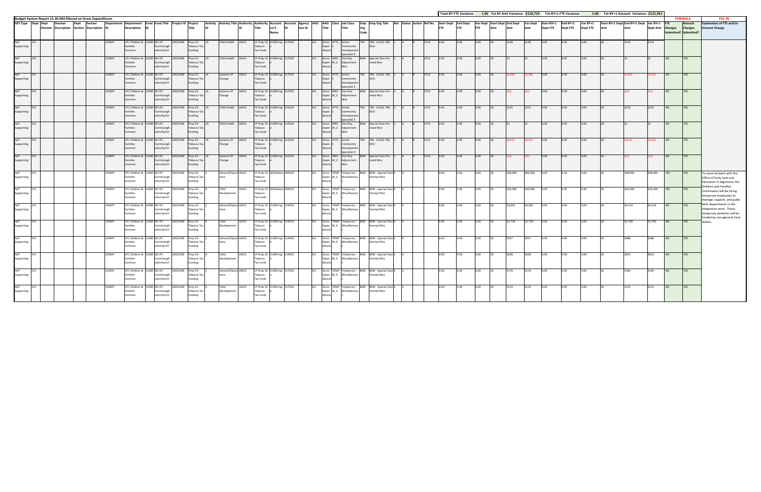**Budget System Report 15.30.004 filtered on Gross Expenditures**

Total BY FTE Variance: 1.00 Tot BY Amt Variance: $118,719 Tot BY+1 FTE Variance: 1.00 Tot BY+1 Amount Variance: $121,951

| GFS Type | Dept | Dept Division | Division Description | Dept Section | Section Description | Department ID | Department Description | Fund ID | Fund Title | Project ID | Project Title | Activity ID | Activity Title | Authority ID | Authority Title | Account Lvl 5 Name | Account ID | Agency Use ID | AAO | AAO Title | Class | Job Class Title | Emp Org Code | Emp Org Title | Ret | Status | Action | Ref No. | Start Dept FTE | End Dept FTE | Var Dept FTE | Start Dept Amt | End Dept Amt | Var Dept Amt | Start BY+1 Dept FTE | End BY+1 Dept FTE | Var BY+1 Dept FTE | Start BY+1 Dept Amt | End BY+1 Dept Amt | Var BY+1 Dept Amt | FTE Changes Submitted? | Amount Changes Submitted? | Explanation of FTE and/or Amount Change |
|---|---|---|---|---|---|---|---|---|---|---|---|---|---|---|---|---|---|---|---|---|---|---|---|---|---|---|---|---|---|---|---|---|---|---|---|---|---|---|---|---|---|---|---|
| Self Supporting | CFC | | | | | 229047 | CFC Children & Families Commsn | 11000 | SR CFC ContinuingAuthorityCtrl | 10022906 | Prop 10 - Tobacco Tax Funding | 10 | Child Health | 16921 | CF Prop 10 Tobacco Tax Fundi | 5130Fring e | 517010 | | 101 | Gross Expenditures | 9775_C | Senior Community Development Specialist II | 790 | 790 - LOCAL 790, SEIU | C | A | R | CF10 | 0.00 | 0.00 | 0.00 | $0 | $148 | $148 | 0.00 | 0.00 | 0.00 | $0 | $153 | $153 | | | |
| Self Supporting | CFC | | | | | 229047 | CFC Children & Families Commsn | 11000 | SR CFC ContinuingAuthorityCtrl | 10022906 | Prop 10 - Tobacco Tax Funding | 10 | Child Health | 16921 | CF Prop 10 Tobacco Tax Fundi | 5130Fring e | 517010 | | 101 | Gross Expenditures | 9991_M_Z | One Day Adjustment - Misc | BZM | Special Class Pro-rated Misc | C | A | R | CF10 | 0.00 | 0.00 | 0.00 | $0 | $1 | $1 | 0.00 | 0.00 | 0.00 | $0 | $1 | $1 | NO | YES | |
| Self Supporting | CFC | | | | | 229047 | CFC Children & Families Commsn | 11000 | SR CFC ContinuingAuthorityCtrl | 10022906 | Prop 10 - Tobacco Tax Funding | 14 | Systems Of Change | 16921 | CF Prop 10 Tobacco Tax Fundi | 5130Fring e | 517010 | | 101 | Gross Expenditures | 9775_C | Senior Community Development Specialist II | 790 | 790 - LOCAL 790, SEIU | C | A | R | CF10 | 0.00 | 0.00 | 0.00 | $0 | ($148) | ($148) | 0.00 | 0.00 | 0.00 | $0 | ($153) | ($153) | NO | YES | |
| Self Supporting | CFC | | | | | 229047 | CFC Children & Families Commsn | 11000 | SR CFC ContinuingAuthorityCtrl | 10022906 | Prop 10 - Tobacco Tax Funding | 14 | Systems Of Change | 16921 | CF Prop 10 Tobacco Tax Fundi | 5130Fring e | 517010 | | 101 | Gross Expenditures | 9991_M_Z | One Day Adjustment - Misc | BZM | Special Class Pro-rated Misc | C | A | R | CF10 | 0.00 | 0.00 | 0.00 | $0 | ($1) | ($1) | 0.00 | 0.00 | 0.00 | $0 | ($1) | ($1) | NO | YES | |
| Self Supporting | CFC | | | | | 229047 | CFC Children & Families Commsn | 11000 | SR CFC ContinuingAuthorityCtrl | 10022906 | Prop 10 - Tobacco Tax Funding | 10 | Child Health | 16921 | CF Prop 10 Tobacco Tax Fundi | 5130Fring e | 519120 | | 101 | Gross Expenditures | 9775_C | Senior Community Development Specialist II | 790 | 790 - LOCAL 790, SEIU | C | A | R | CF10 | 0.00 | 0.00 | 0.00 | $0 | $215 | $215 | 0.00 | 0.00 | 0.00 | $0 | $222 | $222 | NO | YES | |
| Self Supporting | CFC | | | | | 229047 | CFC Children & Families Commsn | 11000 | SR CFC ContinuingAuthorityCtrl | 10022906 | Prop 10 - Tobacco Tax Funding | 10 | Child Health | 16921 | CF Prop 10 Tobacco Tax Fundi | 5130Fring e | 519120 | | 101 | Gross Expenditures | 9991_M_Z | One Day Adjustment - Misc | BZM | Special Class Pro-rated Misc | C | A | R | CF10 | 0.00 | 0.00 | 0.00 | $0 | $1 | $1 | 0.00 | 0.00 | 0.00 | $0 | $1 | $1 | NO | YES | |
| Self Supporting | CFC | | | | | 229047 | CFC Children & Families Commsn | 11000 | SR CFC ContinuingAuthorityCtrl | 10022906 | Prop 10 - Tobacco Tax Funding | 14 | Systems Of Change | 16921 | CF Prop 10 Tobacco Tax Fundi | 5130Fring e | 519120 | | 101 | Gross Expenditures | 9775_C | Senior Community Development Specialist II | 790 | 790 - LOCAL 790, SEIU | C | A | R | CF10 | 0.00 | 0.00 | 0.00 | $0 | ($215) | ($215) | 0.00 | 0.00 | 0.00 | $0 | ($222) | ($222) | NO | YES | |
| Self Supporting | CFC | | | | | 229047 | CFC Children & Families Commsn | 11000 | SR CFC ContinuingAuthorityCtrl | 10022906 | Prop 10 - Tobacco Tax Funding | 14 | Systems Of Change | 16921 | CF Prop 10 Tobacco Tax Fundi | 5130Fring e | 519120 | | 101 | Gross Expenditures | 9991_M_Z | One Day Adjustment - Misc | BZM | Special Class Pro-rated Misc | C | A | R | CF10 | 0.00 | 0.00 | 0.00 | $0 | ($1) | ($1) | 0.00 | 0.00 | 0.00 | $0 | ($1) | ($1) | NO | YES | |
| Self Supporting | CFC | | | | | 229047 | CFC Children & Families Commsn | 11000 | SR CFC ContinuingAuthorityCtrl | 10022906 | Prop 10 - Tobacco Tax Funding | 1 | General/Operations | 16921 | CF Prop 10 Tobacco Tax Fundi | 5010Salary | 505010 | | 101 | Gross Expenditures | TEMP_M_E | Temporary - Miscellaneous | BEM | BEM - Special Class Exempt Misc | E | A | | | 0.00 | 0.60 | 0.60 | $0 | $66,000 | $66,000 | 0.00 | 0.60 | 0.60 | $0 | $68,000 | $68,000 | YES | YES | To move forward with the Office of Early Care and Education in alignment, the Children and Families Commission will be hiring temporary employees to manage, support, and guide both departments in the integration work. These temporary positions will be funded by non-general fund dollars. |
| Self Supporting | CFC | | | | | 229047 | CFC Children & Families Commsn | 11000 | SR CFC ContinuingAuthorityCtrl | 10022906 | Prop 10 - Tobacco Tax Funding | 9 | Child Development | 16921 | CF Prop 10 Tobacco Tax Fundi | 5010Salary | 505010 | | 101 | Gross Expenditures | TEMP_M_E | Temporary - Miscellaneous | BEM | BEM - Special Class Exempt Misc | E | A | | | 0.00 | 0.40 | 0.40 | $0 | $44,000 | $44,000 | 0.00 | 0.40 | 0.40 | $0 | $45,000 | $45,000 | YES | YES | |
| Self Supporting | CFC | | | | | 229047 | CFC Children & Families Commsn | 11000 | SR CFC ContinuingAuthorityCtrl | 10022906 | Prop 10 - Tobacco Tax Funding | 1 | General/Operations | 16921 | CF Prop 10 Tobacco Tax Fundi | 5130Fring e | 514010 | | 101 | Gross Expenditures | TEMP_M_E | Temporary - Miscellaneous | BEM | BEM - Special Class Exempt Misc | E | A | | | 0.00 | 0.00 | 0.00 | $0 | $4,092 | $4,092 | 0.00 | 0.00 | 0.00 | $0 | $4,216 | $4,216 | NO | YES | |
| Self Supporting | CFC | | | | | 229047 | CFC Children & Families Commsn | 11000 | SR CFC ContinuingAuthorityCtrl | 10022906 | Prop 10 - Tobacco Tax Funding | 9 | Child Development | 16921 | CF Prop 10 Tobacco Tax Fundi | 5130Fring e | 514010 | | 101 | Gross Expenditures | TEMP_M_E | Temporary - Miscellaneous | BEM | BEM - Special Class Exempt Misc | E | A | | | 0.00 | 0.00 | 0.00 | $0 | $2,728 | $2,728 | 0.00 | 0.00 | 0.00 | $0 | $2,790 | $2,790 | NO | YES | |
| Self Supporting | CFC | | | | | 229047 | CFC Children & Families Commsn | 11000 | SR CFC ContinuingAuthorityCtrl | 10022906 | Prop 10 - Tobacco Tax Funding | 1 | General/Operations | 16921 | CF Prop 10 Tobacco Tax Fundi | 5130Fring e | 514020 | | 101 | Gross Expenditures | TEMP_M_E | Temporary - Miscellaneous | BEM | BEM - Special Class Exempt Misc | E | A | | | 0.00 | 0.00 | 0.00 | $0 | $957 | $957 | 0.00 | 0.00 | 0.00 | $0 | $986 | $986 | NO | YES | |
| Self Supporting | CFC | | | | | 229047 | CFC Children & Families Commsn | 11000 | SR CFC ContinuingAuthorityCtrl | 10022906 | Prop 10 - Tobacco Tax Funding | 9 | Child Development | 16921 | CF Prop 10 Tobacco Tax Fundi | 5130Fring e | 514020 | | 101 | Gross Expenditures | TEMP_M_E | Temporary - Miscellaneous | BEM | BEM - Special Class Exempt Misc | E | A | | | 0.00 | 0.00 | 0.00 | $0 | $638 | $638 | 0.00 | 0.00 | 0.00 | $0 | $653 | $653 | NO | YES | |
| Self Supporting | CFC | | | | | 229047 | CFC Children & Families Commsn | 11000 | SR CFC ContinuingAuthorityCtrl | 10022906 | Prop 10 - Tobacco Tax Funding | 1 | General/Operations | 16921 | CF Prop 10 Tobacco Tax Fundi | 5130Fring e | 517010 | | 101 | Gross Expenditures | TEMP_M_E | Temporary - Miscellaneous | BEM | BEM - Special Class Exempt Misc | E | A | | | 0.00 | 0.00 | 0.00 | $0 | $178 | $178 | 0.00 | 0.00 | 0.00 | $0 | $184 | $184 | NO | YES | |
| Self Supporting | CFC | | | | | 229047 | CFC Children & Families Commsn | 11000 | SR CFC ContinuingAuthorityCtrl | 10022906 | Prop 10 - Tobacco Tax Funding | 9 | Child Development | 16921 | CF Prop 10 Tobacco Tax Fundi | 5130Fring e | 517010 | | 101 | Gross Expenditures | TEMP_M_E | Temporary - Miscellaneous | BEM | BEM - Special Class Exempt Misc | E | A | | | 0.00 | 0.00 | 0.00 | $0 | $119 | $119 | 0.00 | 0.00 | 0.00 | $0 | $122 | $122 | NO | YES | |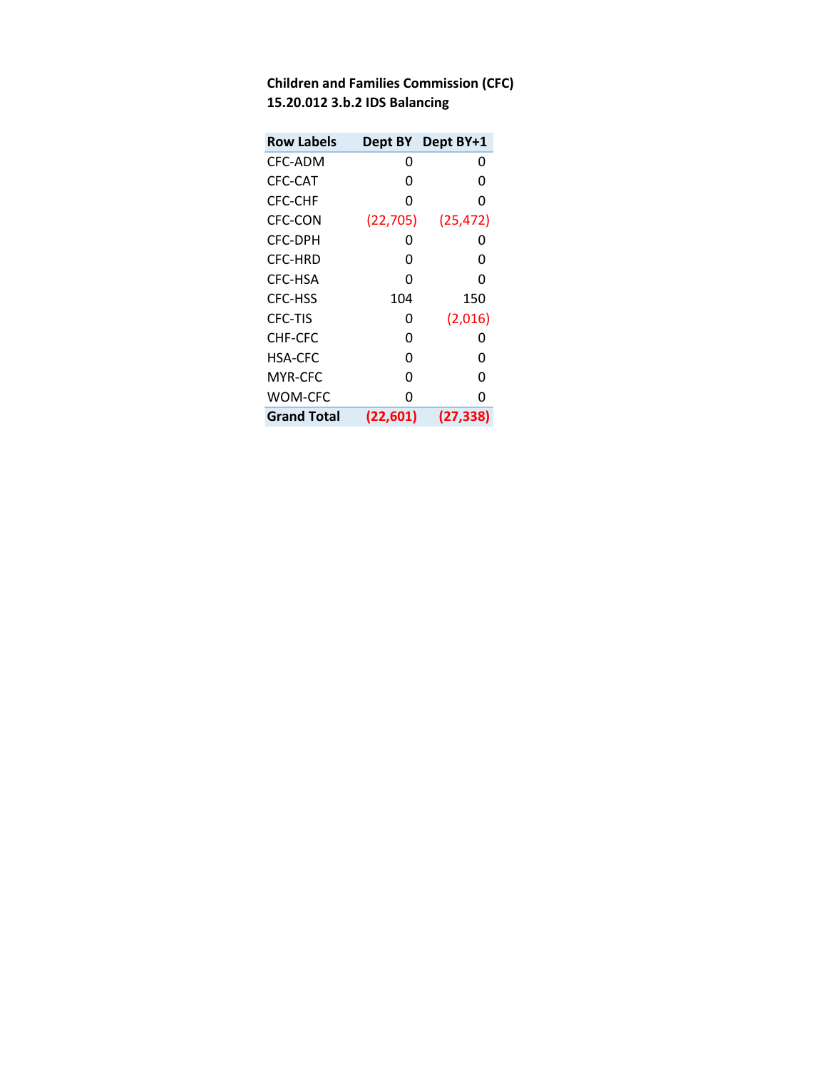**Children and Families Commission (CFC)**
**15.20.012 3.b.2 IDS Balancing**

| Row Labels | Dept BY | Dept BY+1 |
|---|---|---|
| CFC-ADM | 0 | 0 |
| CFC-CAT | 0 | 0 |
| CFC-CHF | 0 | 0 |
| CFC-CON | (22,705) | (25,472) |
| CFC-DPH | 0 | 0 |
| CFC-HRD | 0 | 0 |
| CFC-HSA | 0 | 0 |
| CFC-HSS | 104 | 150 |
| CFC-TIS | 0 | (2,016) |
| CHF-CFC | 0 | 0 |
| HSA-CFC | 0 | 0 |
| MYR-CFC | 0 | 0 |
| WOM-CFC | 0 | 0 |
| **Grand Total** | **(22,601)** | **(27,338)** |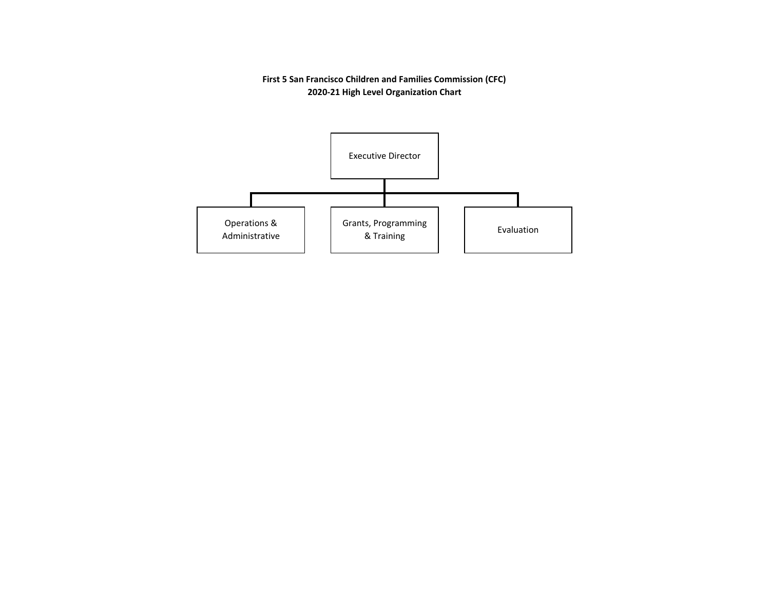**First 5 San Francisco Children and Families Commission (CFC)**
**2020-21 High Level Organization Chart**

- Executive Director
  - Operations & Administrative
  - Grants, Programming & Training
  - Evaluation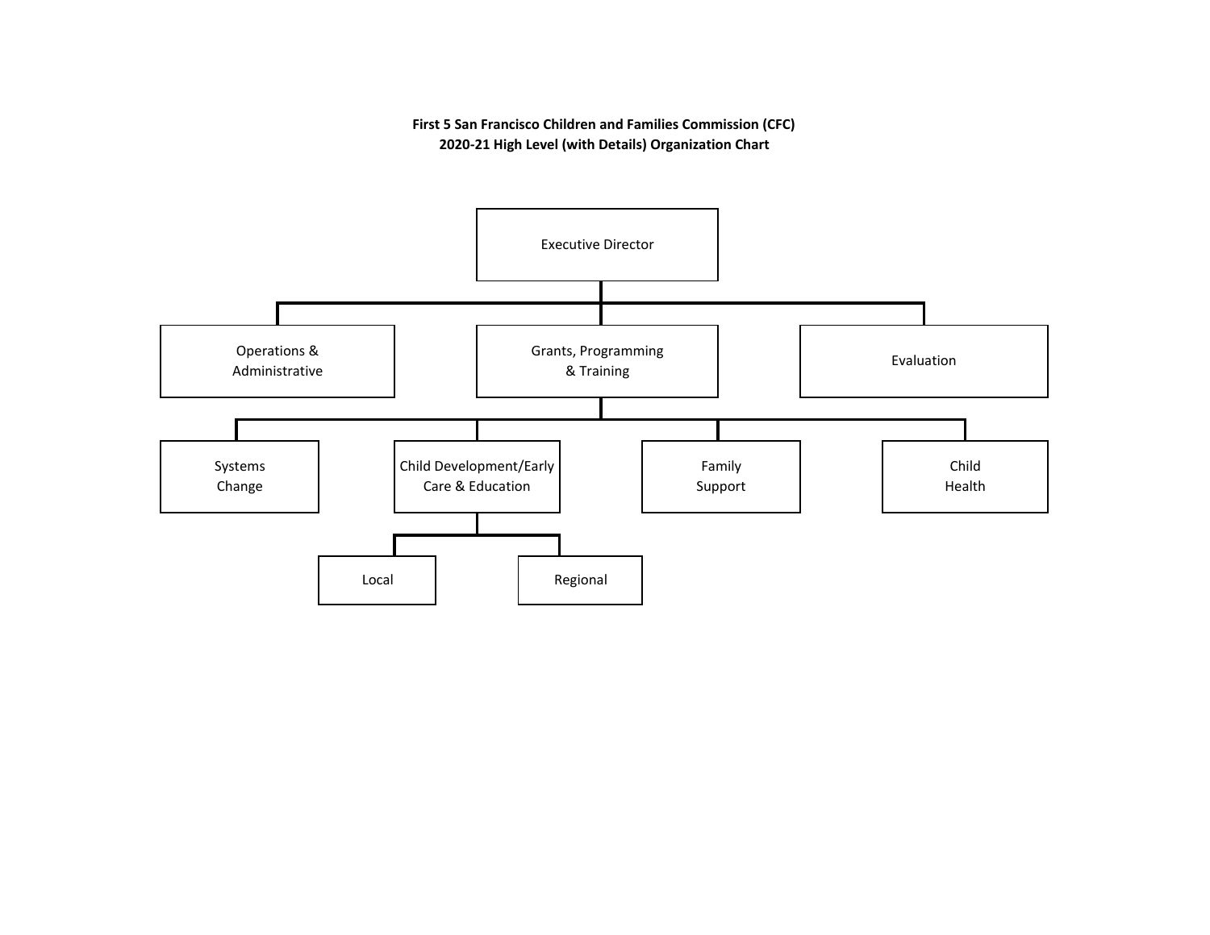**First 5 San Francisco Children and Families Commission (CFC)**
**2020-21 High Level (with Details) Organization Chart**

- Executive Director
  - Operations & Administrative
  - Grants, Programming & Training
    - Systems Change
    - Child Development/Early Care & Education
      - Local
      - Regional
    - Family Support
    - Child Health
  - Evaluation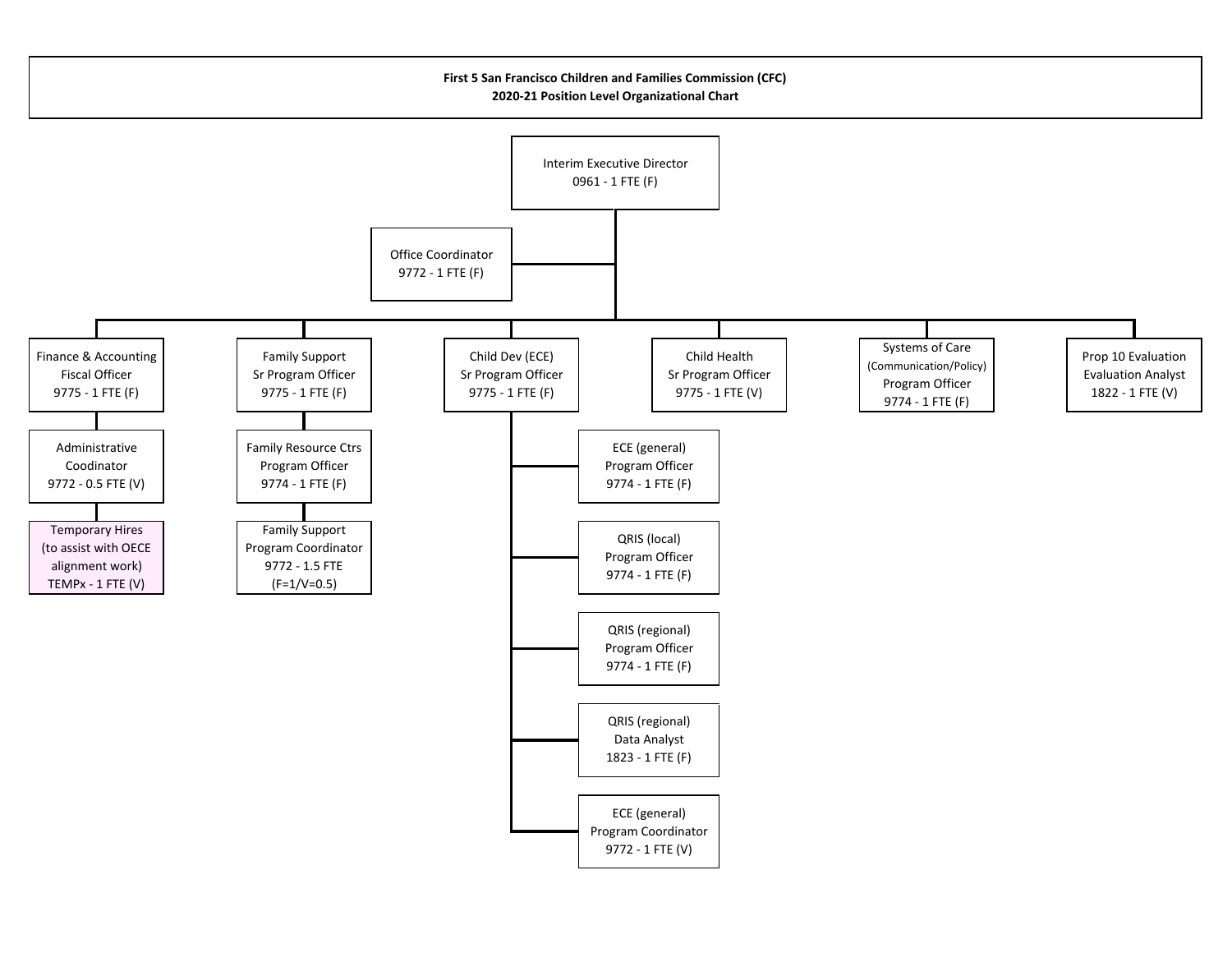**First 5 San Francisco Children and Families Commission (CFC)**
**2020-21 Position Level Organizational Chart**

Interim Executive Director
0961 - 1 FTE (F)

Office Coordinator
9772 - 1 FTE (F)

Finance & Accounting
Fiscal Officer
9775 - 1 FTE (F)

Administrative
Coodinator
9772 - 0.5 FTE (V)

Temporary Hires
(to assist with OECE
alignment work)
TEMPx - 1 FTE (V)

Family Support
Sr Program Officer
9775 - 1 FTE (F)

Family Resource Ctrs
Program Officer
9774 - 1 FTE (F)

Family Support
Program Coordinator
9772 - 1.5 FTE
(F=1/V=0.5)

Child Dev (ECE)
Sr Program Officer
9775 - 1 FTE (F)

ECE (general)
Program Officer
9774 - 1 FTE (F)

QRIS (local)
Program Officer
9774 - 1 FTE (F)

QRIS (regional)
Program Officer
9774 - 1 FTE (F)

QRIS (regional)
Data Analyst
1823 - 1 FTE (F)

ECE (general)
Program Coordinator
9772 - 1 FTE (V)

Child Health
Sr Program Officer
9775 - 1 FTE (V)

Systems of Care
(Communication/Policy)
Program Officer
9774 - 1 FTE (F)

Prop 10 Evaluation
Evaluation Analyst
1822 - 1 FTE (V)